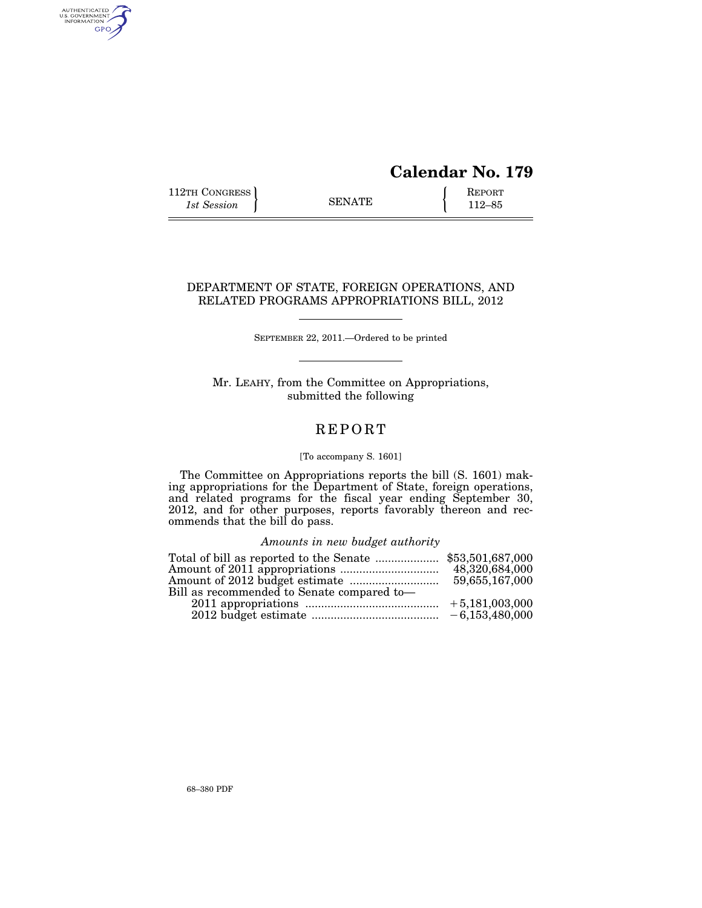# Calendar No. 179

| 112TH CONGRESS *1st Session* | SENATE | REPORT 112–85 |
|---|---|---|

## DEPARTMENT OF STATE, FOREIGN OPERATIONS, AND RELATED PROGRAMS APPROPRIATIONS BILL, 2012

SEPTEMBER 22, 2011.—Ordered to be printed

Mr. LEAHY, from the Committee on Appropriations, submitted the following

## REPORT

[To accompany S. 1601]

The Committee on Appropriations reports the bill (S. 1601) making appropriations for the Department of State, foreign operations, and related programs for the fiscal year ending September 30, 2012, and for other purposes, reports favorably thereon and recommends that the bill do pass.

*Amounts in new budget authority*

| | |
|---|---|
| Total of bill as reported to the Senate | $53,501,687,000 |
| Amount of 2011 appropriations | 48,320,684,000 |
| Amount of 2012 budget estimate | 59,655,167,000 |
| Bill as recommended to Senate compared to— | |
| 2011 appropriations | +5,181,003,000 |
| 2012 budget estimate | −6,153,480,000 |

68–380 PDF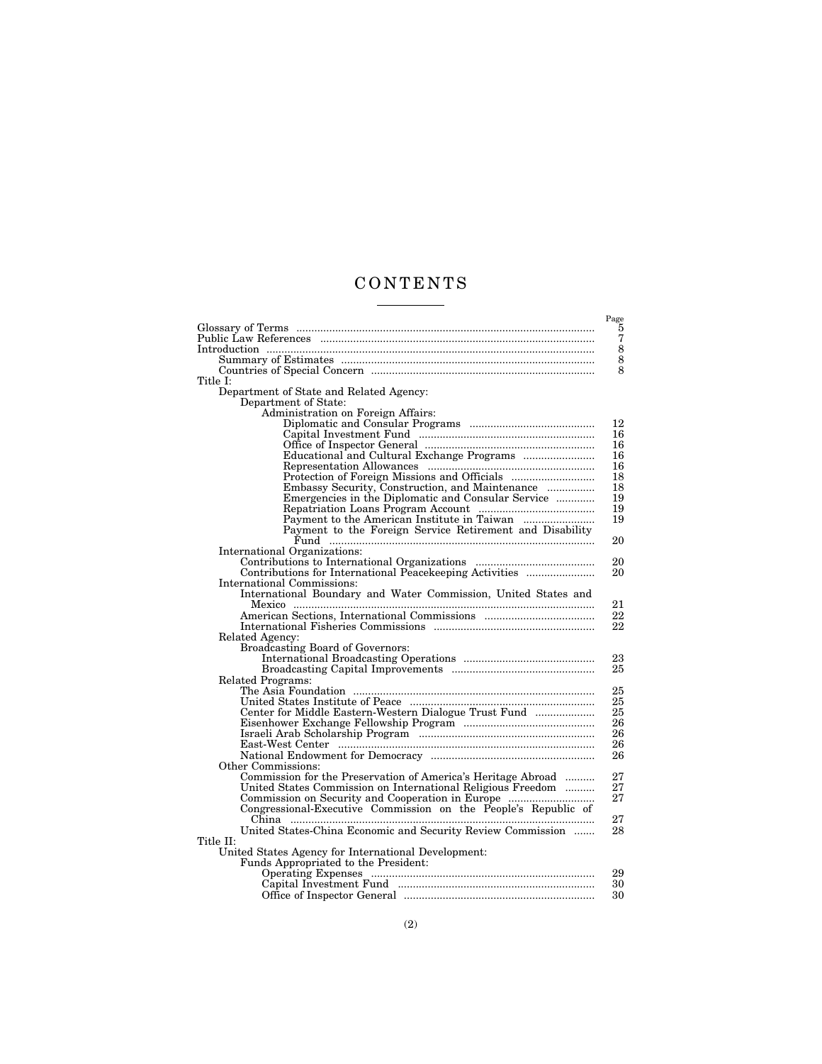# CONTENTS

| | Page |
|---|---|
| Glossary of Terms | 5 |
| Public Law References | 7 |
| Introduction | 8 |
| Summary of Estimates | 8 |
| Countries of Special Concern | 8 |
| Title I: | |
| Department of State and Related Agency: | |
| Department of State: | |
| Administration on Foreign Affairs: | |
| Diplomatic and Consular Programs | 12 |
| Capital Investment Fund | 16 |
| Office of Inspector General | 16 |
| Educational and Cultural Exchange Programs | 16 |
| Representation Allowances | 16 |
| Protection of Foreign Missions and Officials | 18 |
| Embassy Security, Construction, and Maintenance | 18 |
| Emergencies in the Diplomatic and Consular Service | 19 |
| Repatriation Loans Program Account | 19 |
| Payment to the American Institute in Taiwan | 19 |
| Payment to the Foreign Service Retirement and Disability Fund | 20 |
| International Organizations: | |
| Contributions to International Organizations | 20 |
| Contributions for International Peacekeeping Activities | 20 |
| International Commissions: | |
| International Boundary and Water Commission, United States and Mexico | 21 |
| American Sections, International Commissions | 22 |
| International Fisheries Commissions | 22 |
| Related Agency: | |
| Broadcasting Board of Governors: | |
| International Broadcasting Operations | 23 |
| Broadcasting Capital Improvements | 25 |
| Related Programs: | |
| The Asia Foundation | 25 |
| United States Institute of Peace | 25 |
| Center for Middle Eastern-Western Dialogue Trust Fund | 25 |
| Eisenhower Exchange Fellowship Program | 26 |
| Israeli Arab Scholarship Program | 26 |
| East-West Center | 26 |
| National Endowment for Democracy | 26 |
| Other Commissions: | |
| Commission for the Preservation of America's Heritage Abroad | 27 |
| United States Commission on International Religious Freedom | 27 |
| Commission on Security and Cooperation in Europe | 27 |
| Congressional-Executive Commission on the People's Republic of China | 27 |
| United States-China Economic and Security Review Commission | 28 |
| Title II: | |
| United States Agency for International Development: | |
| Funds Appropriated to the President: | |
| Operating Expenses | 29 |
| Capital Investment Fund | 30 |
| Office of Inspector General | 30 |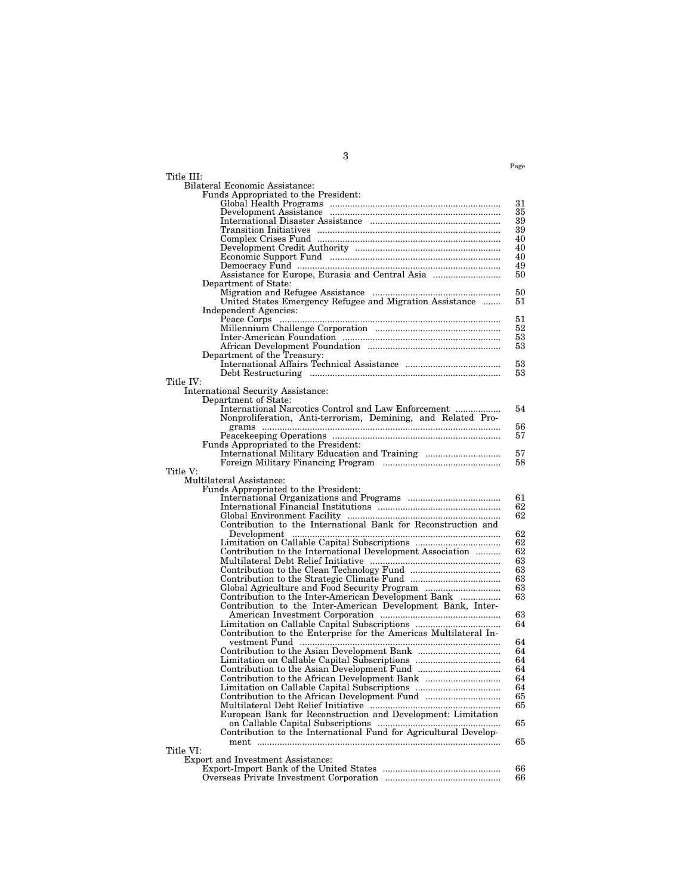| | Page |
|---|---|
| Title III: | |
| Bilateral Economic Assistance: | |
| Funds Appropriated to the President: | |
| Global Health Programs | 31 |
| Development Assistance | 35 |
| International Disaster Assistance | 39 |
| Transition Initiatives | 39 |
| Complex Crises Fund | 40 |
| Development Credit Authority | 40 |
| Economic Support Fund | 40 |
| Democracy Fund | 49 |
| Assistance for Europe, Eurasia and Central Asia | 50 |
| Department of State: | |
| Migration and Refugee Assistance | 50 |
| United States Emergency Refugee and Migration Assistance | 51 |
| Independent Agencies: | |
| Peace Corps | 51 |
| Millennium Challenge Corporation | 52 |
| Inter-American Foundation | 53 |
| African Development Foundation | 53 |
| Department of the Treasury: | |
| International Affairs Technical Assistance | 53 |
| Debt Restructuring | 53 |
| Title IV: | |
| International Security Assistance: | |
| Department of State: | |
| International Narcotics Control and Law Enforcement | 54 |
| Nonproliferation, Anti-terrorism, Demining, and Related Programs | 56 |
| Peacekeeping Operations | 57 |
| Funds Appropriated to the President: | |
| International Military Education and Training | 57 |
| Foreign Military Financing Program | 58 |
| Title V: | |
| Multilateral Assistance: | |
| Funds Appropriated to the President: | |
| International Organizations and Programs | 61 |
| International Financial Institutions | 62 |
| Global Environment Facility | 62 |
| Contribution to the International Bank for Reconstruction and Development | 62 |
| Limitation on Callable Capital Subscriptions | 62 |
| Contribution to the International Development Association | 62 |
| Multilateral Debt Relief Initiative | 63 |
| Contribution to the Clean Technology Fund | 63 |
| Contribution to the Strategic Climate Fund | 63 |
| Global Agriculture and Food Security Program | 63 |
| Contribution to the Inter-American Development Bank | 63 |
| Contribution to the Inter-American Development Bank, Inter-American Investment Corporation | 63 |
| Limitation on Callable Capital Subscriptions | 64 |
| Contribution to the Enterprise for the Americas Multilateral Investment Fund | 64 |
| Contribution to the Asian Development Bank | 64 |
| Limitation on Callable Capital Subscriptions | 64 |
| Contribution to the Asian Development Fund | 64 |
| Contribution to the African Development Bank | 64 |
| Limitation on Callable Capital Subscriptions | 64 |
| Contribution to the African Development Fund | 65 |
| Multilateral Debt Relief Initiative | 65 |
| European Bank for Reconstruction and Development: Limitation on Callable Capital Subscriptions | 65 |
| Contribution to the International Fund for Agricultural Development | 65 |
| Title VI: | |
| Export and Investment Assistance: | |
| Export-Import Bank of the United States | 66 |
| Overseas Private Investment Corporation | 66 |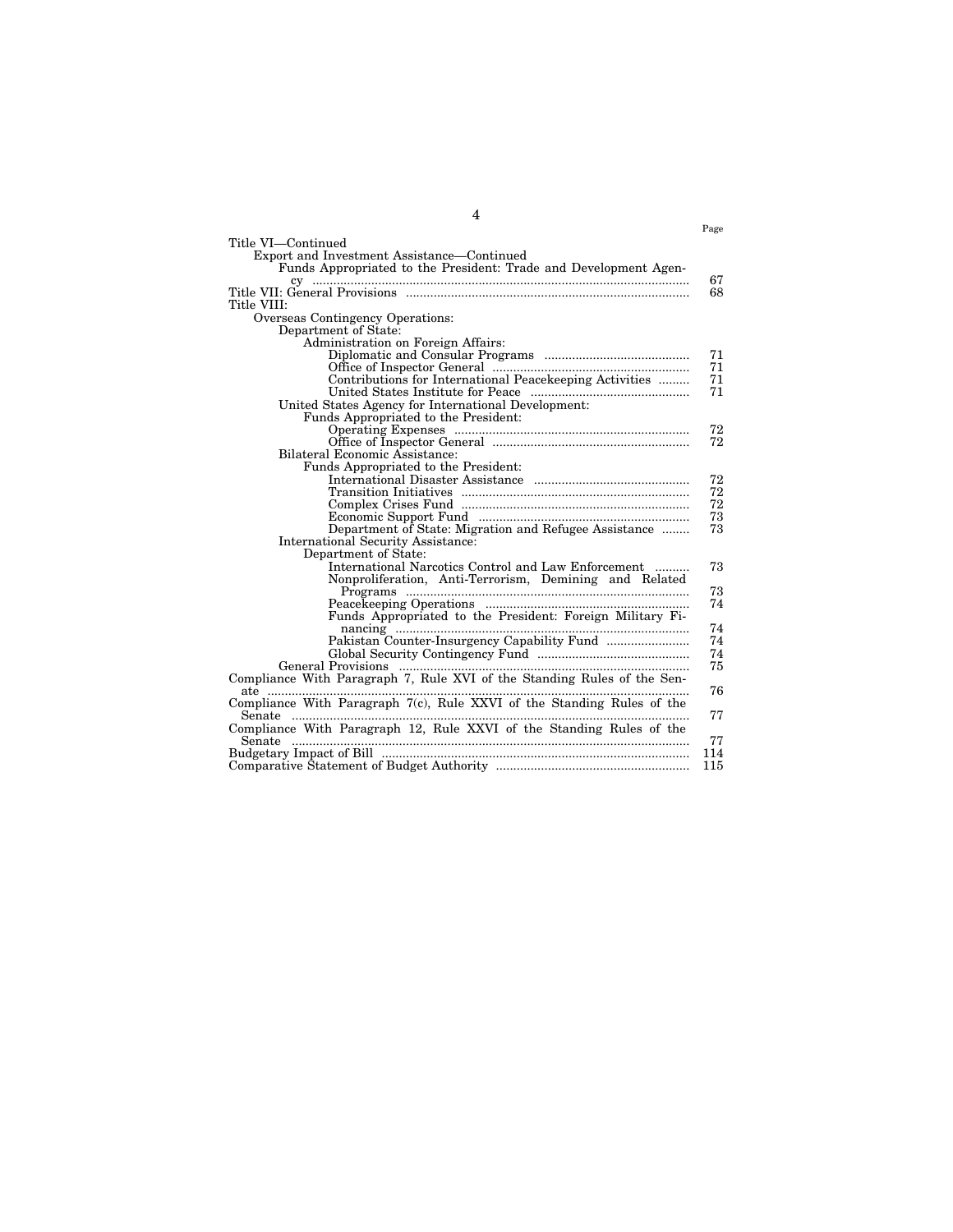| | Page |
|---|---|
| Title VI—Continued | |
| Export and Investment Assistance—Continued | |
| Funds Appropriated to the President: Trade and Development Agency | 67 |
| Title VII: General Provisions | 68 |
| Title VIII: | |
| Overseas Contingency Operations: | |
| Department of State: | |
| Administration on Foreign Affairs: | |
| Diplomatic and Consular Programs | 71 |
| Office of Inspector General | 71 |
| Contributions for International Peacekeeping Activities | 71 |
| United States Institute for Peace | 71 |
| United States Agency for International Development: | |
| Funds Appropriated to the President: | |
| Operating Expenses | 72 |
| Office of Inspector General | 72 |
| Bilateral Economic Assistance: | |
| Funds Appropriated to the President: | |
| International Disaster Assistance | 72 |
| Transition Initiatives | 72 |
| Complex Crises Fund | 72 |
| Economic Support Fund | 73 |
| Department of State: Migration and Refugee Assistance | 73 |
| International Security Assistance: | |
| Department of State: | |
| International Narcotics Control and Law Enforcement | 73 |
| Nonproliferation, Anti-Terrorism, Demining and Related Programs | 73 |
| Peacekeeping Operations | 74 |
| Funds Appropriated to the President: Foreign Military Financing | 74 |
| Pakistan Counter-Insurgency Capability Fund | 74 |
| Global Security Contingency Fund | 74 |
| General Provisions | 75 |
| Compliance With Paragraph 7, Rule XVI of the Standing Rules of the Senate | 76 |
| Compliance With Paragraph 7(c), Rule XXVI of the Standing Rules of the Senate | 77 |
| Compliance With Paragraph 12, Rule XXVI of the Standing Rules of the Senate | 77 |
| Budgetary Impact of Bill | 114 |
| Comparative Statement of Budget Authority | 115 |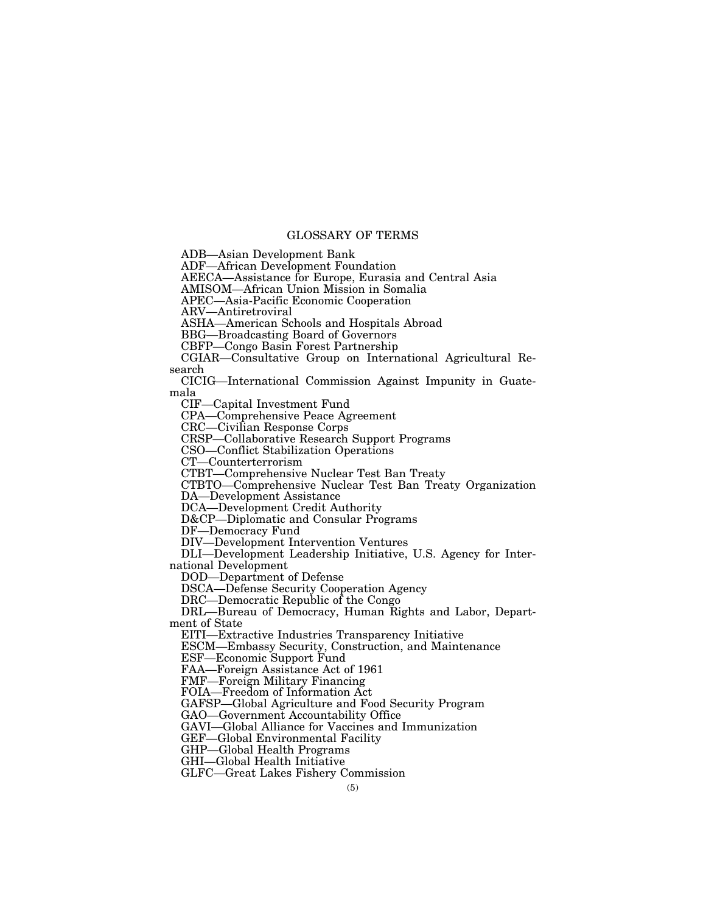# GLOSSARY OF TERMS

ADB—Asian Development Bank
ADF—African Development Foundation
AEECA—Assistance for Europe, Eurasia and Central Asia
AMISOM—African Union Mission in Somalia
APEC—Asia-Pacific Economic Cooperation
ARV—Antiretroviral
ASHA—American Schools and Hospitals Abroad
BBG—Broadcasting Board of Governors
CBFP—Congo Basin Forest Partnership
CGIAR—Consultative Group on International Agricultural Research
CICIG—International Commission Against Impunity in Guatemala
CIF—Capital Investment Fund
CPA—Comprehensive Peace Agreement
CRC—Civilian Response Corps
CRSP—Collaborative Research Support Programs
CSO—Conflict Stabilization Operations
CT—Counterterrorism
CTBT—Comprehensive Nuclear Test Ban Treaty
CTBTO—Comprehensive Nuclear Test Ban Treaty Organization
DA—Development Assistance
DCA—Development Credit Authority
D&CP—Diplomatic and Consular Programs
DF—Democracy Fund
DIV—Development Intervention Ventures
DLI—Development Leadership Initiative, U.S. Agency for International Development
DOD—Department of Defense
DSCA—Defense Security Cooperation Agency
DRC—Democratic Republic of the Congo
DRL—Bureau of Democracy, Human Rights and Labor, Department of State
EITI—Extractive Industries Transparency Initiative
ESCM—Embassy Security, Construction, and Maintenance
ESF—Economic Support Fund
FAA—Foreign Assistance Act of 1961
FMF—Foreign Military Financing
FOIA—Freedom of Information Act
GAFSP—Global Agriculture and Food Security Program
GAO—Government Accountability Office
GAVI—Global Alliance for Vaccines and Immunization
GEF—Global Environmental Facility
GHP—Global Health Programs
GHI—Global Health Initiative
GLFC—Great Lakes Fishery Commission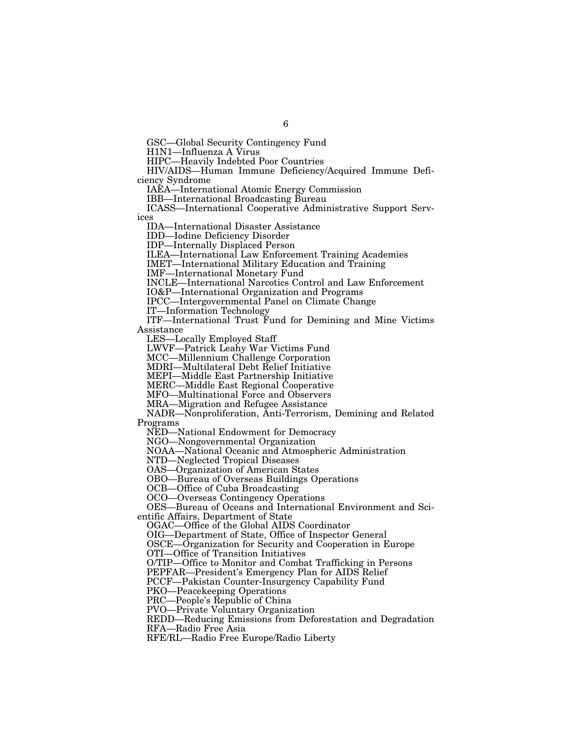GSC—Global Security Contingency Fund

H1N1—Influenza A Virus

HIPC—Heavily Indebted Poor Countries

HIV/AIDS—Human Immune Deficiency/Acquired Immune Deficiency Syndrome

IAEA—International Atomic Energy Commission

IBB—International Broadcasting Bureau

ICASS—International Cooperative Administrative Support Services

IDA—International Disaster Assistance

IDD—Iodine Deficiency Disorder

IDP—Internally Displaced Person

ILEA—International Law Enforcement Training Academies

IMET—International Military Education and Training

IMF—International Monetary Fund

INCLE—International Narcotics Control and Law Enforcement

IO&P—International Organization and Programs

IPCC—Intergovernmental Panel on Climate Change

IT—Information Technology

ITF—International Trust Fund for Demining and Mine Victims Assistance

LES—Locally Employed Staff

LWVF—Patrick Leahy War Victims Fund

MCC—Millennium Challenge Corporation

MDRI—Multilateral Debt Relief Initiative

MEPI—Middle East Partnership Initiative

MERC—Middle East Regional Cooperative

MFO—Multinational Force and Observers

MRA—Migration and Refugee Assistance

NADR—Nonproliferation, Anti-Terrorism, Demining and Related Programs

NED—National Endowment for Democracy

NGO—Nongovernmental Organization

NOAA—National Oceanic and Atmospheric Administration

NTD—Neglected Tropical Diseases

OAS—Organization of American States

OBO—Bureau of Overseas Buildings Operations

OCB—Office of Cuba Broadcasting

OCO—Overseas Contingency Operations

OES—Bureau of Oceans and International Environment and Scientific Affairs, Department of State

OGAC—Office of the Global AIDS Coordinator

OIG—Department of State, Office of Inspector General

OSCE—Organization for Security and Cooperation in Europe

OTI—Office of Transition Initiatives

O/TIP—Office to Monitor and Combat Trafficking in Persons

PEPFAR—President's Emergency Plan for AIDS Relief

PCCF—Pakistan Counter-Insurgency Capability Fund

PKO—Peacekeeping Operations

PRC—People's Republic of China

PVO—Private Voluntary Organization

REDD—Reducing Emissions from Deforestation and Degradation

RFA—Radio Free Asia

RFE/RL—Radio Free Europe/Radio Liberty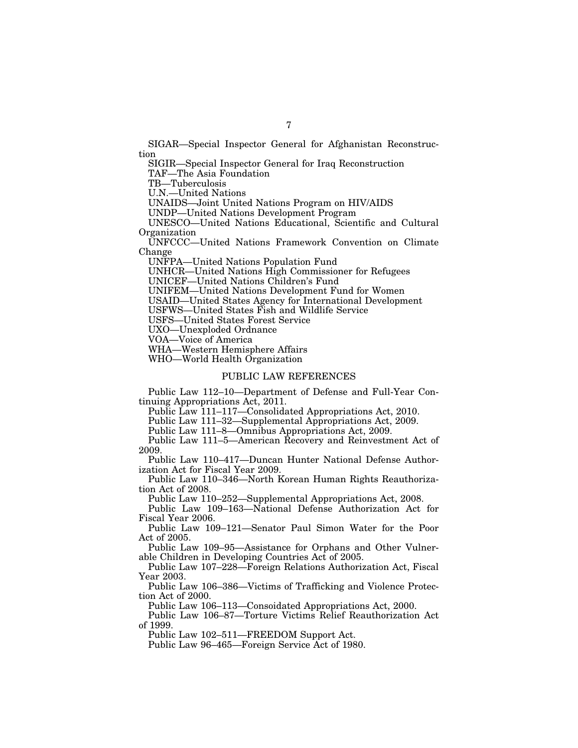SIGAR—Special Inspector General for Afghanistan Reconstruction

SIGIR—Special Inspector General for Iraq Reconstruction

TAF—The Asia Foundation

TB—Tuberculosis

U.N.—United Nations

UNAIDS—Joint United Nations Program on HIV/AIDS

UNDP—United Nations Development Program

UNESCO—United Nations Educational, Scientific and Cultural Organization

UNFCCC—United Nations Framework Convention on Climate Change

UNFPA—United Nations Population Fund

UNHCR—United Nations High Commissioner for Refugees

UNICEF—United Nations Children's Fund

UNIFEM—United Nations Development Fund for Women

USAID—United States Agency for International Development

USFWS—United States Fish and Wildlife Service

USFS—United States Forest Service

UXO—Unexploded Ordnance

VOA—Voice of America

WHA—Western Hemisphere Affairs

WHO—World Health Organization

## PUBLIC LAW REFERENCES

Public Law 112–10—Department of Defense and Full-Year Continuing Appropriations Act, 2011.

Public Law 111–117—Consolidated Appropriations Act, 2010.

Public Law 111–32—Supplemental Appropriations Act, 2009.

Public Law 111–8—Omnibus Appropriations Act, 2009.

Public Law 111–5—American Recovery and Reinvestment Act of 2009.

Public Law 110–417—Duncan Hunter National Defense Authorization Act for Fiscal Year 2009.

Public Law 110–346—North Korean Human Rights Reauthorization Act of 2008.

Public Law 110–252—Supplemental Appropriations Act, 2008.

Public Law 109–163—National Defense Authorization Act for Fiscal Year 2006.

Public Law 109–121—Senator Paul Simon Water for the Poor Act of 2005.

Public Law 109–95—Assistance for Orphans and Other Vulnerable Children in Developing Countries Act of 2005.

Public Law 107–228—Foreign Relations Authorization Act, Fiscal Year 2003.

Public Law 106–386—Victims of Trafficking and Violence Protection Act of 2000.

Public Law 106–113—Consoidated Appropriations Act, 2000.

Public Law 106–87—Torture Victims Relief Reauthorization Act of 1999.

Public Law 102–511—FREEDOM Support Act.

Public Law 96–465—Foreign Service Act of 1980.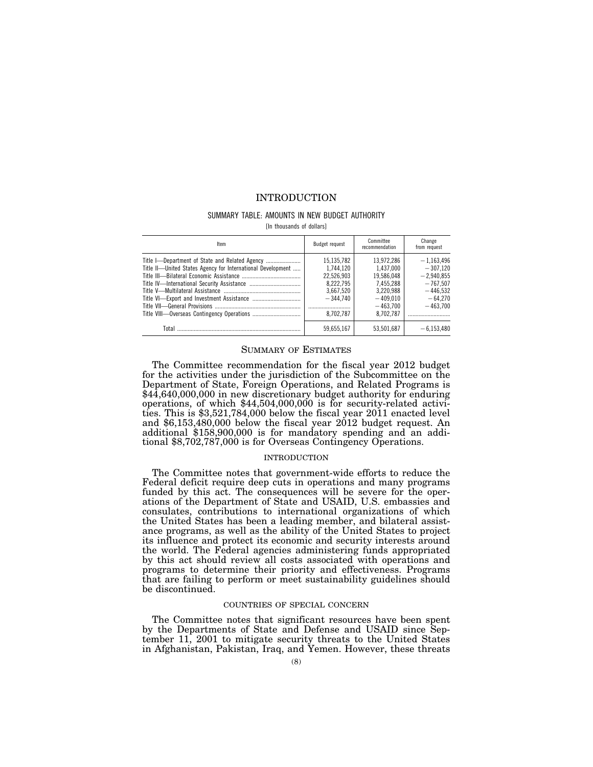# INTRODUCTION

SUMMARY TABLE: AMOUNTS IN NEW BUDGET AUTHORITY

[In thousands of dollars]

| Item | Budget request | Committee recommendation | Change from request |
|---|---|---|---|
| Title I—Department of State and Related Agency | 15,135,782 | 13,972,286 | −1,163,496 |
| Title II—United States Agency for International Development | 1,744,120 | 1,437,000 | −307,120 |
| Title III—Bilateral Economic Assistance | 22,526,903 | 19,586,048 | −2,940,855 |
| Title IV—International Security Assistance | 8,222,795 | 7,455,288 | −767,507 |
| Title V—Multilateral Assistance | 3,667,520 | 3,220,988 | −446,532 |
| Title VI—Export and Investment Assistance | −344,740 | −409,010 | −64,270 |
| Title VII—General Provisions | | −463,700 | −463,700 |
| Title VIII—Overseas Contingency Operations | 8,702,787 | 8,702,787 | |
| Total | 59,655,167 | 53,501,687 | −6,153,480 |

## SUMMARY OF ESTIMATES

The Committee recommendation for the fiscal year 2012 budget for the activities under the jurisdiction of the Subcommittee on the Department of State, Foreign Operations, and Related Programs is $44,640,000,000 in new discretionary budget authority for enduring operations, of which $44,504,000,000 is for security-related activities. This is $3,521,784,000 below the fiscal year 2011 enacted level and $6,153,480,000 below the fiscal year 2012 budget request. An additional $158,900,000 is for mandatory spending and an additional $8,702,787,000 is for Overseas Contingency Operations.

### INTRODUCTION

The Committee notes that government-wide efforts to reduce the Federal deficit require deep cuts in operations and many programs funded by this act. The consequences will be severe for the operations of the Department of State and USAID, U.S. embassies and consulates, contributions to international organizations of which the United States has been a leading member, and bilateral assistance programs, as well as the ability of the United States to project its influence and protect its economic and security interests around the world. The Federal agencies administering funds appropriated by this act should review all costs associated with operations and programs to determine their priority and effectiveness. Programs that are failing to perform or meet sustainability guidelines should be discontinued.

### COUNTRIES OF SPECIAL CONCERN

The Committee notes that significant resources have been spent by the Departments of State and Defense and USAID since September 11, 2001 to mitigate security threats to the United States in Afghanistan, Pakistan, Iraq, and Yemen. However, these threats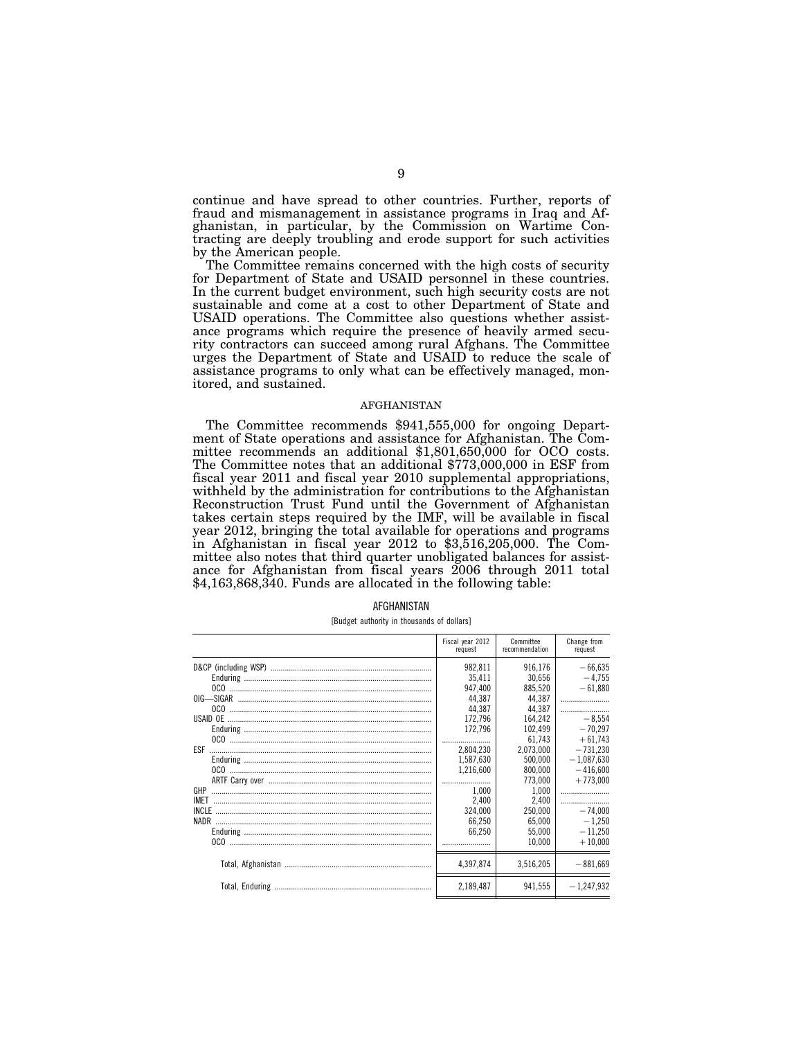continue and have spread to other countries. Further, reports of fraud and mismanagement in assistance programs in Iraq and Afghanistan, in particular, by the Commission on Wartime Contracting are deeply troubling and erode support for such activities by the American people.

The Committee remains concerned with the high costs of security for Department of State and USAID personnel in these countries. In the current budget environment, such high security costs are not sustainable and come at a cost to other Department of State and USAID operations. The Committee also questions whether assistance programs which require the presence of heavily armed security contractors can succeed among rural Afghans. The Committee urges the Department of State and USAID to reduce the scale of assistance programs to only what can be effectively managed, monitored, and sustained.

## AFGHANISTAN

The Committee recommends $941,555,000 for ongoing Department of State operations and assistance for Afghanistan. The Committee recommends an additional $1,801,650,000 for OCO costs. The Committee notes that an additional $773,000,000 in ESF from fiscal year 2011 and fiscal year 2010 supplemental appropriations, withheld by the administration for contributions to the Afghanistan Reconstruction Trust Fund until the Government of Afghanistan takes certain steps required by the IMF, will be available in fiscal year 2012, bringing the total available for operations and programs in Afghanistan in fiscal year 2012 to $3,516,205,000. The Committee also notes that third quarter unobligated balances for assistance for Afghanistan from fiscal years 2006 through 2011 total $4,163,868,340. Funds are allocated in the following table:

AFGHANISTAN

[Budget authority in thousands of dollars]

| | Fiscal year 2012 request | Committee recommendation | Change from request |
|---|---|---|---|
| D&CP (including WSP) | 982,811 | 916,176 | −66,635 |
| Enduring | 35,411 | 30,656 | −4,755 |
| OCO | 947,400 | 885,520 | −61,880 |
| OIG—SIGAR | 44,387 | 44,387 | |
| OCO | 44,387 | 44,387 | |
| USAID OE | 172,796 | 164,242 | −8,554 |
| Enduring | 172,796 | 102,499 | −70,297 |
| OCO | | 61,743 | +61,743 |
| ESF | 2,804,230 | 2,073,000 | −731,230 |
| Enduring | 1,587,630 | 500,000 | −1,087,630 |
| OCO | 1,216,600 | 800,000 | −416,600 |
| ARTF Carry over | | 773,000 | +773,000 |
| GHP | 1,000 | 1,000 | |
| IMET | 2,400 | 2,400 | |
| INCLE | 324,000 | 250,000 | −74,000 |
| NADR | 66,250 | 65,000 | −1,250 |
| Enduring | 66,250 | 55,000 | −11,250 |
| OCO | | 10,000 | +10,000 |
| Total, Afghanistan | 4,397,874 | 3,516,205 | −881,669 |
| Total, Enduring | 2,189,487 | 941,555 | −1,247,932 |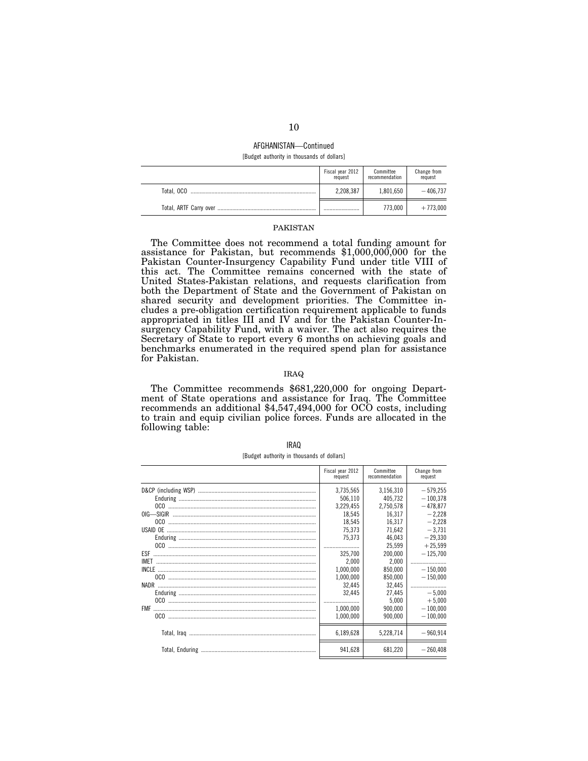AFGHANISTAN—Continued

[Budget authority in thousands of dollars]

| | Fiscal year 2012 request | Committee recommendation | Change from request |
|---|---|---|---|
| Total, OCO | 2,208,387 | 1,801,650 | −406,737 |
| Total, ARTF Carry over | .......................... | 773,000 | +773,000 |

## PAKISTAN

The Committee does not recommend a total funding amount for assistance for Pakistan, but recommends $1,000,000,000 for the Pakistan Counter-Insurgency Capability Fund under title VIII of this act. The Committee remains concerned with the state of United States-Pakistan relations, and requests clarification from both the Department of State and the Government of Pakistan on shared security and development priorities. The Committee includes a pre-obligation certification requirement applicable to funds appropriated in titles III and IV and for the Pakistan Counter-Insurgency Capability Fund, with a waiver. The act also requires the Secretary of State to report every 6 months on achieving goals and benchmarks enumerated in the required spend plan for assistance for Pakistan.

## IRAQ

The Committee recommends $681,220,000 for ongoing Department of State operations and assistance for Iraq. The Committee recommends an additional $4,547,494,000 for OCO costs, including to train and equip civilian police forces. Funds are allocated in the following table:

IRAQ

[Budget authority in thousands of dollars]

| | Fiscal year 2012 request | Committee recommendation | Change from request |
|---|---|---|---|
| D&CP (including WSP) | 3,735,565 | 3,156,310 | −579,255 |
| Enduring | 506,110 | 405,732 | −100,378 |
| OCO | 3,229,455 | 2,750,578 | −478,877 |
| OIG—SIGIR | 18,545 | 16,317 | −2,228 |
| OCO | 18,545 | 16,317 | −2,228 |
| USAID OE | 75,373 | 71,642 | −3,731 |
| Enduring | 75,373 | 46,043 | −29,330 |
| OCO | .......................... | 25,599 | +25,599 |
| ESF | 325,700 | 200,000 | −125,700 |
| IMET | 2,000 | 2,000 | .......................... |
| INCLE | 1,000,000 | 850,000 | −150,000 |
| OCO | 1,000,000 | 850,000 | −150,000 |
| NADR | 32,445 | 32,445 | .......................... |
| Enduring | 32,445 | 27,445 | −5,000 |
| OCO | .......................... | 5,000 | +5,000 |
| FMF | 1,000,000 | 900,000 | −100,000 |
| OCO | 1,000,000 | 900,000 | −100,000 |
| Total, Iraq | 6,189,628 | 5,228,714 | −960,914 |
| Total, Enduring | 941,628 | 681,220 | −260,408 |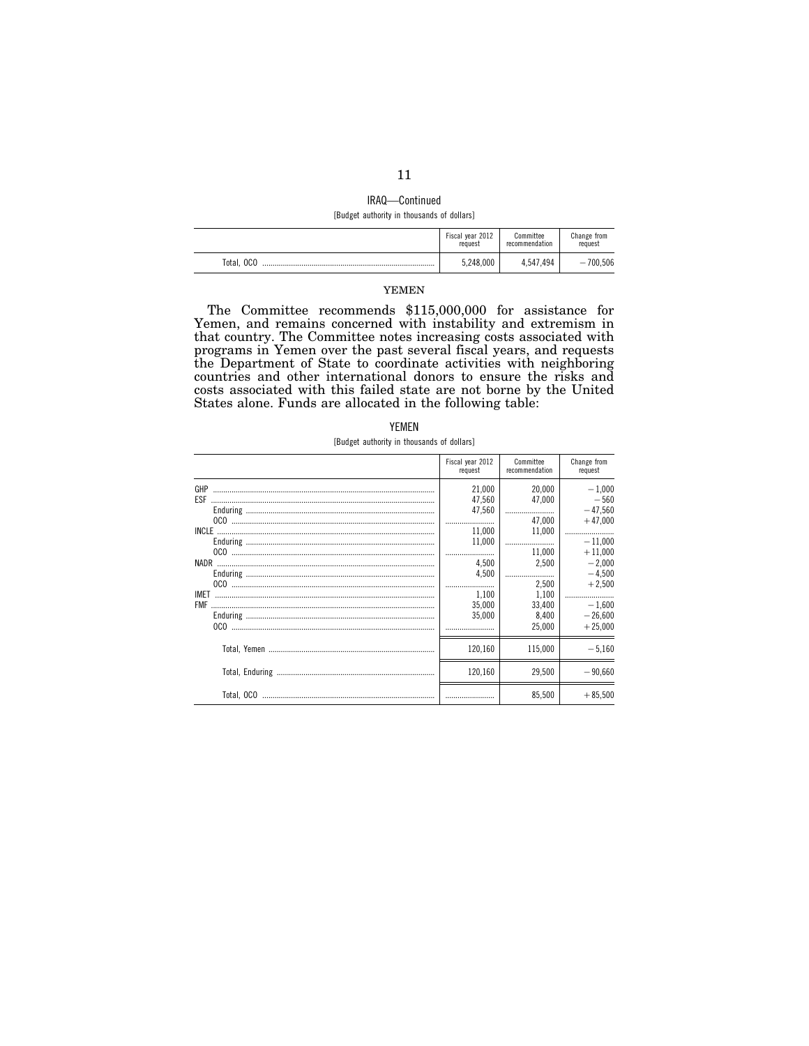IRAQ—Continued

[Budget authority in thousands of dollars]

| | Fiscal year 2012 request | Committee recommendation | Change from request |
|---|---|---|---|
| Total, OCO | 5,248,000 | 4,547,494 | −700,506 |

### YEMEN

The Committee recommends $115,000,000 for assistance for Yemen, and remains concerned with instability and extremism in that country. The Committee notes increasing costs associated with programs in Yemen over the past several fiscal years, and requests the Department of State to coordinate activities with neighboring countries and other international donors to ensure the risks and costs associated with this failed state are not borne by the United States alone. Funds are allocated in the following table:

YEMEN

[Budget authority in thousands of dollars]

| | Fiscal year 2012 request | Committee recommendation | Change from request |
|---|---|---|---|
| GHP | 21,000 | 20,000 | −1,000 |
| ESF | 47,560 | 47,000 | −560 |
| Enduring | 47,560 | | −47,560 |
| OCO | | 47,000 | +47,000 |
| INCLE | 11,000 | 11,000 | |
| Enduring | 11,000 | | −11,000 |
| OCO | | 11,000 | +11,000 |
| NADR | 4,500 | 2,500 | −2,000 |
| Enduring | 4,500 | | −4,500 |
| OCO | | 2,500 | +2,500 |
| IMET | 1,100 | 1,100 | |
| FMF | 35,000 | 33,400 | −1,600 |
| Enduring | 35,000 | 8,400 | −26,600 |
| OCO | | 25,000 | +25,000 |
| Total, Yemen | 120,160 | 115,000 | −5,160 |
| Total, Enduring | 120,160 | 29,500 | −90,660 |
| Total, OCO | | 85,500 | +85,500 |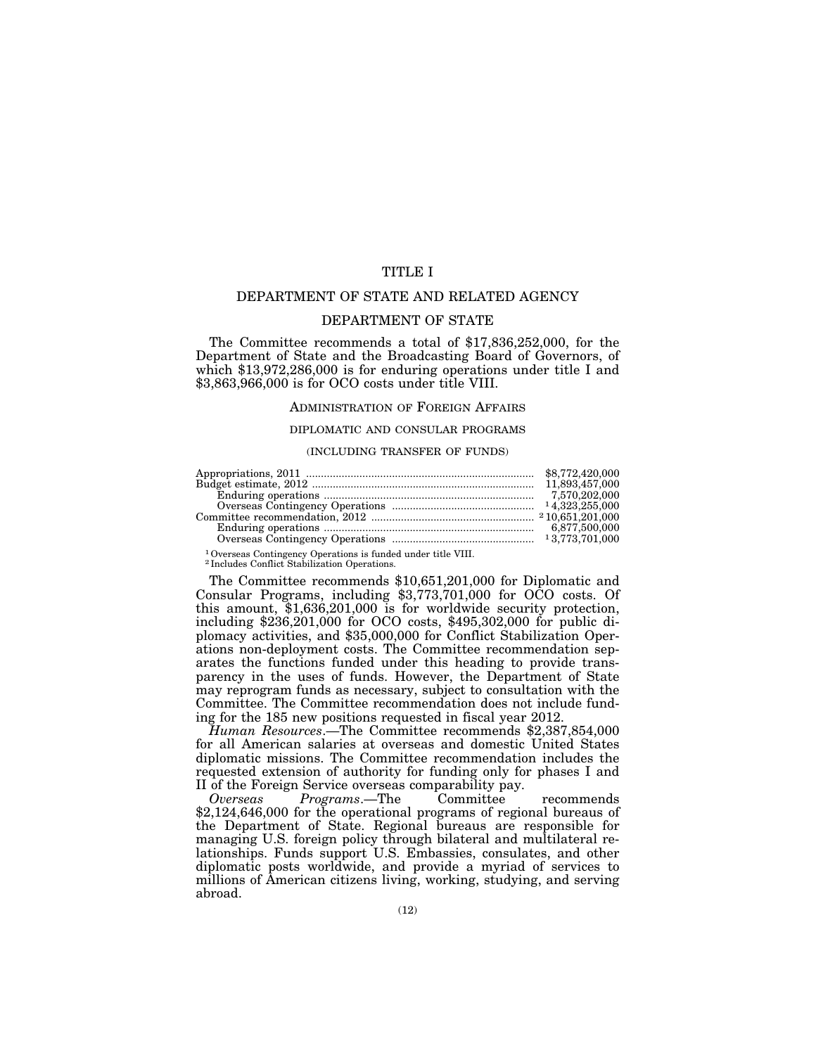# TITLE I

## DEPARTMENT OF STATE AND RELATED AGENCY

## DEPARTMENT OF STATE

The Committee recommends a total of $17,836,252,000, for the Department of State and the Broadcasting Board of Governors, of which $13,972,286,000 is for enduring operations under title I and $3,863,966,000 is for OCO costs under title VIII.

### ADMINISTRATION OF FOREIGN AFFAIRS

#### DIPLOMATIC AND CONSULAR PROGRAMS

(INCLUDING TRANSFER OF FUNDS)

| | |
|---|---|
| Appropriations, 2011 | $8,772,420,000 |
| Budget estimate, 2012 | 11,893,457,000 |
| Enduring operations | 7,570,202,000 |
| Overseas Contingency Operations | [1] 4,323,255,000 |
| Committee recommendation, 2012 | [2] 10,651,201,000 |
| Enduring operations | 6,877,500,000 |
| Overseas Contingency Operations | [1] 3,773,701,000 |

[1] Overseas Contingency Operations is funded under title VIII.
[2] Includes Conflict Stabilization Operations.

The Committee recommends $10,651,201,000 for Diplomatic and Consular Programs, including $3,773,701,000 for OCO costs. Of this amount, $1,636,201,000 is for worldwide security protection, including $236,201,000 for OCO costs, $495,302,000 for public diplomacy activities, and $35,000,000 for Conflict Stabilization Operations non-deployment costs. The Committee recommendation separates the functions funded under this heading to provide transparency in the uses of funds. However, the Department of State may reprogram funds as necessary, subject to consultation with the Committee. The Committee recommendation does not include funding for the 185 new positions requested in fiscal year 2012.

*Human Resources*.—The Committee recommends $2,387,854,000 for all American salaries at overseas and domestic United States diplomatic missions. The Committee recommendation includes the requested extension of authority for funding only for phases I and II of the Foreign Service overseas comparability pay.

*Overseas Programs*.—The Committee recommends $2,124,646,000 for the operational programs of regional bureaus of the Department of State. Regional bureaus are responsible for managing U.S. foreign policy through bilateral and multilateral relationships. Funds support U.S. Embassies, consulates, and other diplomatic posts worldwide, and provide a myriad of services to millions of American citizens living, working, studying, and serving abroad.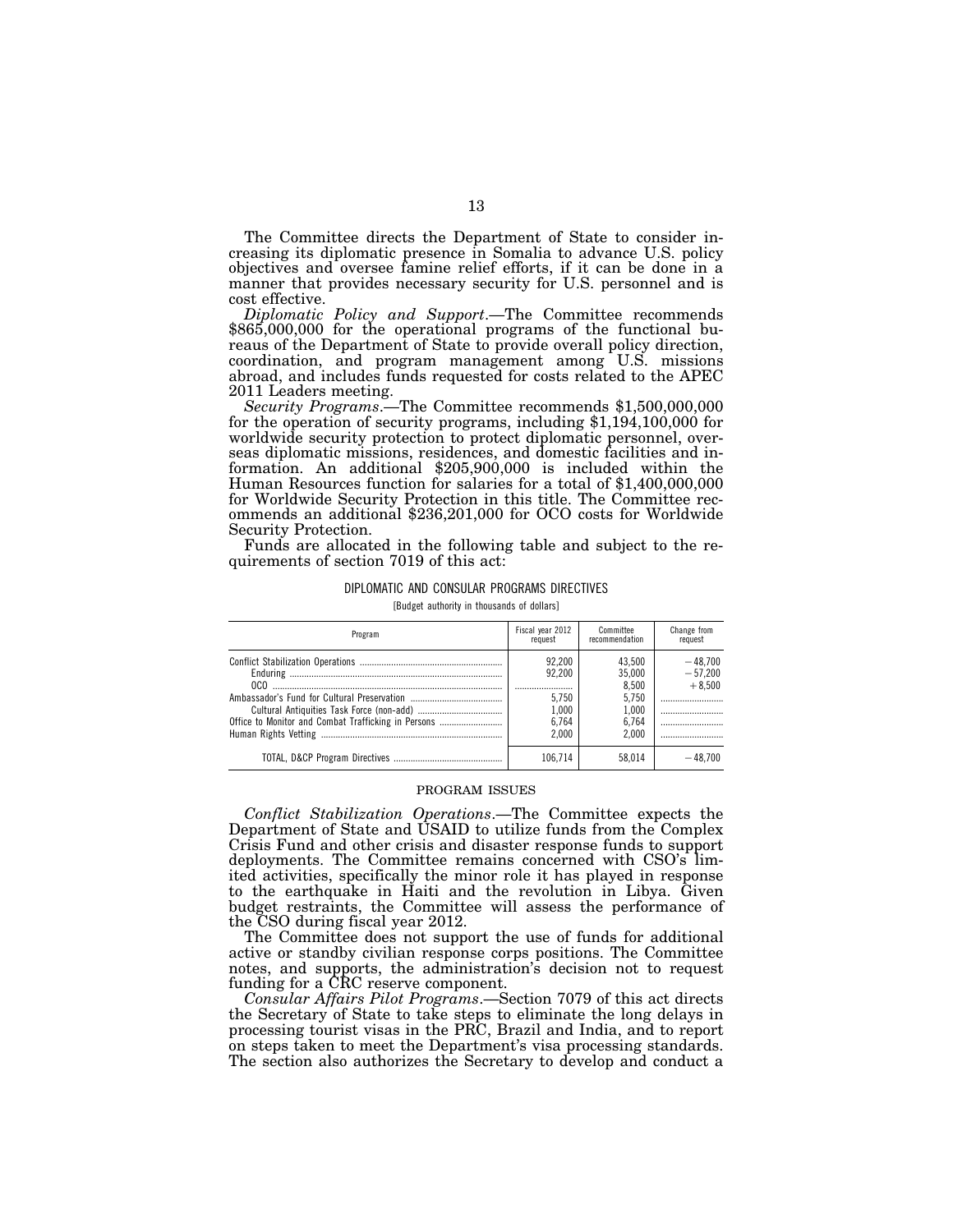The Committee directs the Department of State to consider increasing its diplomatic presence in Somalia to advance U.S. policy objectives and oversee famine relief efforts, if it can be done in a manner that provides necessary security for U.S. personnel and is cost effective.

*Diplomatic Policy and Support*.—The Committee recommends $865,000,000 for the operational programs of the functional bureaus of the Department of State to provide overall policy direction, coordination, and program management among U.S. missions abroad, and includes funds requested for costs related to the APEC 2011 Leaders meeting.

*Security Programs*.—The Committee recommends $1,500,000,000 for the operation of security programs, including $1,194,100,000 for worldwide security protection to protect diplomatic personnel, overseas diplomatic missions, residences, and domestic facilities and information. An additional $205,900,000 is included within the Human Resources function for salaries for a total of $1,400,000,000 for Worldwide Security Protection in this title. The Committee recommends an additional $236,201,000 for OCO costs for Worldwide Security Protection.

Funds are allocated in the following table and subject to the requirements of section 7019 of this act:

DIPLOMATIC AND CONSULAR PROGRAMS DIRECTIVES

[Budget authority in thousands of dollars]

| Program | Fiscal year 2012 request | Committee recommendation | Change from request |
|---|---|---|---|
| Conflict Stabilization Operations | 92,200 | 43,500 | −48,700 |
| Enduring | 92,200 | 35,000 | −57,200 |
| OCO | | 8,500 | +8,500 |
| Ambassador's Fund for Cultural Preservation | 5,750 | 5,750 | |
| Cultural Antiquities Task Force (non-add) | 1,000 | 1,000 | |
| Office to Monitor and Combat Trafficking in Persons | 6,764 | 6,764 | |
| Human Rights Vetting | 2,000 | 2,000 | |
| TOTAL, D&CP Program Directives | 106,714 | 58,014 | −48,700 |

## PROGRAM ISSUES

*Conflict Stabilization Operations*.—The Committee expects the Department of State and USAID to utilize funds from the Complex Crisis Fund and other crisis and disaster response funds to support deployments. The Committee remains concerned with CSO's limited activities, specifically the minor role it has played in response to the earthquake in Haiti and the revolution in Libya. Given budget restraints, the Committee will assess the performance of the CSO during fiscal year 2012.

The Committee does not support the use of funds for additional active or standby civilian response corps positions. The Committee notes, and supports, the administration's decision not to request funding for a CRC reserve component.

*Consular Affairs Pilot Programs*.—Section 7079 of this act directs the Secretary of State to take steps to eliminate the long delays in processing tourist visas in the PRC, Brazil and India, and to report on steps taken to meet the Department's visa processing standards. The section also authorizes the Secretary to develop and conduct a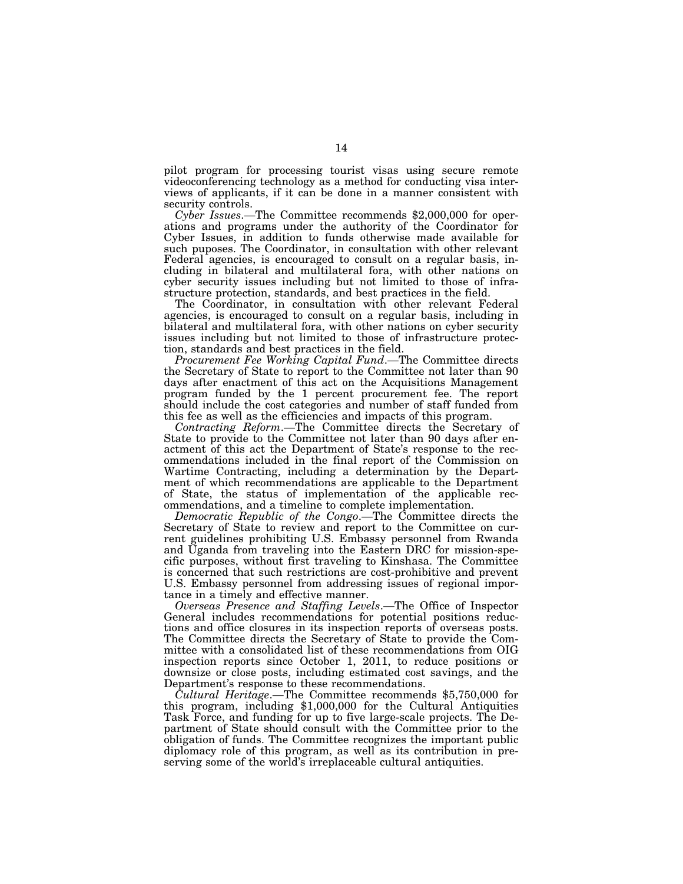pilot program for processing tourist visas using secure remote videoconferencing technology as a method for conducting visa interviews of applicants, if it can be done in a manner consistent with security controls.

*Cyber Issues*.—The Committee recommends $2,000,000 for operations and programs under the authority of the Coordinator for Cyber Issues, in addition to funds otherwise made available for such puposes. The Coordinator, in consultation with other relevant Federal agencies, is encouraged to consult on a regular basis, including in bilateral and multilateral fora, with other nations on cyber security issues including but not limited to those of infrastructure protection, standards, and best practices in the field.

The Coordinator, in consultation with other relevant Federal agencies, is encouraged to consult on a regular basis, including in bilateral and multilateral fora, with other nations on cyber security issues including but not limited to those of infrastructure protection, standards and best practices in the field.

*Procurement Fee Working Capital Fund*.—The Committee directs the Secretary of State to report to the Committee not later than 90 days after enactment of this act on the Acquisitions Management program funded by the 1 percent procurement fee. The report should include the cost categories and number of staff funded from this fee as well as the efficiencies and impacts of this program.

*Contracting Reform*.—The Committee directs the Secretary of State to provide to the Committee not later than 90 days after enactment of this act the Department of State's response to the recommendations included in the final report of the Commission on Wartime Contracting, including a determination by the Department of which recommendations are applicable to the Department of State, the status of implementation of the applicable recommendations, and a timeline to complete implementation.

*Democratic Republic of the Congo*.—The Committee directs the Secretary of State to review and report to the Committee on current guidelines prohibiting U.S. Embassy personnel from Rwanda and Uganda from traveling into the Eastern DRC for mission-specific purposes, without first traveling to Kinshasa. The Committee is concerned that such restrictions are cost-prohibitive and prevent U.S. Embassy personnel from addressing issues of regional importance in a timely and effective manner.

*Overseas Presence and Staffing Levels*.—The Office of Inspector General includes recommendations for potential positions reductions and office closures in its inspection reports of overseas posts. The Committee directs the Secretary of State to provide the Committee with a consolidated list of these recommendations from OIG inspection reports since October 1, 2011, to reduce positions or downsize or close posts, including estimated cost savings, and the Department's response to these recommendations.

*Cultural Heritage*.—The Committee recommends $5,750,000 for this program, including $1,000,000 for the Cultural Antiquities Task Force, and funding for up to five large-scale projects. The Department of State should consult with the Committee prior to the obligation of funds. The Committee recognizes the important public diplomacy role of this program, as well as its contribution in preserving some of the world's irreplaceable cultural antiquities.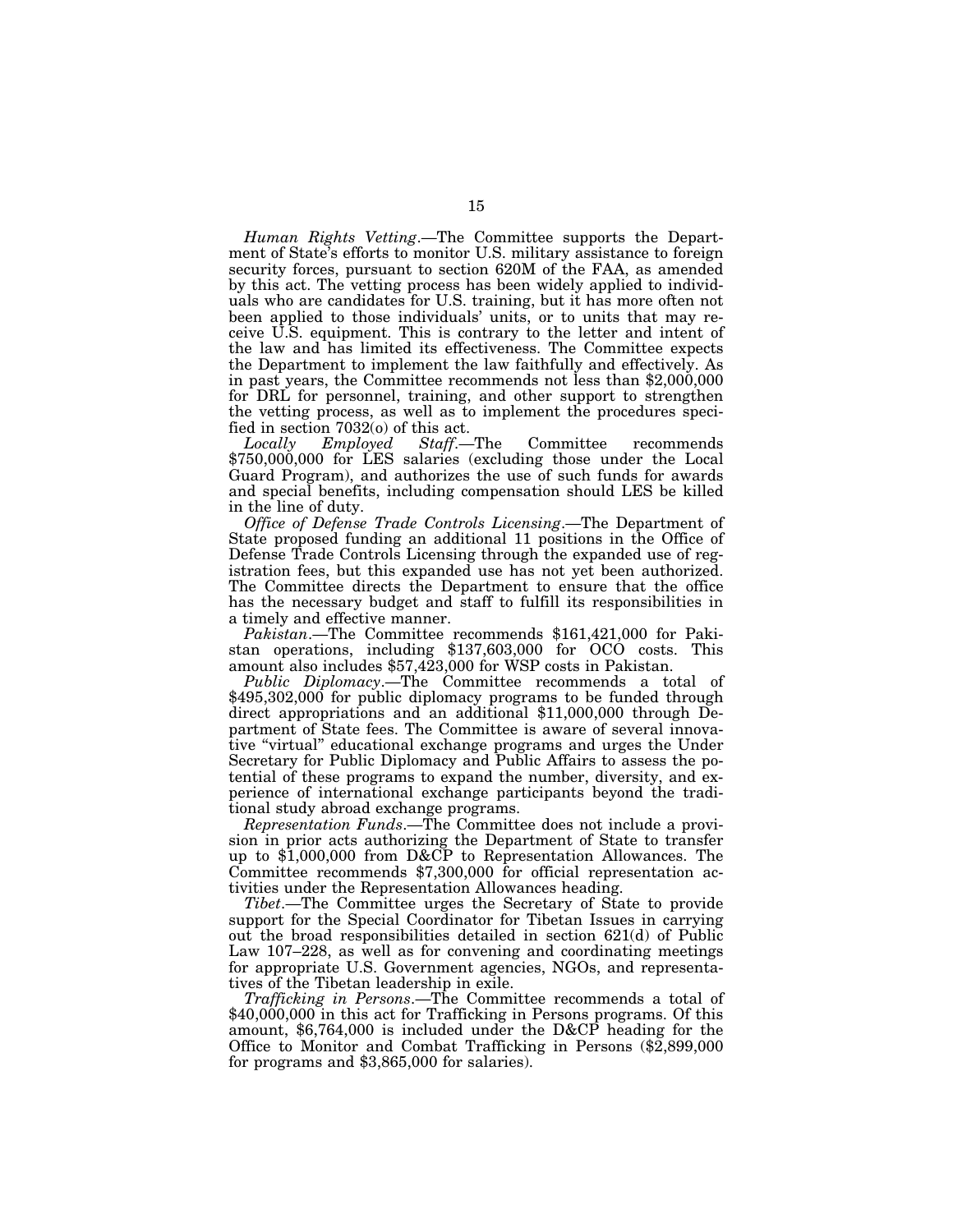*Human Rights Vetting*.—The Committee supports the Department of State's efforts to monitor U.S. military assistance to foreign security forces, pursuant to section 620M of the FAA, as amended by this act. The vetting process has been widely applied to individuals who are candidates for U.S. training, but it has more often not been applied to those individuals' units, or to units that may receive U.S. equipment. This is contrary to the letter and intent of the law and has limited its effectiveness. The Committee expects the Department to implement the law faithfully and effectively. As in past years, the Committee recommends not less than $2,000,000 for DRL for personnel, training, and other support to strengthen the vetting process, as well as to implement the procedures specified in section 7032(o) of this act.

*Locally Employed Staff*.—The Committee recommends $750,000,000 for LES salaries (excluding those under the Local Guard Program), and authorizes the use of such funds for awards and special benefits, including compensation should LES be killed in the line of duty.

*Office of Defense Trade Controls Licensing*.—The Department of State proposed funding an additional 11 positions in the Office of Defense Trade Controls Licensing through the expanded use of registration fees, but this expanded use has not yet been authorized. The Committee directs the Department to ensure that the office has the necessary budget and staff to fulfill its responsibilities in a timely and effective manner.

*Pakistan*.—The Committee recommends $161,421,000 for Pakistan operations, including $137,603,000 for OCO costs. This amount also includes $57,423,000 for WSP costs in Pakistan.

*Public Diplomacy*.—The Committee recommends a total of $495,302,000 for public diplomacy programs to be funded through direct appropriations and an additional $11,000,000 through Department of State fees. The Committee is aware of several innovative "virtual" educational exchange programs and urges the Under Secretary for Public Diplomacy and Public Affairs to assess the potential of these programs to expand the number, diversity, and experience of international exchange participants beyond the traditional study abroad exchange programs.

*Representation Funds*.—The Committee does not include a provision in prior acts authorizing the Department of State to transfer up to $1,000,000 from D&CP to Representation Allowances. The Committee recommends $7,300,000 for official representation activities under the Representation Allowances heading.

*Tibet*.—The Committee urges the Secretary of State to provide support for the Special Coordinator for Tibetan Issues in carrying out the broad responsibilities detailed in section 621(d) of Public Law 107–228, as well as for convening and coordinating meetings for appropriate U.S. Government agencies, NGOs, and representatives of the Tibetan leadership in exile.

*Trafficking in Persons*.—The Committee recommends a total of $40,000,000 in this act for Trafficking in Persons programs. Of this amount, $6,764,000 is included under the D&CP heading for the Office to Monitor and Combat Trafficking in Persons ($2,899,000 for programs and $3,865,000 for salaries).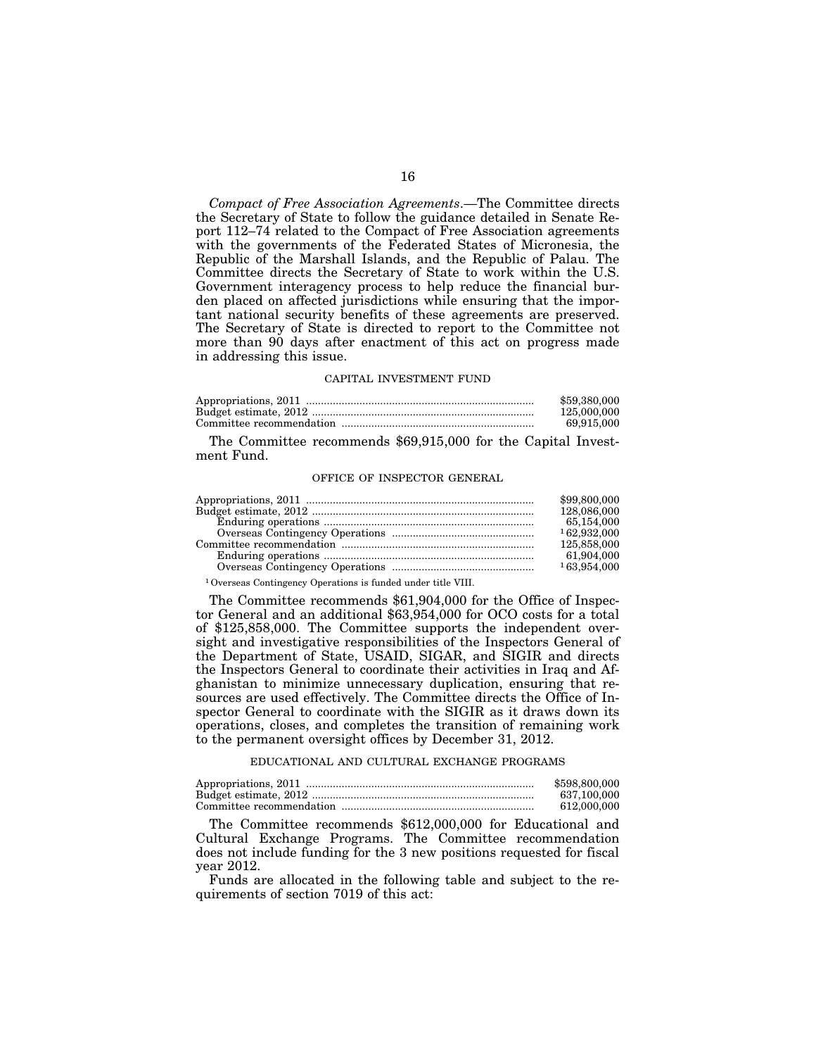*Compact of Free Association Agreements*.—The Committee directs the Secretary of State to follow the guidance detailed in Senate Report 112–74 related to the Compact of Free Association agreements with the governments of the Federated States of Micronesia, the Republic of the Marshall Islands, and the Republic of Palau. The Committee directs the Secretary of State to work within the U.S. Government interagency process to help reduce the financial burden placed on affected jurisdictions while ensuring that the important national security benefits of these agreements are preserved. The Secretary of State is directed to report to the Committee not more than 90 days after enactment of this act on progress made in addressing this issue.

### CAPITAL INVESTMENT FUND

| | |
|---|---|
| Appropriations, 2011 | $59,380,000 |
| Budget estimate, 2012 | 125,000,000 |
| Committee recommendation | 69,915,000 |

The Committee recommends $69,915,000 for the Capital Investment Fund.

### OFFICE OF INSPECTOR GENERAL

| | |
|---|---|
| Appropriations, 2011 | $99,800,000 |
| Budget estimate, 2012 | 128,086,000 |
| Enduring operations | 65,154,000 |
| Overseas Contingency Operations | [1] 62,932,000 |
| Committee recommendation | 125,858,000 |
| Enduring operations | 61,904,000 |
| Overseas Contingency Operations | [1] 63,954,000 |

[1] Overseas Contingency Operations is funded under title VIII.

The Committee recommends $61,904,000 for the Office of Inspector General and an additional $63,954,000 for OCO costs for a total of $125,858,000. The Committee supports the independent oversight and investigative responsibilities of the Inspectors General of the Department of State, USAID, SIGAR, and SIGIR and directs the Inspectors General to coordinate their activities in Iraq and Afghanistan to minimize unnecessary duplication, ensuring that resources are used effectively. The Committee directs the Office of Inspector General to coordinate with the SIGIR as it draws down its operations, closes, and completes the transition of remaining work to the permanent oversight offices by December 31, 2012.

### EDUCATIONAL AND CULTURAL EXCHANGE PROGRAMS

| | |
|---|---|
| Appropriations, 2011 | $598,800,000 |
| Budget estimate, 2012 | 637,100,000 |
| Committee recommendation | 612,000,000 |

The Committee recommends $612,000,000 for Educational and Cultural Exchange Programs. The Committee recommendation does not include funding for the 3 new positions requested for fiscal year 2012.

Funds are allocated in the following table and subject to the requirements of section 7019 of this act: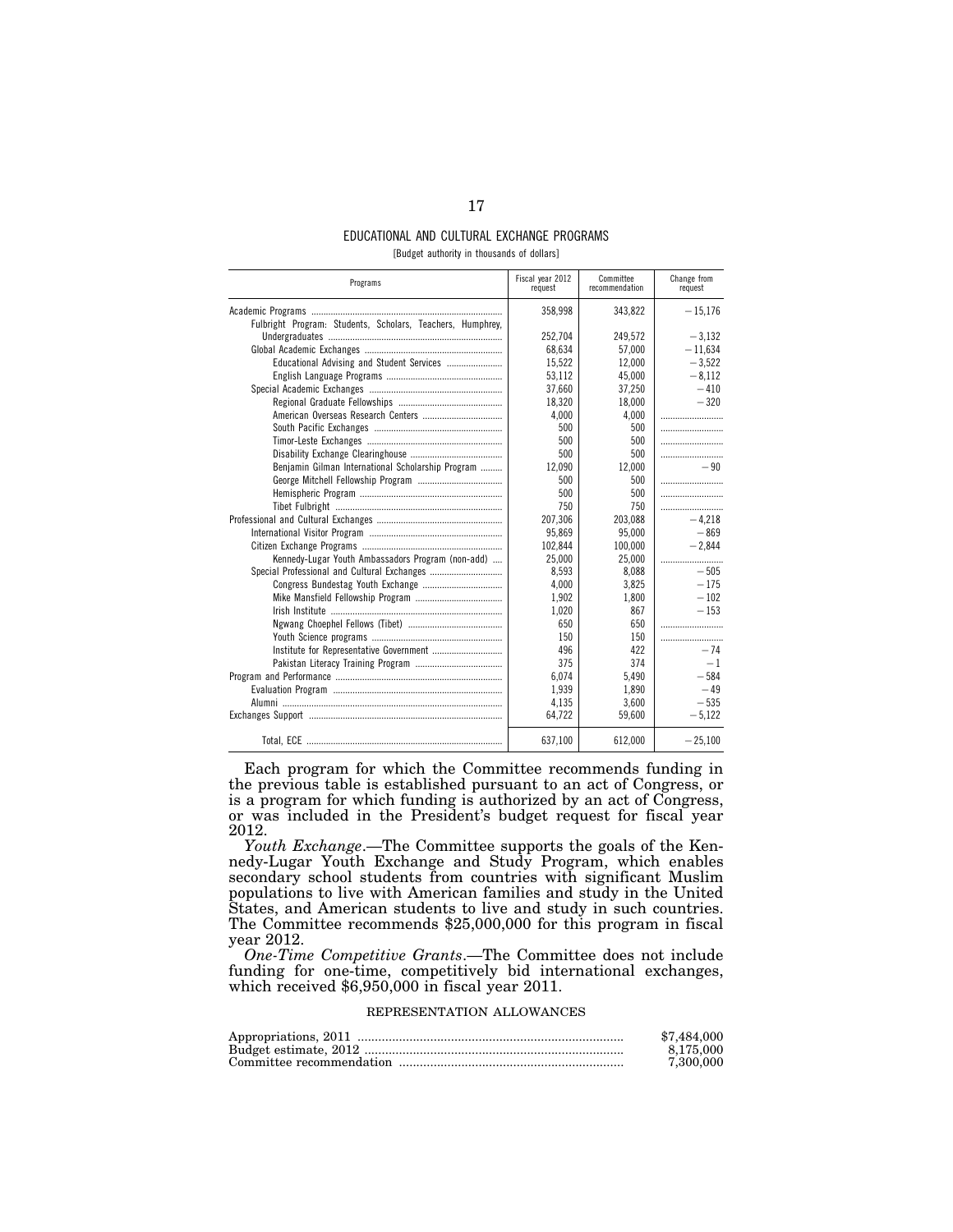## EDUCATIONAL AND CULTURAL EXCHANGE PROGRAMS

[Budget authority in thousands of dollars]

| Programs | Fiscal year 2012 request | Committee recommendation | Change from request |
|---|---|---|---|
| Academic Programs | 358,998 | 343,822 | −15,176 |
| Fulbright Program: Students, Scholars, Teachers, Humphrey, Undergraduates | 252,704 | 249,572 | −3,132 |
| Global Academic Exchanges | 68,634 | 57,000 | −11,634 |
| Educational Advising and Student Services | 15,522 | 12,000 | −3,522 |
| English Language Programs | 53,112 | 45,000 | −8,112 |
| Special Academic Exchanges | 37,660 | 37,250 | −410 |
| Regional Graduate Fellowships | 18,320 | 18,000 | −320 |
| American Overseas Research Centers | 4,000 | 4,000 | |
| South Pacific Exchanges | 500 | 500 | |
| Timor-Leste Exchanges | 500 | 500 | |
| Disability Exchange Clearinghouse | 500 | 500 | |
| Benjamin Gilman International Scholarship Program | 12,090 | 12,000 | −90 |
| George Mitchell Fellowship Program | 500 | 500 | |
| Hemispheric Program | 500 | 500 | |
| Tibet Fulbright | 750 | 750 | |
| Professional and Cultural Exchanges | 207,306 | 203,088 | −4,218 |
| International Visitor Program | 95,869 | 95,000 | −869 |
| Citizen Exchange Programs | 102,844 | 100,000 | −2,844 |
| Kennedy-Lugar Youth Ambassadors Program (non-add) | 25,000 | 25,000 | |
| Special Professional and Cultural Exchanges | 8,593 | 8,088 | −505 |
| Congress Bundestag Youth Exchange | 4,000 | 3,825 | −175 |
| Mike Mansfield Fellowship Program | 1,902 | 1,800 | −102 |
| Irish Institute | 1,020 | 867 | −153 |
| Ngwang Choephel Fellows (Tibet) | 650 | 650 | |
| Youth Science programs | 150 | 150 | |
| Institute for Representative Government | 496 | 422 | −74 |
| Pakistan Literacy Training Program | 375 | 374 | −1 |
| Program and Performance | 6,074 | 5,490 | −584 |
| Evaluation Program | 1,939 | 1,890 | −49 |
| Alumni | 4,135 | 3,600 | −535 |
| Exchanges Support | 64,722 | 59,600 | −5,122 |
| Total, ECE | 637,100 | 612,000 | −25,100 |

Each program for which the Committee recommends funding in the previous table is established pursuant to an act of Congress, or is a program for which funding is authorized by an act of Congress, or was included in the President's budget request for fiscal year 2012.

*Youth Exchange*.—The Committee supports the goals of the Kennedy-Lugar Youth Exchange and Study Program, which enables secondary school students from countries with significant Muslim populations to live with American families and study in the United States, and American students to live and study in such countries. The Committee recommends $25,000,000 for this program in fiscal year 2012.

*One-Time Competitive Grants*.—The Committee does not include funding for one-time, competitively bid international exchanges, which received $6,950,000 in fiscal year 2011.

## REPRESENTATION ALLOWANCES

| | |
|---|---|
| Appropriations, 2011 | $7,484,000 |
| Budget estimate, 2012 | 8,175,000 |
| Committee recommendation | 7,300,000 |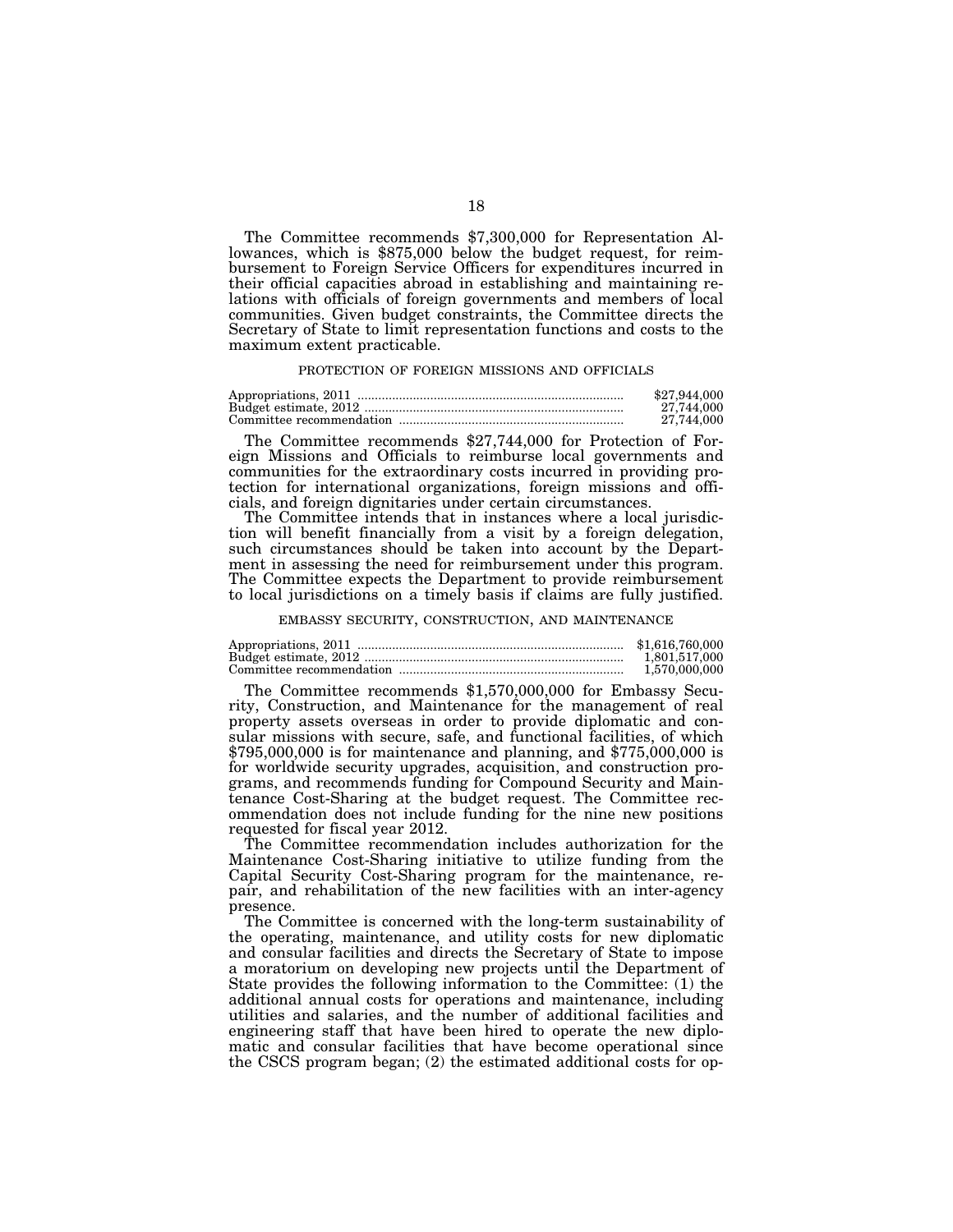The Committee recommends $7,300,000 for Representation Allowances, which is $875,000 below the budget request, for reimbursement to Foreign Service Officers for expenditures incurred in their official capacities abroad in establishing and maintaining relations with officials of foreign governments and members of local communities. Given budget constraints, the Committee directs the Secretary of State to limit representation functions and costs to the maximum extent practicable.

### PROTECTION OF FOREIGN MISSIONS AND OFFICIALS

| | |
|---|---|
| Appropriations, 2011 | $27,944,000 |
| Budget estimate, 2012 | 27,744,000 |
| Committee recommendation | 27,744,000 |

The Committee recommends $27,744,000 for Protection of Foreign Missions and Officials to reimburse local governments and communities for the extraordinary costs incurred in providing protection for international organizations, foreign missions and officials, and foreign dignitaries under certain circumstances.

The Committee intends that in instances where a local jurisdiction will benefit financially from a visit by a foreign delegation, such circumstances should be taken into account by the Department in assessing the need for reimbursement under this program. The Committee expects the Department to provide reimbursement to local jurisdictions on a timely basis if claims are fully justified.

### EMBASSY SECURITY, CONSTRUCTION, AND MAINTENANCE

| | |
|---|---|
| Appropriations, 2011 | $1,616,760,000 |
| Budget estimate, 2012 | 1,801,517,000 |
| Committee recommendation | 1,570,000,000 |

The Committee recommends $1,570,000,000 for Embassy Security, Construction, and Maintenance for the management of real property assets overseas in order to provide diplomatic and consular missions with secure, safe, and functional facilities, of which $795,000,000 is for maintenance and planning, and $775,000,000 is for worldwide security upgrades, acquisition, and construction programs, and recommends funding for Compound Security and Maintenance Cost-Sharing at the budget request. The Committee recommendation does not include funding for the nine new positions requested for fiscal year 2012.

The Committee recommendation includes authorization for the Maintenance Cost-Sharing initiative to utilize funding from the Capital Security Cost-Sharing program for the maintenance, repair, and rehabilitation of the new facilities with an inter-agency presence.

The Committee is concerned with the long-term sustainability of the operating, maintenance, and utility costs for new diplomatic and consular facilities and directs the Secretary of State to impose a moratorium on developing new projects until the Department of State provides the following information to the Committee: (1) the additional annual costs for operations and maintenance, including utilities and salaries, and the number of additional facilities and engineering staff that have been hired to operate the new diplomatic and consular facilities that have become operational since the CSCS program began; (2) the estimated additional costs for op-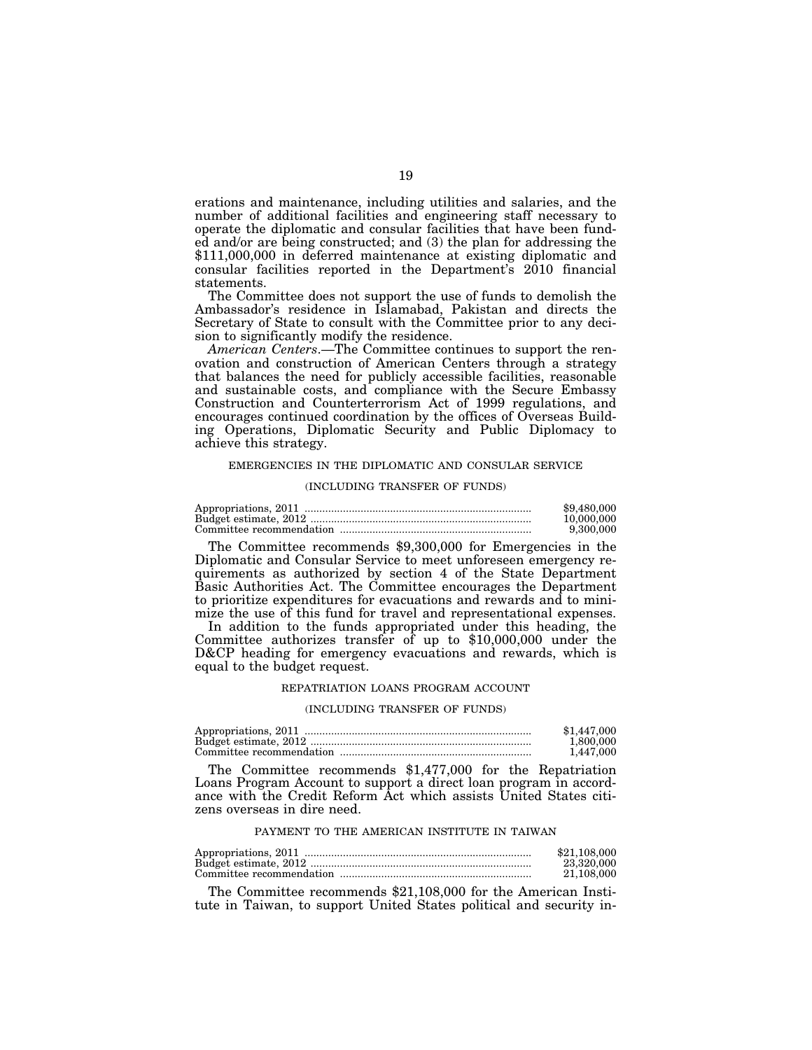erations and maintenance, including utilities and salaries, and the number of additional facilities and engineering staff necessary to operate the diplomatic and consular facilities that have been funded and/or are being constructed; and (3) the plan for addressing the $111,000,000 in deferred maintenance at existing diplomatic and consular facilities reported in the Department's 2010 financial statements.

The Committee does not support the use of funds to demolish the Ambassador's residence in Islamabad, Pakistan and directs the Secretary of State to consult with the Committee prior to any decision to significantly modify the residence.

*American Centers*.—The Committee continues to support the renovation and construction of American Centers through a strategy that balances the need for publicly accessible facilities, reasonable and sustainable costs, and compliance with the Secure Embassy Construction and Counterterrorism Act of 1999 regulations, and encourages continued coordination by the offices of Overseas Building Operations, Diplomatic Security and Public Diplomacy to achieve this strategy.

EMERGENCIES IN THE DIPLOMATIC AND CONSULAR SERVICE

(INCLUDING TRANSFER OF FUNDS)

| | |
|---|---|
| Appropriations, 2011 | $9,480,000 |
| Budget estimate, 2012 | 10,000,000 |
| Committee recommendation | 9,300,000 |

The Committee recommends $9,300,000 for Emergencies in the Diplomatic and Consular Service to meet unforeseen emergency requirements as authorized by section 4 of the State Department Basic Authorities Act. The Committee encourages the Department to prioritize expenditures for evacuations and rewards and to minimize the use of this fund for travel and representational expenses.

In addition to the funds appropriated under this heading, the Committee authorizes transfer of up to $10,000,000 under the D&CP heading for emergency evacuations and rewards, which is equal to the budget request.

REPATRIATION LOANS PROGRAM ACCOUNT

(INCLUDING TRANSFER OF FUNDS)

| | |
|---|---|
| Appropriations, 2011 | $1,447,000 |
| Budget estimate, 2012 | 1,800,000 |
| Committee recommendation | 1,447,000 |

The Committee recommends $1,477,000 for the Repatriation Loans Program Account to support a direct loan program in accordance with the Credit Reform Act which assists United States citizens overseas in dire need.

PAYMENT TO THE AMERICAN INSTITUTE IN TAIWAN

| | |
|---|---|
| Appropriations, 2011 | $21,108,000 |
| Budget estimate, 2012 | 23,320,000 |
| Committee recommendation | 21,108,000 |

The Committee recommends $21,108,000 for the American Institute in Taiwan, to support United States political and security in-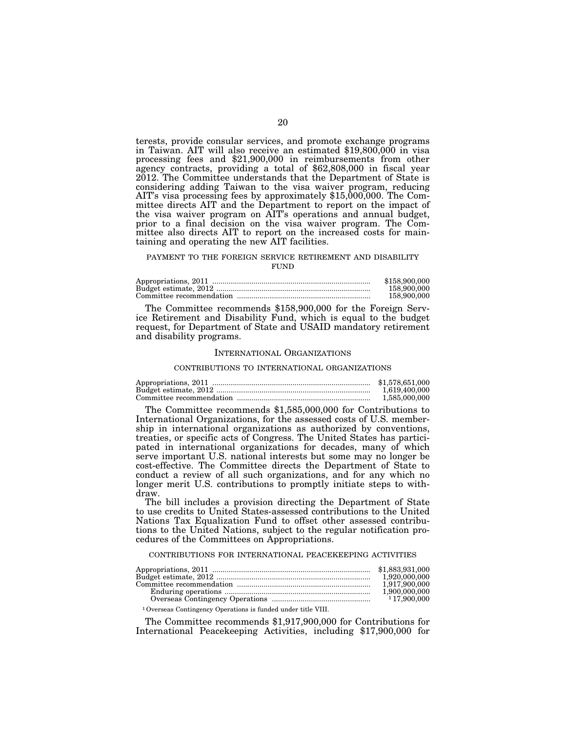terests, provide consular services, and promote exchange programs in Taiwan. AIT will also receive an estimated $19,800,000 in visa processing fees and $21,900,000 in reimbursements from other agency contracts, providing a total of $62,808,000 in fiscal year 2012. The Committee understands that the Department of State is considering adding Taiwan to the visa waiver program, reducing AIT's visa processing fees by approximately $15,000,000. The Committee directs AIT and the Department to report on the impact of the visa waiver program on AIT's operations and annual budget, prior to a final decision on the visa waiver program. The Committee also directs AIT to report on the increased costs for maintaining and operating the new AIT facilities.

### PAYMENT TO THE FOREIGN SERVICE RETIREMENT AND DISABILITY FUND

| | |
|---|---|
| Appropriations, 2011 | $158,900,000 |
| Budget estimate, 2012 | 158,900,000 |
| Committee recommendation | 158,900,000 |

The Committee recommends $158,900,000 for the Foreign Service Retirement and Disability Fund, which is equal to the budget request, for Department of State and USAID mandatory retirement and disability programs.

## INTERNATIONAL ORGANIZATIONS

### CONTRIBUTIONS TO INTERNATIONAL ORGANIZATIONS

| | |
|---|---|
| Appropriations, 2011 | $1,578,651,000 |
| Budget estimate, 2012 | 1,619,400,000 |
| Committee recommendation | 1,585,000,000 |

The Committee recommends $1,585,000,000 for Contributions to International Organizations, for the assessed costs of U.S. membership in international organizations as authorized by conventions, treaties, or specific acts of Congress. The United States has participated in international organizations for decades, many of which serve important U.S. national interests but some may no longer be cost-effective. The Committee directs the Department of State to conduct a review of all such organizations, and for any which no longer merit U.S. contributions to promptly initiate steps to withdraw.

The bill includes a provision directing the Department of State to use credits to United States-assessed contributions to the United Nations Tax Equalization Fund to offset other assessed contributions to the United Nations, subject to the regular notification procedures of the Committees on Appropriations.

### CONTRIBUTIONS FOR INTERNATIONAL PEACEKEEPING ACTIVITIES

| | |
|---|---|
| Appropriations, 2011 | $1,883,931,000 |
| Budget estimate, 2012 | 1,920,000,000 |
| Committee recommendation | 1,917,900,000 |
| Enduring operations | 1,900,000,000 |
| Overseas Contingency Operations | [1] 17,900,000 |

[1] Overseas Contingency Operations is funded under title VIII.

The Committee recommends $1,917,900,000 for Contributions for International Peacekeeping Activities, including $17,900,000 for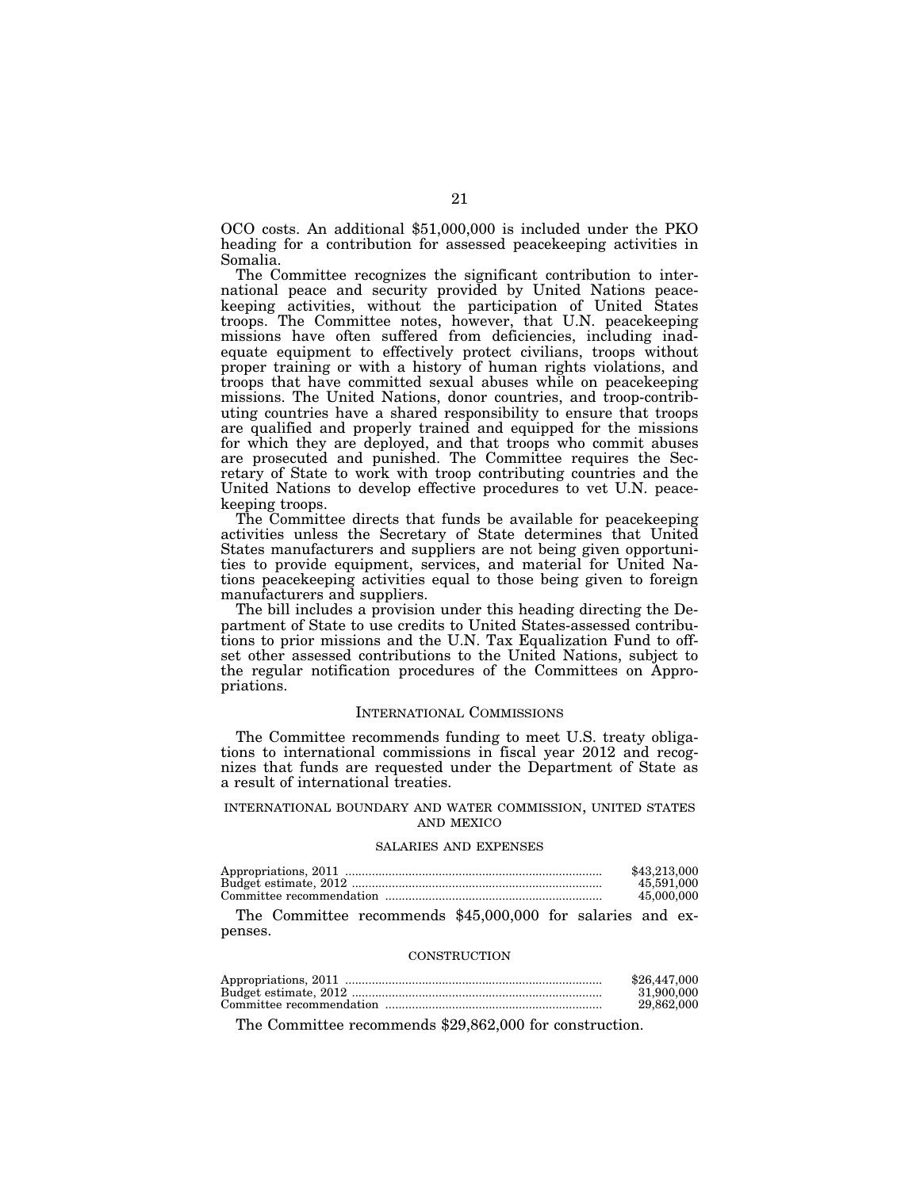OCO costs. An additional $51,000,000 is included under the PKO heading for a contribution for assessed peacekeeping activities in Somalia.

The Committee recognizes the significant contribution to international peace and security provided by United Nations peacekeeping activities, without the participation of United States troops. The Committee notes, however, that U.N. peacekeeping missions have often suffered from deficiencies, including inadequate equipment to effectively protect civilians, troops without proper training or with a history of human rights violations, and troops that have committed sexual abuses while on peacekeeping missions. The United Nations, donor countries, and troop-contributing countries have a shared responsibility to ensure that troops are qualified and properly trained and equipped for the missions for which they are deployed, and that troops who commit abuses are prosecuted and punished. The Committee requires the Secretary of State to work with troop contributing countries and the United Nations to develop effective procedures to vet U.N. peacekeeping troops.

The Committee directs that funds be available for peacekeeping activities unless the Secretary of State determines that United States manufacturers and suppliers are not being given opportunities to provide equipment, services, and material for United Nations peacekeeping activities equal to those being given to foreign manufacturers and suppliers.

The bill includes a provision under this heading directing the Department of State to use credits to United States-assessed contributions to prior missions and the U.N. Tax Equalization Fund to offset other assessed contributions to the United Nations, subject to the regular notification procedures of the Committees on Appropriations.

## INTERNATIONAL COMMISSIONS

The Committee recommends funding to meet U.S. treaty obligations to international commissions in fiscal year 2012 and recognizes that funds are requested under the Department of State as a result of international treaties.

### INTERNATIONAL BOUNDARY AND WATER COMMISSION, UNITED STATES AND MEXICO

#### SALARIES AND EXPENSES

| | |
|---|---|
| Appropriations, 2011 | $43,213,000 |
| Budget estimate, 2012 | 45,591,000 |
| Committee recommendation | 45,000,000 |

The Committee recommends $45,000,000 for salaries and expenses.

#### CONSTRUCTION

| | |
|---|---|
| Appropriations, 2011 | $26,447,000 |
| Budget estimate, 2012 | 31,900,000 |
| Committee recommendation | 29,862,000 |

The Committee recommends $29,862,000 for construction.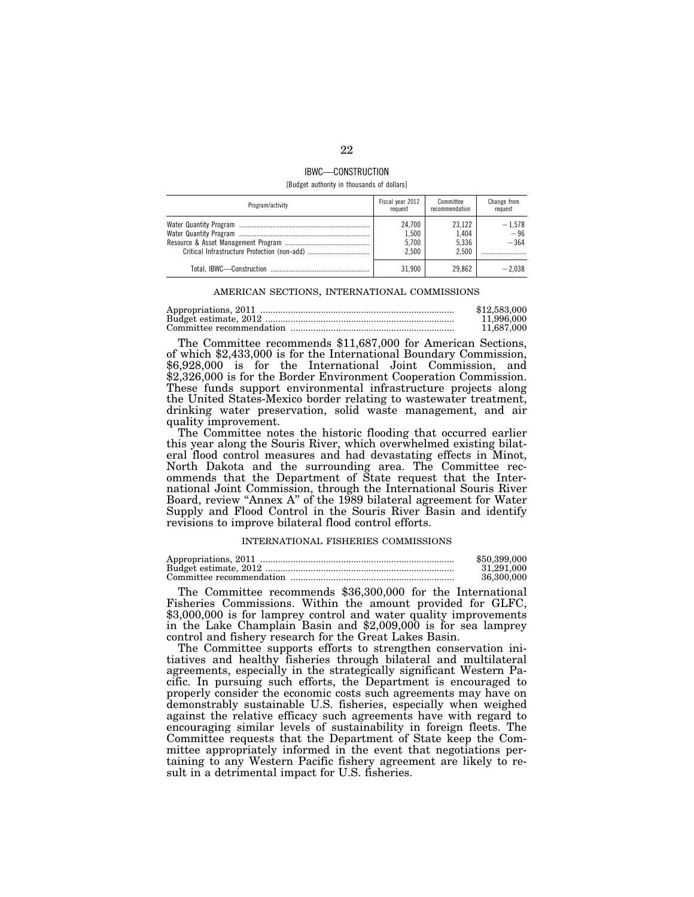## IBWC—CONSTRUCTION

[Budget authority in thousands of dollars]

| Program/activity | Fiscal year 2012 request | Committee recommendation | Change from request |
|---|---|---|---|
| Water Quantity Program | 24,700 | 23,122 | −1,578 |
| Water Quantity Program | 1,500 | 1,404 | −96 |
| Resource & Asset Management Program | 5,700 | 5,336 | −364 |
| Critical Infrastructure Protection (non-add) | 2,500 | 2,500 | |
| Total, IBWC—Construction | 31,900 | 29,862 | −2,038 |

### AMERICAN SECTIONS, INTERNATIONAL COMMISSIONS

| | |
|---|---|
| Appropriations, 2011 | $12,583,000 |
| Budget estimate, 2012 | 11,996,000 |
| Committee recommendation | 11,687,000 |

The Committee recommends $11,687,000 for American Sections, of which $2,433,000 is for the International Boundary Commission, $6,928,000 is for the International Joint Commission, and $2,326,000 is for the Border Environment Cooperation Commission. These funds support environmental infrastructure projects along the United States-Mexico border relating to wastewater treatment, drinking water preservation, solid waste management, and air quality improvement.

The Committee notes the historic flooding that occurred earlier this year along the Souris River, which overwhelmed existing bilateral flood control measures and had devastating effects in Minot, North Dakota and the surrounding area. The Committee recommends that the Department of State request that the International Joint Commission, through the International Souris River Board, review "Annex A" of the 1989 bilateral agreement for Water Supply and Flood Control in the Souris River Basin and identify revisions to improve bilateral flood control efforts.

### INTERNATIONAL FISHERIES COMMISSIONS

| | |
|---|---|
| Appropriations, 2011 | $50,399,000 |
| Budget estimate, 2012 | 31,291,000 |
| Committee recommendation | 36,300,000 |

The Committee recommends $36,300,000 for the International Fisheries Commissions. Within the amount provided for GLFC, $3,000,000 is for lamprey control and water quality improvements in the Lake Champlain Basin and $2,009,000 is for sea lamprey control and fishery research for the Great Lakes Basin.

The Committee supports efforts to strengthen conservation initiatives and healthy fisheries through bilateral and multilateral agreements, especially in the strategically significant Western Pacific. In pursuing such efforts, the Department is encouraged to properly consider the economic costs such agreements may have on demonstrably sustainable U.S. fisheries, especially when weighed against the relative efficacy such agreements have with regard to encouraging similar levels of sustainability in foreign fleets. The Committee requests that the Department of State keep the Committee appropriately informed in the event that negotiations pertaining to any Western Pacific fishery agreement are likely to result in a detrimental impact for U.S. fisheries.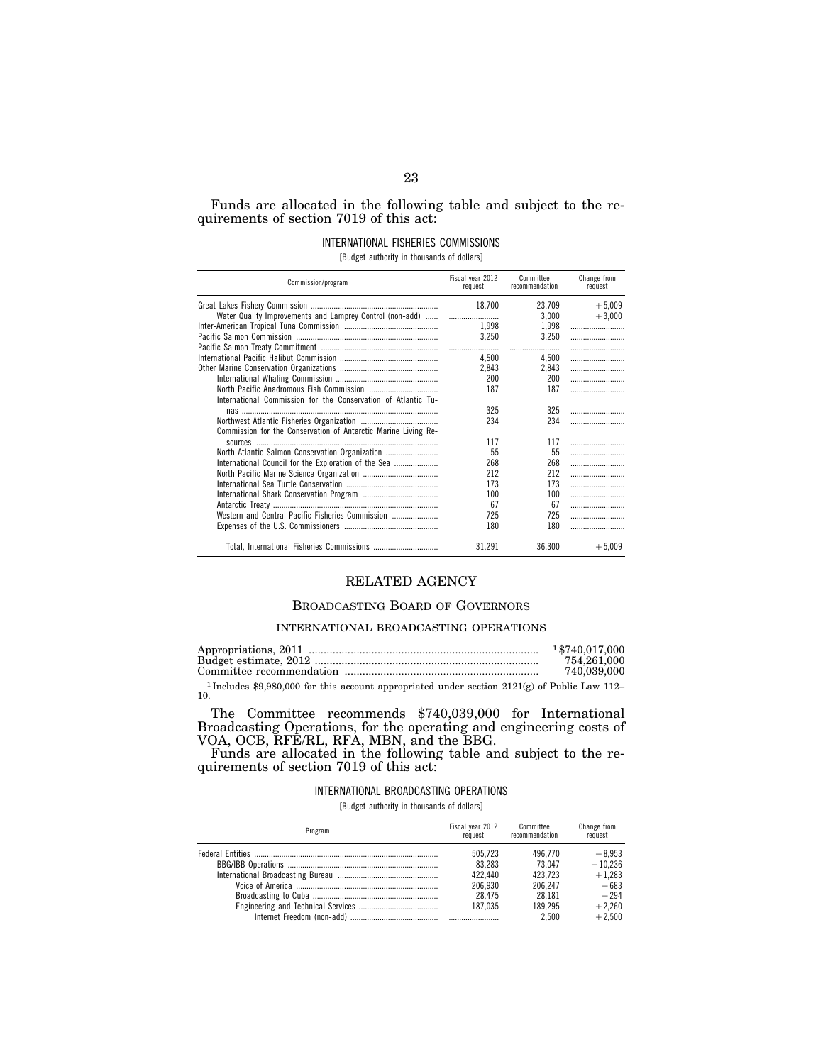Funds are allocated in the following table and subject to the requirements of section 7019 of this act:

INTERNATIONAL FISHERIES COMMISSIONS

[Budget authority in thousands of dollars]

| Commission/program | Fiscal year 2012 request | Committee recommendation | Change from request |
|---|---|---|---|
| Great Lakes Fishery Commission | 18,700 | 23,709 | +5,009 |
| Water Quality Improvements and Lamprey Control (non-add) | | 3,000 | +3,000 |
| Inter-American Tropical Tuna Commission | 1,998 | 1,998 | |
| Pacific Salmon Commission | 3,250 | 3,250 | |
| Pacific Salmon Treaty Commitment | | | |
| International Pacific Halibut Commission | 4,500 | 4,500 | |
| Other Marine Conservation Organizations | 2,843 | 2,843 | |
| International Whaling Commission | 200 | 200 | |
| North Pacific Anadromous Fish Commission | 187 | 187 | |
| International Commission for the Conservation of Atlantic Tunas | 325 | 325 | |
| Northwest Atlantic Fisheries Organization | 234 | 234 | |
| Commission for the Conservation of Antarctic Marine Living Resources | 117 | 117 | |
| North Atlantic Salmon Conservation Organization | 55 | 55 | |
| International Council for the Exploration of the Sea | 268 | 268 | |
| North Pacific Marine Science Organization | 212 | 212 | |
| International Sea Turtle Conservation | 173 | 173 | |
| International Shark Conservation Program | 100 | 100 | |
| Antarctic Treaty | 67 | 67 | |
| Western and Central Pacific Fisheries Commission | 725 | 725 | |
| Expenses of the U.S. Commissioners | 180 | 180 | |
| Total, International Fisheries Commissions | 31,291 | 36,300 | +5,009 |

# RELATED AGENCY

## BROADCASTING BOARD OF GOVERNORS

### INTERNATIONAL BROADCASTING OPERATIONS

| | |
|---|---|
| Appropriations, 2011 | [1]$740,017,000 |
| Budget estimate, 2012 | 754,261,000 |
| Committee recommendation | 740,039,000 |

[1] Includes $9,980,000 for this account appropriated under section 2121(g) of Public Law 112–10.

The Committee recommends $740,039,000 for International Broadcasting Operations, for the operating and engineering costs of VOA, OCB, RFE/RL, RFA, MBN, and the BBG.

Funds are allocated in the following table and subject to the requirements of section 7019 of this act:

INTERNATIONAL BROADCASTING OPERATIONS

[Budget authority in thousands of dollars]

| Program | Fiscal year 2012 request | Committee recommendation | Change from request |
|---|---|---|---|
| Federal Entities | 505,723 | 496,770 | −8,953 |
| BBG/IBB Operations | 83,283 | 73,047 | −10,236 |
| International Broadcasting Bureau | 422,440 | 423,723 | +1,283 |
| Voice of America | 206,930 | 206,247 | −683 |
| Broadcasting to Cuba | 28,475 | 28,181 | −294 |
| Engineering and Technical Services | 187,035 | 189,295 | +2,260 |
| Internet Freedom (non-add) | | 2,500 | +2,500 |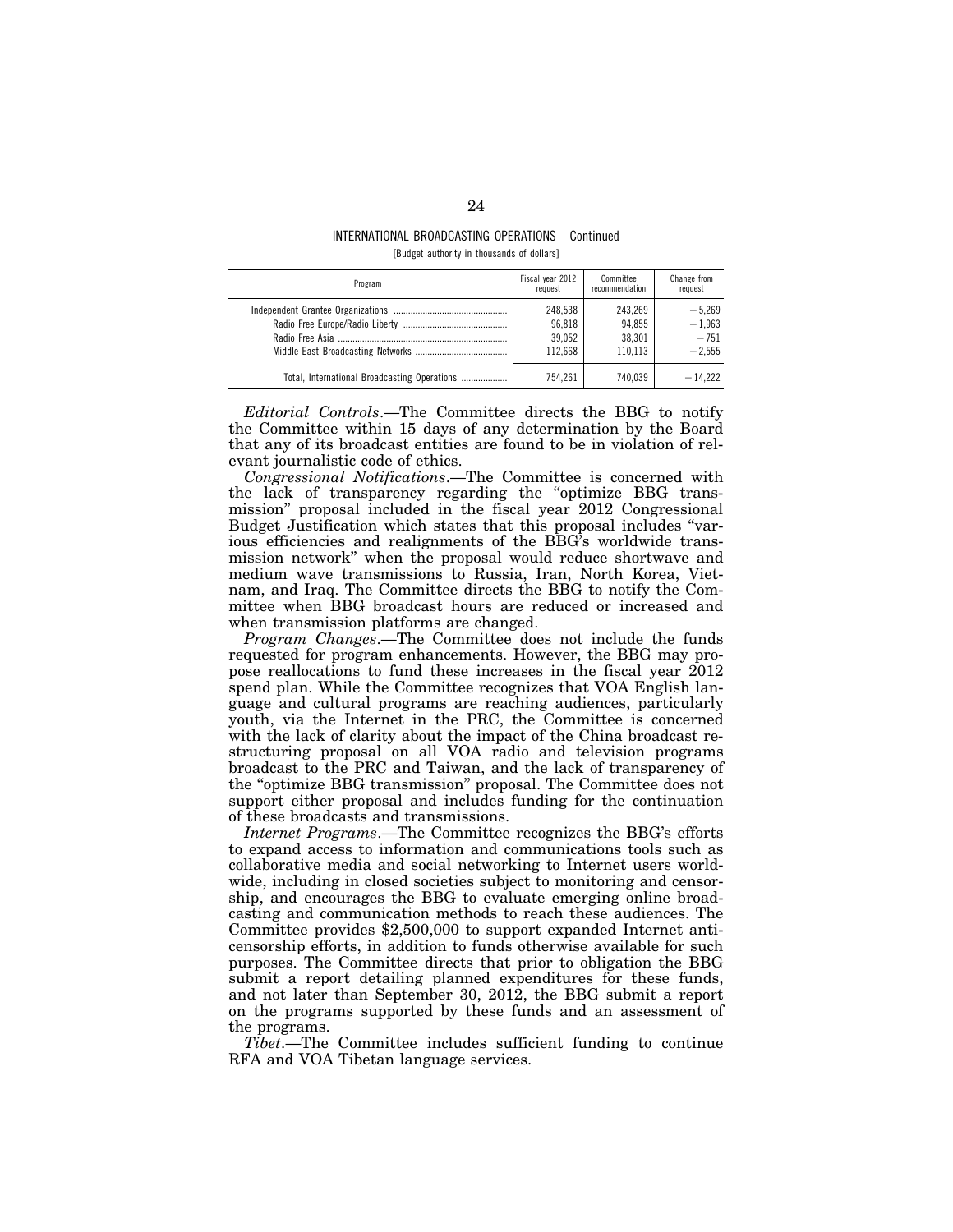INTERNATIONAL BROADCASTING OPERATIONS—Continued

[Budget authority in thousands of dollars]

| Program | Fiscal year 2012 request | Committee recommendation | Change from request |
|---|---|---|---|
| Independent Grantee Organizations | 248,538 | 243,269 | −5,269 |
| Radio Free Europe/Radio Liberty | 96,818 | 94,855 | −1,963 |
| Radio Free Asia | 39,052 | 38,301 | −751 |
| Middle East Broadcasting Networks | 112,668 | 110,113 | −2,555 |
| Total, International Broadcasting Operations | 754,261 | 740,039 | −14,222 |

*Editorial Controls*.—The Committee directs the BBG to notify the Committee within 15 days of any determination by the Board that any of its broadcast entities are found to be in violation of relevant journalistic code of ethics.

*Congressional Notifications*.—The Committee is concerned with the lack of transparency regarding the "optimize BBG transmission" proposal included in the fiscal year 2012 Congressional Budget Justification which states that this proposal includes "various efficiencies and realignments of the BBG's worldwide transmission network" when the proposal would reduce shortwave and medium wave transmissions to Russia, Iran, North Korea, Vietnam, and Iraq. The Committee directs the BBG to notify the Committee when BBG broadcast hours are reduced or increased and when transmission platforms are changed.

*Program Changes*.—The Committee does not include the funds requested for program enhancements. However, the BBG may propose reallocations to fund these increases in the fiscal year 2012 spend plan. While the Committee recognizes that VOA English language and cultural programs are reaching audiences, particularly youth, via the Internet in the PRC, the Committee is concerned with the lack of clarity about the impact of the China broadcast restructuring proposal on all VOA radio and television programs broadcast to the PRC and Taiwan, and the lack of transparency of the "optimize BBG transmission" proposal. The Committee does not support either proposal and includes funding for the continuation of these broadcasts and transmissions.

*Internet Programs*.—The Committee recognizes the BBG's efforts to expand access to information and communications tools such as collaborative media and social networking to Internet users worldwide, including in closed societies subject to monitoring and censorship, and encourages the BBG to evaluate emerging online broadcasting and communication methods to reach these audiences. The Committee provides $2,500,000 to support expanded Internet anticensorship efforts, in addition to funds otherwise available for such purposes. The Committee directs that prior to obligation the BBG submit a report detailing planned expenditures for these funds, and not later than September 30, 2012, the BBG submit a report on the programs supported by these funds and an assessment of the programs.

*Tibet*.—The Committee includes sufficient funding to continue RFA and VOA Tibetan language services.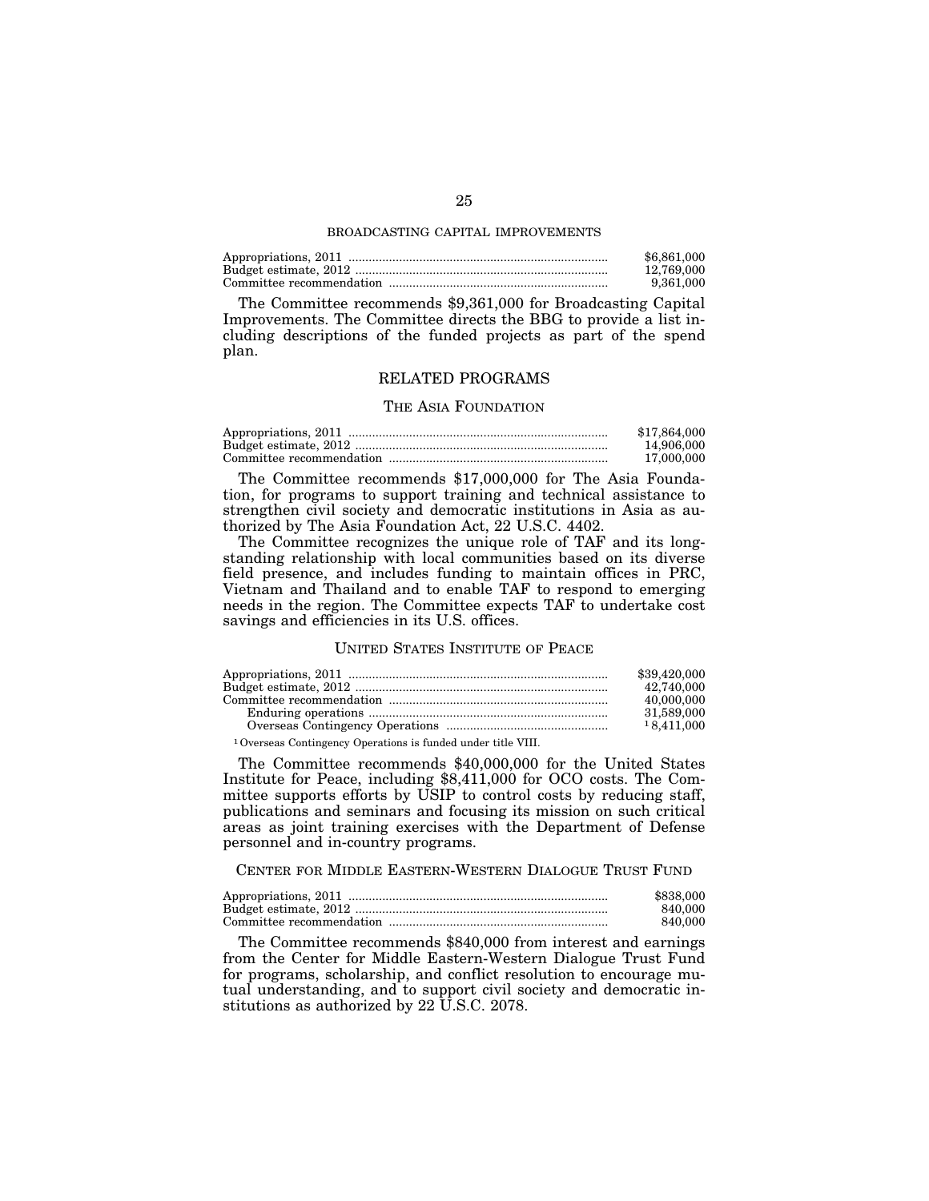### BROADCASTING CAPITAL IMPROVEMENTS

| | |
|---|---|
| Appropriations, 2011 | $6,861,000 |
| Budget estimate, 2012 | 12,769,000 |
| Committee recommendation | 9,361,000 |

The Committee recommends $9,361,000 for Broadcasting Capital Improvements. The Committee directs the BBG to provide a list including descriptions of the funded projects as part of the spend plan.

## RELATED PROGRAMS

### THE ASIA FOUNDATION

| | |
|---|---|
| Appropriations, 2011 | $17,864,000 |
| Budget estimate, 2012 | 14,906,000 |
| Committee recommendation | 17,000,000 |

The Committee recommends $17,000,000 for The Asia Foundation, for programs to support training and technical assistance to strengthen civil society and democratic institutions in Asia as authorized by The Asia Foundation Act, 22 U.S.C. 4402.

The Committee recognizes the unique role of TAF and its longstanding relationship with local communities based on its diverse field presence, and includes funding to maintain offices in PRC, Vietnam and Thailand and to enable TAF to respond to emerging needs in the region. The Committee expects TAF to undertake cost savings and efficiencies in its U.S. offices.

### UNITED STATES INSTITUTE OF PEACE

| | |
|---|---|
| Appropriations, 2011 | $39,420,000 |
| Budget estimate, 2012 | 42,740,000 |
| Committee recommendation | 40,000,000 |
| Enduring operations | 31,589,000 |
| Overseas Contingency Operations | [1] 8,411,000 |

[1] Overseas Contingency Operations is funded under title VIII.

The Committee recommends $40,000,000 for the United States Institute for Peace, including $8,411,000 for OCO costs. The Committee supports efforts by USIP to control costs by reducing staff, publications and seminars and focusing its mission on such critical areas as joint training exercises with the Department of Defense personnel and in-country programs.

### CENTER FOR MIDDLE EASTERN-WESTERN DIALOGUE TRUST FUND

| | |
|---|---|
| Appropriations, 2011 | $838,000 |
| Budget estimate, 2012 | 840,000 |
| Committee recommendation | 840,000 |

The Committee recommends $840,000 from interest and earnings from the Center for Middle Eastern-Western Dialogue Trust Fund for programs, scholarship, and conflict resolution to encourage mutual understanding, and to support civil society and democratic institutions as authorized by 22 U.S.C. 2078.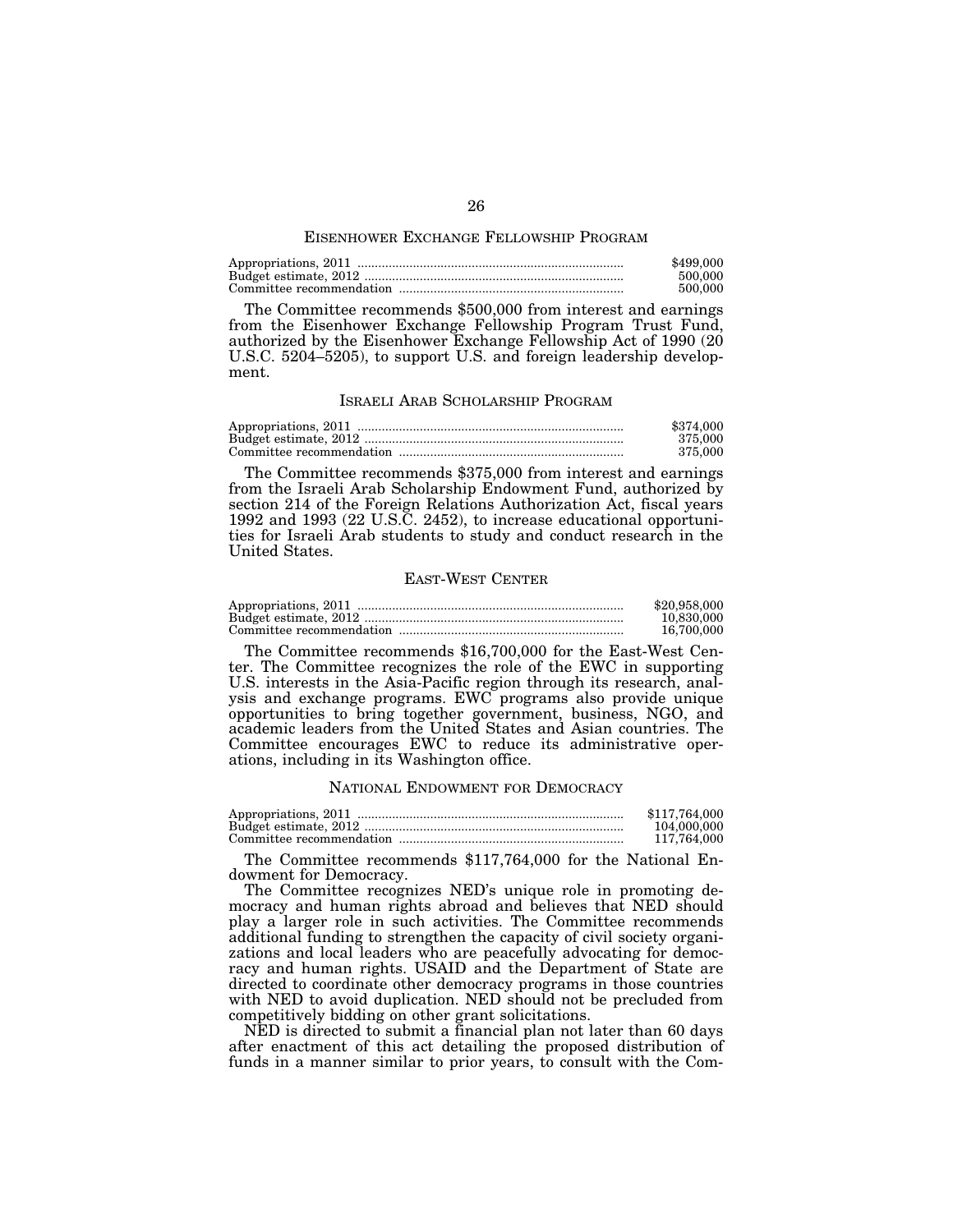## EISENHOWER EXCHANGE FELLOWSHIP PROGRAM

| | |
|---|---|
| Appropriations, 2011 | $499,000 |
| Budget estimate, 2012 | 500,000 |
| Committee recommendation | 500,000 |

The Committee recommends $500,000 from interest and earnings from the Eisenhower Exchange Fellowship Program Trust Fund, authorized by the Eisenhower Exchange Fellowship Act of 1990 (20 U.S.C. 5204–5205), to support U.S. and foreign leadership development.

## ISRAELI ARAB SCHOLARSHIP PROGRAM

| | |
|---|---|
| Appropriations, 2011 | $374,000 |
| Budget estimate, 2012 | 375,000 |
| Committee recommendation | 375,000 |

The Committee recommends $375,000 from interest and earnings from the Israeli Arab Scholarship Endowment Fund, authorized by section 214 of the Foreign Relations Authorization Act, fiscal years 1992 and 1993 (22 U.S.C. 2452), to increase educational opportunities for Israeli Arab students to study and conduct research in the United States.

## EAST-WEST CENTER

| | |
|---|---|
| Appropriations, 2011 | $20,958,000 |
| Budget estimate, 2012 | 10,830,000 |
| Committee recommendation | 16,700,000 |

The Committee recommends $16,700,000 for the East-West Center. The Committee recognizes the role of the EWC in supporting U.S. interests in the Asia-Pacific region through its research, analysis and exchange programs. EWC programs also provide unique opportunities to bring together government, business, NGO, and academic leaders from the United States and Asian countries. The Committee encourages EWC to reduce its administrative operations, including in its Washington office.

## NATIONAL ENDOWMENT FOR DEMOCRACY

| | |
|---|---|
| Appropriations, 2011 | $117,764,000 |
| Budget estimate, 2012 | 104,000,000 |
| Committee recommendation | 117,764,000 |

The Committee recommends $117,764,000 for the National Endowment for Democracy.

The Committee recognizes NED's unique role in promoting democracy and human rights abroad and believes that NED should play a larger role in such activities. The Committee recommends additional funding to strengthen the capacity of civil society organizations and local leaders who are peacefully advocating for democracy and human rights. USAID and the Department of State are directed to coordinate other democracy programs in those countries with NED to avoid duplication. NED should not be precluded from competitively bidding on other grant solicitations.

NED is directed to submit a financial plan not later than 60 days after enactment of this act detailing the proposed distribution of funds in a manner similar to prior years, to consult with the Com-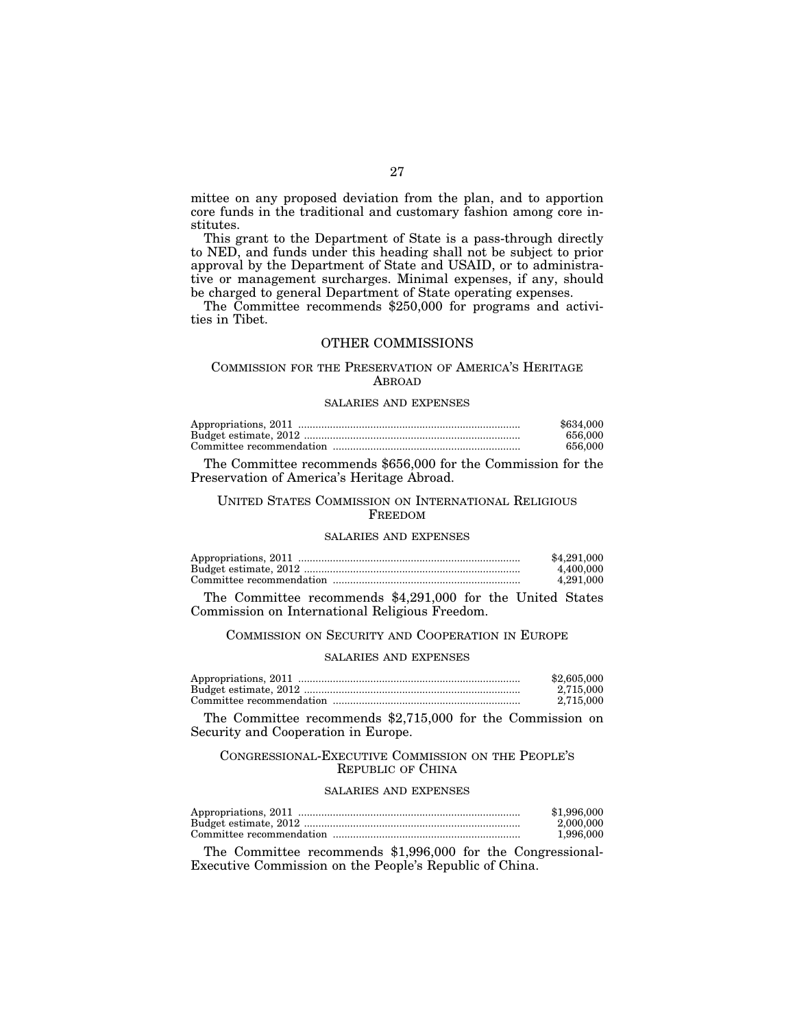mittee on any proposed deviation from the plan, and to apportion core funds in the traditional and customary fashion among core institutes.

This grant to the Department of State is a pass-through directly to NED, and funds under this heading shall not be subject to prior approval by the Department of State and USAID, or to administrative or management surcharges. Minimal expenses, if any, should be charged to general Department of State operating expenses.

The Committee recommends $250,000 for programs and activities in Tibet.

## OTHER COMMISSIONS

### COMMISSION FOR THE PRESERVATION OF AMERICA'S HERITAGE ABROAD

#### SALARIES AND EXPENSES

| | |
|---|---|
| Appropriations, 2011 | $634,000 |
| Budget estimate, 2012 | 656,000 |
| Committee recommendation | 656,000 |

The Committee recommends $656,000 for the Commission for the Preservation of America's Heritage Abroad.

### UNITED STATES COMMISSION ON INTERNATIONAL RELIGIOUS FREEDOM

#### SALARIES AND EXPENSES

| | |
|---|---|
| Appropriations, 2011 | $4,291,000 |
| Budget estimate, 2012 | 4,400,000 |
| Committee recommendation | 4,291,000 |

The Committee recommends $4,291,000 for the United States Commission on International Religious Freedom.

### COMMISSION ON SECURITY AND COOPERATION IN EUROPE

#### SALARIES AND EXPENSES

| | |
|---|---|
| Appropriations, 2011 | $2,605,000 |
| Budget estimate, 2012 | 2,715,000 |
| Committee recommendation | 2,715,000 |

The Committee recommends $2,715,000 for the Commission on Security and Cooperation in Europe.

### CONGRESSIONAL-EXECUTIVE COMMISSION ON THE PEOPLE'S REPUBLIC OF CHINA

#### SALARIES AND EXPENSES

| | |
|---|---|
| Appropriations, 2011 | $1,996,000 |
| Budget estimate, 2012 | 2,000,000 |
| Committee recommendation | 1,996,000 |

The Committee recommends $1,996,000 for the Congressional-Executive Commission on the People's Republic of China.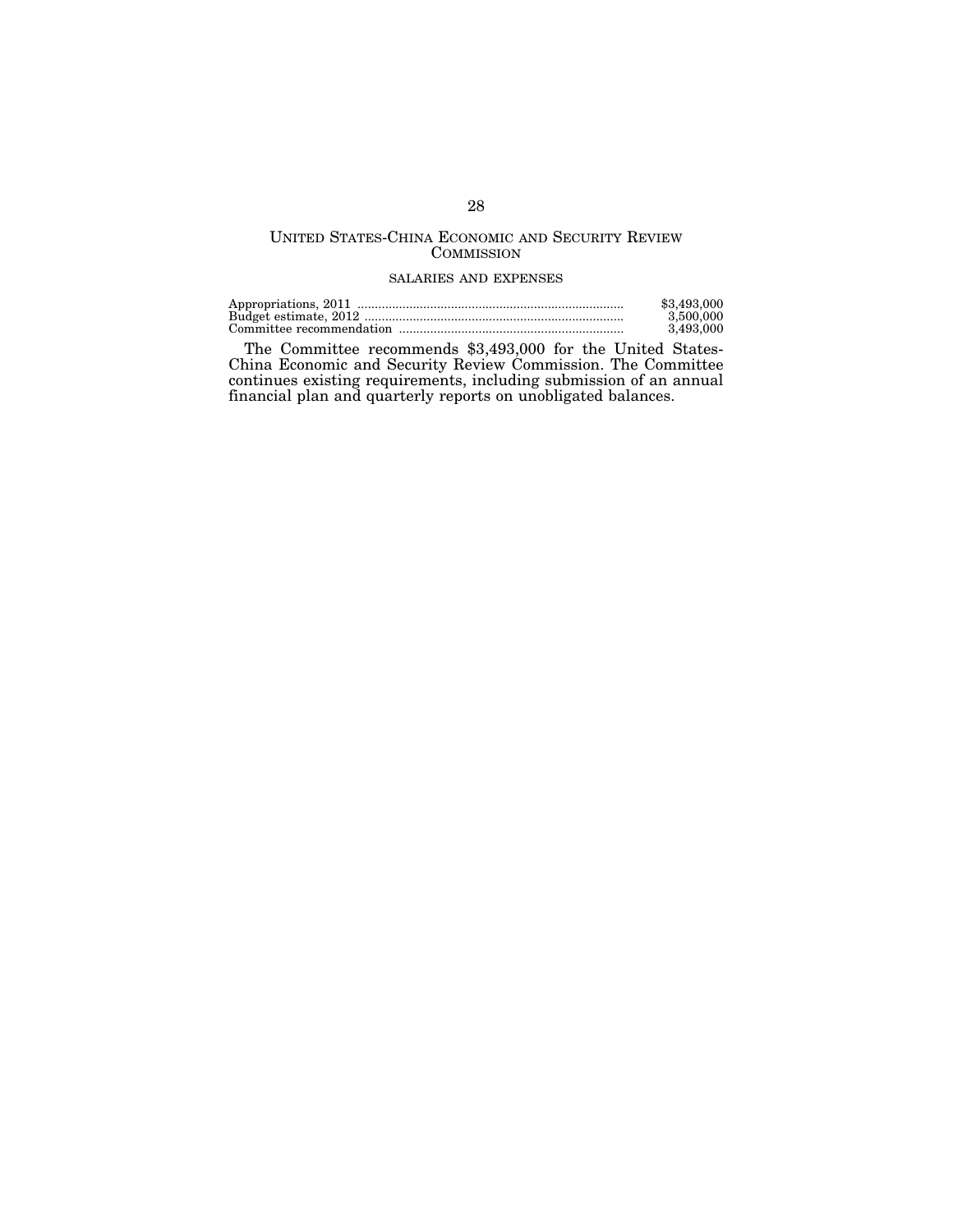## UNITED STATES-CHINA ECONOMIC AND SECURITY REVIEW COMMISSION

### SALARIES AND EXPENSES

| | |
|---|---|
| Appropriations, 2011 | $3,493,000 |
| Budget estimate, 2012 | 3,500,000 |
| Committee recommendation | 3,493,000 |

The Committee recommends $3,493,000 for the United States-China Economic and Security Review Commission. The Committee continues existing requirements, including submission of an annual financial plan and quarterly reports on unobligated balances.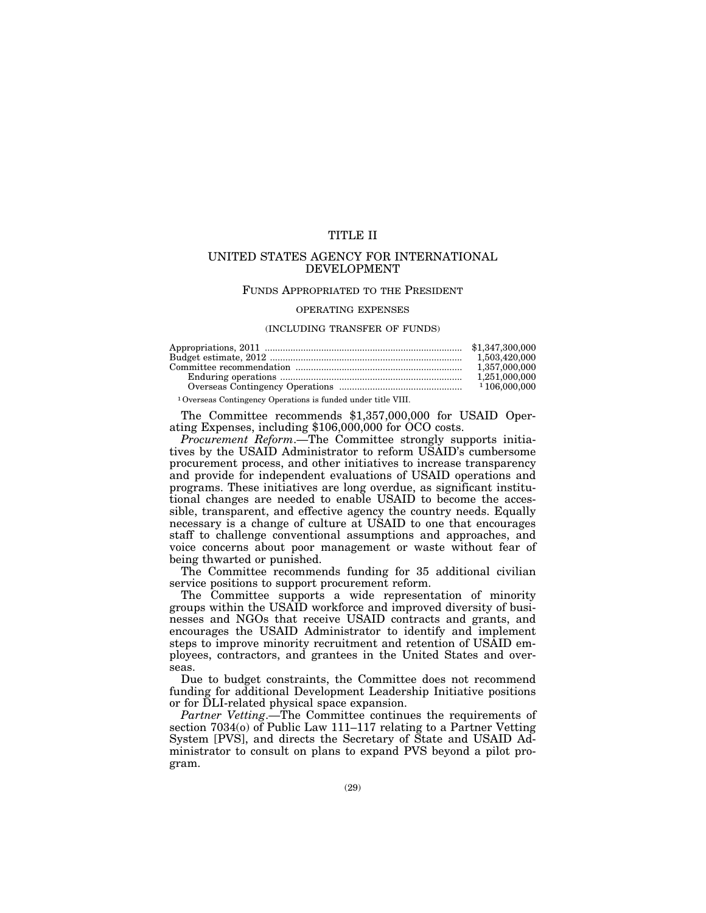# TITLE II

## UNITED STATES AGENCY FOR INTERNATIONAL DEVELOPMENT

### FUNDS APPROPRIATED TO THE PRESIDENT

#### OPERATING EXPENSES

(INCLUDING TRANSFER OF FUNDS)

| | |
|---|---|
| Appropriations, 2011 | $1,347,300,000 |
| Budget estimate, 2012 | 1,503,420,000 |
| Committee recommendation | 1,357,000,000 |
| Enduring operations | 1,251,000,000 |
| Overseas Contingency Operations | [1] 106,000,000 |

[1] Overseas Contingency Operations is funded under title VIII.

The Committee recommends $1,357,000,000 for USAID Operating Expenses, including $106,000,000 for OCO costs.

*Procurement Reform*.—The Committee strongly supports initiatives by the USAID Administrator to reform USAID's cumbersome procurement process, and other initiatives to increase transparency and provide for independent evaluations of USAID operations and programs. These initiatives are long overdue, as significant institutional changes are needed to enable USAID to become the accessible, transparent, and effective agency the country needs. Equally necessary is a change of culture at USAID to one that encourages staff to challenge conventional assumptions and approaches, and voice concerns about poor management or waste without fear of being thwarted or punished.

The Committee recommends funding for 35 additional civilian service positions to support procurement reform.

The Committee supports a wide representation of minority groups within the USAID workforce and improved diversity of businesses and NGOs that receive USAID contracts and grants, and encourages the USAID Administrator to identify and implement steps to improve minority recruitment and retention of USAID employees, contractors, and grantees in the United States and overseas.

Due to budget constraints, the Committee does not recommend funding for additional Development Leadership Initiative positions or for DLI-related physical space expansion.

*Partner Vetting*.—The Committee continues the requirements of section 7034(o) of Public Law 111–117 relating to a Partner Vetting System [PVS], and directs the Secretary of State and USAID Administrator to consult on plans to expand PVS beyond a pilot program.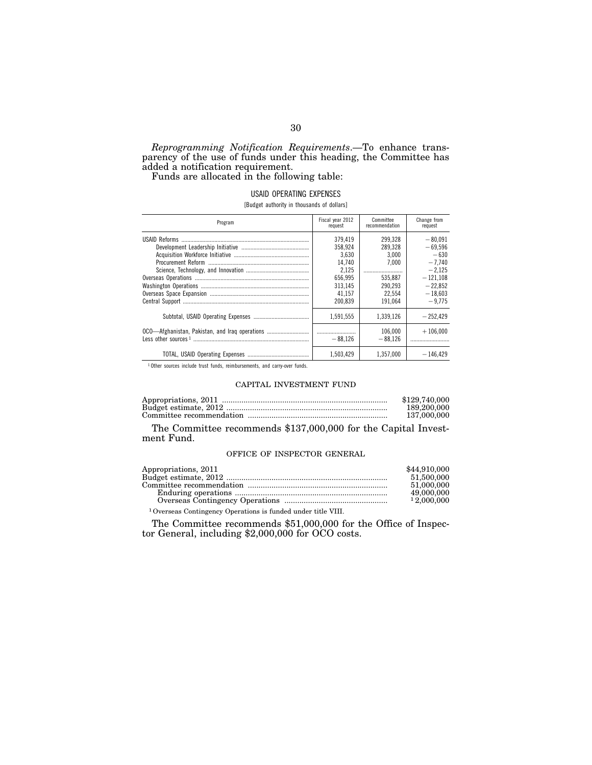*Reprogramming Notification Requirements*.—To enhance transparency of the use of funds under this heading, the Committee has added a notification requirement.

Funds are allocated in the following table:

USAID OPERATING EXPENSES

[Budget authority in thousands of dollars]

| Program | Fiscal year 2012 request | Committee recommendation | Change from request |
|---|---|---|---|
| USAID Reforms | 379,419 | 299,328 | −80,091 |
| Development Leadership Initiative | 358,924 | 289,328 | −69,596 |
| Acquisition Workforce Initiative | 3,630 | 3,000 | −630 |
| Procurement Reform | 14,740 | 7,000 | −7,740 |
| Science, Technology, and Innovation | 2,125 | | −2,125 |
| Overseas Operations | 656,995 | 535,887 | −121,108 |
| Washington Operations | 313,145 | 290,293 | −22,852 |
| Overseas Space Expansion | 41,157 | 22,554 | −18,603 |
| Central Support | 200,839 | 191,064 | −9,775 |
| Subtotal, USAID Operating Expenses | 1,591,555 | 1,339,126 | −252,429 |
| OCO—Afghanistan, Pakistan, and Iraq operations | | 106,000 | +106,000 |
| Less other sources [1] | −88,126 | −88,126 | |
| TOTAL, USAID Operating Expenses | 1,503,429 | 1,357,000 | −146,429 |

[1] Other sources include trust funds, reimbursements, and carry-over funds.

## CAPITAL INVESTMENT FUND

| | |
|---|---|
| Appropriations, 2011 | $129,740,000 |
| Budget estimate, 2012 | 189,200,000 |
| Committee recommendation | 137,000,000 |

The Committee recommends $137,000,000 for the Capital Investment Fund.

## OFFICE OF INSPECTOR GENERAL

| | |
|---|---|
| Appropriations, 2011 | $44,910,000 |
| Budget estimate, 2012 | 51,500,000 |
| Committee recommendation | 51,000,000 |
| Enduring operations | 49,000,000 |
| Overseas Contingency Operations | [1] 2,000,000 |

[1] Overseas Contingency Operations is funded under title VIII.

The Committee recommends $51,000,000 for the Office of Inspector General, including $2,000,000 for OCO costs.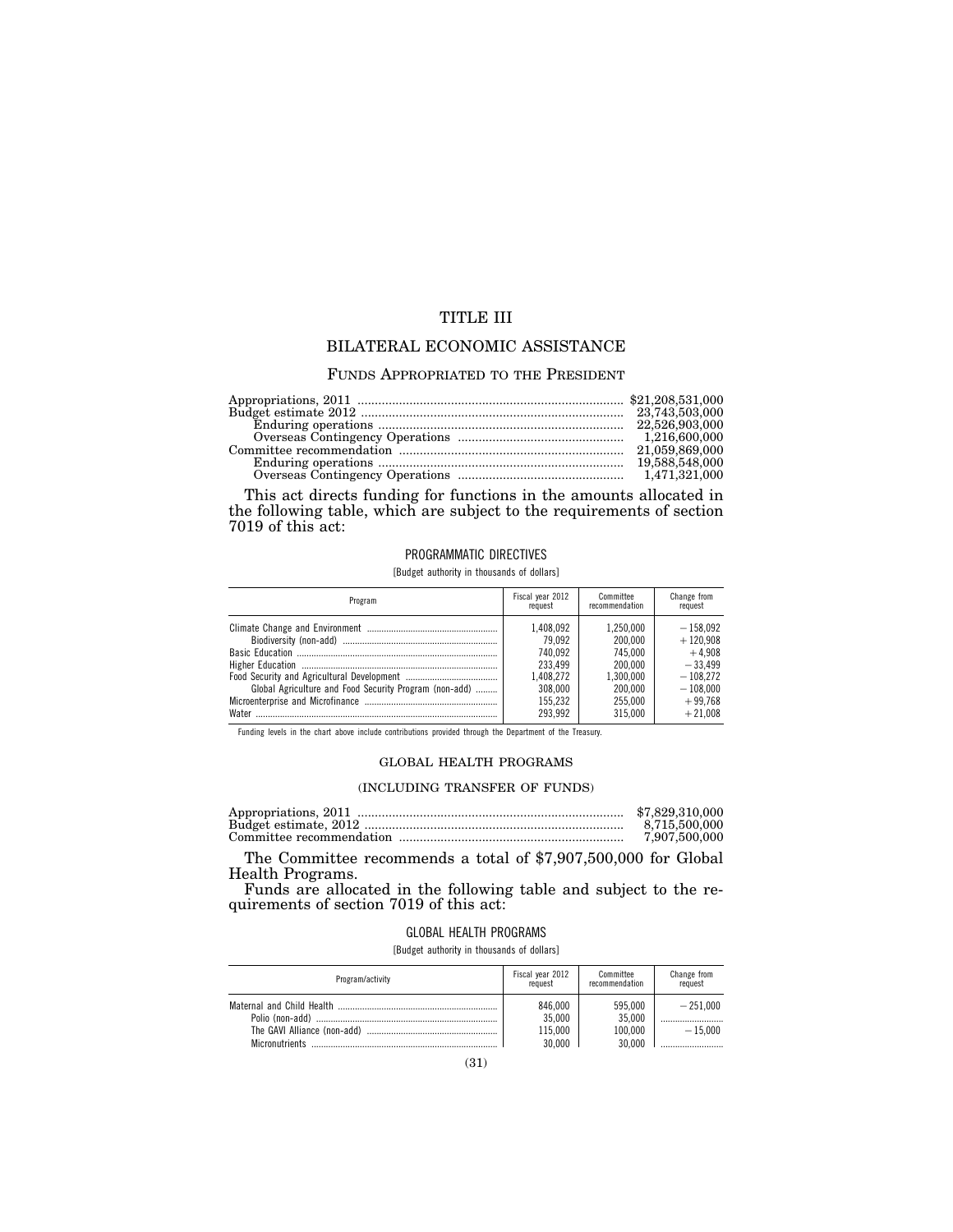# TITLE III

## BILATERAL ECONOMIC ASSISTANCE

### FUNDS APPROPRIATED TO THE PRESIDENT

| | |
|---|---|
| Appropriations, 2011 | $21,208,531,000 |
| Budget estimate 2012 | 23,743,503,000 |
| Enduring operations | 22,526,903,000 |
| Overseas Contingency Operations | 1,216,600,000 |
| Committee recommendation | 21,059,869,000 |
| Enduring operations | 19,588,548,000 |
| Overseas Contingency Operations | 1,471,321,000 |

This act directs funding for functions in the amounts allocated in the following table, which are subject to the requirements of section 7019 of this act:

PROGRAMMATIC DIRECTIVES

[Budget authority in thousands of dollars]

| Program | Fiscal year 2012 request | Committee recommendation | Change from request |
|---|---|---|---|
| Climate Change and Environment | 1,408,092 | 1,250,000 | −158,092 |
| Biodiversity (non-add) | 79,092 | 200,000 | +120,908 |
| Basic Education | 740,092 | 745,000 | +4,908 |
| Higher Education | 233,499 | 200,000 | −33,499 |
| Food Security and Agricultural Development | 1,408,272 | 1,300,000 | −108,272 |
| Global Agriculture and Food Security Program (non-add) | 308,000 | 200,000 | −108,000 |
| Microenterprise and Microfinance | 155,232 | 255,000 | +99,768 |
| Water | 293,992 | 315,000 | +21,008 |

Funding levels in the chart above include contributions provided through the Department of the Treasury.

### GLOBAL HEALTH PROGRAMS

(INCLUDING TRANSFER OF FUNDS)

| | |
|---|---|
| Appropriations, 2011 | $7,829,310,000 |
| Budget estimate, 2012 | 8,715,500,000 |
| Committee recommendation | 7,907,500,000 |

The Committee recommends a total of $7,907,500,000 for Global Health Programs.

Funds are allocated in the following table and subject to the requirements of section 7019 of this act:

GLOBAL HEALTH PROGRAMS

[Budget authority in thousands of dollars]

| Program/activity | Fiscal year 2012 request | Committee recommendation | Change from request |
|---|---|---|---|
| Maternal and Child Health | 846,000 | 595,000 | −251,000 |
| Polio (non-add) | 35,000 | 35,000 | |
| The GAVI Alliance (non-add) | 115,000 | 100,000 | −15,000 |
| Micronutrients | 30,000 | 30,000 | |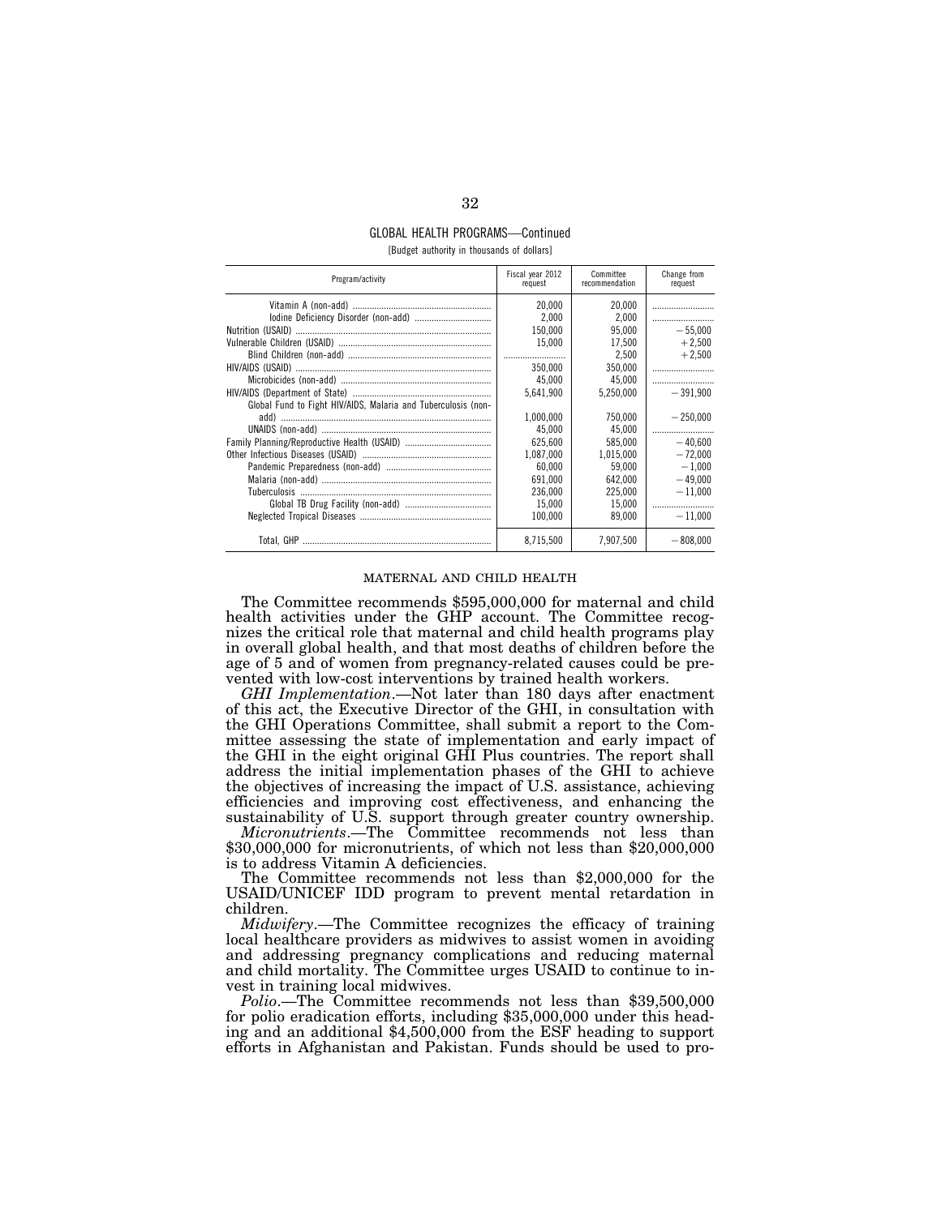GLOBAL HEALTH PROGRAMS—Continued

[Budget authority in thousands of dollars]

| Program/activity | Fiscal year 2012 request | Committee recommendation | Change from request |
|---|---|---|---|
| Vitamin A (non-add) | 20,000 | 20,000 | |
| Iodine Deficiency Disorder (non-add) | 2,000 | 2,000 | |
| Nutrition (USAID) | 150,000 | 95,000 | −55,000 |
| Vulnerable Children (USAID) | 15,000 | 17,500 | +2,500 |
| Blind Children (non-add) | | 2,500 | +2,500 |
| HIV/AIDS (USAID) | 350,000 | 350,000 | |
| Microbicides (non-add) | 45,000 | 45,000 | |
| HIV/AIDS (Department of State) | 5,641,900 | 5,250,000 | −391,900 |
| Global Fund to Fight HIV/AIDS, Malaria and Tuberculosis (non-add) | 1,000,000 | 750,000 | −250,000 |
| UNAIDS (non-add) | 45,000 | 45,000 | |
| Family Planning/Reproductive Health (USAID) | 625,600 | 585,000 | −40,600 |
| Other Infectious Diseases (USAID) | 1,087,000 | 1,015,000 | −72,000 |
| Pandemic Preparedness (non-add) | 60,000 | 59,000 | −1,000 |
| Malaria (non-add) | 691,000 | 642,000 | −49,000 |
| Tuberculosis | 236,000 | 225,000 | −11,000 |
| Global TB Drug Facility (non-add) | 15,000 | 15,000 | |
| Neglected Tropical Diseases | 100,000 | 89,000 | −11,000 |
| Total, GHP | 8,715,500 | 7,907,500 | −808,000 |

### MATERNAL AND CHILD HEALTH

The Committee recommends $595,000,000 for maternal and child health activities under the GHP account. The Committee recognizes the critical role that maternal and child health programs play in overall global health, and that most deaths of children before the age of 5 and of women from pregnancy-related causes could be prevented with low-cost interventions by trained health workers.

*GHI Implementation*.—Not later than 180 days after enactment of this act, the Executive Director of the GHI, in consultation with the GHI Operations Committee, shall submit a report to the Committee assessing the state of implementation and early impact of the GHI in the eight original GHI Plus countries. The report shall address the initial implementation phases of the GHI to achieve the objectives of increasing the impact of U.S. assistance, achieving efficiencies and improving cost effectiveness, and enhancing the sustainability of U.S. support through greater country ownership.

*Micronutrients*.—The Committee recommends not less than $30,000,000 for micronutrients, of which not less than $20,000,000 is to address Vitamin A deficiencies.

The Committee recommends not less than $2,000,000 for the USAID/UNICEF IDD program to prevent mental retardation in children.

*Midwifery*.—The Committee recognizes the efficacy of training local healthcare providers as midwives to assist women in avoiding and addressing pregnancy complications and reducing maternal and child mortality. The Committee urges USAID to continue to invest in training local midwives.

*Polio*.—The Committee recommends not less than $39,500,000 for polio eradication efforts, including $35,000,000 under this heading and an additional $4,500,000 from the ESF heading to support efforts in Afghanistan and Pakistan. Funds should be used to pro-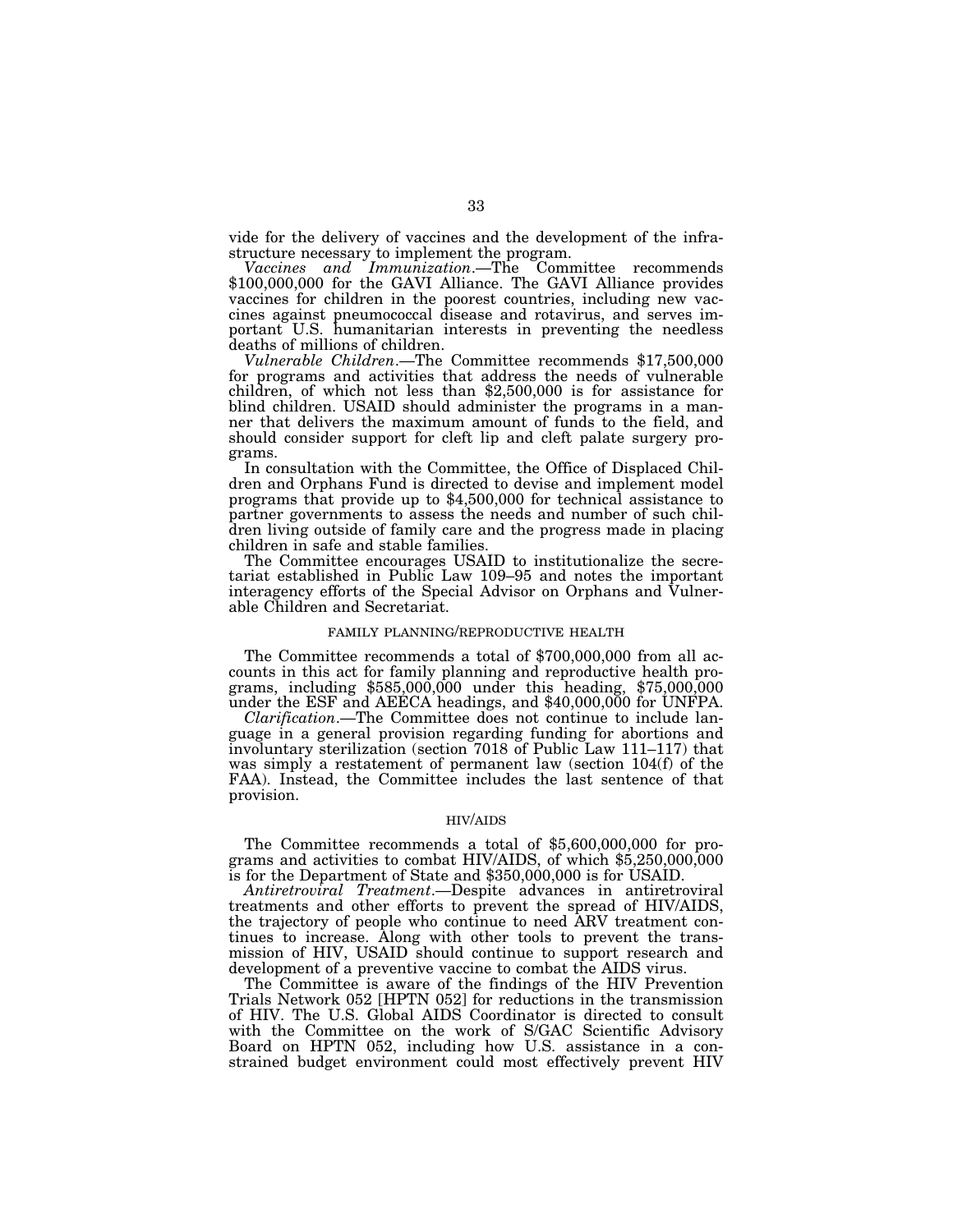vide for the delivery of vaccines and the development of the infrastructure necessary to implement the program.

*Vaccines and Immunization*.—The Committee recommends $100,000,000 for the GAVI Alliance. The GAVI Alliance provides vaccines for children in the poorest countries, including new vaccines against pneumococcal disease and rotavirus, and serves important U.S. humanitarian interests in preventing the needless deaths of millions of children.

*Vulnerable Children*.—The Committee recommends $17,500,000 for programs and activities that address the needs of vulnerable children, of which not less than $2,500,000 is for assistance for blind children. USAID should administer the programs in a manner that delivers the maximum amount of funds to the field, and should consider support for cleft lip and cleft palate surgery programs.

In consultation with the Committee, the Office of Displaced Children and Orphans Fund is directed to devise and implement model programs that provide up to $4,500,000 for technical assistance to partner governments to assess the needs and number of such children living outside of family care and the progress made in placing children in safe and stable families.

The Committee encourages USAID to institutionalize the secretariat established in Public Law 109–95 and notes the important interagency efforts of the Special Advisor on Orphans and Vulnerable Children and Secretariat.

### FAMILY PLANNING/REPRODUCTIVE HEALTH

The Committee recommends a total of $700,000,000 from all accounts in this act for family planning and reproductive health programs, including $585,000,000 under this heading, $75,000,000 under the ESF and AEECA headings, and $40,000,000 for UNFPA.

*Clarification*.—The Committee does not continue to include language in a general provision regarding funding for abortions and involuntary sterilization (section 7018 of Public Law 111–117) that was simply a restatement of permanent law (section 104(f) of the FAA). Instead, the Committee includes the last sentence of that provision.

### HIV/AIDS

The Committee recommends a total of $5,600,000,000 for programs and activities to combat HIV/AIDS, of which $5,250,000,000 is for the Department of State and $350,000,000 is for USAID.

*Antiretroviral Treatment*.—Despite advances in antiretroviral treatments and other efforts to prevent the spread of HIV/AIDS, the trajectory of people who continue to need ARV treatment continues to increase. Along with other tools to prevent the transmission of HIV, USAID should continue to support research and development of a preventive vaccine to combat the AIDS virus.

The Committee is aware of the findings of the HIV Prevention Trials Network 052 [HPTN 052] for reductions in the transmission of HIV. The U.S. Global AIDS Coordinator is directed to consult with the Committee on the work of S/GAC Scientific Advisory Board on HPTN 052, including how U.S. assistance in a constrained budget environment could most effectively prevent HIV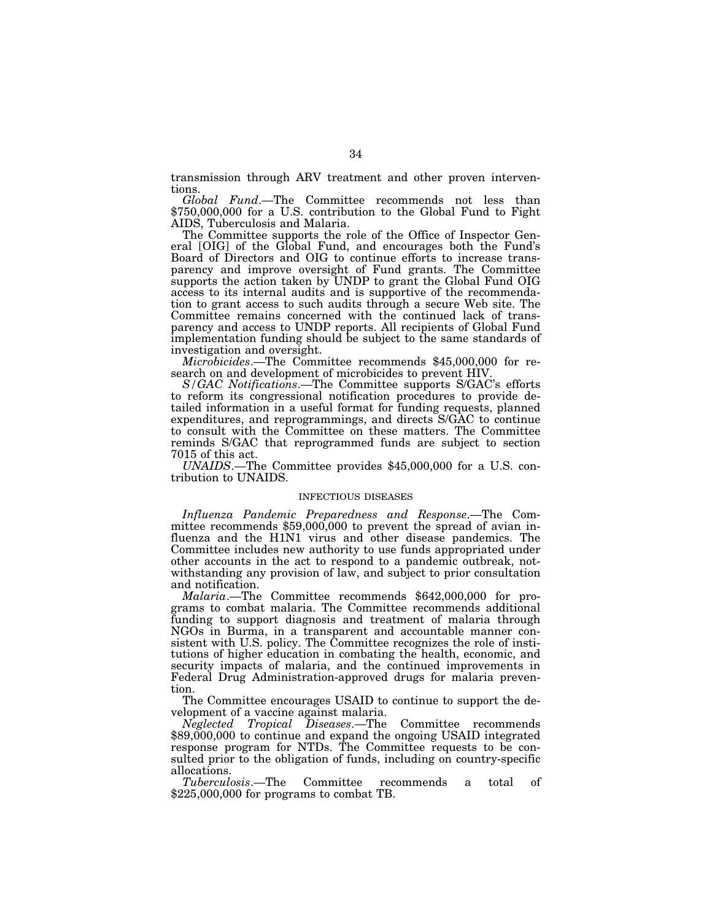transmission through ARV treatment and other proven interventions.

*Global Fund*.—The Committee recommends not less than $750,000,000 for a U.S. contribution to the Global Fund to Fight AIDS, Tuberculosis and Malaria.

The Committee supports the role of the Office of Inspector General [OIG] of the Global Fund, and encourages both the Fund's Board of Directors and OIG to continue efforts to increase transparency and improve oversight of Fund grants. The Committee supports the action taken by UNDP to grant the Global Fund OIG access to its internal audits and is supportive of the recommendation to grant access to such audits through a secure Web site. The Committee remains concerned with the continued lack of transparency and access to UNDP reports. All recipients of Global Fund implementation funding should be subject to the same standards of investigation and oversight.

*Microbicides*.—The Committee recommends $45,000,000 for research on and development of microbicides to prevent HIV.

*S/GAC Notifications*.—The Committee supports S/GAC's efforts to reform its congressional notification procedures to provide detailed information in a useful format for funding requests, planned expenditures, and reprogrammings, and directs S/GAC to continue to consult with the Committee on these matters. The Committee reminds S/GAC that reprogrammed funds are subject to section 7015 of this act.

*UNAIDS*.—The Committee provides $45,000,000 for a U.S. contribution to UNAIDS.

INFECTIOUS DISEASES

*Influenza Pandemic Preparedness and Response*.—The Committee recommends $59,000,000 to prevent the spread of avian influenza and the H1N1 virus and other disease pandemics. The Committee includes new authority to use funds appropriated under other accounts in the act to respond to a pandemic outbreak, notwithstanding any provision of law, and subject to prior consultation and notification.

*Malaria*.—The Committee recommends $642,000,000 for programs to combat malaria. The Committee recommends additional funding to support diagnosis and treatment of malaria through NGOs in Burma, in a transparent and accountable manner consistent with U.S. policy. The Committee recognizes the role of institutions of higher education in combating the health, economic, and security impacts of malaria, and the continued improvements in Federal Drug Administration-approved drugs for malaria prevention.

The Committee encourages USAID to continue to support the development of a vaccine against malaria.

*Neglected Tropical Diseases*.—The Committee recommends $89,000,000 to continue and expand the ongoing USAID integrated response program for NTDs. The Committee requests to be consulted prior to the obligation of funds, including on country-specific allocations.

*Tuberculosis*.—The Committee recommends a total of $225,000,000 for programs to combat TB.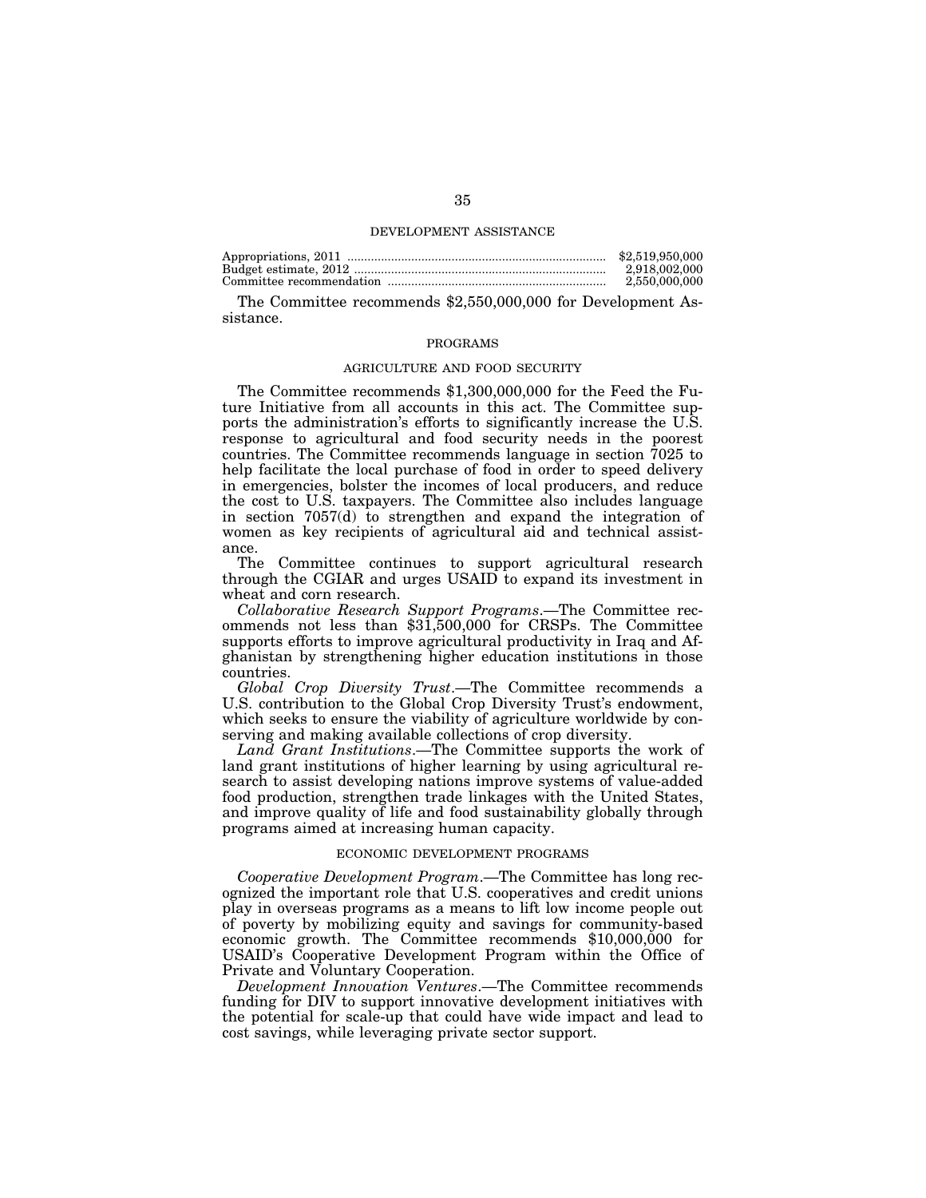## DEVELOPMENT ASSISTANCE

| | |
|---|---|
| Appropriations, 2011 | $2,519,950,000 |
| Budget estimate, 2012 | 2,918,002,000 |
| Committee recommendation | 2,550,000,000 |

The Committee recommends $2,550,000,000 for Development Assistance.

### PROGRAMS

#### AGRICULTURE AND FOOD SECURITY

The Committee recommends $1,300,000,000 for the Feed the Future Initiative from all accounts in this act. The Committee supports the administration's efforts to significantly increase the U.S. response to agricultural and food security needs in the poorest countries. The Committee recommends language in section 7025 to help facilitate the local purchase of food in order to speed delivery in emergencies, bolster the incomes of local producers, and reduce the cost to U.S. taxpayers. The Committee also includes language in section 7057(d) to strengthen and expand the integration of women as key recipients of agricultural aid and technical assistance.

The Committee continues to support agricultural research through the CGIAR and urges USAID to expand its investment in wheat and corn research.

*Collaborative Research Support Programs*.—The Committee recommends not less than $31,500,000 for CRSPs. The Committee supports efforts to improve agricultural productivity in Iraq and Afghanistan by strengthening higher education institutions in those countries.

*Global Crop Diversity Trust*.—The Committee recommends a U.S. contribution to the Global Crop Diversity Trust's endowment, which seeks to ensure the viability of agriculture worldwide by conserving and making available collections of crop diversity.

*Land Grant Institutions*.—The Committee supports the work of land grant institutions of higher learning by using agricultural research to assist developing nations improve systems of value-added food production, strengthen trade linkages with the United States, and improve quality of life and food sustainability globally through programs aimed at increasing human capacity.

#### ECONOMIC DEVELOPMENT PROGRAMS

*Cooperative Development Program*.—The Committee has long recognized the important role that U.S. cooperatives and credit unions play in overseas programs as a means to lift low income people out of poverty by mobilizing equity and savings for community-based economic growth. The Committee recommends $10,000,000 for USAID's Cooperative Development Program within the Office of Private and Voluntary Cooperation.

*Development Innovation Ventures*.—The Committee recommends funding for DIV to support innovative development initiatives with the potential for scale-up that could have wide impact and lead to cost savings, while leveraging private sector support.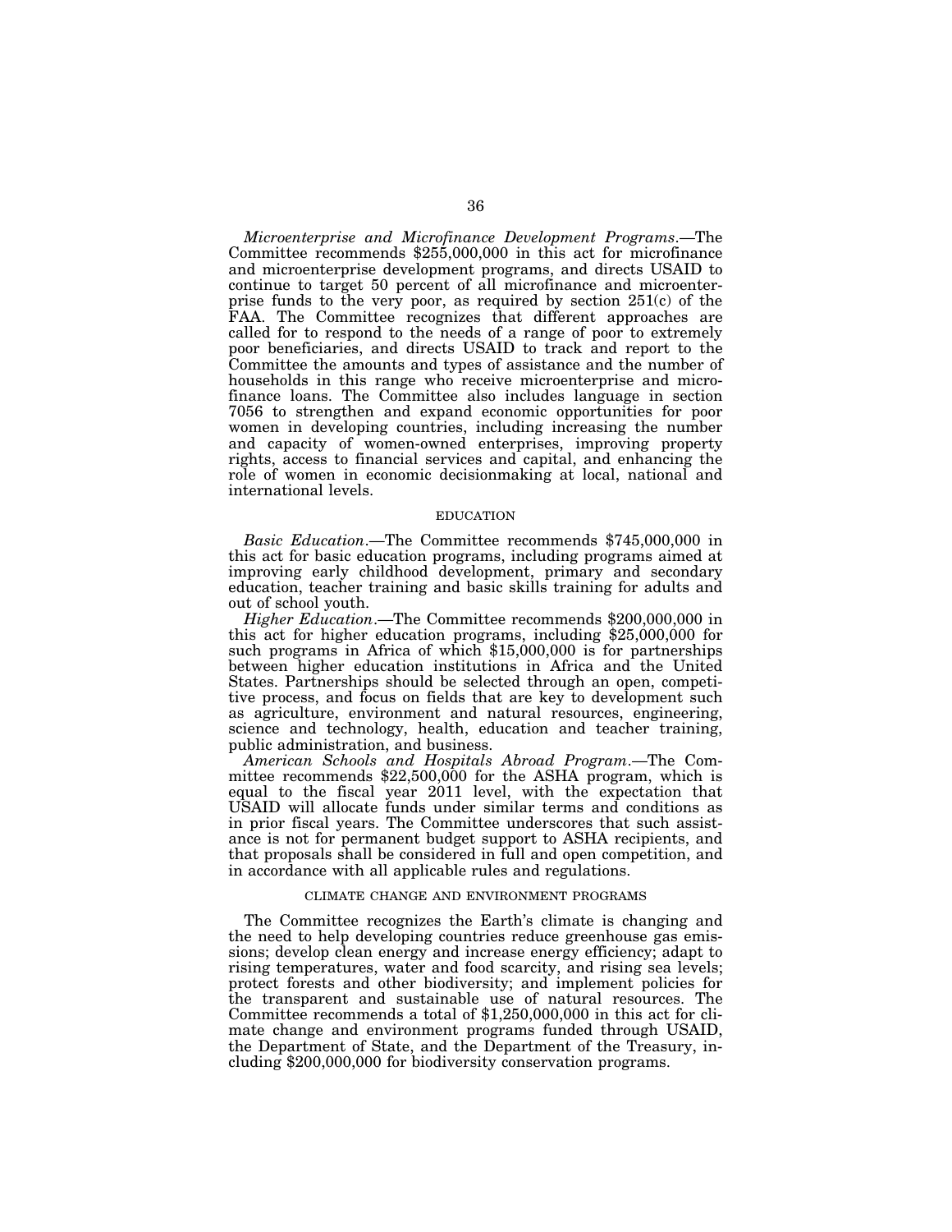*Microenterprise and Microfinance Development Programs*.—The Committee recommends $255,000,000 in this act for microfinance and microenterprise development programs, and directs USAID to continue to target 50 percent of all microfinance and microenterprise funds to the very poor, as required by section 251(c) of the FAA. The Committee recognizes that different approaches are called for to respond to the needs of a range of poor to extremely poor beneficiaries, and directs USAID to track and report to the Committee the amounts and types of assistance and the number of households in this range who receive microenterprise and microfinance loans. The Committee also includes language in section 7056 to strengthen and expand economic opportunities for poor women in developing countries, including increasing the number and capacity of women-owned enterprises, improving property rights, access to financial services and capital, and enhancing the role of women in economic decisionmaking at local, national and international levels.

## EDUCATION

*Basic Education*.—The Committee recommends $745,000,000 in this act for basic education programs, including programs aimed at improving early childhood development, primary and secondary education, teacher training and basic skills training for adults and out of school youth.

*Higher Education*.—The Committee recommends $200,000,000 in this act for higher education programs, including $25,000,000 for such programs in Africa of which $15,000,000 is for partnerships between higher education institutions in Africa and the United States. Partnerships should be selected through an open, competitive process, and focus on fields that are key to development such as agriculture, environment and natural resources, engineering, science and technology, health, education and teacher training, public administration, and business.

*American Schools and Hospitals Abroad Program*.—The Committee recommends $22,500,000 for the ASHA program, which is equal to the fiscal year 2011 level, with the expectation that USAID will allocate funds under similar terms and conditions as in prior fiscal years. The Committee underscores that such assistance is not for permanent budget support to ASHA recipients, and that proposals shall be considered in full and open competition, and in accordance with all applicable rules and regulations.

## CLIMATE CHANGE AND ENVIRONMENT PROGRAMS

The Committee recognizes the Earth's climate is changing and the need to help developing countries reduce greenhouse gas emissions; develop clean energy and increase energy efficiency; adapt to rising temperatures, water and food scarcity, and rising sea levels; protect forests and other biodiversity; and implement policies for the transparent and sustainable use of natural resources. The Committee recommends a total of $1,250,000,000 in this act for climate change and environment programs funded through USAID, the Department of State, and the Department of the Treasury, including $200,000,000 for biodiversity conservation programs.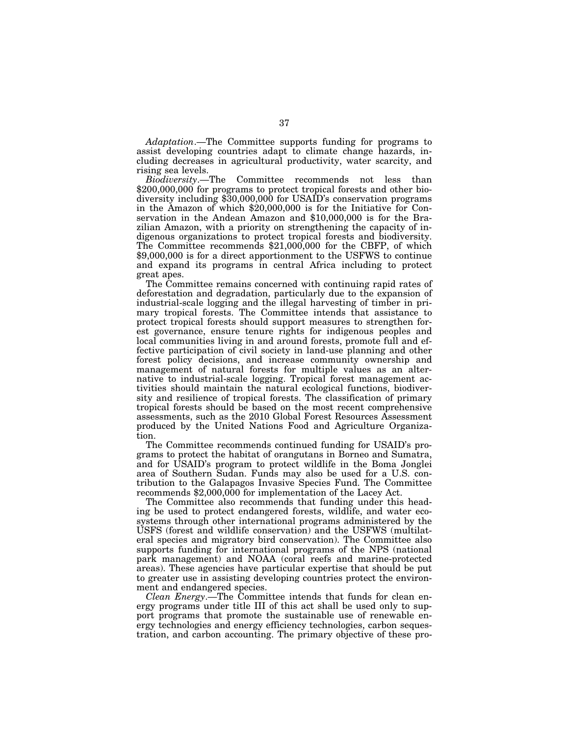*Adaptation*.—The Committee supports funding for programs to assist developing countries adapt to climate change hazards, including decreases in agricultural productivity, water scarcity, and rising sea levels.

*Biodiversity*.—The Committee recommends not less than $200,000,000 for programs to protect tropical forests and other biodiversity including $30,000,000 for USAID's conservation programs in the Amazon of which $20,000,000 is for the Initiative for Conservation in the Andean Amazon and $10,000,000 is for the Brazilian Amazon, with a priority on strengthening the capacity of indigenous organizations to protect tropical forests and biodiversity. The Committee recommends $21,000,000 for the CBFP, of which $9,000,000 is for a direct apportionment to the USFWS to continue and expand its programs in central Africa including to protect great apes.

The Committee remains concerned with continuing rapid rates of deforestation and degradation, particularly due to the expansion of industrial-scale logging and the illegal harvesting of timber in primary tropical forests. The Committee intends that assistance to protect tropical forests should support measures to strengthen forest governance, ensure tenure rights for indigenous peoples and local communities living in and around forests, promote full and effective participation of civil society in land-use planning and other forest policy decisions, and increase community ownership and management of natural forests for multiple values as an alternative to industrial-scale logging. Tropical forest management activities should maintain the natural ecological functions, biodiversity and resilience of tropical forests. The classification of primary tropical forests should be based on the most recent comprehensive assessments, such as the 2010 Global Forest Resources Assessment produced by the United Nations Food and Agriculture Organization.

The Committee recommends continued funding for USAID's programs to protect the habitat of orangutans in Borneo and Sumatra, and for USAID's program to protect wildlife in the Boma Jonglei area of Southern Sudan. Funds may also be used for a U.S. contribution to the Galapagos Invasive Species Fund. The Committee recommends $2,000,000 for implementation of the Lacey Act.

The Committee also recommends that funding under this heading be used to protect endangered forests, wildlife, and water ecosystems through other international programs administered by the USFS (forest and wildlife conservation) and the USFWS (multilateral species and migratory bird conservation). The Committee also supports funding for international programs of the NPS (national park management) and NOAA (coral reefs and marine-protected areas). These agencies have particular expertise that should be put to greater use in assisting developing countries protect the environment and endangered species.

*Clean Energy*.—The Committee intends that funds for clean energy programs under title III of this act shall be used only to support programs that promote the sustainable use of renewable energy technologies and energy efficiency technologies, carbon sequestration, and carbon accounting. The primary objective of these pro-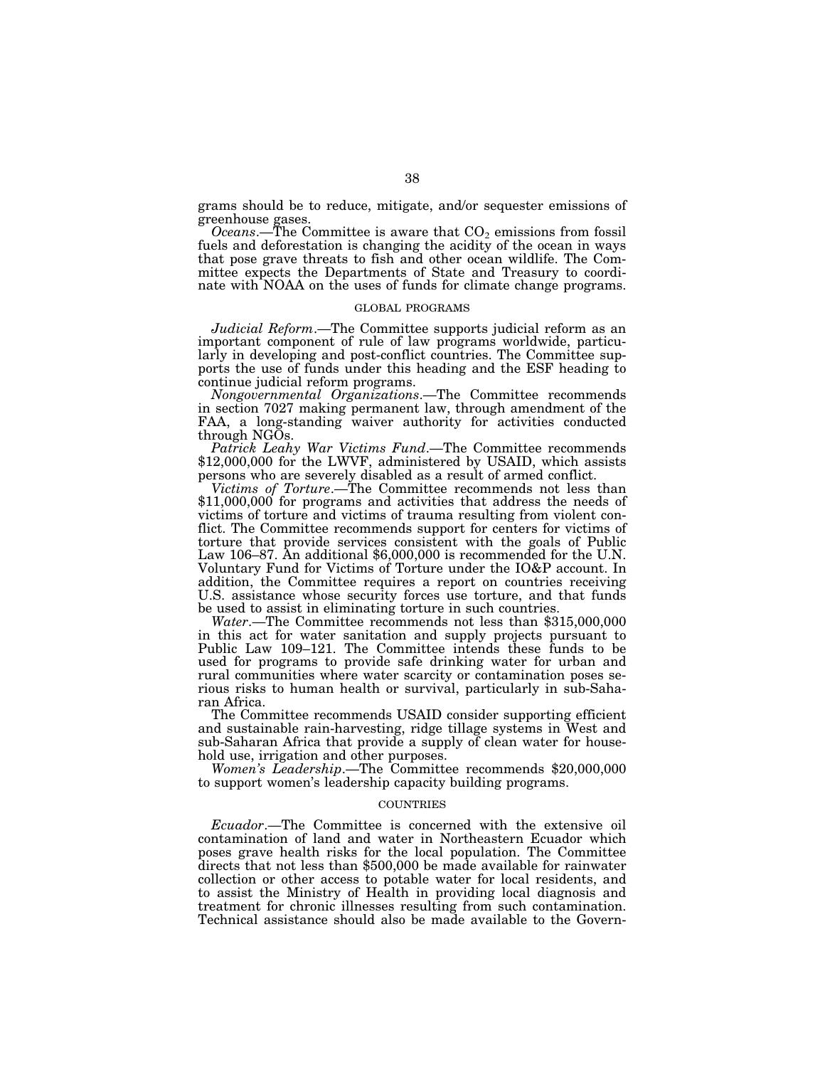grams should be to reduce, mitigate, and/or sequester emissions of greenhouse gases.

*Oceans*.—The Committee is aware that $CO_2$ emissions from fossil fuels and deforestation is changing the acidity of the ocean in ways that pose grave threats to fish and other ocean wildlife. The Committee expects the Departments of State and Treasury to coordinate with NOAA on the uses of funds for climate change programs.

### GLOBAL PROGRAMS

*Judicial Reform*.—The Committee supports judicial reform as an important component of rule of law programs worldwide, particularly in developing and post-conflict countries. The Committee supports the use of funds under this heading and the ESF heading to continue judicial reform programs.

*Nongovernmental Organizations*.—The Committee recommends in section 7027 making permanent law, through amendment of the FAA, a long-standing waiver authority for activities conducted through NGOs.

*Patrick Leahy War Victims Fund*.—The Committee recommends $12,000,000 for the LWVF, administered by USAID, which assists persons who are severely disabled as a result of armed conflict.

*Victims of Torture*.—The Committee recommends not less than $11,000,000 for programs and activities that address the needs of victims of torture and victims of trauma resulting from violent conflict. The Committee recommends support for centers for victims of torture that provide services consistent with the goals of Public Law 106–87. An additional $6,000,000 is recommended for the U.N. Voluntary Fund for Victims of Torture under the IO&P account. In addition, the Committee requires a report on countries receiving U.S. assistance whose security forces use torture, and that funds be used to assist in eliminating torture in such countries.

*Water*.—The Committee recommends not less than $315,000,000 in this act for water sanitation and supply projects pursuant to Public Law 109–121. The Committee intends these funds to be used for programs to provide safe drinking water for urban and rural communities where water scarcity or contamination poses serious risks to human health or survival, particularly in sub-Saharan Africa.

The Committee recommends USAID consider supporting efficient and sustainable rain-harvesting, ridge tillage systems in West and sub-Saharan Africa that provide a supply of clean water for household use, irrigation and other purposes.

*Women's Leadership*.—The Committee recommends $20,000,000 to support women's leadership capacity building programs.

### COUNTRIES

*Ecuador*.—The Committee is concerned with the extensive oil contamination of land and water in Northeastern Ecuador which poses grave health risks for the local population. The Committee directs that not less than $500,000 be made available for rainwater collection or other access to potable water for local residents, and to assist the Ministry of Health in providing local diagnosis and treatment for chronic illnesses resulting from such contamination. Technical assistance should also be made available to the Govern-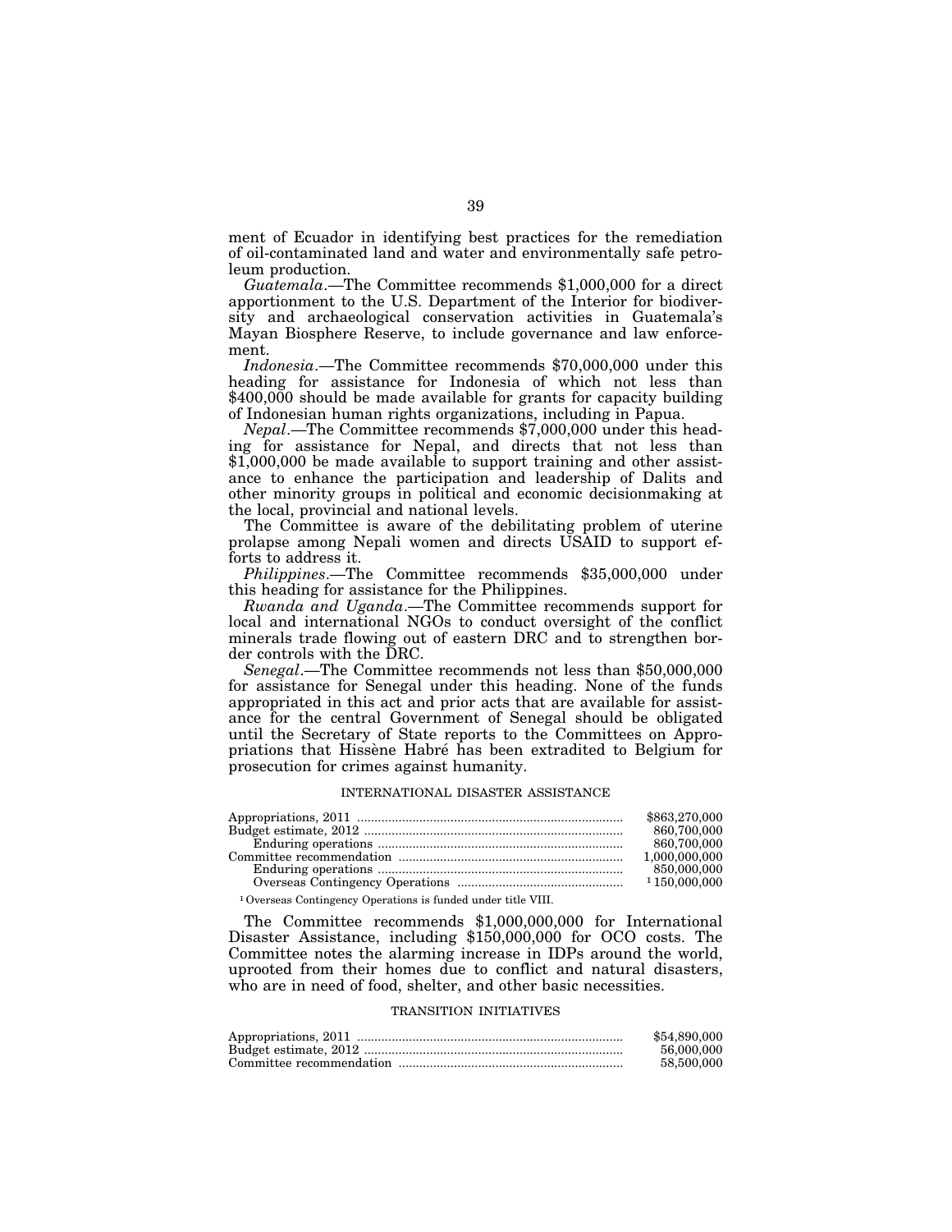ment of Ecuador in identifying best practices for the remediation of oil-contaminated land and water and environmentally safe petroleum production.

*Guatemala*.—The Committee recommends $1,000,000 for a direct apportionment to the U.S. Department of the Interior for biodiversity and archaeological conservation activities in Guatemala's Mayan Biosphere Reserve, to include governance and law enforcement.

*Indonesia*.—The Committee recommends $70,000,000 under this heading for assistance for Indonesia of which not less than $400,000 should be made available for grants for capacity building of Indonesian human rights organizations, including in Papua.

*Nepal*.—The Committee recommends $7,000,000 under this heading for assistance for Nepal, and directs that not less than $1,000,000 be made available to support training and other assistance to enhance the participation and leadership of Dalits and other minority groups in political and economic decisionmaking at the local, provincial and national levels.

The Committee is aware of the debilitating problem of uterine prolapse among Nepali women and directs USAID to support efforts to address it.

*Philippines*.—The Committee recommends $35,000,000 under this heading for assistance for the Philippines.

*Rwanda and Uganda*.—The Committee recommends support for local and international NGOs to conduct oversight of the conflict minerals trade flowing out of eastern DRC and to strengthen border controls with the DRC.

*Senegal*.—The Committee recommends not less than $50,000,000 for assistance for Senegal under this heading. None of the funds appropriated in this act and prior acts that are available for assistance for the central Government of Senegal should be obligated until the Secretary of State reports to the Committees on Appropriations that Hissène Habré has been extradited to Belgium for prosecution for crimes against humanity.

## INTERNATIONAL DISASTER ASSISTANCE

| | |
|---|---|
| Appropriations, 2011 | $863,270,000 |
| Budget estimate, 2012 | 860,700,000 |
| Enduring operations | 860,700,000 |
| Committee recommendation | 1,000,000,000 |
| Enduring operations | 850,000,000 |
| Overseas Contingency Operations | [1] 150,000,000 |

[1] Overseas Contingency Operations is funded under title VIII.

The Committee recommends $1,000,000,000 for International Disaster Assistance, including $150,000,000 for OCO costs. The Committee notes the alarming increase in IDPs around the world, uprooted from their homes due to conflict and natural disasters, who are in need of food, shelter, and other basic necessities.

## TRANSITION INITIATIVES

| | |
|---|---|
| Appropriations, 2011 | $54,890,000 |
| Budget estimate, 2012 | 56,000,000 |
| Committee recommendation | 58,500,000 |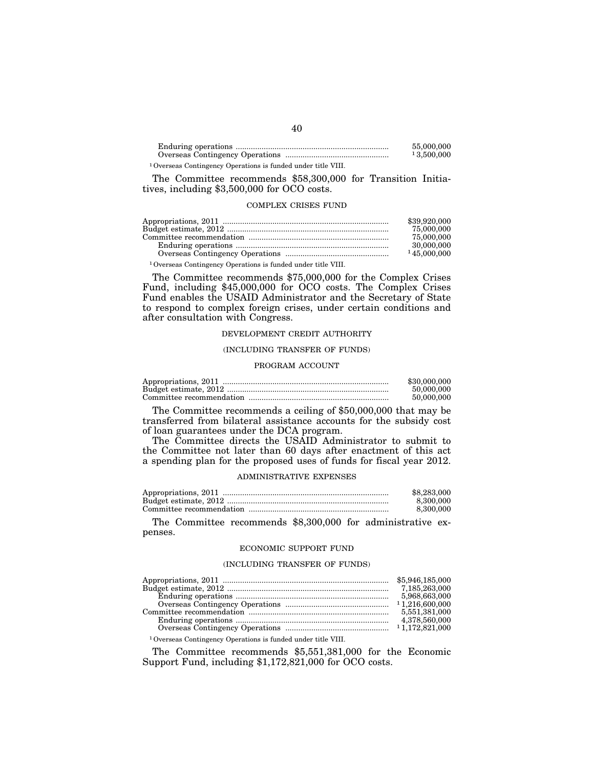| | |
|---|---|
| Enduring operations | 55,000,000 |
| Overseas Contingency Operations | [1] 3,500,000 |

[1] Overseas Contingency Operations is funded under title VIII.

The Committee recommends $58,300,000 for Transition Initiatives, including $3,500,000 for OCO costs.

### COMPLEX CRISES FUND

| | |
|---|---|
| Appropriations, 2011 | $39,920,000 |
| Budget estimate, 2012 | 75,000,000 |
| Committee recommendation | 75,000,000 |
| Enduring operations | 30,000,000 |
| Overseas Contingency Operations | [1] 45,000,000 |

[1] Overseas Contingency Operations is funded under title VIII.

The Committee recommends $75,000,000 for the Complex Crises Fund, including $45,000,000 for OCO costs. The Complex Crises Fund enables the USAID Administrator and the Secretary of State to respond to complex foreign crises, under certain conditions and after consultation with Congress.

### DEVELOPMENT CREDIT AUTHORITY

### (INCLUDING TRANSFER OF FUNDS)

### PROGRAM ACCOUNT

| | |
|---|---|
| Appropriations, 2011 | $30,000,000 |
| Budget estimate, 2012 | 50,000,000 |
| Committee recommendation | 50,000,000 |

The Committee recommends a ceiling of $50,000,000 that may be transferred from bilateral assistance accounts for the subsidy cost of loan guarantees under the DCA program.

The Committee directs the USAID Administrator to submit to the Committee not later than 60 days after enactment of this act a spending plan for the proposed uses of funds for fiscal year 2012.

### ADMINISTRATIVE EXPENSES

| | |
|---|---|
| Appropriations, 2011 | $8,283,000 |
| Budget estimate, 2012 | 8,300,000 |
| Committee recommendation | 8,300,000 |

The Committee recommends $8,300,000 for administrative expenses.

### ECONOMIC SUPPORT FUND

### (INCLUDING TRANSFER OF FUNDS)

| | |
|---|---|
| Appropriations, 2011 | $5,946,185,000 |
| Budget estimate, 2012 | 7,185,263,000 |
| Enduring operations | 5,968,663,000 |
| Overseas Contingency Operations | [1] 1,216,600,000 |
| Committee recommendation | 5,551,381,000 |
| Enduring operations | 4,378,560,000 |
| Overseas Contingency Operations | [1] 1,172,821,000 |

[1] Overseas Contingency Operations is funded under title VIII.

The Committee recommends $5,551,381,000 for the Economic Support Fund, including $1,172,821,000 for OCO costs.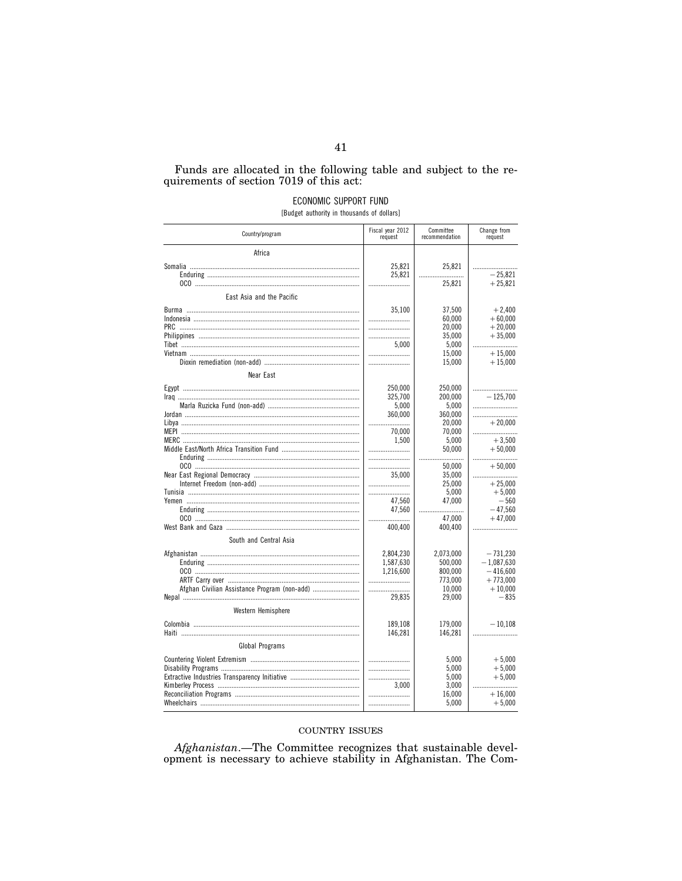Funds are allocated in the following table and subject to the requirements of section 7019 of this act:

ECONOMIC SUPPORT FUND

[Budget authority in thousands of dollars]

| Country/program | Fiscal year 2012 request | Committee recommendation | Change from request |
|---|---|---|---|
| **Africa** | | | |
| Somalia | 25,821 | 25,821 | |
| Enduring | 25,821 | | −25,821 |
| OCO | | 25,821 | +25,821 |
| **East Asia and the Pacific** | | | |
| Burma | 35,100 | 37,500 | +2,400 |
| Indonesia | | 60,000 | +60,000 |
| PRC | | 20,000 | +20,000 |
| Philippines | | 35,000 | +35,000 |
| Tibet | 5,000 | 5,000 | |
| Vietnam | | 15,000 | +15,000 |
| Dioxin remediation (non-add) | | 15,000 | +15,000 |
| **Near East** | | | |
| Egypt | 250,000 | 250,000 | |
| Iraq | 325,700 | 200,000 | −125,700 |
| Marla Ruzicka Fund (non-add) | 5,000 | 5,000 | |
| Jordan | 360,000 | 360,000 | |
| Libya | | 20,000 | +20,000 |
| MEPI | 70,000 | 70,000 | |
| MERC | 1,500 | 5,000 | +3,500 |
| Middle East/North Africa Transition Fund | | 50,000 | +50,000 |
| Enduring | | | |
| OCO | | 50,000 | +50,000 |
| Near East Regional Democracy | 35,000 | 35,000 | |
| Internet Freedom (non-add) | | 25,000 | +25,000 |
| Tunisia | | 5,000 | +5,000 |
| Yemen | 47,560 | 47,000 | −560 |
| Enduring | 47,560 | | −47,560 |
| OCO | | 47,000 | +47,000 |
| West Bank and Gaza | 400,400 | 400,400 | |
| **South and Central Asia** | | | |
| Afghanistan | 2,804,230 | 2,073,000 | −731,230 |
| Enduring | 1,587,630 | 500,000 | −1,087,630 |
| OCO | 1,216,600 | 800,000 | −416,600 |
| ARTF Carry over | | 773,000 | +773,000 |
| Afghan Civilian Assistance Program (non-add) | | 10,000 | +10,000 |
| Nepal | 29,835 | 29,000 | −835 |
| **Western Hemisphere** | | | |
| Colombia | 189,108 | 179,000 | −10,108 |
| Haiti | 146,281 | 146,281 | |
| **Global Programs** | | | |
| Countering Violent Extremism | | 5,000 | +5,000 |
| Disability Programs | | 5,000 | +5,000 |
| Extractive Industries Transparency Initiative | | 5,000 | +5,000 |
| Kimberley Process | 3,000 | 3,000 | |
| Reconciliation Programs | | 16,000 | +16,000 |
| Wheelchairs | | 5,000 | +5,000 |

## COUNTRY ISSUES

*Afghanistan*.—The Committee recognizes that sustainable development is necessary to achieve stability in Afghanistan. The Com-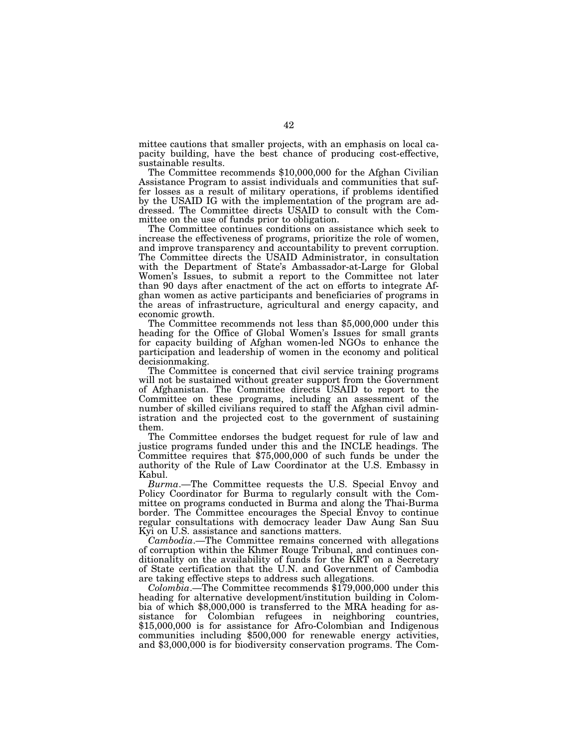mittee cautions that smaller projects, with an emphasis on local capacity building, have the best chance of producing cost-effective, sustainable results.

The Committee recommends $10,000,000 for the Afghan Civilian Assistance Program to assist individuals and communities that suffer losses as a result of military operations, if problems identified by the USAID IG with the implementation of the program are addressed. The Committee directs USAID to consult with the Committee on the use of funds prior to obligation.

The Committee continues conditions on assistance which seek to increase the effectiveness of programs, prioritize the role of women, and improve transparency and accountability to prevent corruption. The Committee directs the USAID Administrator, in consultation with the Department of State's Ambassador-at-Large for Global Women's Issues, to submit a report to the Committee not later than 90 days after enactment of the act on efforts to integrate Afghan women as active participants and beneficiaries of programs in the areas of infrastructure, agricultural and energy capacity, and economic growth.

The Committee recommends not less than $5,000,000 under this heading for the Office of Global Women's Issues for small grants for capacity building of Afghan women-led NGOs to enhance the participation and leadership of women in the economy and political decisionmaking.

The Committee is concerned that civil service training programs will not be sustained without greater support from the Government of Afghanistan. The Committee directs USAID to report to the Committee on these programs, including an assessment of the number of skilled civilians required to staff the Afghan civil administration and the projected cost to the government of sustaining them.

The Committee endorses the budget request for rule of law and justice programs funded under this and the INCLE headings. The Committee requires that $75,000,000 of such funds be under the authority of the Rule of Law Coordinator at the U.S. Embassy in Kabul.

*Burma*.—The Committee requests the U.S. Special Envoy and Policy Coordinator for Burma to regularly consult with the Committee on programs conducted in Burma and along the Thai-Burma border. The Committee encourages the Special Envoy to continue regular consultations with democracy leader Daw Aung San Suu Kyi on U.S. assistance and sanctions matters.

*Cambodia*.—The Committee remains concerned with allegations of corruption within the Khmer Rouge Tribunal, and continues conditionality on the availability of funds for the KRT on a Secretary of State certification that the U.N. and Government of Cambodia are taking effective steps to address such allegations.

*Colombia*.—The Committee recommends $179,000,000 under this heading for alternative development/institution building in Colombia of which $8,000,000 is transferred to the MRA heading for assistance for Colombian refugees in neighboring countries, $15,000,000 is for assistance for Afro-Colombian and Indigenous communities including $500,000 for renewable energy activities, and $3,000,000 is for biodiversity conservation programs. The Com-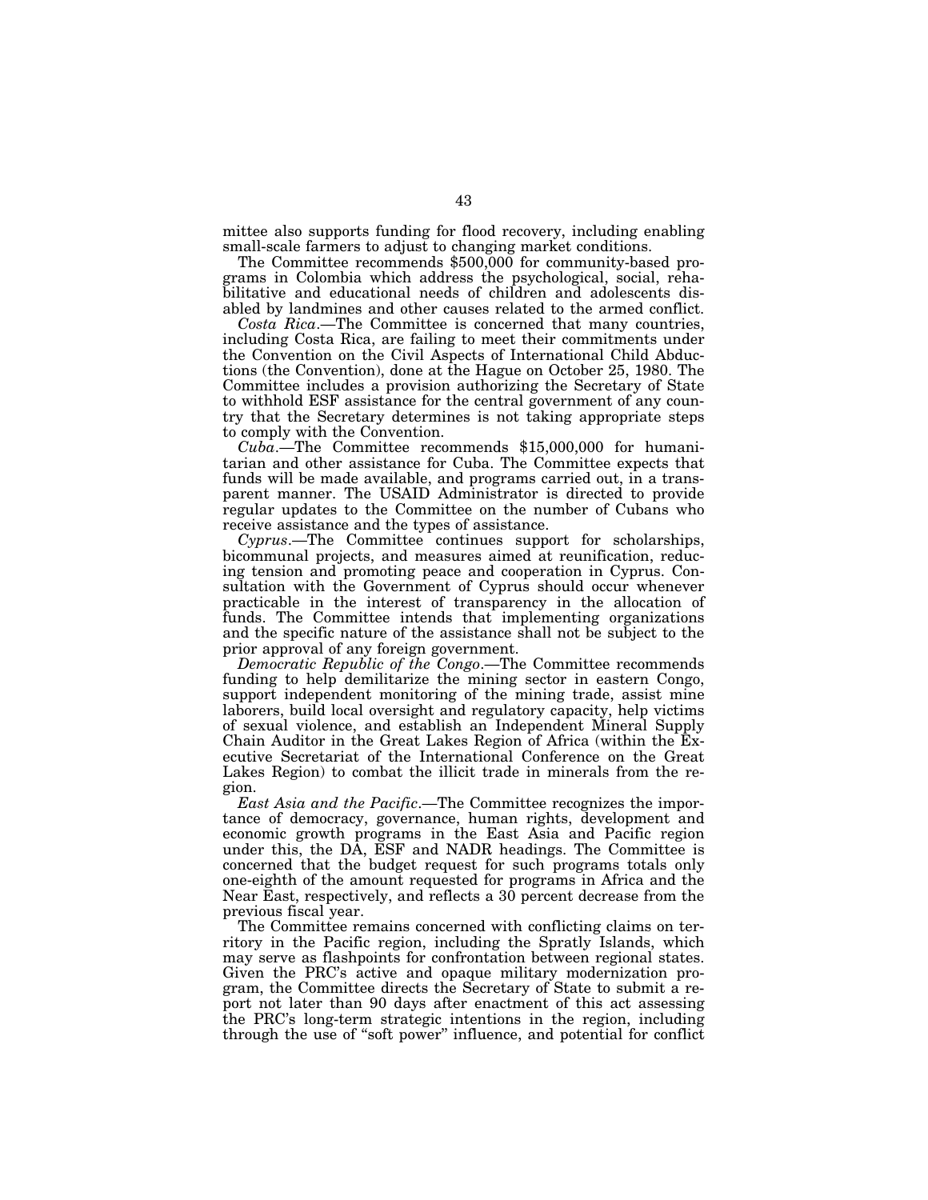mittee also supports funding for flood recovery, including enabling small-scale farmers to adjust to changing market conditions.

The Committee recommends $500,000 for community-based programs in Colombia which address the psychological, social, rehabilitative and educational needs of children and adolescents disabled by landmines and other causes related to the armed conflict.

*Costa Rica*.—The Committee is concerned that many countries, including Costa Rica, are failing to meet their commitments under the Convention on the Civil Aspects of International Child Abductions (the Convention), done at the Hague on October 25, 1980. The Committee includes a provision authorizing the Secretary of State to withhold ESF assistance for the central government of any country that the Secretary determines is not taking appropriate steps to comply with the Convention.

*Cuba*.—The Committee recommends $15,000,000 for humanitarian and other assistance for Cuba. The Committee expects that funds will be made available, and programs carried out, in a transparent manner. The USAID Administrator is directed to provide regular updates to the Committee on the number of Cubans who receive assistance and the types of assistance.

*Cyprus*.—The Committee continues support for scholarships, bicommunal projects, and measures aimed at reunification, reducing tension and promoting peace and cooperation in Cyprus. Consultation with the Government of Cyprus should occur whenever practicable in the interest of transparency in the allocation of funds. The Committee intends that implementing organizations and the specific nature of the assistance shall not be subject to the prior approval of any foreign government.

*Democratic Republic of the Congo*.—The Committee recommends funding to help demilitarize the mining sector in eastern Congo, support independent monitoring of the mining trade, assist mine laborers, build local oversight and regulatory capacity, help victims of sexual violence, and establish an Independent Mineral Supply Chain Auditor in the Great Lakes Region of Africa (within the Executive Secretariat of the International Conference on the Great Lakes Region) to combat the illicit trade in minerals from the region.

*East Asia and the Pacific*.—The Committee recognizes the importance of democracy, governance, human rights, development and economic growth programs in the East Asia and Pacific region under this, the DA, ESF and NADR headings. The Committee is concerned that the budget request for such programs totals only one-eighth of the amount requested for programs in Africa and the Near East, respectively, and reflects a 30 percent decrease from the previous fiscal year.

The Committee remains concerned with conflicting claims on territory in the Pacific region, including the Spratly Islands, which may serve as flashpoints for confrontation between regional states. Given the PRC's active and opaque military modernization program, the Committee directs the Secretary of State to submit a report not later than 90 days after enactment of this act assessing the PRC's long-term strategic intentions in the region, including through the use of "soft power" influence, and potential for conflict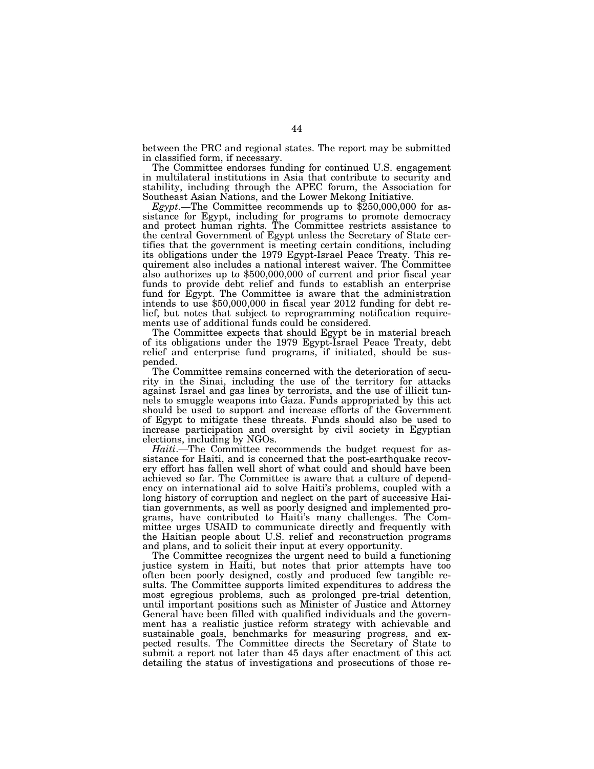between the PRC and regional states. The report may be submitted in classified form, if necessary.

The Committee endorses funding for continued U.S. engagement in multilateral institutions in Asia that contribute to security and stability, including through the APEC forum, the Association for Southeast Asian Nations, and the Lower Mekong Initiative.

*Egypt*.—The Committee recommends up to $250,000,000 for assistance for Egypt, including for programs to promote democracy and protect human rights. The Committee restricts assistance to the central Government of Egypt unless the Secretary of State certifies that the government is meeting certain conditions, including its obligations under the 1979 Egypt-Israel Peace Treaty. This requirement also includes a national interest waiver. The Committee also authorizes up to $500,000,000 of current and prior fiscal year funds to provide debt relief and funds to establish an enterprise fund for Egypt. The Committee is aware that the administration intends to use $50,000,000 in fiscal year 2012 funding for debt relief, but notes that subject to reprogramming notification requirements use of additional funds could be considered.

The Committee expects that should Egypt be in material breach of its obligations under the 1979 Egypt-Israel Peace Treaty, debt relief and enterprise fund programs, if initiated, should be suspended.

The Committee remains concerned with the deterioration of security in the Sinai, including the use of the territory for attacks against Israel and gas lines by terrorists, and the use of illicit tunnels to smuggle weapons into Gaza. Funds appropriated by this act should be used to support and increase efforts of the Government of Egypt to mitigate these threats. Funds should also be used to increase participation and oversight by civil society in Egyptian elections, including by NGOs.

*Haiti*.—The Committee recommends the budget request for assistance for Haiti, and is concerned that the post-earthquake recovery effort has fallen well short of what could and should have been achieved so far. The Committee is aware that a culture of dependency on international aid to solve Haiti's problems, coupled with a long history of corruption and neglect on the part of successive Haitian governments, as well as poorly designed and implemented programs, have contributed to Haiti's many challenges. The Committee urges USAID to communicate directly and frequently with the Haitian people about U.S. relief and reconstruction programs and plans, and to solicit their input at every opportunity.

The Committee recognizes the urgent need to build a functioning justice system in Haiti, but notes that prior attempts have too often been poorly designed, costly and produced few tangible results. The Committee supports limited expenditures to address the most egregious problems, such as prolonged pre-trial detention, until important positions such as Minister of Justice and Attorney General have been filled with qualified individuals and the government has a realistic justice reform strategy with achievable and sustainable goals, benchmarks for measuring progress, and expected results. The Committee directs the Secretary of State to submit a report not later than 45 days after enactment of this act detailing the status of investigations and prosecutions of those re-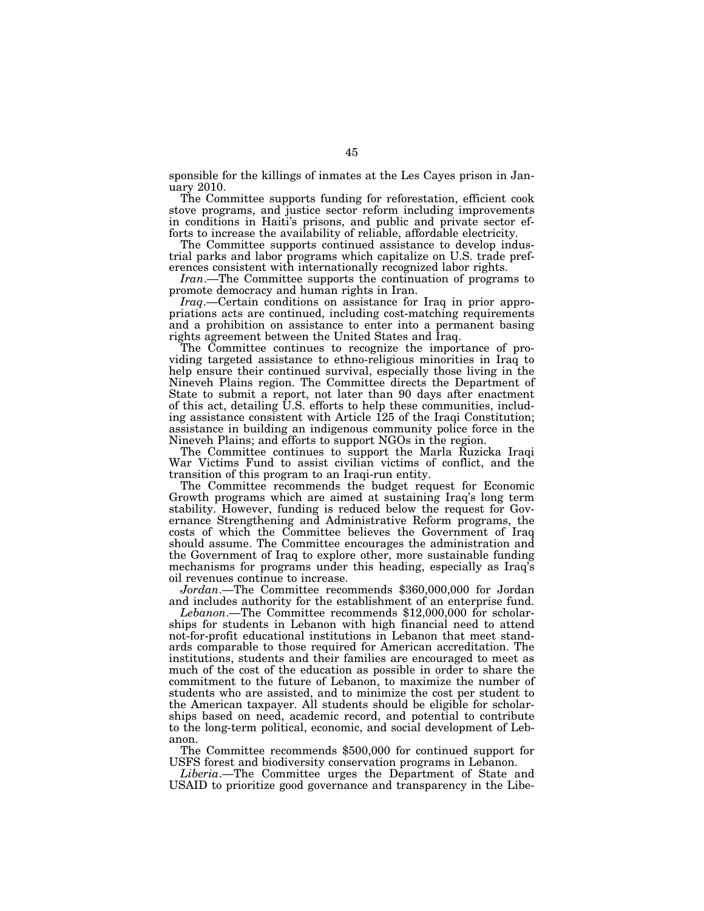sponsible for the killings of inmates at the Les Cayes prison in January 2010.

The Committee supports funding for reforestation, efficient cook stove programs, and justice sector reform including improvements in conditions in Haiti's prisons, and public and private sector efforts to increase the availability of reliable, affordable electricity.

The Committee supports continued assistance to develop industrial parks and labor programs which capitalize on U.S. trade preferences consistent with internationally recognized labor rights.

*Iran*.—The Committee supports the continuation of programs to promote democracy and human rights in Iran.

*Iraq*.—Certain conditions on assistance for Iraq in prior appropriations acts are continued, including cost-matching requirements and a prohibition on assistance to enter into a permanent basing rights agreement between the United States and Iraq.

The Committee continues to recognize the importance of providing targeted assistance to ethno-religious minorities in Iraq to help ensure their continued survival, especially those living in the Nineveh Plains region. The Committee directs the Department of State to submit a report, not later than 90 days after enactment of this act, detailing U.S. efforts to help these communities, including assistance consistent with Article 125 of the Iraqi Constitution; assistance in building an indigenous community police force in the Nineveh Plains; and efforts to support NGOs in the region.

The Committee continues to support the Marla Ruzicka Iraqi War Victims Fund to assist civilian victims of conflict, and the transition of this program to an Iraqi-run entity.

The Committee recommends the budget request for Economic Growth programs which are aimed at sustaining Iraq's long term stability. However, funding is reduced below the request for Governance Strengthening and Administrative Reform programs, the costs of which the Committee believes the Government of Iraq should assume. The Committee encourages the administration and the Government of Iraq to explore other, more sustainable funding mechanisms for programs under this heading, especially as Iraq's oil revenues continue to increase.

*Jordan*.—The Committee recommends $360,000,000 for Jordan and includes authority for the establishment of an enterprise fund.

*Lebanon*.—The Committee recommends $12,000,000 for scholarships for students in Lebanon with high financial need to attend not-for-profit educational institutions in Lebanon that meet standards comparable to those required for American accreditation. The institutions, students and their families are encouraged to meet as much of the cost of the education as possible in order to share the commitment to the future of Lebanon, to maximize the number of students who are assisted, and to minimize the cost per student to the American taxpayer. All students should be eligible for scholarships based on need, academic record, and potential to contribute to the long-term political, economic, and social development of Lebanon.

The Committee recommends $500,000 for continued support for USFS forest and biodiversity conservation programs in Lebanon.

*Liberia*.—The Committee urges the Department of State and USAID to prioritize good governance and transparency in the Libe-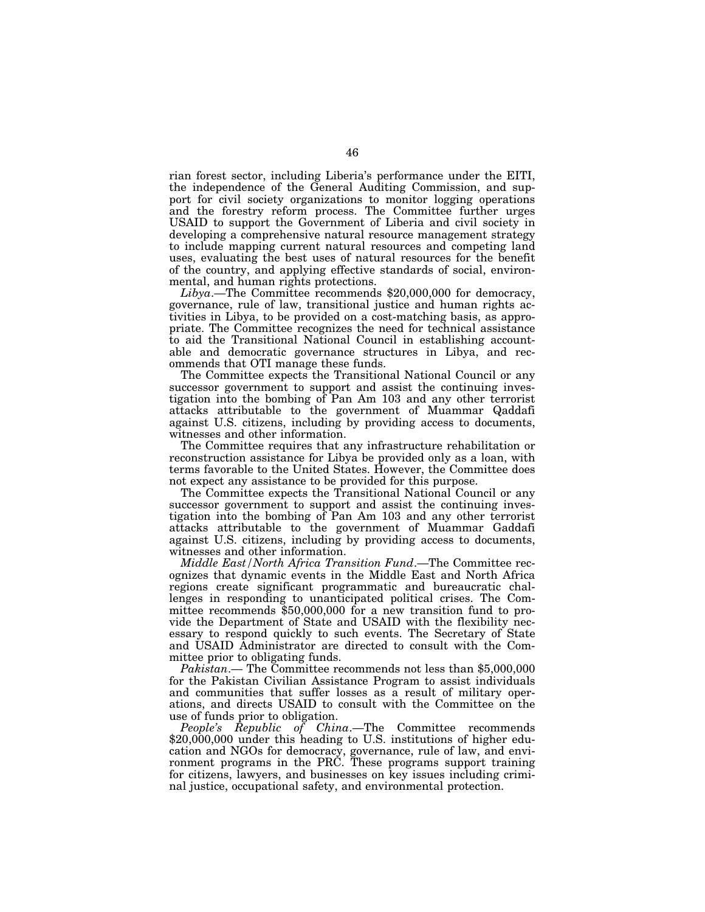rian forest sector, including Liberia's performance under the EITI, the independence of the General Auditing Commission, and support for civil society organizations to monitor logging operations and the forestry reform process. The Committee further urges USAID to support the Government of Liberia and civil society in developing a comprehensive natural resource management strategy to include mapping current natural resources and competing land uses, evaluating the best uses of natural resources for the benefit of the country, and applying effective standards of social, environmental, and human rights protections.

*Libya*.—The Committee recommends $20,000,000 for democracy, governance, rule of law, transitional justice and human rights activities in Libya, to be provided on a cost-matching basis, as appropriate. The Committee recognizes the need for technical assistance to aid the Transitional National Council in establishing accountable and democratic governance structures in Libya, and recommends that OTI manage these funds.

The Committee expects the Transitional National Council or any successor government to support and assist the continuing investigation into the bombing of Pan Am 103 and any other terrorist attacks attributable to the government of Muammar Qaddafi against U.S. citizens, including by providing access to documents, witnesses and other information.

The Committee requires that any infrastructure rehabilitation or reconstruction assistance for Libya be provided only as a loan, with terms favorable to the United States. However, the Committee does not expect any assistance to be provided for this purpose.

The Committee expects the Transitional National Council or any successor government to support and assist the continuing investigation into the bombing of Pan Am 103 and any other terrorist attacks attributable to the government of Muammar Gaddafi against U.S. citizens, including by providing access to documents, witnesses and other information.

*Middle East/North Africa Transition Fund*.—The Committee recognizes that dynamic events in the Middle East and North Africa regions create significant programmatic and bureaucratic challenges in responding to unanticipated political crises. The Committee recommends $50,000,000 for a new transition fund to provide the Department of State and USAID with the flexibility necessary to respond quickly to such events. The Secretary of State and USAID Administrator are directed to consult with the Committee prior to obligating funds.

*Pakistan*.— The Committee recommends not less than $5,000,000 for the Pakistan Civilian Assistance Program to assist individuals and communities that suffer losses as a result of military operations, and directs USAID to consult with the Committee on the use of funds prior to obligation.

*People's Republic of China*.—The Committee recommends $20,000,000 under this heading to U.S. institutions of higher education and NGOs for democracy, governance, rule of law, and environment programs in the PRC. These programs support training for citizens, lawyers, and businesses on key issues including criminal justice, occupational safety, and environmental protection.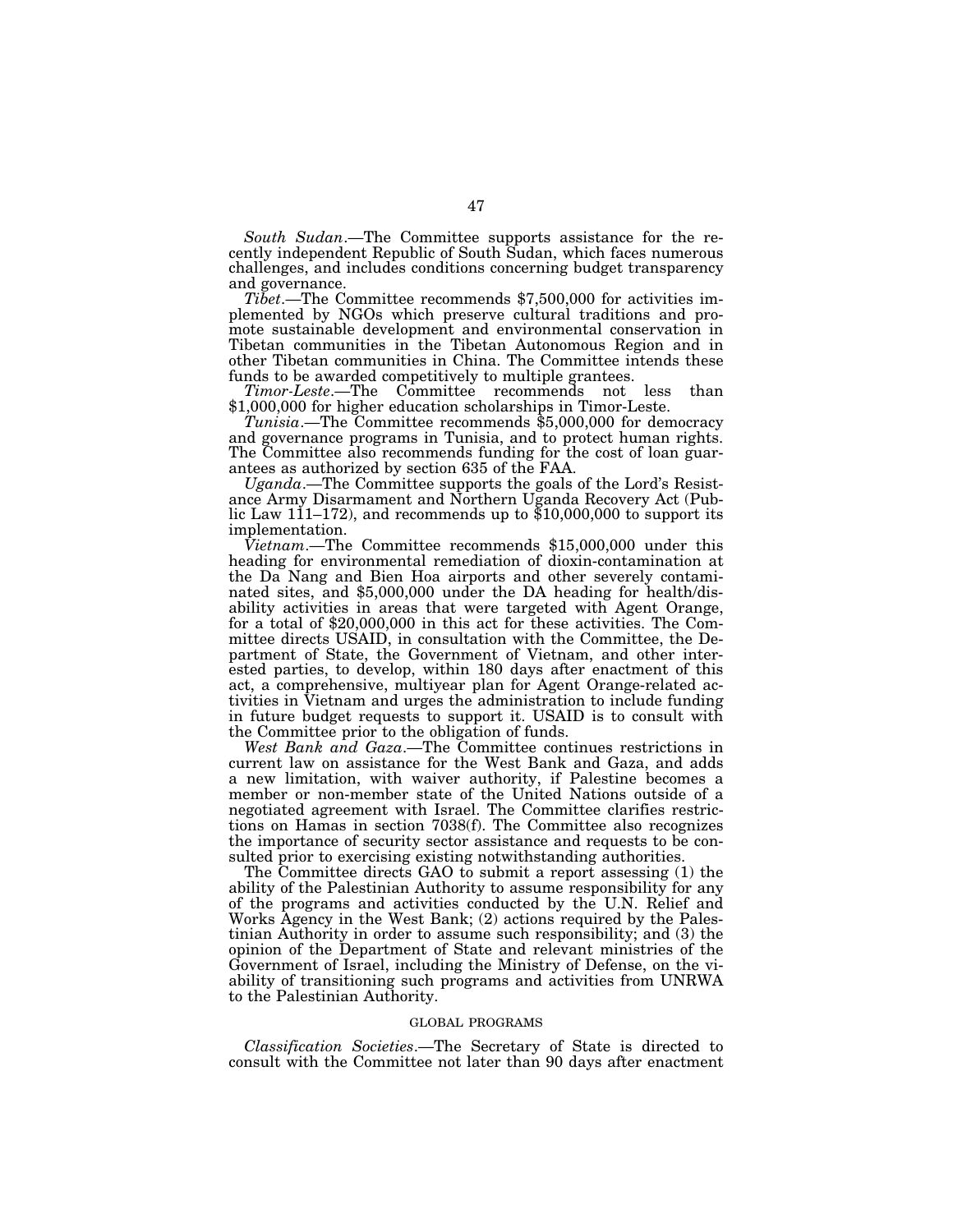*South Sudan*.—The Committee supports assistance for the recently independent Republic of South Sudan, which faces numerous challenges, and includes conditions concerning budget transparency and governance.

*Tibet*.—The Committee recommends $7,500,000 for activities implemented by NGOs which preserve cultural traditions and promote sustainable development and environmental conservation in Tibetan communities in the Tibetan Autonomous Region and in other Tibetan communities in China. The Committee intends these funds to be awarded competitively to multiple grantees.

*Timor-Leste*.—The Committee recommends not less than $1,000,000 for higher education scholarships in Timor-Leste.

*Tunisia*.—The Committee recommends $5,000,000 for democracy and governance programs in Tunisia, and to protect human rights. The Committee also recommends funding for the cost of loan guarantees as authorized by section 635 of the FAA.

*Uganda*.—The Committee supports the goals of the Lord's Resistance Army Disarmament and Northern Uganda Recovery Act (Public Law 111–172), and recommends up to $10,000,000 to support its implementation.

*Vietnam*.—The Committee recommends $15,000,000 under this heading for environmental remediation of dioxin-contamination at the Da Nang and Bien Hoa airports and other severely contaminated sites, and $5,000,000 under the DA heading for health/disability activities in areas that were targeted with Agent Orange, for a total of $20,000,000 in this act for these activities. The Committee directs USAID, in consultation with the Committee, the Department of State, the Government of Vietnam, and other interested parties, to develop, within 180 days after enactment of this act, a comprehensive, multiyear plan for Agent Orange-related activities in Vietnam and urges the administration to include funding in future budget requests to support it. USAID is to consult with the Committee prior to the obligation of funds.

*West Bank and Gaza*.—The Committee continues restrictions in current law on assistance for the West Bank and Gaza, and adds a new limitation, with waiver authority, if Palestine becomes a member or non-member state of the United Nations outside of a negotiated agreement with Israel. The Committee clarifies restrictions on Hamas in section 7038(f). The Committee also recognizes the importance of security sector assistance and requests to be consulted prior to exercising existing notwithstanding authorities.

The Committee directs GAO to submit a report assessing (1) the ability of the Palestinian Authority to assume responsibility for any of the programs and activities conducted by the U.N. Relief and Works Agency in the West Bank; (2) actions required by the Palestinian Authority in order to assume such responsibility; and (3) the opinion of the Department of State and relevant ministries of the Government of Israel, including the Ministry of Defense, on the viability of transitioning such programs and activities from UNRWA to the Palestinian Authority.

## GLOBAL PROGRAMS

*Classification Societies*.—The Secretary of State is directed to consult with the Committee not later than 90 days after enactment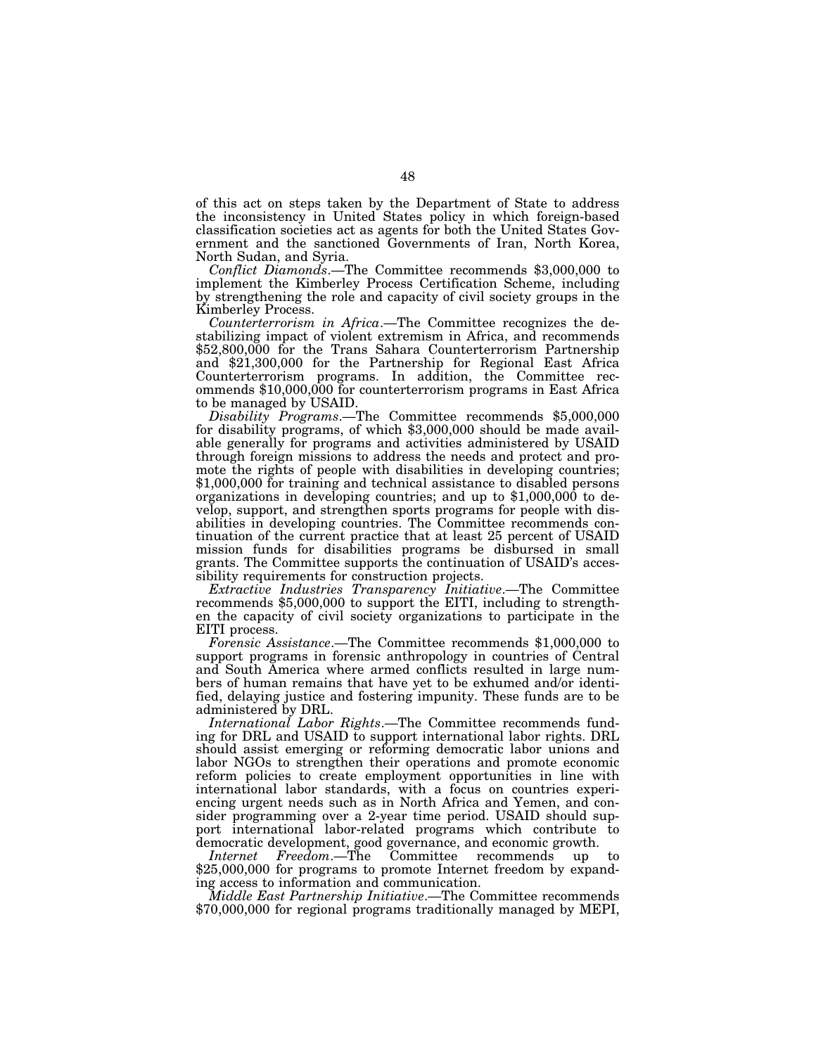of this act on steps taken by the Department of State to address the inconsistency in United States policy in which foreign-based classification societies act as agents for both the United States Government and the sanctioned Governments of Iran, North Korea, North Sudan, and Syria.

*Conflict Diamonds*.—The Committee recommends $3,000,000 to implement the Kimberley Process Certification Scheme, including by strengthening the role and capacity of civil society groups in the Kimberley Process.

*Counterterrorism in Africa*.—The Committee recognizes the destabilizing impact of violent extremism in Africa, and recommends $52,800,000 for the Trans Sahara Counterterrorism Partnership and $21,300,000 for the Partnership for Regional East Africa Counterterrorism programs. In addition, the Committee recommends $10,000,000 for counterterrorism programs in East Africa to be managed by USAID.

*Disability Programs*.—The Committee recommends $5,000,000 for disability programs, of which $3,000,000 should be made available generally for programs and activities administered by USAID through foreign missions to address the needs and protect and promote the rights of people with disabilities in developing countries; $1,000,000 for training and technical assistance to disabled persons organizations in developing countries; and up to $1,000,000 to develop, support, and strengthen sports programs for people with disabilities in developing countries. The Committee recommends continuation of the current practice that at least 25 percent of USAID mission funds for disabilities programs be disbursed in small grants. The Committee supports the continuation of USAID's accessibility requirements for construction projects.

*Extractive Industries Transparency Initiative*.—The Committee recommends $5,000,000 to support the EITI, including to strengthen the capacity of civil society organizations to participate in the EITI process.

*Forensic Assistance*.—The Committee recommends $1,000,000 to support programs in forensic anthropology in countries of Central and South America where armed conflicts resulted in large numbers of human remains that have yet to be exhumed and/or identified, delaying justice and fostering impunity. These funds are to be administered by DRL.

*International Labor Rights*.—The Committee recommends funding for DRL and USAID to support international labor rights. DRL should assist emerging or reforming democratic labor unions and labor NGOs to strengthen their operations and promote economic reform policies to create employment opportunities in line with international labor standards, with a focus on countries experiencing urgent needs such as in North Africa and Yemen, and consider programming over a 2-year time period. USAID should support international labor-related programs which contribute to democratic development, good governance, and economic growth.

*Internet Freedom*.—The Committee recommends up to $25,000,000 for programs to promote Internet freedom by expanding access to information and communication.

*Middle East Partnership Initiative*.—The Committee recommends $70,000,000 for regional programs traditionally managed by MEPI,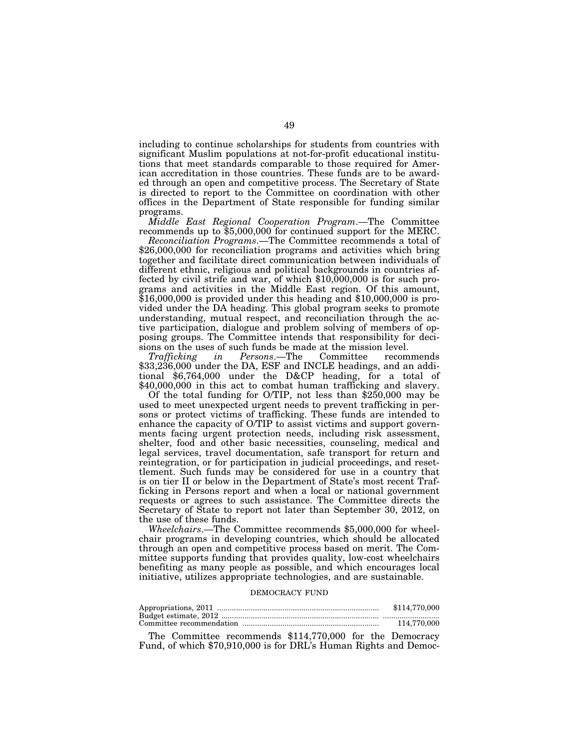including to continue scholarships for students from countries with significant Muslim populations at not-for-profit educational institutions that meet standards comparable to those required for American accreditation in those countries. These funds are to be awarded through an open and competitive process. The Secretary of State is directed to report to the Committee on coordination with other offices in the Department of State responsible for funding similar programs.

*Middle East Regional Cooperation Program*.—The Committee recommends up to $5,000,000 for continued support for the MERC.

*Reconciliation Programs*.—The Committee recommends a total of $26,000,000 for reconciliation programs and activities which bring together and facilitate direct communication between individuals of different ethnic, religious and political backgrounds in countries affected by civil strife and war, of which $10,000,000 is for such programs and activities in the Middle East region. Of this amount, $16,000,000 is provided under this heading and $10,000,000 is provided under the DA heading. This global program seeks to promote understanding, mutual respect, and reconciliation through the active participation, dialogue and problem solving of members of opposing groups. The Committee intends that responsibility for decisions on the uses of such funds be made at the mission level.

*Trafficking in Persons*.—The Committee recommends $33,236,000 under the DA, ESF and INCLE headings, and an additional $6,764,000 under the D&CP heading, for a total of $40,000,000 in this act to combat human trafficking and slavery.

Of the total funding for O/TIP, not less than $250,000 may be used to meet unexpected urgent needs to prevent trafficking in persons or protect victims of trafficking. These funds are intended to enhance the capacity of O/TIP to assist victims and support governments facing urgent protection needs, including risk assessment, shelter, food and other basic necessities, counseling, medical and legal services, travel documentation, safe transport for return and reintegration, or for participation in judicial proceedings, and resettlement. Such funds may be considered for use in a country that is on tier II or below in the Department of State's most recent Trafficking in Persons report and when a local or national government requests or agrees to such assistance. The Committee directs the Secretary of State to report not later than September 30, 2012, on the use of these funds.

*Wheelchairs*.—The Committee recommends $5,000,000 for wheelchair programs in developing countries, which should be allocated through an open and competitive process based on merit. The Committee supports funding that provides quality, low-cost wheelchairs benefiting as many people as possible, and which encourages local initiative, utilizes appropriate technologies, and are sustainable.

DEMOCRACY FUND

| | |
|---|---|
| Appropriations, 2011 | $114,770,000 |
| Budget estimate, 2012 | |
| Committee recommendation | 114,770,000 |

The Committee recommends $114,770,000 for the Democracy Fund, of which $70,910,000 is for DRL's Human Rights and Democ-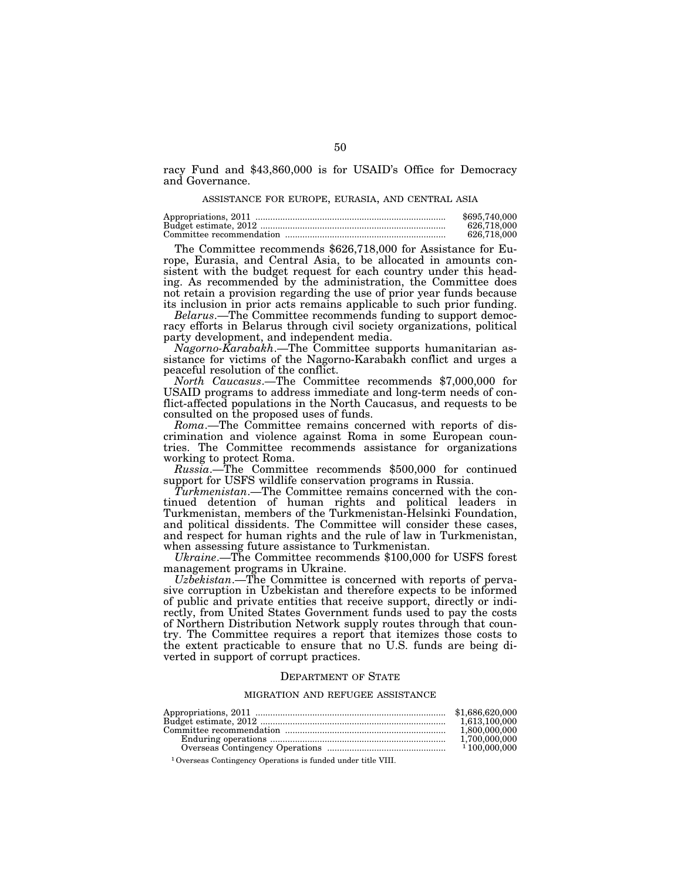racy Fund and $43,860,000 is for USAID's Office for Democracy and Governance.

### ASSISTANCE FOR EUROPE, EURASIA, AND CENTRAL ASIA

| | |
|---|---|
| Appropriations, 2011 | $695,740,000 |
| Budget estimate, 2012 | 626,718,000 |
| Committee recommendation | 626,718,000 |

The Committee recommends $626,718,000 for Assistance for Europe, Eurasia, and Central Asia, to be allocated in amounts consistent with the budget request for each country under this heading. As recommended by the administration, the Committee does not retain a provision regarding the use of prior year funds because its inclusion in prior acts remains applicable to such prior funding.

*Belarus*.—The Committee recommends funding to support democracy efforts in Belarus through civil society organizations, political party development, and independent media.

*Nagorno-Karabakh*.—The Committee supports humanitarian assistance for victims of the Nagorno-Karabakh conflict and urges a peaceful resolution of the conflict.

*North Caucasus*.—The Committee recommends $7,000,000 for USAID programs to address immediate and long-term needs of conflict-affected populations in the North Caucasus, and requests to be consulted on the proposed uses of funds.

*Roma*.—The Committee remains concerned with reports of discrimination and violence against Roma in some European countries. The Committee recommends assistance for organizations working to protect Roma.

*Russia*.—The Committee recommends $500,000 for continued support for USFS wildlife conservation programs in Russia.

*Turkmenistan*.—The Committee remains concerned with the continued detention of human rights and political leaders in Turkmenistan, members of the Turkmenistan-Helsinki Foundation, and political dissidents. The Committee will consider these cases, and respect for human rights and the rule of law in Turkmenistan, when assessing future assistance to Turkmenistan.

*Ukraine*.—The Committee recommends $100,000 for USFS forest management programs in Ukraine.

*Uzbekistan*.—The Committee is concerned with reports of pervasive corruption in Uzbekistan and therefore expects to be informed of public and private entities that receive support, directly or indirectly, from United States Government funds used to pay the costs of Northern Distribution Network supply routes through that country. The Committee requires a report that itemizes those costs to the extent practicable to ensure that no U.S. funds are being diverted in support of corrupt practices.

## DEPARTMENT OF STATE

### MIGRATION AND REFUGEE ASSISTANCE

| | |
|---|---|
| Appropriations, 2011 | $1,686,620,000 |
| Budget estimate, 2012 | 1,613,100,000 |
| Committee recommendation | 1,800,000,000 |
| Enduring operations | 1,700,000,000 |
| Overseas Contingency Operations | [1] 100,000,000 |

[1] Overseas Contingency Operations is funded under title VIII.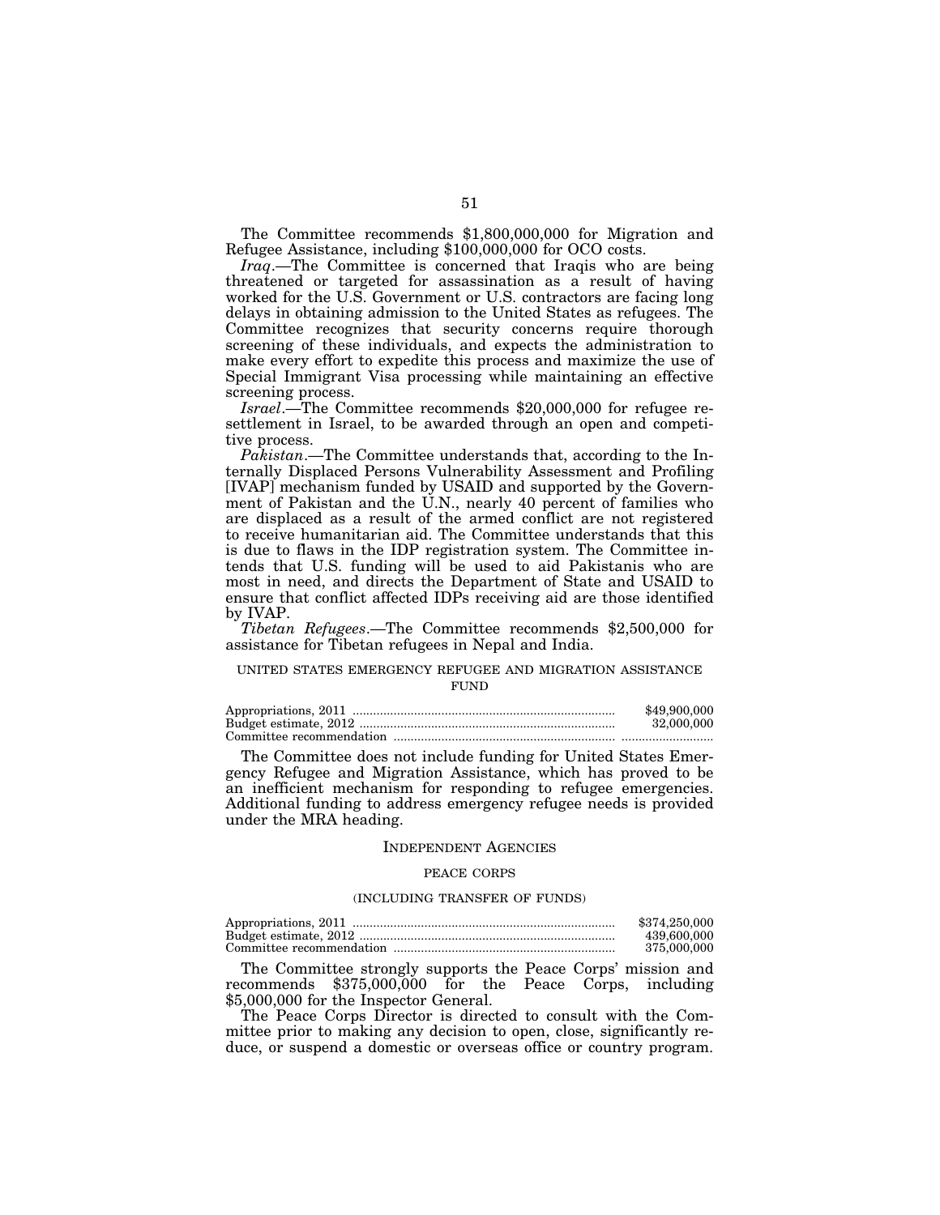The Committee recommends $1,800,000,000 for Migration and Refugee Assistance, including $100,000,000 for OCO costs.

*Iraq*.—The Committee is concerned that Iraqis who are being threatened or targeted for assassination as a result of having worked for the U.S. Government or U.S. contractors are facing long delays in obtaining admission to the United States as refugees. The Committee recognizes that security concerns require thorough screening of these individuals, and expects the administration to make every effort to expedite this process and maximize the use of Special Immigrant Visa processing while maintaining an effective screening process.

*Israel*.—The Committee recommends $20,000,000 for refugee resettlement in Israel, to be awarded through an open and competitive process.

*Pakistan*.—The Committee understands that, according to the Internally Displaced Persons Vulnerability Assessment and Profiling [IVAP] mechanism funded by USAID and supported by the Government of Pakistan and the U.N., nearly 40 percent of families who are displaced as a result of the armed conflict are not registered to receive humanitarian aid. The Committee understands that this is due to flaws in the IDP registration system. The Committee intends that U.S. funding will be used to aid Pakistanis who are most in need, and directs the Department of State and USAID to ensure that conflict affected IDPs receiving aid are those identified by IVAP.

*Tibetan Refugees*.—The Committee recommends $2,500,000 for assistance for Tibetan refugees in Nepal and India.

UNITED STATES EMERGENCY REFUGEE AND MIGRATION ASSISTANCE FUND

| | |
|---|---|
| Appropriations, 2011 | $49,900,000 |
| Budget estimate, 2012 | 32,000,000 |
| Committee recommendation | |

The Committee does not include funding for United States Emergency Refugee and Migration Assistance, which has proved to be an inefficient mechanism for responding to refugee emergencies. Additional funding to address emergency refugee needs is provided under the MRA heading.

## INDEPENDENT AGENCIES

### PEACE CORPS

(INCLUDING TRANSFER OF FUNDS)

| | |
|---|---|
| Appropriations, 2011 | $374,250,000 |
| Budget estimate, 2012 | 439,600,000 |
| Committee recommendation | 375,000,000 |

The Committee strongly supports the Peace Corps' mission and recommends $375,000,000 for the Peace Corps, including $5,000,000 for the Inspector General.

The Peace Corps Director is directed to consult with the Committee prior to making any decision to open, close, significantly reduce, or suspend a domestic or overseas office or country program.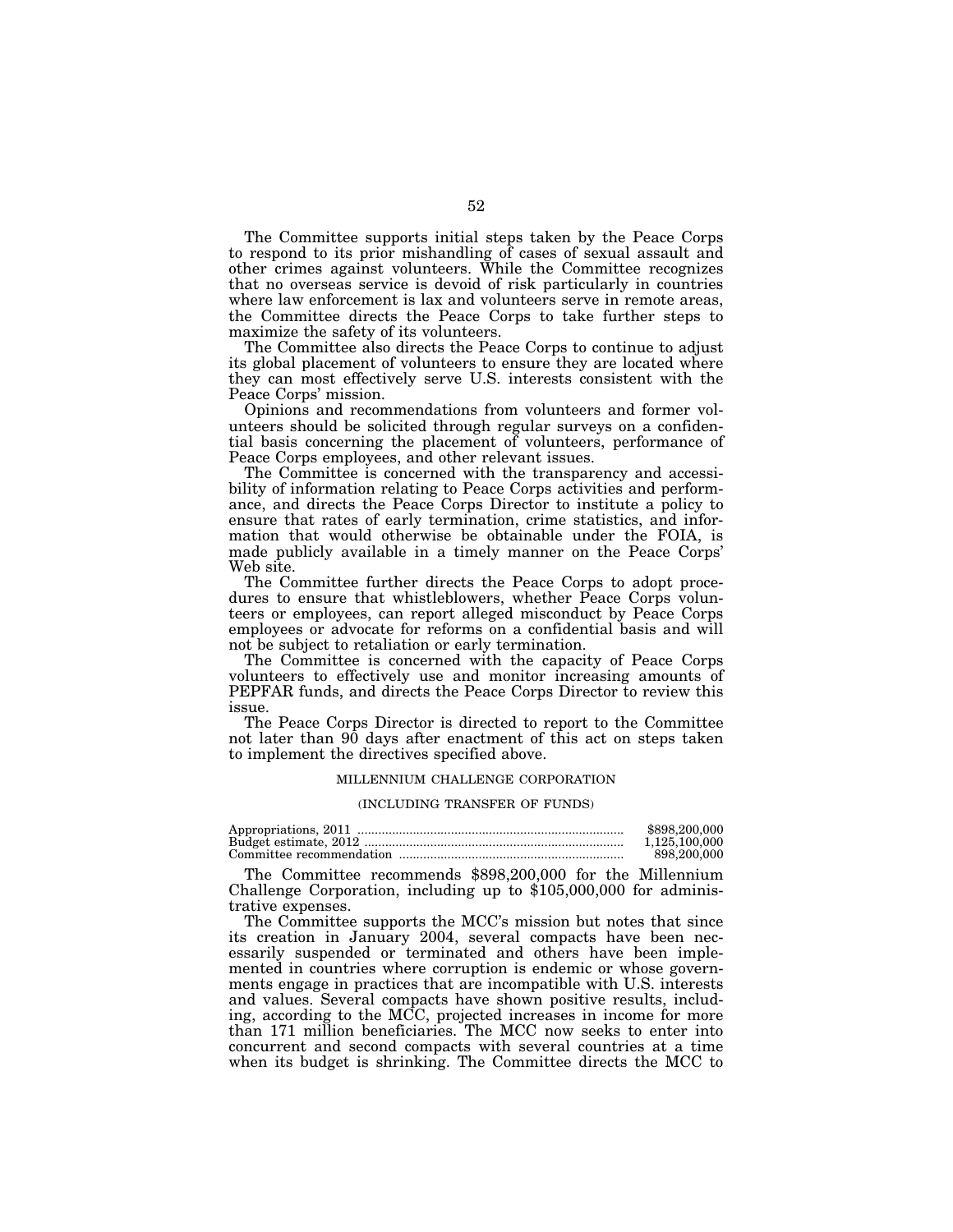The Committee supports initial steps taken by the Peace Corps to respond to its prior mishandling of cases of sexual assault and other crimes against volunteers. While the Committee recognizes that no overseas service is devoid of risk particularly in countries where law enforcement is lax and volunteers serve in remote areas, the Committee directs the Peace Corps to take further steps to maximize the safety of its volunteers.

The Committee also directs the Peace Corps to continue to adjust its global placement of volunteers to ensure they are located where they can most effectively serve U.S. interests consistent with the Peace Corps' mission.

Opinions and recommendations from volunteers and former volunteers should be solicited through regular surveys on a confidential basis concerning the placement of volunteers, performance of Peace Corps employees, and other relevant issues.

The Committee is concerned with the transparency and accessibility of information relating to Peace Corps activities and performance, and directs the Peace Corps Director to institute a policy to ensure that rates of early termination, crime statistics, and information that would otherwise be obtainable under the FOIA, is made publicly available in a timely manner on the Peace Corps' Web site.

The Committee further directs the Peace Corps to adopt procedures to ensure that whistleblowers, whether Peace Corps volunteers or employees, can report alleged misconduct by Peace Corps employees or advocate for reforms on a confidential basis and will not be subject to retaliation or early termination.

The Committee is concerned with the capacity of Peace Corps volunteers to effectively use and monitor increasing amounts of PEPFAR funds, and directs the Peace Corps Director to review this issue.

The Peace Corps Director is directed to report to the Committee not later than 90 days after enactment of this act on steps taken to implement the directives specified above.

## MILLENNIUM CHALLENGE CORPORATION

(INCLUDING TRANSFER OF FUNDS)

| | |
|---|---|
| Appropriations, 2011 | $898,200,000 |
| Budget estimate, 2012 | 1,125,100,000 |
| Committee recommendation | 898,200,000 |

The Committee recommends $898,200,000 for the Millennium Challenge Corporation, including up to $105,000,000 for administrative expenses.

The Committee supports the MCC's mission but notes that since its creation in January 2004, several compacts have been necessarily suspended or terminated and others have been implemented in countries where corruption is endemic or whose governments engage in practices that are incompatible with U.S. interests and values. Several compacts have shown positive results, including, according to the MCC, projected increases in income for more than 171 million beneficiaries. The MCC now seeks to enter into concurrent and second compacts with several countries at a time when its budget is shrinking. The Committee directs the MCC to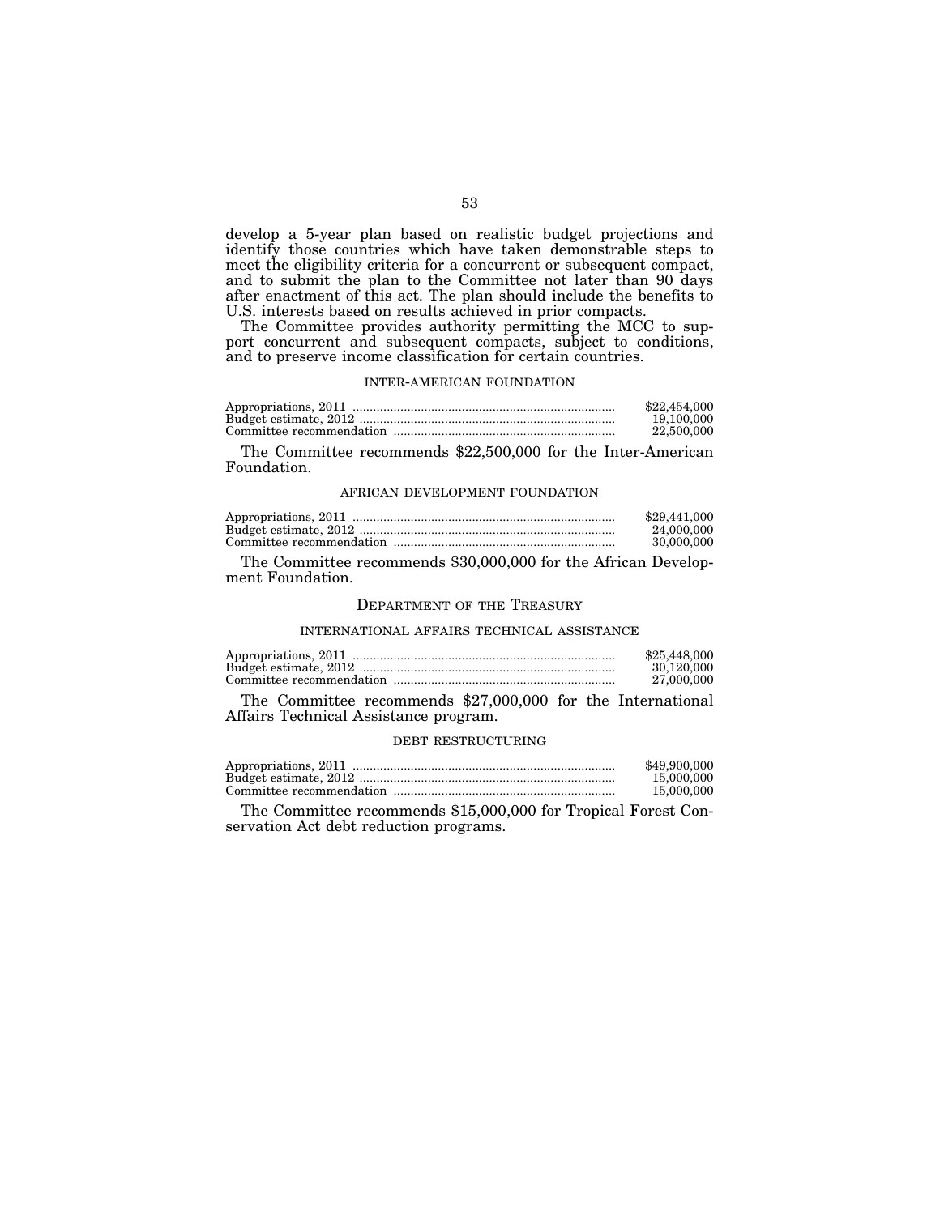develop a 5-year plan based on realistic budget projections and identify those countries which have taken demonstrable steps to meet the eligibility criteria for a concurrent or subsequent compact, and to submit the plan to the Committee not later than 90 days after enactment of this act. The plan should include the benefits to U.S. interests based on results achieved in prior compacts.

The Committee provides authority permitting the MCC to support concurrent and subsequent compacts, subject to conditions, and to preserve income classification for certain countries.

### INTER-AMERICAN FOUNDATION

| | |
|---|---|
| Appropriations, 2011 | $22,454,000 |
| Budget estimate, 2012 | 19,100,000 |
| Committee recommendation | 22,500,000 |

The Committee recommends $22,500,000 for the Inter-American Foundation.

### AFRICAN DEVELOPMENT FOUNDATION

| | |
|---|---|
| Appropriations, 2011 | $29,441,000 |
| Budget estimate, 2012 | 24,000,000 |
| Committee recommendation | 30,000,000 |

The Committee recommends $30,000,000 for the African Development Foundation.

## DEPARTMENT OF THE TREASURY

### INTERNATIONAL AFFAIRS TECHNICAL ASSISTANCE

| | |
|---|---|
| Appropriations, 2011 | $25,448,000 |
| Budget estimate, 2012 | 30,120,000 |
| Committee recommendation | 27,000,000 |

The Committee recommends $27,000,000 for the International Affairs Technical Assistance program.

### DEBT RESTRUCTURING

| | |
|---|---|
| Appropriations, 2011 | $49,900,000 |
| Budget estimate, 2012 | 15,000,000 |
| Committee recommendation | 15,000,000 |

The Committee recommends $15,000,000 for Tropical Forest Conservation Act debt reduction programs.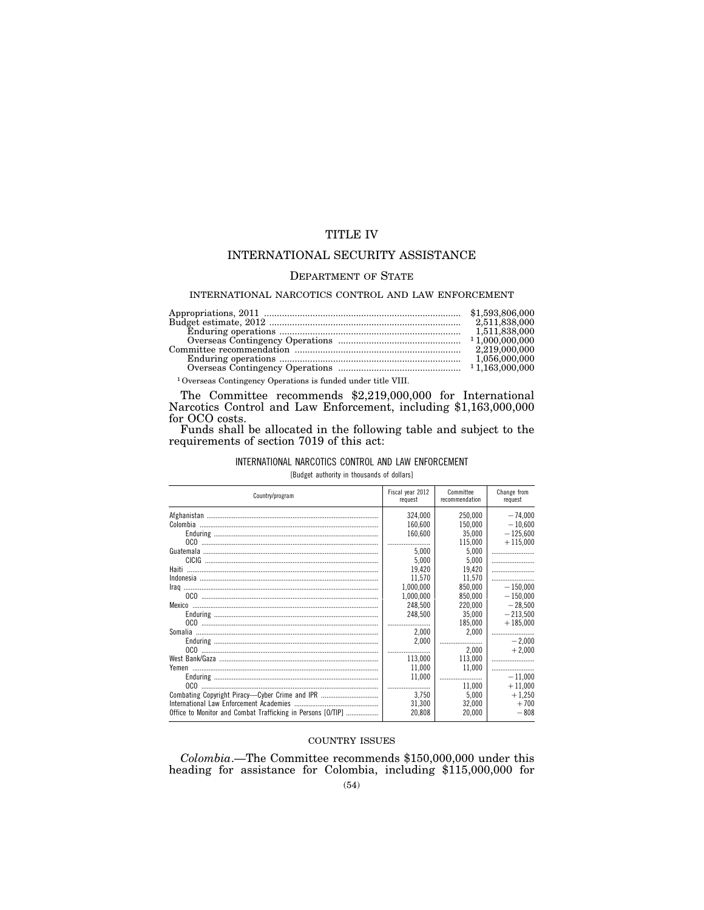# TITLE IV

## INTERNATIONAL SECURITY ASSISTANCE

### DEPARTMENT OF STATE

#### INTERNATIONAL NARCOTICS CONTROL AND LAW ENFORCEMENT

| | |
|---|---|
| Appropriations, 2011 | $1,593,806,000 |
| Budget estimate, 2012 | 2,511,838,000 |
| Enduring operations | 1,511,838,000 |
| Overseas Contingency Operations | [1] 1,000,000,000 |
| Committee recommendation | 2,219,000,000 |
| Enduring operations | 1,056,000,000 |
| Overseas Contingency Operations | [1] 1,163,000,000 |

[1] Overseas Contingency Operations is funded under title VIII.

The Committee recommends $2,219,000,000 for International Narcotics Control and Law Enforcement, including $1,163,000,000 for OCO costs.

Funds shall be allocated in the following table and subject to the requirements of section 7019 of this act:

INTERNATIONAL NARCOTICS CONTROL AND LAW ENFORCEMENT

[Budget authority in thousands of dollars]

| Country/program | Fiscal year 2012 request | Committee recommendation | Change from request |
|---|---|---|---|
| Afghanistan | 324,000 | 250,000 | −74,000 |
| Colombia | 160,600 | 150,000 | −10,600 |
| Enduring | 160,600 | 35,000 | −125,600 |
| OCO | | 115,000 | +115,000 |
| Guatemala | 5,000 | 5,000 | |
| CICIG | 5,000 | 5,000 | |
| Haiti | 19,420 | 19,420 | |
| Indonesia | 11,570 | 11,570 | |
| Iraq | 1,000,000 | 850,000 | −150,000 |
| OCO | 1,000,000 | 850,000 | −150,000 |
| Mexico | 248,500 | 220,000 | −28,500 |
| Enduring | 248,500 | 35,000 | −213,500 |
| OCO | | 185,000 | +185,000 |
| Somalia | 2,000 | 2,000 | |
| Enduring | 2,000 | | −2,000 |
| OCO | | 2,000 | +2,000 |
| West Bank/Gaza | 113,000 | 113,000 | |
| Yemen | 11,000 | 11,000 | |
| Enduring | 11,000 | | −11,000 |
| OCO | | 11,000 | +11,000 |
| Combating Copyright Piracy—Cyber Crime and IPR | 3,750 | 5,000 | +1,250 |
| International Law Enforcement Academies | 31,300 | 32,000 | +700 |
| Office to Monitor and Combat Trafficking in Persons [O/TIP] | 20,808 | 20,000 | −808 |

COUNTRY ISSUES

*Colombia*.—The Committee recommends $150,000,000 under this heading for assistance for Colombia, including $115,000,000 for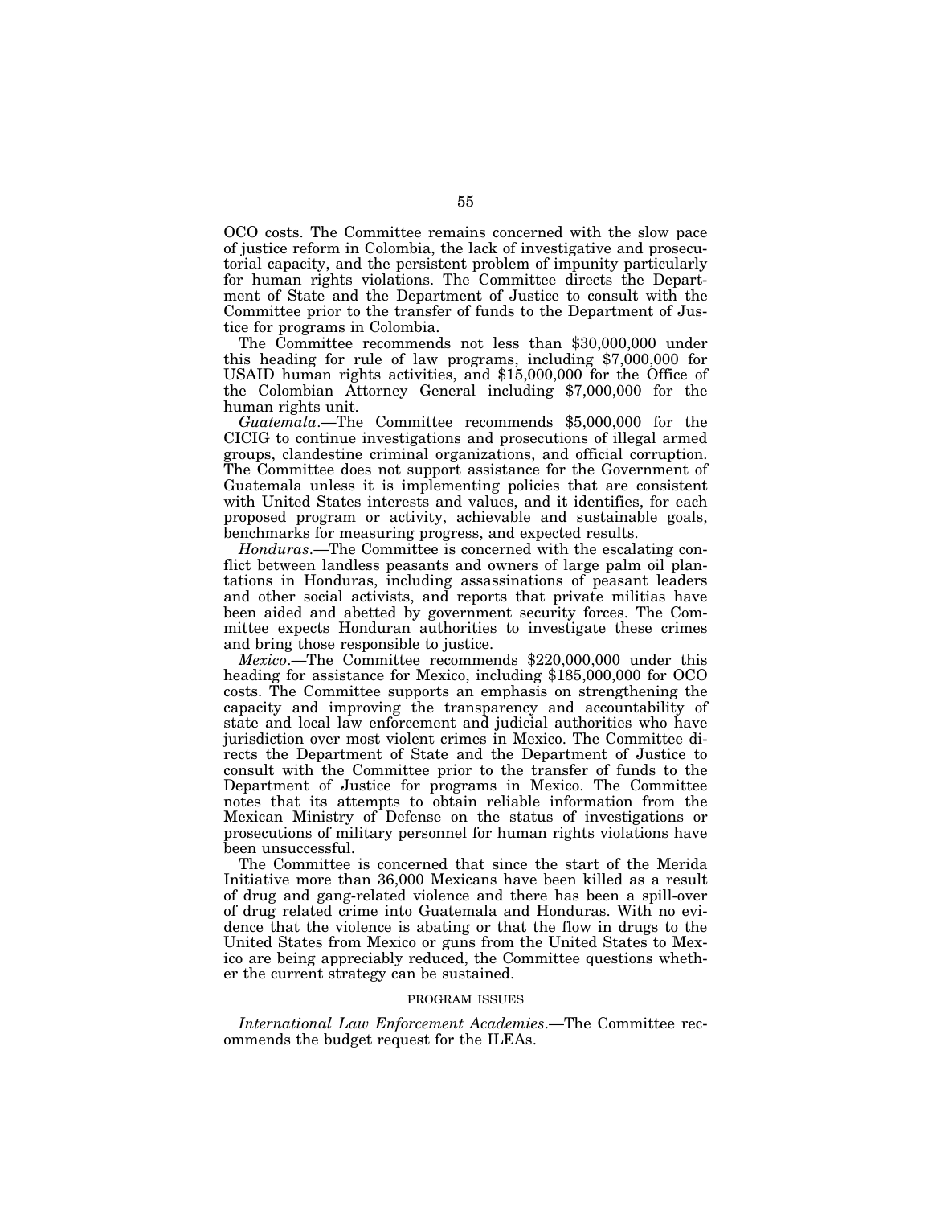OCO costs. The Committee remains concerned with the slow pace of justice reform in Colombia, the lack of investigative and prosecutorial capacity, and the persistent problem of impunity particularly for human rights violations. The Committee directs the Department of State and the Department of Justice to consult with the Committee prior to the transfer of funds to the Department of Justice for programs in Colombia.

The Committee recommends not less than $30,000,000 under this heading for rule of law programs, including $7,000,000 for USAID human rights activities, and $15,000,000 for the Office of the Colombian Attorney General including $7,000,000 for the human rights unit.

*Guatemala*.—The Committee recommends $5,000,000 for the CICIG to continue investigations and prosecutions of illegal armed groups, clandestine criminal organizations, and official corruption. The Committee does not support assistance for the Government of Guatemala unless it is implementing policies that are consistent with United States interests and values, and it identifies, for each proposed program or activity, achievable and sustainable goals, benchmarks for measuring progress, and expected results.

*Honduras*.—The Committee is concerned with the escalating conflict between landless peasants and owners of large palm oil plantations in Honduras, including assassinations of peasant leaders and other social activists, and reports that private militias have been aided and abetted by government security forces. The Committee expects Honduran authorities to investigate these crimes and bring those responsible to justice.

*Mexico*.—The Committee recommends $220,000,000 under this heading for assistance for Mexico, including $185,000,000 for OCO costs. The Committee supports an emphasis on strengthening the capacity and improving the transparency and accountability of state and local law enforcement and judicial authorities who have jurisdiction over most violent crimes in Mexico. The Committee directs the Department of State and the Department of Justice to consult with the Committee prior to the transfer of funds to the Department of Justice for programs in Mexico. The Committee notes that its attempts to obtain reliable information from the Mexican Ministry of Defense on the status of investigations or prosecutions of military personnel for human rights violations have been unsuccessful.

The Committee is concerned that since the start of the Merida Initiative more than 36,000 Mexicans have been killed as a result of drug and gang-related violence and there has been a spill-over of drug related crime into Guatemala and Honduras. With no evidence that the violence is abating or that the flow in drugs to the United States from Mexico or guns from the United States to Mexico are being appreciably reduced, the Committee questions whether the current strategy can be sustained.

PROGRAM ISSUES

*International Law Enforcement Academies*.—The Committee recommends the budget request for the ILEAs.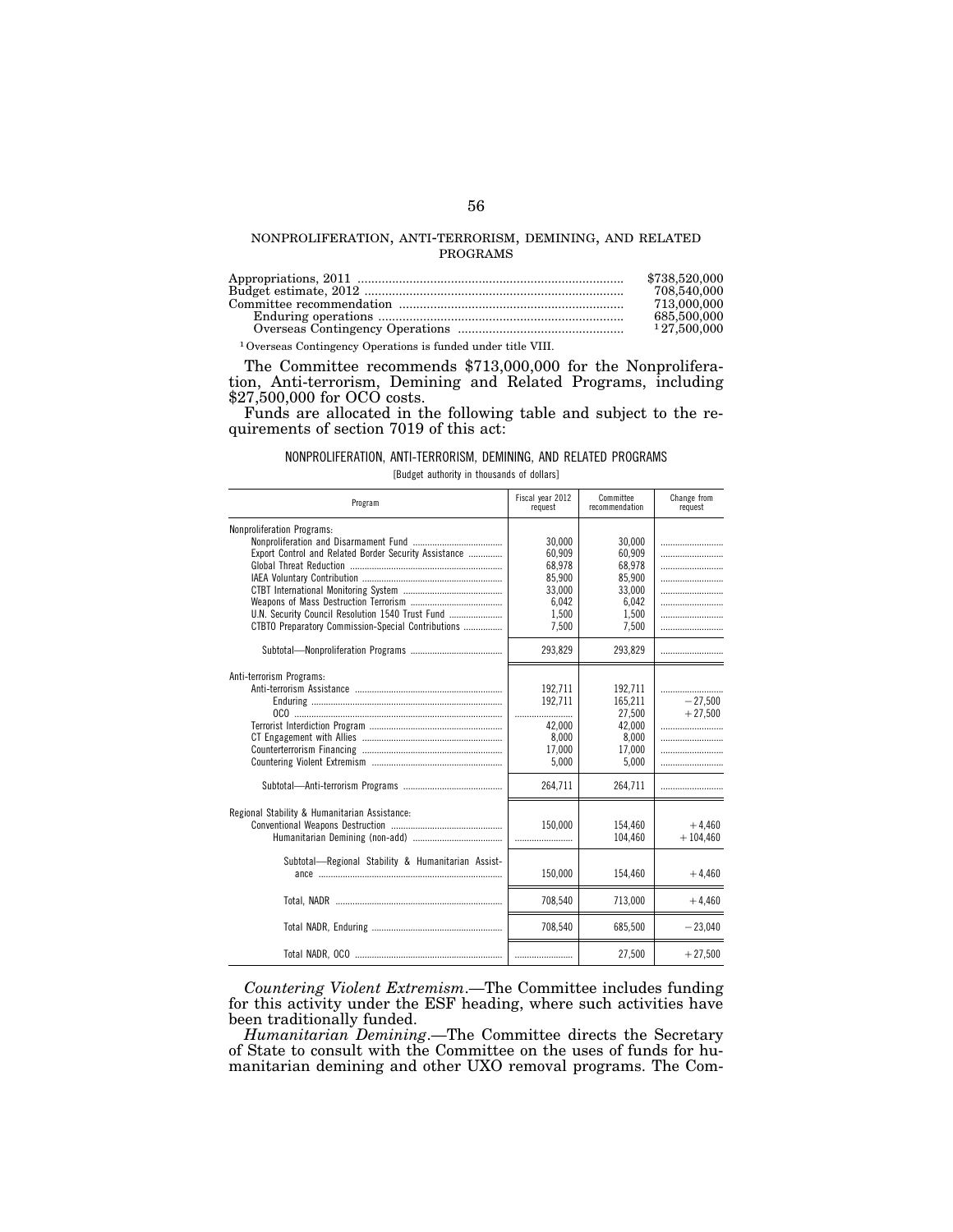## NONPROLIFERATION, ANTI-TERRORISM, DEMINING, AND RELATED PROGRAMS

| | |
|---|---|
| Appropriations, 2011 | $738,520,000 |
| Budget estimate, 2012 | 708,540,000 |
| Committee recommendation | 713,000,000 |
| Enduring operations | 685,500,000 |
| Overseas Contingency Operations | [1] 27,500,000 |

[1] Overseas Contingency Operations is funded under title VIII.

The Committee recommends $713,000,000 for the Nonproliferation, Anti-terrorism, Demining and Related Programs, including $27,500,000 for OCO costs.

Funds are allocated in the following table and subject to the requirements of section 7019 of this act:

NONPROLIFERATION, ANTI-TERRORISM, DEMINING, AND RELATED PROGRAMS

[Budget authority in thousands of dollars]

| Program | Fiscal year 2012 request | Committee recommendation | Change from request |
|---|---|---|---|
| Nonproliferation Programs: | | | |
| Nonproliferation and Disarmament Fund | 30,000 | 30,000 | |
| Export Control and Related Border Security Assistance | 60,909 | 60,909 | |
| Global Threat Reduction | 68,978 | 68,978 | |
| IAEA Voluntary Contribution | 85,900 | 85,900 | |
| CTBT International Monitoring System | 33,000 | 33,000 | |
| Weapons of Mass Destruction Terrorism | 6,042 | 6,042 | |
| U.N. Security Council Resolution 1540 Trust Fund | 1,500 | 1,500 | |
| CTBTO Preparatory Commission-Special Contributions | 7,500 | 7,500 | |
| Subtotal—Nonproliferation Programs | 293,829 | 293,829 | |
| Anti-terrorism Programs: | | | |
| Anti-terrorism Assistance | 192,711 | 192,711 | |
| Enduring | 192,711 | 165,211 | −27,500 |
| OCO | | 27,500 | +27,500 |
| Terrorist Interdiction Program | 42,000 | 42,000 | |
| CT Engagement with Allies | 8,000 | 8,000 | |
| Counterterrorism Financing | 17,000 | 17,000 | |
| Countering Violent Extremism | 5,000 | 5,000 | |
| Subtotal—Anti-terrorism Programs | 264,711 | 264,711 | |
| Regional Stability & Humanitarian Assistance: | | | |
| Conventional Weapons Destruction | 150,000 | 154,460 | +4,460 |
| Humanitarian Demining (non-add) | | 104,460 | +104,460 |
| Subtotal—Regional Stability & Humanitarian Assistance | 150,000 | 154,460 | +4,460 |
| Total, NADR | 708,540 | 713,000 | +4,460 |
| Total NADR, Enduring | 708,540 | 685,500 | −23,040 |
| Total NADR, OCO | | 27,500 | +27,500 |

*Countering Violent Extremism*.—The Committee includes funding for this activity under the ESF heading, where such activities have been traditionally funded.

*Humanitarian Demining*.—The Committee directs the Secretary of State to consult with the Committee on the uses of funds for humanitarian demining and other UXO removal programs. The Com-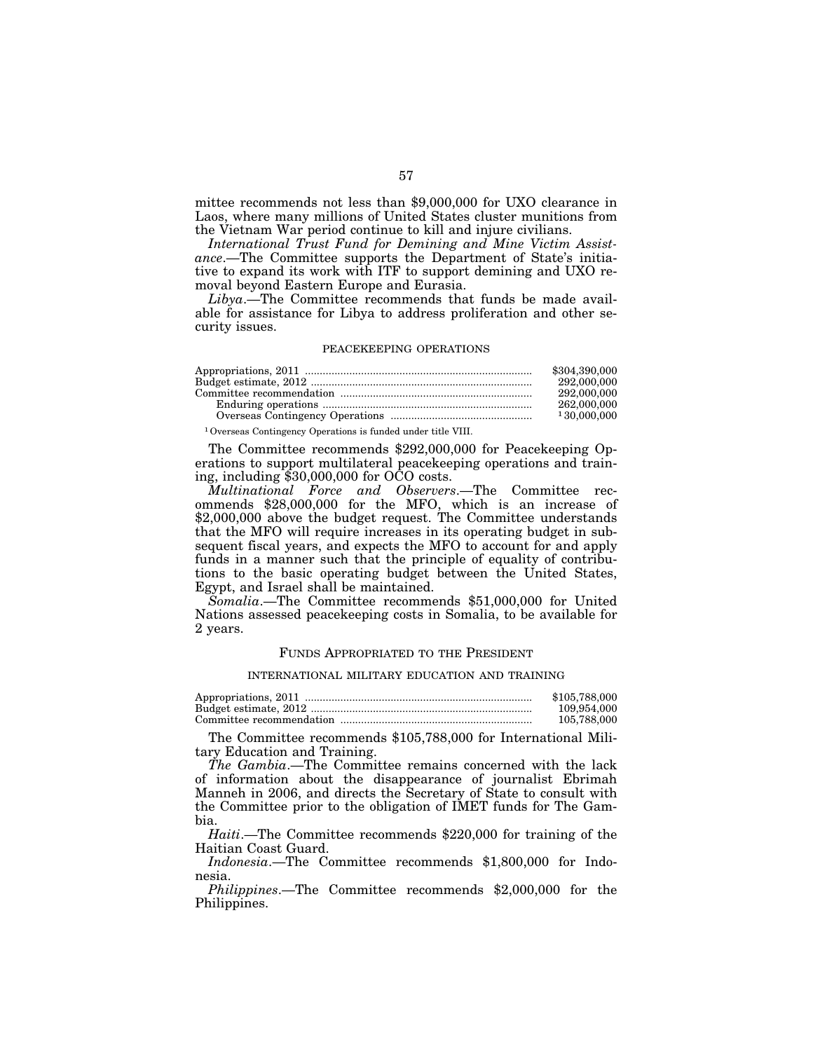mittee recommends not less than $9,000,000 for UXO clearance in Laos, where many millions of United States cluster munitions from the Vietnam War period continue to kill and injure civilians.

*International Trust Fund for Demining and Mine Victim Assistance*.—The Committee supports the Department of State's initiative to expand its work with ITF to support demining and UXO removal beyond Eastern Europe and Eurasia.

*Libya*.—The Committee recommends that funds be made available for assistance for Libya to address proliferation and other security issues.

PEACEKEEPING OPERATIONS

| | |
|---|---|
| Appropriations, 2011 | $304,390,000 |
| Budget estimate, 2012 | 292,000,000 |
| Committee recommendation | 292,000,000 |
| Enduring operations | 262,000,000 |
| Overseas Contingency Operations | [1] 30,000,000 |

[1] Overseas Contingency Operations is funded under title VIII.

The Committee recommends $292,000,000 for Peacekeeping Operations to support multilateral peacekeeping operations and training, including $30,000,000 for OCO costs.

*Multinational Force and Observers*.—The Committee recommends $28,000,000 for the MFO, which is an increase of $2,000,000 above the budget request. The Committee understands that the MFO will require increases in its operating budget in subsequent fiscal years, and expects the MFO to account for and apply funds in a manner such that the principle of equality of contributions to the basic operating budget between the United States, Egypt, and Israel shall be maintained.

*Somalia*.—The Committee recommends $51,000,000 for United Nations assessed peacekeeping costs in Somalia, to be available for 2 years.

FUNDS APPROPRIATED TO THE PRESIDENT

INTERNATIONAL MILITARY EDUCATION AND TRAINING

| | |
|---|---|
| Appropriations, 2011 | $105,788,000 |
| Budget estimate, 2012 | 109,954,000 |
| Committee recommendation | 105,788,000 |

The Committee recommends $105,788,000 for International Military Education and Training.

*The Gambia*.—The Committee remains concerned with the lack of information about the disappearance of journalist Ebrimah Manneh in 2006, and directs the Secretary of State to consult with the Committee prior to the obligation of IMET funds for The Gambia.

*Haiti*.—The Committee recommends $220,000 for training of the Haitian Coast Guard.

*Indonesia*.—The Committee recommends $1,800,000 for Indonesia.

*Philippines*.—The Committee recommends $2,000,000 for the Philippines.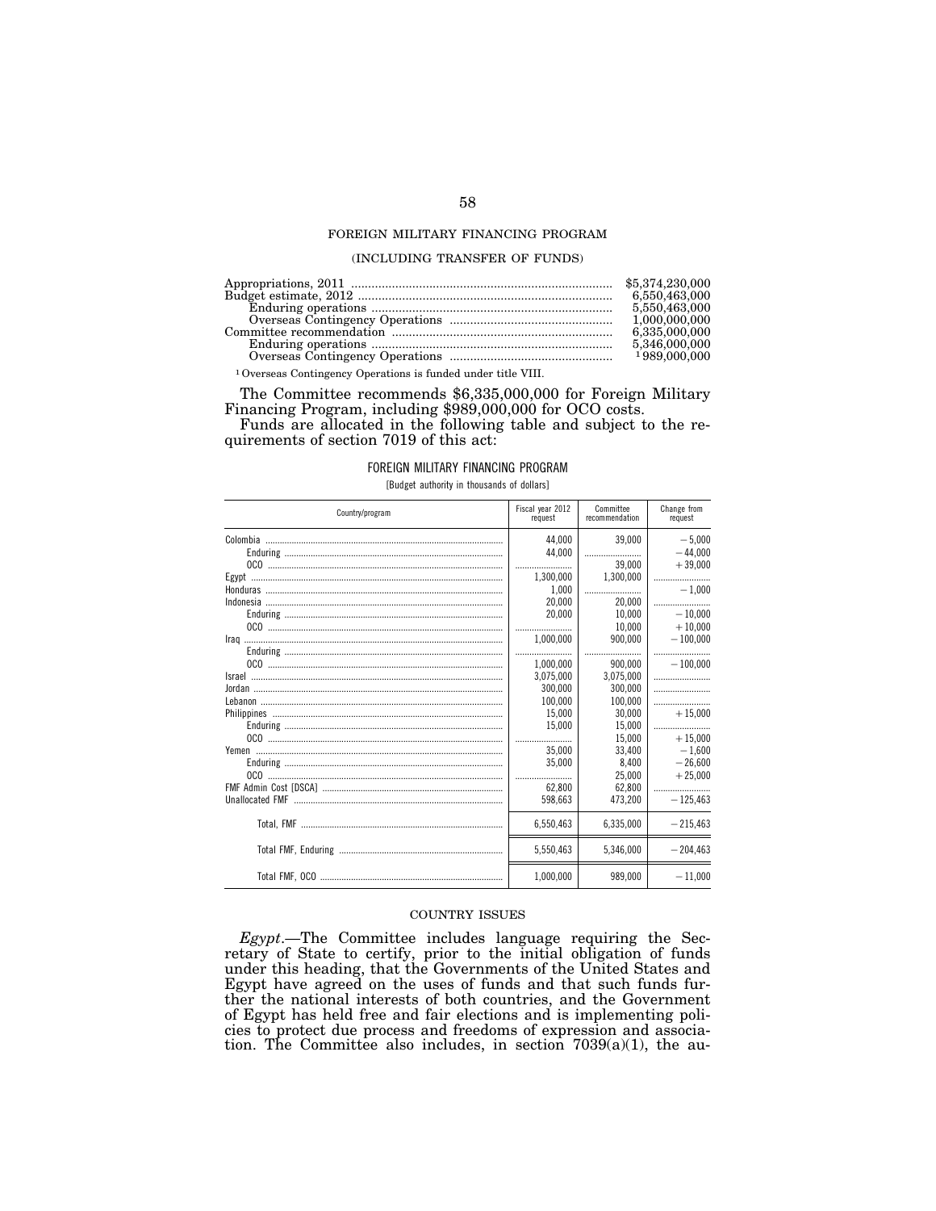## FOREIGN MILITARY FINANCING PROGRAM

### (INCLUDING TRANSFER OF FUNDS)

| | |
|---|---|
| Appropriations, 2011 | $5,374,230,000 |
| Budget estimate, 2012 | 6,550,463,000 |
| Enduring operations | 5,550,463,000 |
| Overseas Contingency Operations | 1,000,000,000 |
| Committee recommendation | 6,335,000,000 |
| Enduring operations | 5,346,000,000 |
| Overseas Contingency Operations | [1]989,000,000 |

[1] Overseas Contingency Operations is funded under title VIII.

The Committee recommends $6,335,000,000 for Foreign Military Financing Program, including $989,000,000 for OCO costs.

Funds are allocated in the following table and subject to the requirements of section 7019 of this act:

FOREIGN MILITARY FINANCING PROGRAM

[Budget authority in thousands of dollars]

| Country/program | Fiscal year 2012 request | Committee recommendation | Change from request |
|---|---|---|---|
| Colombia | 44,000 | 39,000 | −5,000 |
| Enduring | 44,000 | | −44,000 |
| OCO | | 39,000 | +39,000 |
| Egypt | 1,300,000 | 1,300,000 | |
| Honduras | 1,000 | | −1,000 |
| Indonesia | 20,000 | 20,000 | |
| Enduring | 20,000 | 10,000 | −10,000 |
| OCO | | 10,000 | +10,000 |
| Iraq | 1,000,000 | 900,000 | −100,000 |
| Enduring | | | |
| OCO | 1,000,000 | 900,000 | −100,000 |
| Israel | 3,075,000 | 3,075,000 | |
| Jordan | 300,000 | 300,000 | |
| Lebanon | 100,000 | 100,000 | |
| Philippines | 15,000 | 30,000 | +15,000 |
| Enduring | 15,000 | 15,000 | |
| OCO | | 15,000 | +15,000 |
| Yemen | 35,000 | 33,400 | −1,600 |
| Enduring | 35,000 | 8,400 | −26,600 |
| OCO | | 25,000 | +25,000 |
| FMF Admin Cost [DSCA] | 62,800 | 62,800 | |
| Unallocated FMF | 598,663 | 473,200 | −125,463 |
| Total, FMF | 6,550,463 | 6,335,000 | −215,463 |
| Total FMF, Enduring | 5,550,463 | 5,346,000 | −204,463 |
| Total FMF, OCO | 1,000,000 | 989,000 | −11,000 |

### COUNTRY ISSUES

*Egypt*.—The Committee includes language requiring the Secretary of State to certify, prior to the initial obligation of funds under this heading, that the Governments of the United States and Egypt have agreed on the uses of funds and that such funds further the national interests of both countries, and the Government of Egypt has held free and fair elections and is implementing policies to protect due process and freedoms of expression and association. The Committee also includes, in section 7039(a)(1), the au-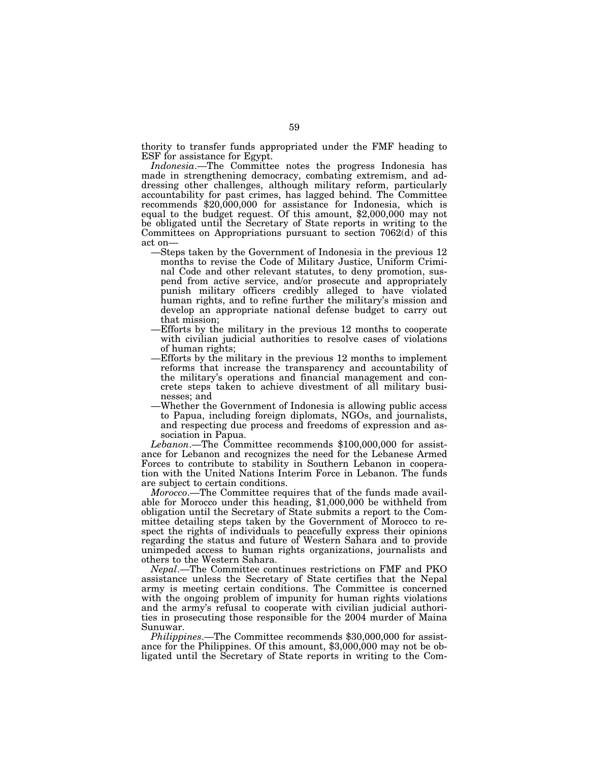thority to transfer funds appropriated under the FMF heading to ESF for assistance for Egypt.

*Indonesia*.—The Committee notes the progress Indonesia has made in strengthening democracy, combating extremism, and addressing other challenges, although military reform, particularly accountability for past crimes, has lagged behind. The Committee recommends $20,000,000 for assistance for Indonesia, which is equal to the budget request. Of this amount, $2,000,000 may not be obligated until the Secretary of State reports in writing to the Committees on Appropriations pursuant to section 7062(d) of this act on—

—Steps taken by the Government of Indonesia in the previous 12 months to revise the Code of Military Justice, Uniform Criminal Code and other relevant statutes, to deny promotion, suspend from active service, and/or prosecute and appropriately punish military officers credibly alleged to have violated human rights, and to refine further the military's mission and develop an appropriate national defense budget to carry out that mission;

—Efforts by the military in the previous 12 months to cooperate with civilian judicial authorities to resolve cases of violations of human rights;

—Efforts by the military in the previous 12 months to implement reforms that increase the transparency and accountability of the military's operations and financial management and concrete steps taken to achieve divestment of all military businesses; and

—Whether the Government of Indonesia is allowing public access to Papua, including foreign diplomats, NGOs, and journalists, and respecting due process and freedoms of expression and association in Papua.

*Lebanon*.—The Committee recommends $100,000,000 for assistance for Lebanon and recognizes the need for the Lebanese Armed Forces to contribute to stability in Southern Lebanon in cooperation with the United Nations Interim Force in Lebanon. The funds are subject to certain conditions.

*Morocco*.—The Committee requires that of the funds made available for Morocco under this heading, $1,000,000 be withheld from obligation until the Secretary of State submits a report to the Committee detailing steps taken by the Government of Morocco to respect the rights of individuals to peacefully express their opinions regarding the status and future of Western Sahara and to provide unimpeded access to human rights organizations, journalists and others to the Western Sahara.

*Nepal*.—The Committee continues restrictions on FMF and PKO assistance unless the Secretary of State certifies that the Nepal army is meeting certain conditions. The Committee is concerned with the ongoing problem of impunity for human rights violations and the army's refusal to cooperate with civilian judicial authorities in prosecuting those responsible for the 2004 murder of Maina Sunuwar.

*Philippines*.—The Committee recommends $30,000,000 for assistance for the Philippines. Of this amount, $3,000,000 may not be obligated until the Secretary of State reports in writing to the Com-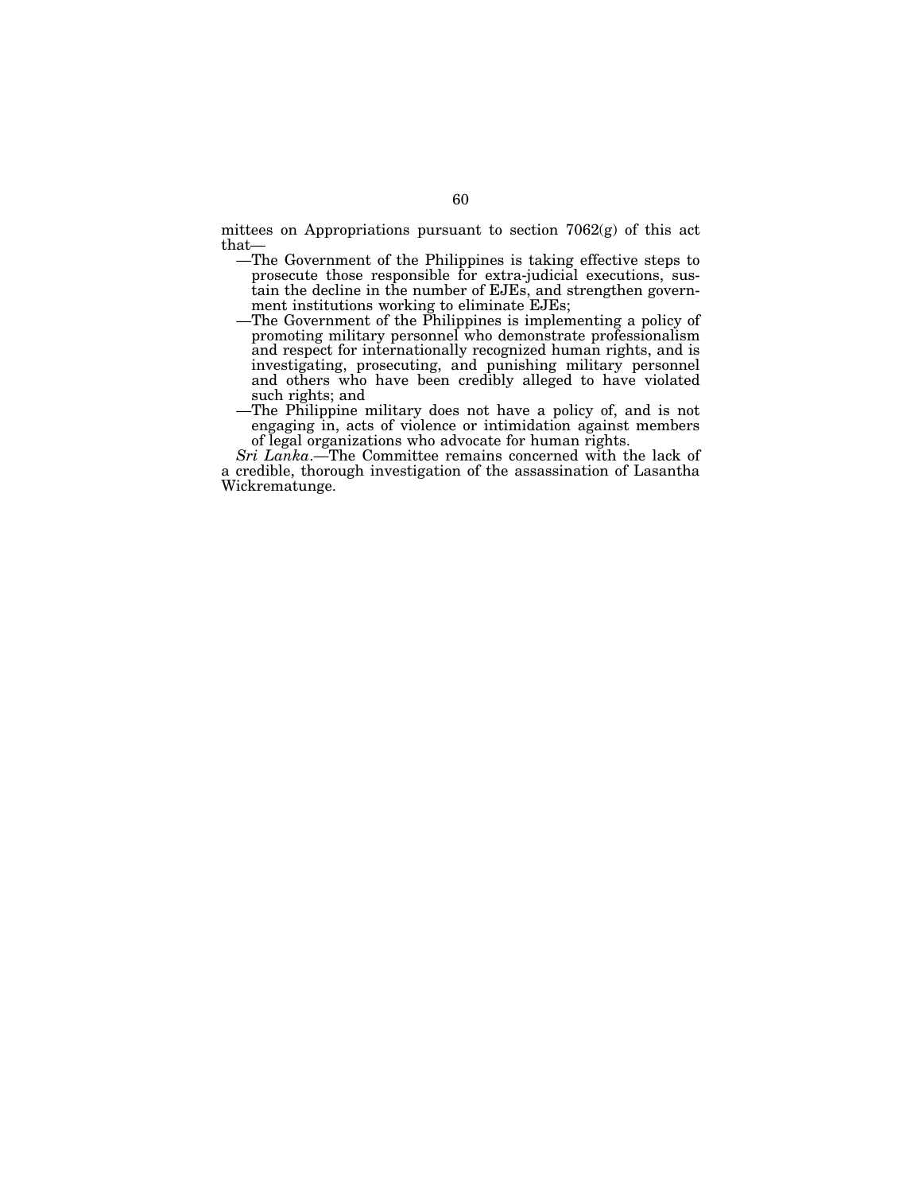mittees on Appropriations pursuant to section 7062(g) of this act that—

—The Government of the Philippines is taking effective steps to prosecute those responsible for extra-judicial executions, sustain the decline in the number of EJEs, and strengthen government institutions working to eliminate EJEs;

—The Government of the Philippines is implementing a policy of promoting military personnel who demonstrate professionalism and respect for internationally recognized human rights, and is investigating, prosecuting, and punishing military personnel and others who have been credibly alleged to have violated such rights; and

—The Philippine military does not have a policy of, and is not engaging in, acts of violence or intimidation against members of legal organizations who advocate for human rights.

*Sri Lanka*.—The Committee remains concerned with the lack of a credible, thorough investigation of the assassination of Lasantha Wickrematunge.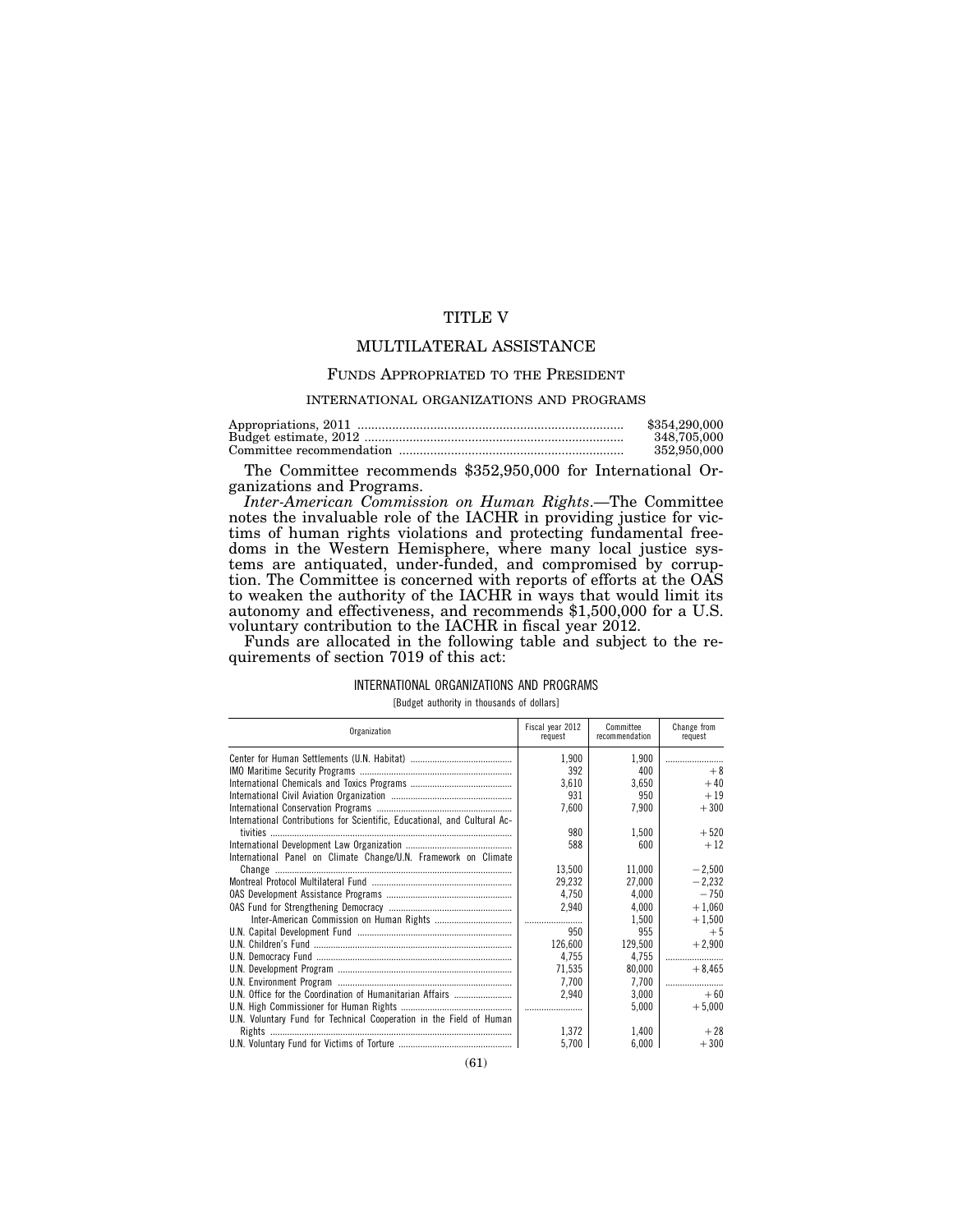# TITLE V

## MULTILATERAL ASSISTANCE

### FUNDS APPROPRIATED TO THE PRESIDENT

#### INTERNATIONAL ORGANIZATIONS AND PROGRAMS

| | |
|---|---|
| Appropriations, 2011 | $354,290,000 |
| Budget estimate, 2012 | 348,705,000 |
| Committee recommendation | 352,950,000 |

The Committee recommends $352,950,000 for International Organizations and Programs.

*Inter-American Commission on Human Rights*.—The Committee notes the invaluable role of the IACHR in providing justice for victims of human rights violations and protecting fundamental freedoms in the Western Hemisphere, where many local justice systems are antiquated, under-funded, and compromised by corruption. The Committee is concerned with reports of efforts at the OAS to weaken the authority of the IACHR in ways that would limit its autonomy and effectiveness, and recommends $1,500,000 for a U.S. voluntary contribution to the IACHR in fiscal year 2012.

Funds are allocated in the following table and subject to the requirements of section 7019 of this act:

INTERNATIONAL ORGANIZATIONS AND PROGRAMS

[Budget authority in thousands of dollars]

| Organization | Fiscal year 2012 request | Committee recommendation | Change from request |
|---|---|---|---|
| Center for Human Settlements (U.N. Habitat) | 1,900 | 1,900 | |
| IMO Maritime Security Programs | 392 | 400 | +8 |
| International Chemicals and Toxics Programs | 3,610 | 3,650 | +40 |
| International Civil Aviation Organization | 931 | 950 | +19 |
| International Conservation Programs | 7,600 | 7,900 | +300 |
| International Contributions for Scientific, Educational, and Cultural Activities | 980 | 1,500 | +520 |
| International Development Law Organization | 588 | 600 | +12 |
| International Panel on Climate Change/U.N. Framework on Climate Change | 13,500 | 11,000 | −2,500 |
| Montreal Protocol Multilateral Fund | 29,232 | 27,000 | −2,232 |
| OAS Development Assistance Programs | 4,750 | 4,000 | −750 |
| OAS Fund for Strengthening Democracy | 2,940 | 4,000 | +1,060 |
| Inter-American Commission on Human Rights | | 1,500 | +1,500 |
| U.N. Capital Development Fund | 950 | 955 | +5 |
| U.N. Children's Fund | 126,600 | 129,500 | +2,900 |
| U.N. Democracy Fund | 4,755 | 4,755 | |
| U.N. Development Program | 71,535 | 80,000 | +8,465 |
| U.N. Environment Program | 7,700 | 7,700 | |
| U.N. Office for the Coordination of Humanitarian Affairs | 2,940 | 3,000 | +60 |
| U.N. High Commissioner for Human Rights | | 5,000 | +5,000 |
| U.N. Voluntary Fund for Technical Cooperation in the Field of Human Rights | 1,372 | 1,400 | +28 |
| U.N. Voluntary Fund for Victims of Torture | 5,700 | 6,000 | +300 |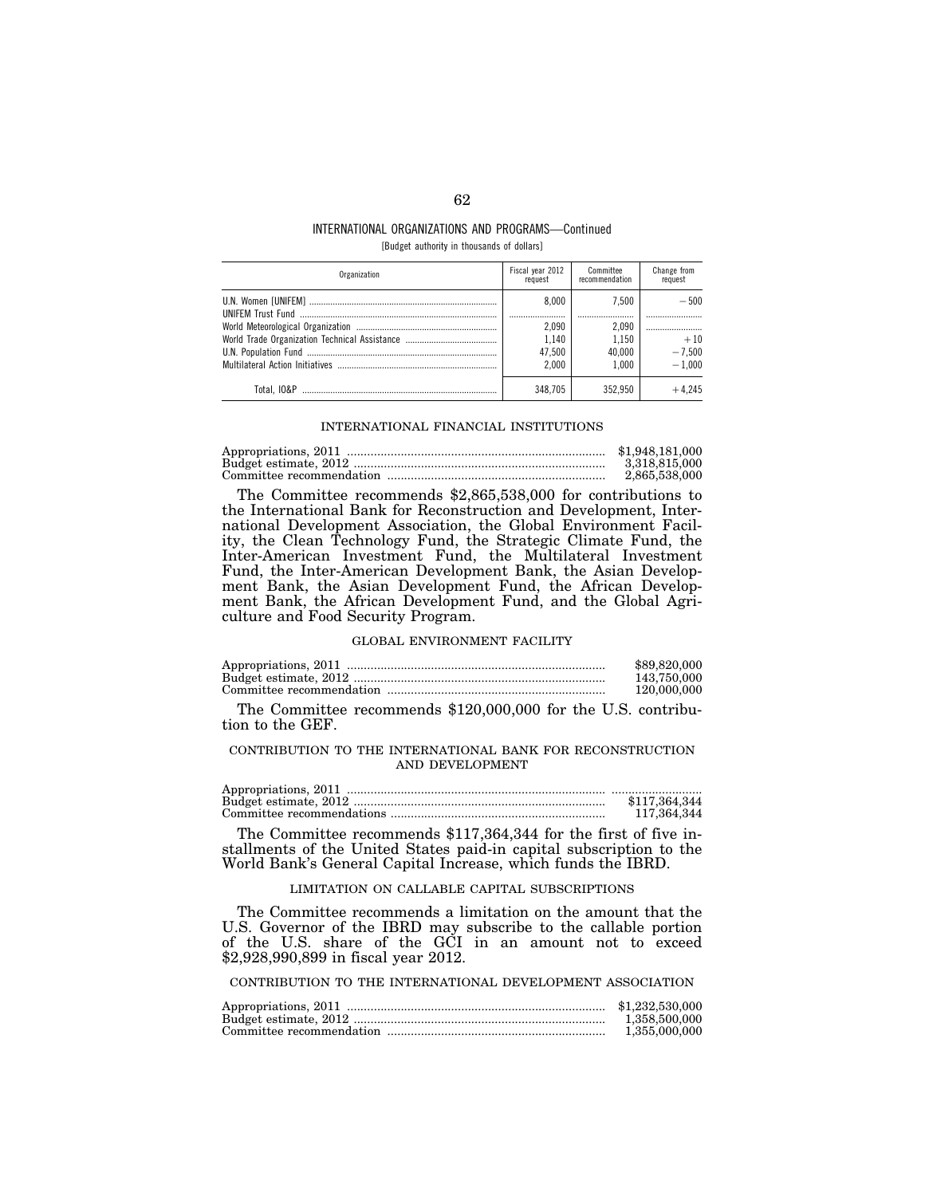INTERNATIONAL ORGANIZATIONS AND PROGRAMS—Continued

[Budget authority in thousands of dollars]

| Organization | Fiscal year 2012 request | Committee recommendation | Change from request |
|---|---|---|---|
| U.N. Women [UNIFEM] | 8,000 | 7,500 | −500 |
| UNIFEM Trust Fund | | | |
| World Meteorological Organization | 2,090 | 2,090 | |
| World Trade Organization Technical Assistance | 1,140 | 1,150 | +10 |
| U.N. Population Fund | 47,500 | 40,000 | −7,500 |
| Multilateral Action Initiatives | 2,000 | 1,000 | −1,000 |
| Total, IO&P | 348,705 | 352,950 | +4,245 |

INTERNATIONAL FINANCIAL INSTITUTIONS

| | |
|---|---|
| Appropriations, 2011 | $1,948,181,000 |
| Budget estimate, 2012 | 3,318,815,000 |
| Committee recommendation | 2,865,538,000 |

The Committee recommends $2,865,538,000 for contributions to the International Bank for Reconstruction and Development, International Development Association, the Global Environment Facility, the Clean Technology Fund, the Strategic Climate Fund, the Inter-American Investment Fund, the Multilateral Investment Fund, the Inter-American Development Bank, the Asian Development Bank, the Asian Development Fund, the African Development Bank, the African Development Fund, and the Global Agriculture and Food Security Program.

GLOBAL ENVIRONMENT FACILITY

| | |
|---|---|
| Appropriations, 2011 | $89,820,000 |
| Budget estimate, 2012 | 143,750,000 |
| Committee recommendation | 120,000,000 |

The Committee recommends $120,000,000 for the U.S. contribution to the GEF.

CONTRIBUTION TO THE INTERNATIONAL BANK FOR RECONSTRUCTION AND DEVELOPMENT

| | |
|---|---|
| Appropriations, 2011 | |
| Budget estimate, 2012 | $117,364,344 |
| Committee recommendations | 117,364,344 |

The Committee recommends $117,364,344 for the first of five installments of the United States paid-in capital subscription to the World Bank's General Capital Increase, which funds the IBRD.

LIMITATION ON CALLABLE CAPITAL SUBSCRIPTIONS

The Committee recommends a limitation on the amount that the U.S. Governor of the IBRD may subscribe to the callable portion of the U.S. share of the GCI in an amount not to exceed $2,928,990,899 in fiscal year 2012.

CONTRIBUTION TO THE INTERNATIONAL DEVELOPMENT ASSOCIATION

| | |
|---|---|
| Appropriations, 2011 | $1,232,530,000 |
| Budget estimate, 2012 | 1,358,500,000 |
| Committee recommendation | 1,355,000,000 |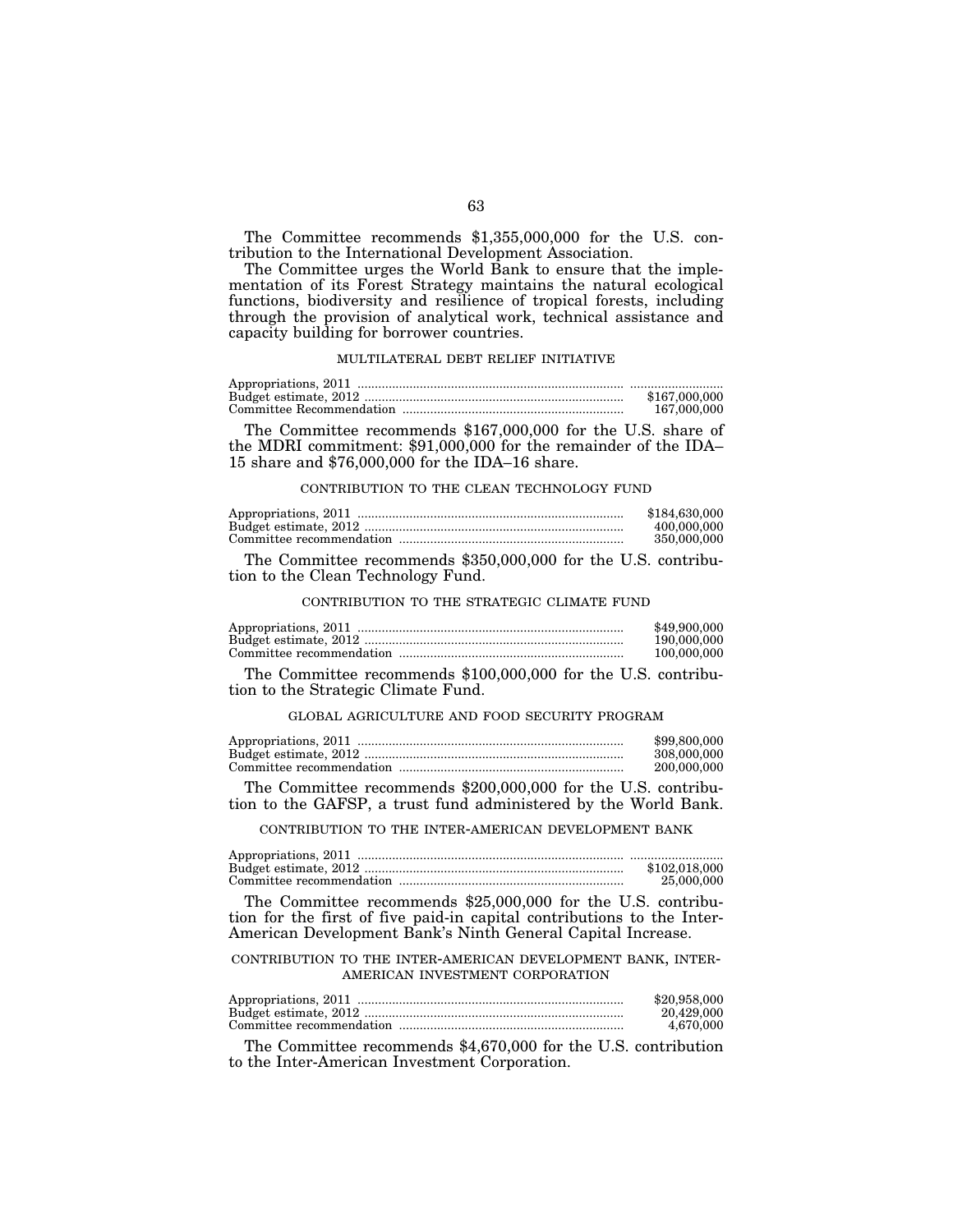The Committee recommends $1,355,000,000 for the U.S. contribution to the International Development Association.

The Committee urges the World Bank to ensure that the implementation of its Forest Strategy maintains the natural ecological functions, biodiversity and resilience of tropical forests, including through the provision of analytical work, technical assistance and capacity building for borrower countries.

### MULTILATERAL DEBT RELIEF INITIATIVE

| | |
|---|---|
| Appropriations, 2011 | .......................... |
| Budget estimate, 2012 | $167,000,000 |
| Committee Recommendation | 167,000,000 |

The Committee recommends $167,000,000 for the U.S. share of the MDRI commitment: $91,000,000 for the remainder of the IDA–15 share and $76,000,000 for the IDA–16 share.

### CONTRIBUTION TO THE CLEAN TECHNOLOGY FUND

| | |
|---|---|
| Appropriations, 2011 | $184,630,000 |
| Budget estimate, 2012 | 400,000,000 |
| Committee recommendation | 350,000,000 |

The Committee recommends $350,000,000 for the U.S. contribution to the Clean Technology Fund.

### CONTRIBUTION TO THE STRATEGIC CLIMATE FUND

| | |
|---|---|
| Appropriations, 2011 | $49,900,000 |
| Budget estimate, 2012 | 190,000,000 |
| Committee recommendation | 100,000,000 |

The Committee recommends $100,000,000 for the U.S. contribution to the Strategic Climate Fund.

### GLOBAL AGRICULTURE AND FOOD SECURITY PROGRAM

| | |
|---|---|
| Appropriations, 2011 | $99,800,000 |
| Budget estimate, 2012 | 308,000,000 |
| Committee recommendation | 200,000,000 |

The Committee recommends $200,000,000 for the U.S. contribution to the GAFSP, a trust fund administered by the World Bank.

### CONTRIBUTION TO THE INTER-AMERICAN DEVELOPMENT BANK

| | |
|---|---|
| Appropriations, 2011 | .......................... |
| Budget estimate, 2012 | $102,018,000 |
| Committee recommendation | 25,000,000 |

The Committee recommends $25,000,000 for the U.S. contribution for the first of five paid-in capital contributions to the Inter-American Development Bank's Ninth General Capital Increase.

### CONTRIBUTION TO THE INTER-AMERICAN DEVELOPMENT BANK, INTER-AMERICAN INVESTMENT CORPORATION

| | |
|---|---|
| Appropriations, 2011 | $20,958,000 |
| Budget estimate, 2012 | 20,429,000 |
| Committee recommendation | 4,670,000 |

The Committee recommends $4,670,000 for the U.S. contribution to the Inter-American Investment Corporation.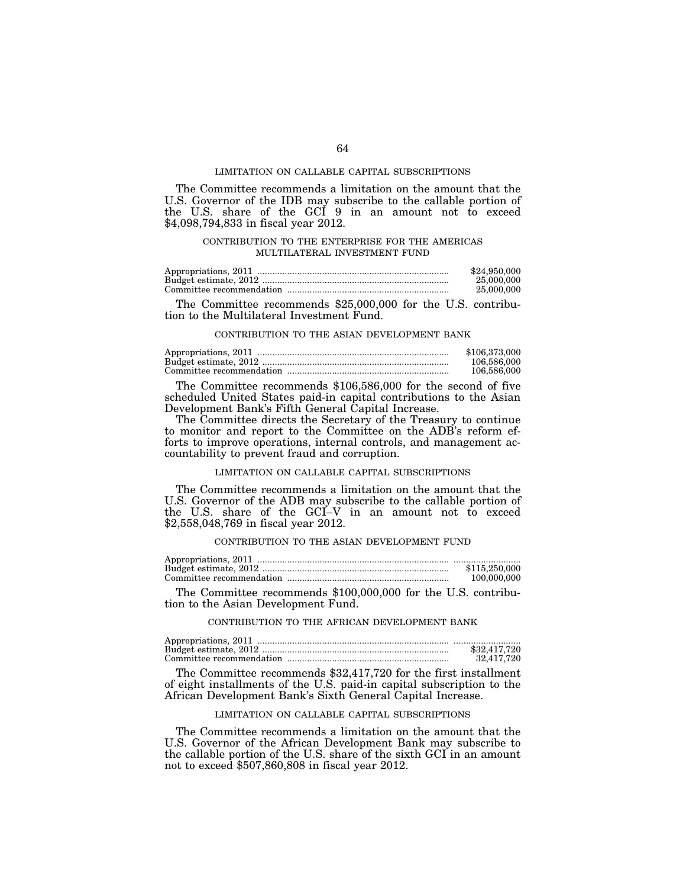### LIMITATION ON CALLABLE CAPITAL SUBSCRIPTIONS

The Committee recommends a limitation on the amount that the U.S. Governor of the IDB may subscribe to the callable portion of the U.S. share of the GCI 9 in an amount not to exceed $4,098,794,833 in fiscal year 2012.

### CONTRIBUTION TO THE ENTERPRISE FOR THE AMERICAS MULTILATERAL INVESTMENT FUND

| | |
|---|---|
| Appropriations, 2011 | $24,950,000 |
| Budget estimate, 2012 | 25,000,000 |
| Committee recommendation | 25,000,000 |

The Committee recommends $25,000,000 for the U.S. contribution to the Multilateral Investment Fund.

### CONTRIBUTION TO THE ASIAN DEVELOPMENT BANK

| | |
|---|---|
| Appropriations, 2011 | $106,373,000 |
| Budget estimate, 2012 | 106,586,000 |
| Committee recommendation | 106,586,000 |

The Committee recommends $106,586,000 for the second of five scheduled United States paid-in capital contributions to the Asian Development Bank's Fifth General Capital Increase.

The Committee directs the Secretary of the Treasury to continue to monitor and report to the Committee on the ADB's reform efforts to improve operations, internal controls, and management accountability to prevent fraud and corruption.

### LIMITATION ON CALLABLE CAPITAL SUBSCRIPTIONS

The Committee recommends a limitation on the amount that the U.S. Governor of the ADB may subscribe to the callable portion of the U.S. share of the GCI–V in an amount not to exceed $2,558,048,769 in fiscal year 2012.

### CONTRIBUTION TO THE ASIAN DEVELOPMENT FUND

| | |
|---|---|
| Appropriations, 2011 | ........................... |
| Budget estimate, 2012 | $115,250,000 |
| Committee recommendation | 100,000,000 |

The Committee recommends $100,000,000 for the U.S. contribution to the Asian Development Fund.

### CONTRIBUTION TO THE AFRICAN DEVELOPMENT BANK

| | |
|---|---|
| Appropriations, 2011 | ........................... |
| Budget estimate, 2012 | $32,417,720 |
| Committee recommendation | 32,417,720 |

The Committee recommends $32,417,720 for the first installment of eight installments of the U.S. paid-in capital subscription to the African Development Bank's Sixth General Capital Increase.

### LIMITATION ON CALLABLE CAPITAL SUBSCRIPTIONS

The Committee recommends a limitation on the amount that the U.S. Governor of the African Development Bank may subscribe to the callable portion of the U.S. share of the sixth GCI in an amount not to exceed $507,860,808 in fiscal year 2012.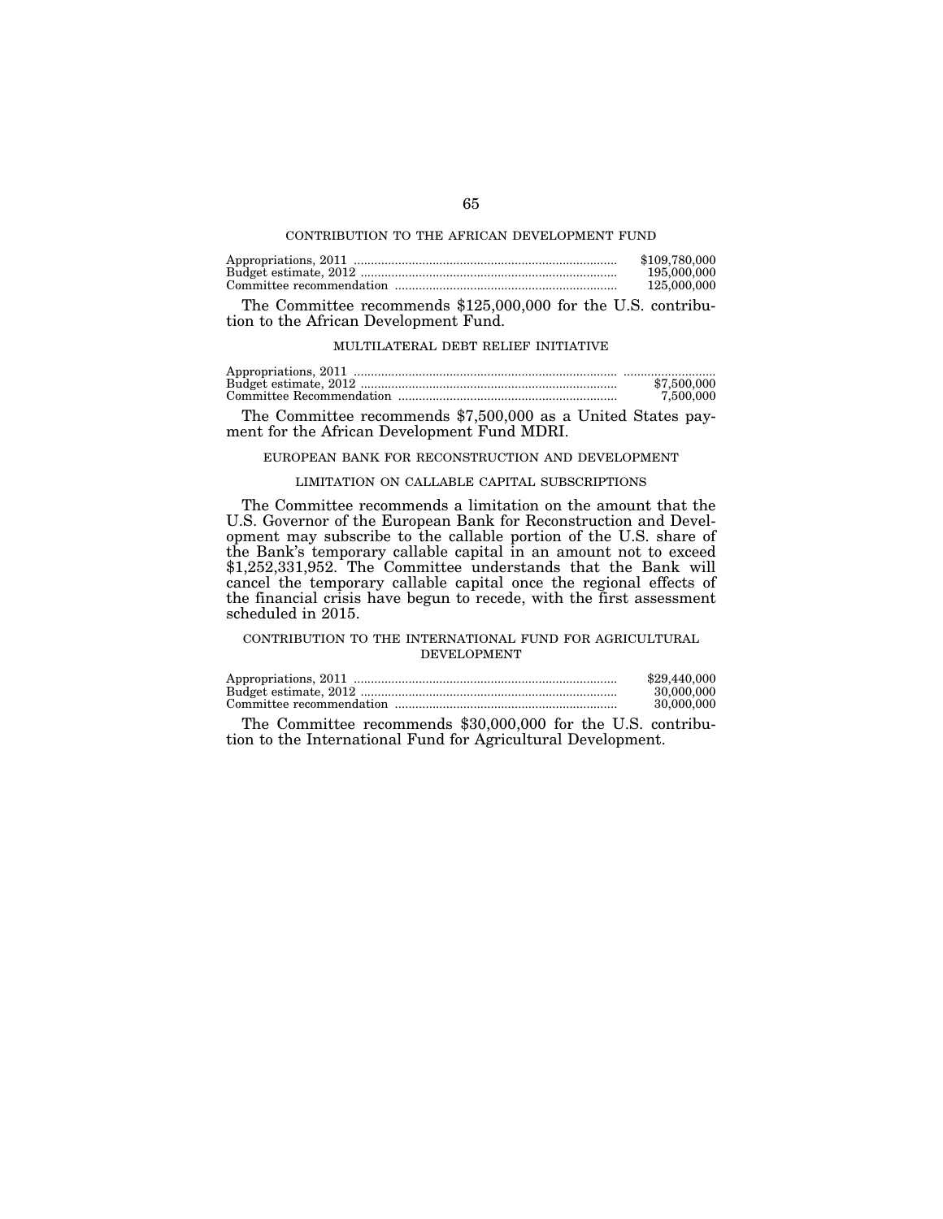## CONTRIBUTION TO THE AFRICAN DEVELOPMENT FUND

| | |
|---|---|
| Appropriations, 2011 | $109,780,000 |
| Budget estimate, 2012 | 195,000,000 |
| Committee recommendation | 125,000,000 |

The Committee recommends $125,000,000 for the U.S. contribution to the African Development Fund.

## MULTILATERAL DEBT RELIEF INITIATIVE

| | |
|---|---|
| Appropriations, 2011 | |
| Budget estimate, 2012 | $7,500,000 |
| Committee Recommendation | 7,500,000 |

The Committee recommends $7,500,000 as a United States payment for the African Development Fund MDRI.

## EUROPEAN BANK FOR RECONSTRUCTION AND DEVELOPMENT

### LIMITATION ON CALLABLE CAPITAL SUBSCRIPTIONS

The Committee recommends a limitation on the amount that the U.S. Governor of the European Bank for Reconstruction and Development may subscribe to the callable portion of the U.S. share of the Bank's temporary callable capital in an amount not to exceed $1,252,331,952. The Committee understands that the Bank will cancel the temporary callable capital once the regional effects of the financial crisis have begun to recede, with the first assessment scheduled in 2015.

## CONTRIBUTION TO THE INTERNATIONAL FUND FOR AGRICULTURAL DEVELOPMENT

| | |
|---|---|
| Appropriations, 2011 | $29,440,000 |
| Budget estimate, 2012 | 30,000,000 |
| Committee recommendation | 30,000,000 |

The Committee recommends $30,000,000 for the U.S. contribution to the International Fund for Agricultural Development.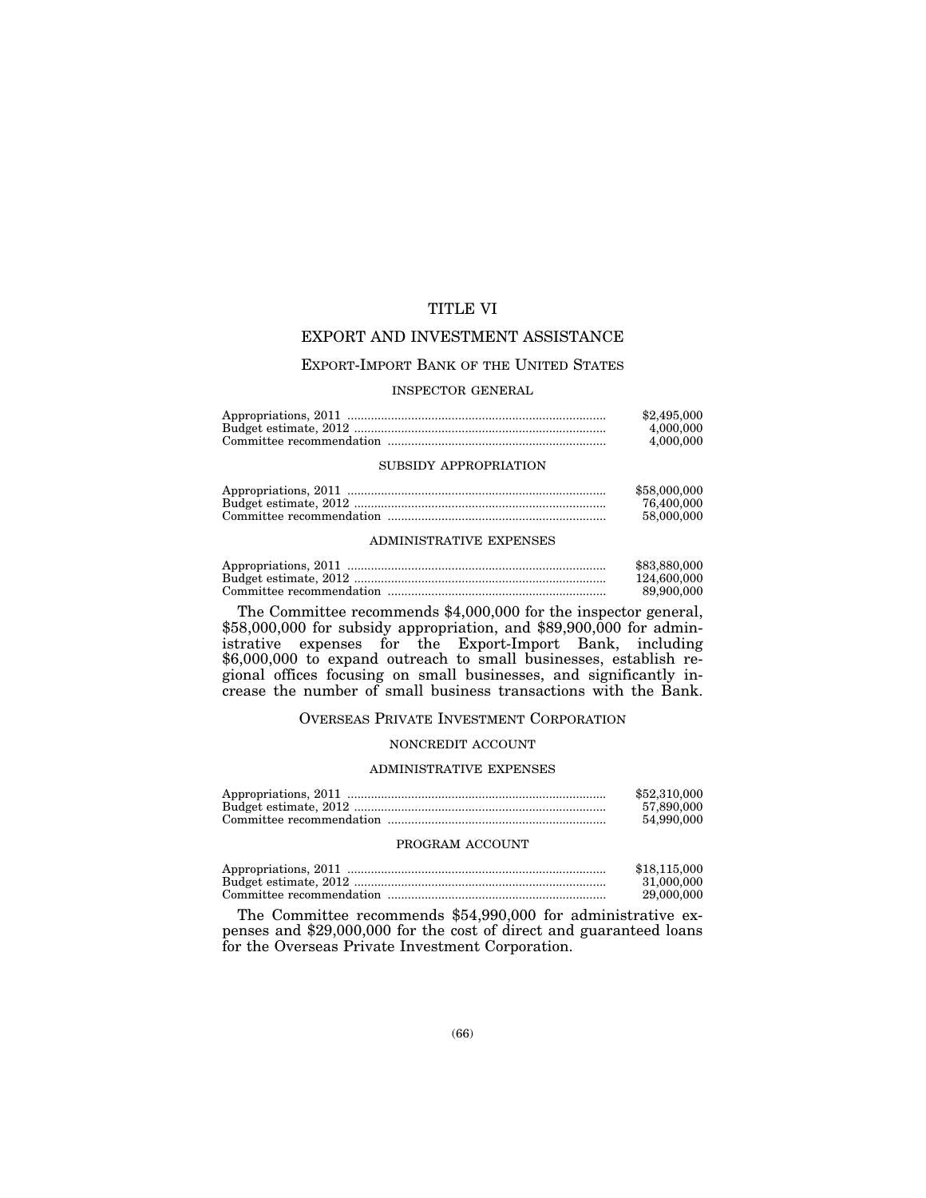# TITLE VI

# EXPORT AND INVESTMENT ASSISTANCE

## EXPORT-IMPORT BANK OF THE UNITED STATES

### INSPECTOR GENERAL

| | |
|---|---|
| Appropriations, 2011 | $2,495,000 |
| Budget estimate, 2012 | 4,000,000 |
| Committee recommendation | 4,000,000 |

### SUBSIDY APPROPRIATION

| | |
|---|---|
| Appropriations, 2011 | $58,000,000 |
| Budget estimate, 2012 | 76,400,000 |
| Committee recommendation | 58,000,000 |

### ADMINISTRATIVE EXPENSES

| | |
|---|---|
| Appropriations, 2011 | $83,880,000 |
| Budget estimate, 2012 | 124,600,000 |
| Committee recommendation | 89,900,000 |

The Committee recommends $4,000,000 for the inspector general, $58,000,000 for subsidy appropriation, and $89,900,000 for administrative expenses for the Export-Import Bank, including $6,000,000 to expand outreach to small businesses, establish regional offices focusing on small businesses, and significantly increase the number of small business transactions with the Bank.

## OVERSEAS PRIVATE INVESTMENT CORPORATION

### NONCREDIT ACCOUNT

### ADMINISTRATIVE EXPENSES

| | |
|---|---|
| Appropriations, 2011 | $52,310,000 |
| Budget estimate, 2012 | 57,890,000 |
| Committee recommendation | 54,990,000 |

### PROGRAM ACCOUNT

| | |
|---|---|
| Appropriations, 2011 | $18,115,000 |
| Budget estimate, 2012 | 31,000,000 |
| Committee recommendation | 29,000,000 |

The Committee recommends $54,990,000 for administrative expenses and $29,000,000 for the cost of direct and guaranteed loans for the Overseas Private Investment Corporation.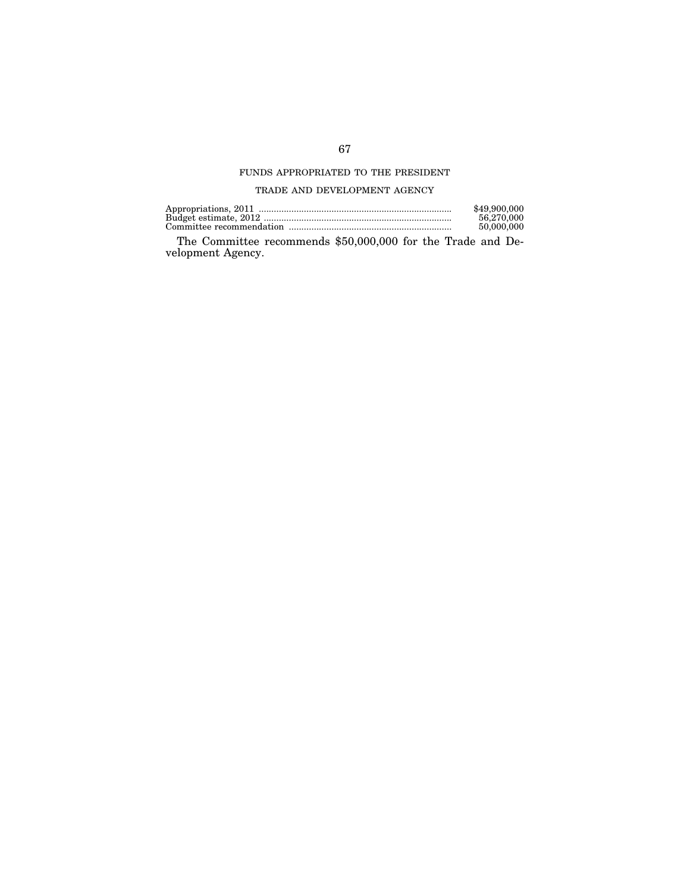## FUNDS APPROPRIATED TO THE PRESIDENT

### TRADE AND DEVELOPMENT AGENCY

| | |
|---|---|
| Appropriations, 2011 | $49,900,000 |
| Budget estimate, 2012 | 56,270,000 |
| Committee recommendation | 50,000,000 |

The Committee recommends $50,000,000 for the Trade and Development Agency.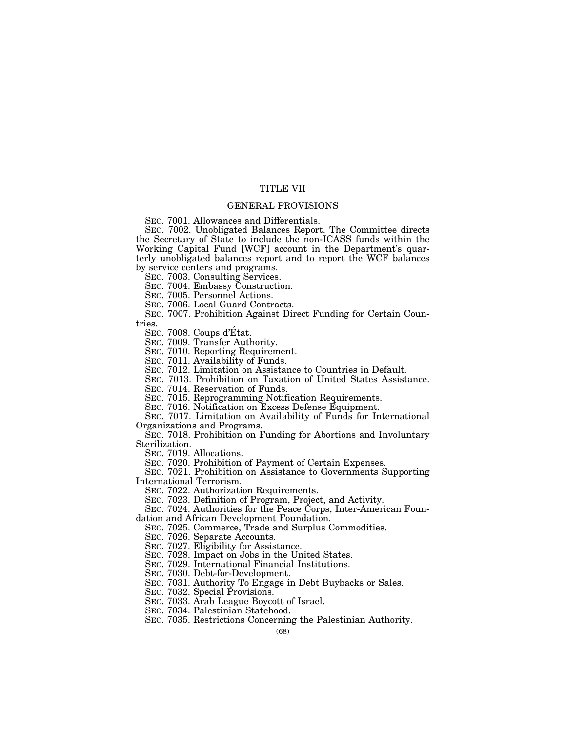# TITLE VII

## GENERAL PROVISIONS

SEC. 7001. Allowances and Differentials.

SEC. 7002. Unobligated Balances Report. The Committee directs the Secretary of State to include the non-ICASS funds within the Working Capital Fund [WCF] account in the Department's quarterly unobligated balances report and to report the WCF balances by service centers and programs.

SEC. 7003. Consulting Services.

SEC. 7004. Embassy Construction.

SEC. 7005. Personnel Actions.

SEC. 7006. Local Guard Contracts.

SEC. 7007. Prohibition Against Direct Funding for Certain Countries.

SEC. 7008. Coups d'État.

SEC. 7009. Transfer Authority.

SEC. 7010. Reporting Requirement.

SEC. 7011. Availability of Funds.

SEC. 7012. Limitation on Assistance to Countries in Default.

SEC. 7013. Prohibition on Taxation of United States Assistance.

SEC. 7014. Reservation of Funds.

SEC. 7015. Reprogramming Notification Requirements.

SEC. 7016. Notification on Excess Defense Equipment.

SEC. 7017. Limitation on Availability of Funds for International Organizations and Programs.

SEC. 7018. Prohibition on Funding for Abortions and Involuntary Sterilization.

SEC. 7019. Allocations.

SEC. 7020. Prohibition of Payment of Certain Expenses.

SEC. 7021. Prohibition on Assistance to Governments Supporting International Terrorism.

SEC. 7022. Authorization Requirements.

SEC. 7023. Definition of Program, Project, and Activity.

SEC. 7024. Authorities for the Peace Corps, Inter-American Foundation and African Development Foundation.

SEC. 7025. Commerce, Trade and Surplus Commodities.

SEC. 7026. Separate Accounts.

SEC. 7027. Eligibility for Assistance.

SEC. 7028. Impact on Jobs in the United States.

SEC. 7029. International Financial Institutions.

SEC. 7030. Debt-for-Development.

SEC. 7031. Authority To Engage in Debt Buybacks or Sales.

SEC. 7032. Special Provisions.

SEC. 7033. Arab League Boycott of Israel.

SEC. 7034. Palestinian Statehood.

SEC. 7035. Restrictions Concerning the Palestinian Authority.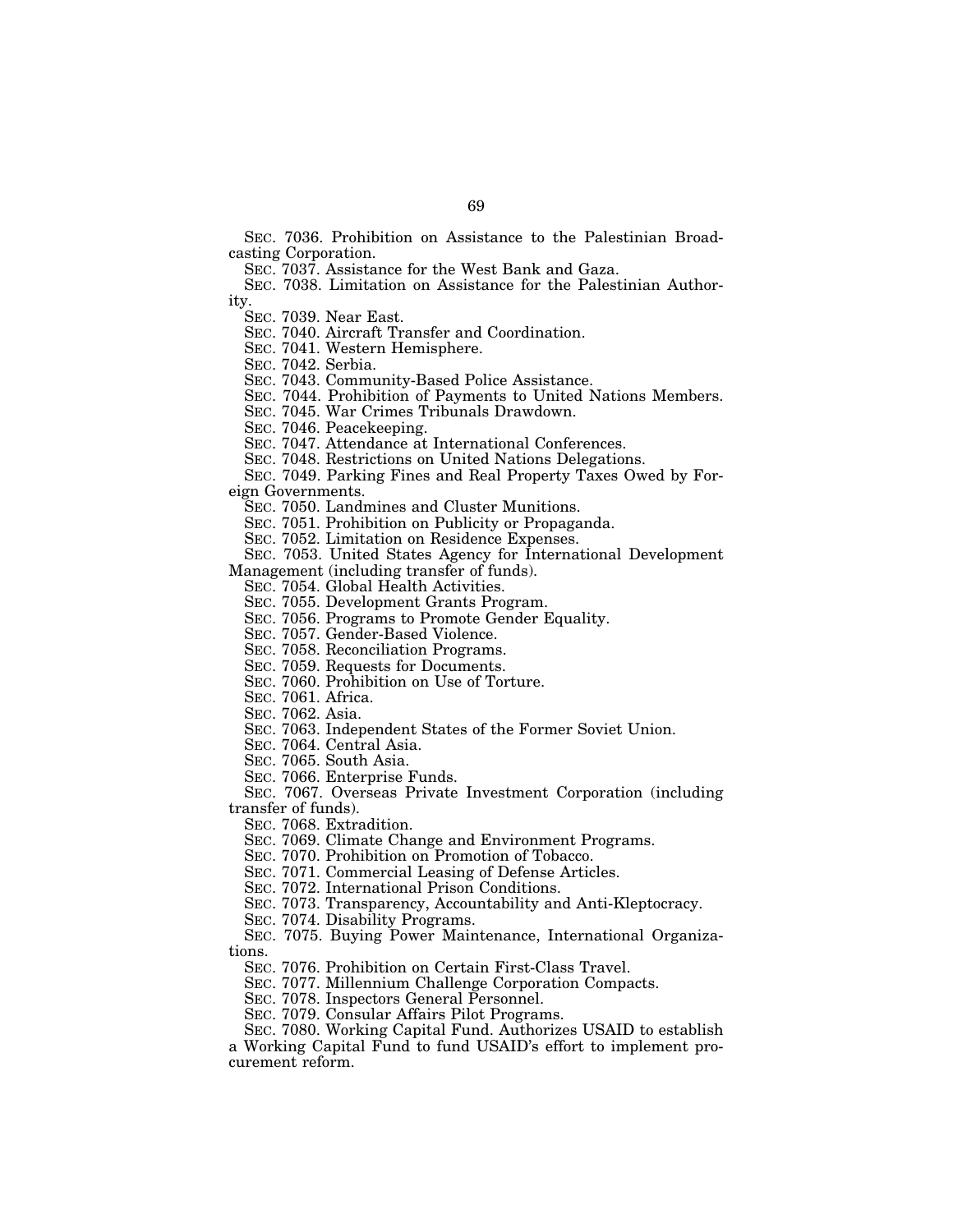SEC. 7036. Prohibition on Assistance to the Palestinian Broadcasting Corporation.

SEC. 7037. Assistance for the West Bank and Gaza.

SEC. 7038. Limitation on Assistance for the Palestinian Authority.

SEC. 7039. Near East.

SEC. 7040. Aircraft Transfer and Coordination.

SEC. 7041. Western Hemisphere.

SEC. 7042. Serbia.

SEC. 7043. Community-Based Police Assistance.

SEC. 7044. Prohibition of Payments to United Nations Members.

SEC. 7045. War Crimes Tribunals Drawdown.

SEC. 7046. Peacekeeping.

SEC. 7047. Attendance at International Conferences.

SEC. 7048. Restrictions on United Nations Delegations.

SEC. 7049. Parking Fines and Real Property Taxes Owed by Foreign Governments.

SEC. 7050. Landmines and Cluster Munitions.

SEC. 7051. Prohibition on Publicity or Propaganda.

SEC. 7052. Limitation on Residence Expenses.

SEC. 7053. United States Agency for International Development Management (including transfer of funds).

SEC. 7054. Global Health Activities.

SEC. 7055. Development Grants Program.

SEC. 7056. Programs to Promote Gender Equality.

SEC. 7057. Gender-Based Violence.

SEC. 7058. Reconciliation Programs.

SEC. 7059. Requests for Documents.

SEC. 7060. Prohibition on Use of Torture.

SEC. 7061. Africa.

SEC. 7062. Asia.

SEC. 7063. Independent States of the Former Soviet Union.

SEC. 7064. Central Asia.

SEC. 7065. South Asia.

SEC. 7066. Enterprise Funds.

SEC. 7067. Overseas Private Investment Corporation (including transfer of funds).

SEC. 7068. Extradition.

SEC. 7069. Climate Change and Environment Programs.

SEC. 7070. Prohibition on Promotion of Tobacco.

SEC. 7071. Commercial Leasing of Defense Articles.

SEC. 7072. International Prison Conditions.

SEC. 7073. Transparency, Accountability and Anti-Kleptocracy.

SEC. 7074. Disability Programs.

SEC. 7075. Buying Power Maintenance, International Organizations.

SEC. 7076. Prohibition on Certain First-Class Travel.

SEC. 7077. Millennium Challenge Corporation Compacts.

SEC. 7078. Inspectors General Personnel.

SEC. 7079. Consular Affairs Pilot Programs.

SEC. 7080. Working Capital Fund. Authorizes USAID to establish a Working Capital Fund to fund USAID's effort to implement procurement reform.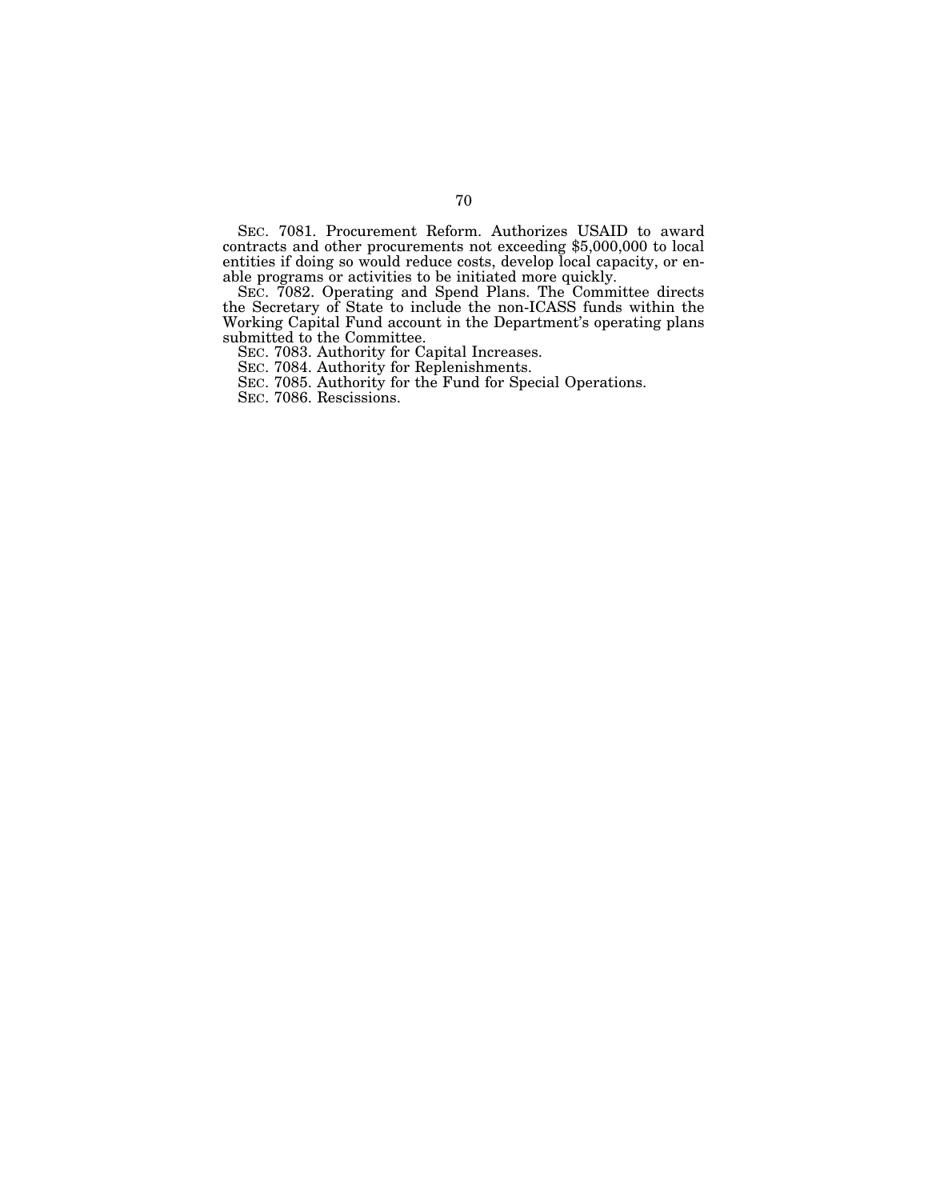SEC. 7081. Procurement Reform. Authorizes USAID to award contracts and other procurements not exceeding $5,000,000 to local entities if doing so would reduce costs, develop local capacity, or enable programs or activities to be initiated more quickly.

SEC. 7082. Operating and Spend Plans. The Committee directs the Secretary of State to include the non-ICASS funds within the Working Capital Fund account in the Department's operating plans submitted to the Committee.

SEC. 7083. Authority for Capital Increases.

SEC. 7084. Authority for Replenishments.

SEC. 7085. Authority for the Fund for Special Operations.

SEC. 7086. Rescissions.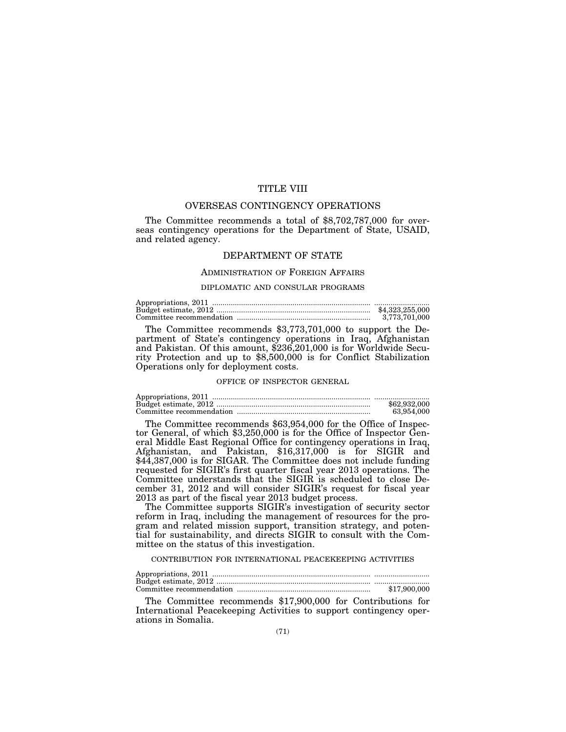# TITLE VIII

## OVERSEAS CONTINGENCY OPERATIONS

The Committee recommends a total of $8,702,787,000 for overseas contingency operations for the Department of State, USAID, and related agency.

## DEPARTMENT OF STATE

### ADMINISTRATION OF FOREIGN AFFAIRS

#### DIPLOMATIC AND CONSULAR PROGRAMS

| | |
|---|---|
| Appropriations, 2011 | .......................... |
| Budget estimate, 2012 | $4,323,255,000 |
| Committee recommendation | 3,773,701,000 |

The Committee recommends $3,773,701,000 to support the Department of State's contingency operations in Iraq, Afghanistan and Pakistan. Of this amount, $236,201,000 is for Worldwide Security Protection and up to $8,500,000 is for Conflict Stabilization Operations only for deployment costs.

#### OFFICE OF INSPECTOR GENERAL

| | |
|---|---|
| Appropriations, 2011 | .......................... |
| Budget estimate, 2012 | $62,932,000 |
| Committee recommendation | 63,954,000 |

The Committee recommends $63,954,000 for the Office of Inspector General, of which $3,250,000 is for the Office of Inspector General Middle East Regional Office for contingency operations in Iraq, Afghanistan, and Pakistan, $16,317,000 is for SIGIR and $44,387,000 is for SIGAR. The Committee does not include funding requested for SIGIR's first quarter fiscal year 2013 operations. The Committee understands that the SIGIR is scheduled to close December 31, 2012 and will consider SIGIR's request for fiscal year 2013 as part of the fiscal year 2013 budget process.

The Committee supports SIGIR's investigation of security sector reform in Iraq, including the management of resources for the program and related mission support, transition strategy, and potential for sustainability, and directs SIGIR to consult with the Committee on the status of this investigation.

#### CONTRIBUTION FOR INTERNATIONAL PEACEKEEPING ACTIVITIES

| | |
|---|---|
| Appropriations, 2011 | .......................... |
| Budget estimate, 2012 | .......................... |
| Committee recommendation | $17,900,000 |

The Committee recommends $17,900,000 for Contributions for International Peacekeeping Activities to support contingency operations in Somalia.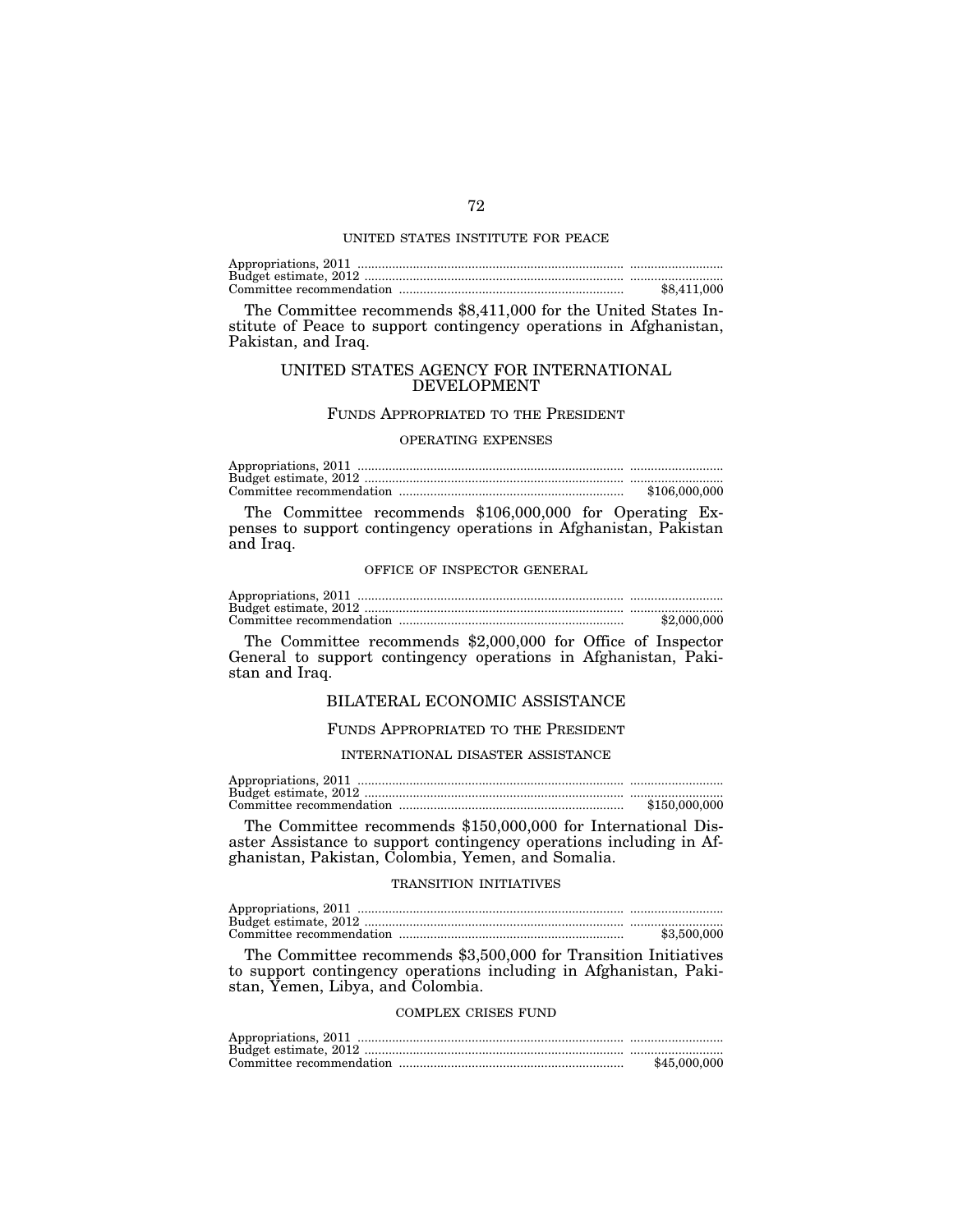### UNITED STATES INSTITUTE FOR PEACE

| | |
|---|---|
| Appropriations, 2011 | |
| Budget estimate, 2012 | |
| Committee recommendation | $8,411,000 |

The Committee recommends $8,411,000 for the United States Institute of Peace to support contingency operations in Afghanistan, Pakistan, and Iraq.

## UNITED STATES AGENCY FOR INTERNATIONAL DEVELOPMENT

### FUNDS APPROPRIATED TO THE PRESIDENT

#### OPERATING EXPENSES

| | |
|---|---|
| Appropriations, 2011 | |
| Budget estimate, 2012 | |
| Committee recommendation | $106,000,000 |

The Committee recommends $106,000,000 for Operating Expenses to support contingency operations in Afghanistan, Pakistan and Iraq.

#### OFFICE OF INSPECTOR GENERAL

| | |
|---|---|
| Appropriations, 2011 | |
| Budget estimate, 2012 | |
| Committee recommendation | $2,000,000 |

The Committee recommends $2,000,000 for Office of Inspector General to support contingency operations in Afghanistan, Pakistan and Iraq.

## BILATERAL ECONOMIC ASSISTANCE

### FUNDS APPROPRIATED TO THE PRESIDENT

#### INTERNATIONAL DISASTER ASSISTANCE

| | |
|---|---|
| Appropriations, 2011 | |
| Budget estimate, 2012 | |
| Committee recommendation | $150,000,000 |

The Committee recommends $150,000,000 for International Disaster Assistance to support contingency operations including in Afghanistan, Pakistan, Colombia, Yemen, and Somalia.

#### TRANSITION INITIATIVES

| | |
|---|---|
| Appropriations, 2011 | |
| Budget estimate, 2012 | |
| Committee recommendation | $3,500,000 |

The Committee recommends $3,500,000 for Transition Initiatives to support contingency operations including in Afghanistan, Pakistan, Yemen, Libya, and Colombia.

#### COMPLEX CRISES FUND

| | |
|---|---|
| Appropriations, 2011 | |
| Budget estimate, 2012 | |
| Committee recommendation | $45,000,000 |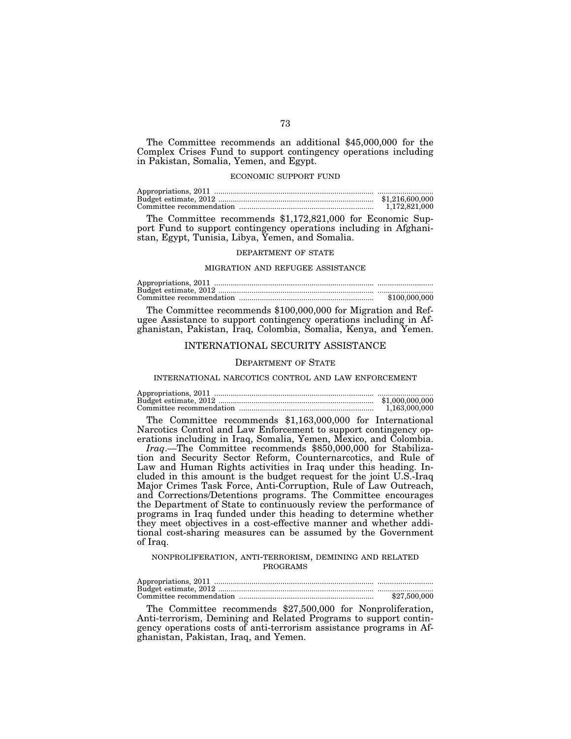The Committee recommends an additional $45,000,000 for the Complex Crises Fund to support contingency operations including in Pakistan, Somalia, Yemen, and Egypt.

### ECONOMIC SUPPORT FUND

| | |
|---|---|
| Appropriations, 2011 | ............................ |
| Budget estimate, 2012 | $1,216,600,000 |
| Committee recommendation | 1,172,821,000 |

The Committee recommends $1,172,821,000 for Economic Support Fund to support contingency operations including in Afghanistan, Egypt, Tunisia, Libya, Yemen, and Somalia.

### DEPARTMENT OF STATE

### MIGRATION AND REFUGEE ASSISTANCE

| | |
|---|---|
| Appropriations, 2011 | ............................ |
| Budget estimate, 2012 | ............................ |
| Committee recommendation | $100,000,000 |

The Committee recommends $100,000,000 for Migration and Refugee Assistance to support contingency operations including in Afghanistan, Pakistan, Iraq, Colombia, Somalia, Kenya, and Yemen.

## INTERNATIONAL SECURITY ASSISTANCE

### DEPARTMENT OF STATE

### INTERNATIONAL NARCOTICS CONTROL AND LAW ENFORCEMENT

| | |
|---|---|
| Appropriations, 2011 | ............................ |
| Budget estimate, 2012 | $1,000,000,000 |
| Committee recommendation | 1,163,000,000 |

The Committee recommends $1,163,000,000 for International Narcotics Control and Law Enforcement to support contingency operations including in Iraq, Somalia, Yemen, Mexico, and Colombia.

*Iraq*.—The Committee recommends $850,000,000 for Stabilization and Security Sector Reform, Counternarcotics, and Rule of Law and Human Rights activities in Iraq under this heading. Included in this amount is the budget request for the joint U.S.-Iraq Major Crimes Task Force, Anti-Corruption, Rule of Law Outreach, and Corrections/Detentions programs. The Committee encourages the Department of State to continuously review the performance of programs in Iraq funded under this heading to determine whether they meet objectives in a cost-effective manner and whether additional cost-sharing measures can be assumed by the Government of Iraq.

### NONPROLIFERATION, ANTI-TERRORISM, DEMINING AND RELATED PROGRAMS

| | |
|---|---|
| Appropriations, 2011 | ............................ |
| Budget estimate, 2012 | ............................ |
| Committee recommendation | $27,500,000 |

The Committee recommends $27,500,000 for Nonproliferation, Anti-terrorism, Demining and Related Programs to support contingency operations costs of anti-terrorism assistance programs in Afghanistan, Pakistan, Iraq, and Yemen.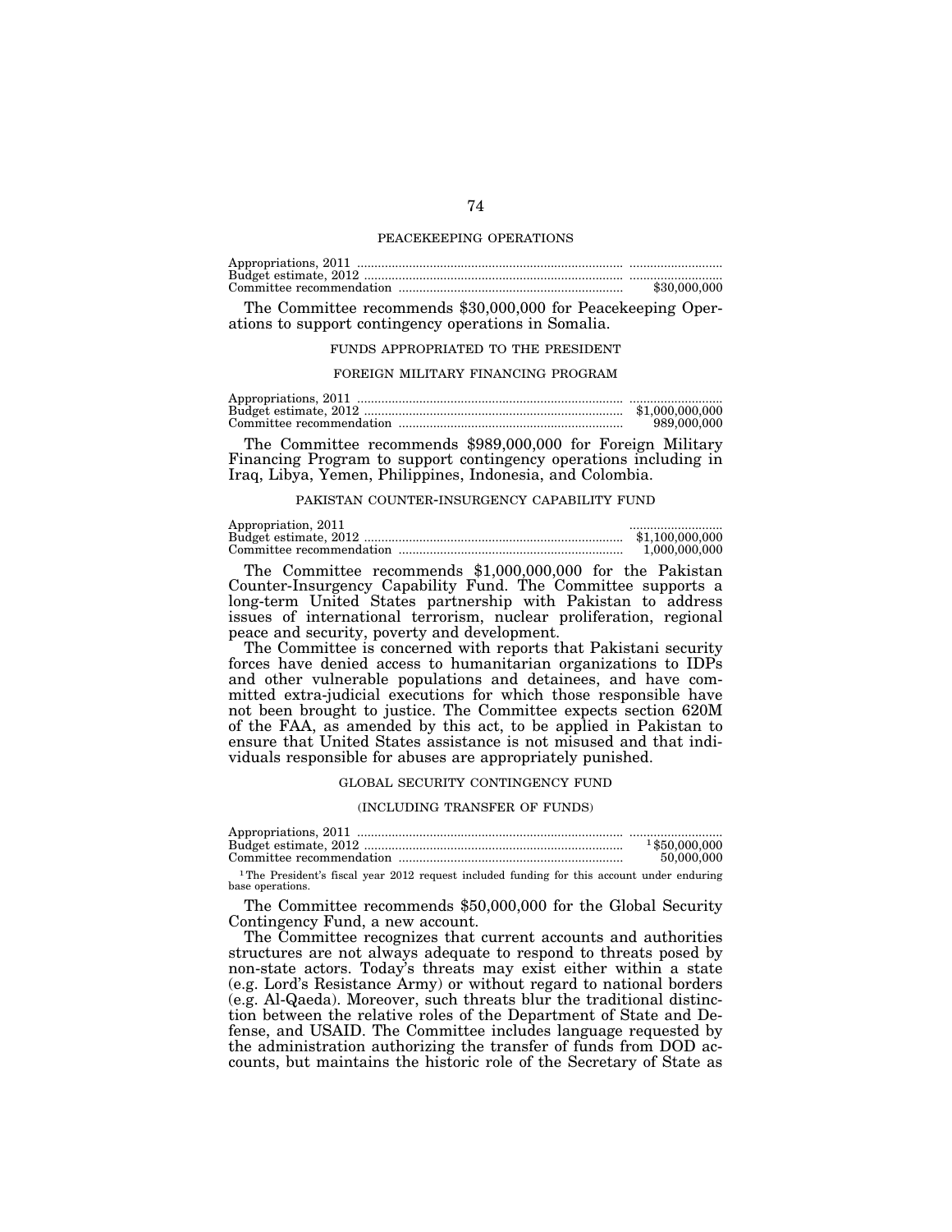## PEACEKEEPING OPERATIONS

| | |
|---|---|
| Appropriations, 2011 | .......................... |
| Budget estimate, 2012 | .......................... |
| Committee recommendation | $30,000,000 |

The Committee recommends $30,000,000 for Peacekeeping Operations to support contingency operations in Somalia.

## FUNDS APPROPRIATED TO THE PRESIDENT

### FOREIGN MILITARY FINANCING PROGRAM

| | |
|---|---|
| Appropriations, 2011 | .......................... |
| Budget estimate, 2012 | $1,000,000,000 |
| Committee recommendation | 989,000,000 |

The Committee recommends $989,000,000 for Foreign Military Financing Program to support contingency operations including in Iraq, Libya, Yemen, Philippines, Indonesia, and Colombia.

### PAKISTAN COUNTER-INSURGENCY CAPABILITY FUND

| | |
|---|---|
| Appropriation, 2011 | .......................... |
| Budget estimate, 2012 | $1,100,000,000 |
| Committee recommendation | 1,000,000,000 |

The Committee recommends $1,000,000,000 for the Pakistan Counter-Insurgency Capability Fund. The Committee supports a long-term United States partnership with Pakistan to address issues of international terrorism, nuclear proliferation, regional peace and security, poverty and development.

The Committee is concerned with reports that Pakistani security forces have denied access to humanitarian organizations to IDPs and other vulnerable populations and detainees, and have committed extra-judicial executions for which those responsible have not been brought to justice. The Committee expects section 620M of the FAA, as amended by this act, to be applied in Pakistan to ensure that United States assistance is not misused and that individuals responsible for abuses are appropriately punished.

### GLOBAL SECURITY CONTINGENCY FUND

(INCLUDING TRANSFER OF FUNDS)

| | |
|---|---|
| Appropriations, 2011 | .......................... |
| Budget estimate, 2012 | [1] $50,000,000 |
| Committee recommendation | 50,000,000 |

[1] The President's fiscal year 2012 request included funding for this account under enduring base operations.

The Committee recommends $50,000,000 for the Global Security Contingency Fund, a new account.

The Committee recognizes that current accounts and authorities structures are not always adequate to respond to threats posed by non-state actors. Today's threats may exist either within a state (e.g. Lord's Resistance Army) or without regard to national borders (e.g. Al-Qaeda). Moreover, such threats blur the traditional distinction between the relative roles of the Department of State and Defense, and USAID. The Committee includes language requested by the administration authorizing the transfer of funds from DOD accounts, but maintains the historic role of the Secretary of State as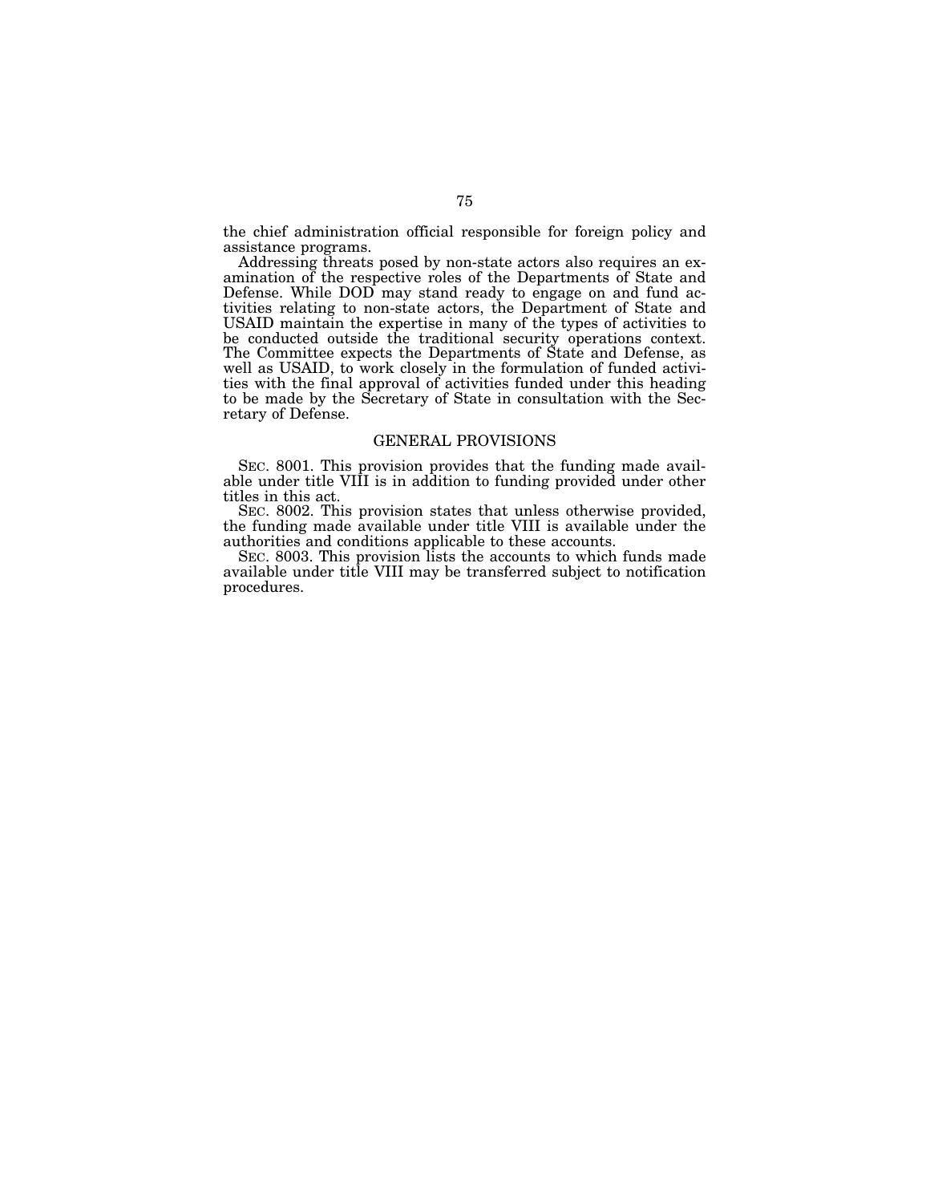the chief administration official responsible for foreign policy and assistance programs.

Addressing threats posed by non-state actors also requires an examination of the respective roles of the Departments of State and Defense. While DOD may stand ready to engage on and fund activities relating to non-state actors, the Department of State and USAID maintain the expertise in many of the types of activities to be conducted outside the traditional security operations context. The Committee expects the Departments of State and Defense, as well as USAID, to work closely in the formulation of funded activities with the final approval of activities funded under this heading to be made by the Secretary of State in consultation with the Secretary of Defense.

## GENERAL PROVISIONS

SEC. 8001. This provision provides that the funding made available under title VIII is in addition to funding provided under other titles in this act.

SEC. 8002. This provision states that unless otherwise provided, the funding made available under title VIII is available under the authorities and conditions applicable to these accounts.

SEC. 8003. This provision lists the accounts to which funds made available under title VIII may be transferred subject to notification procedures.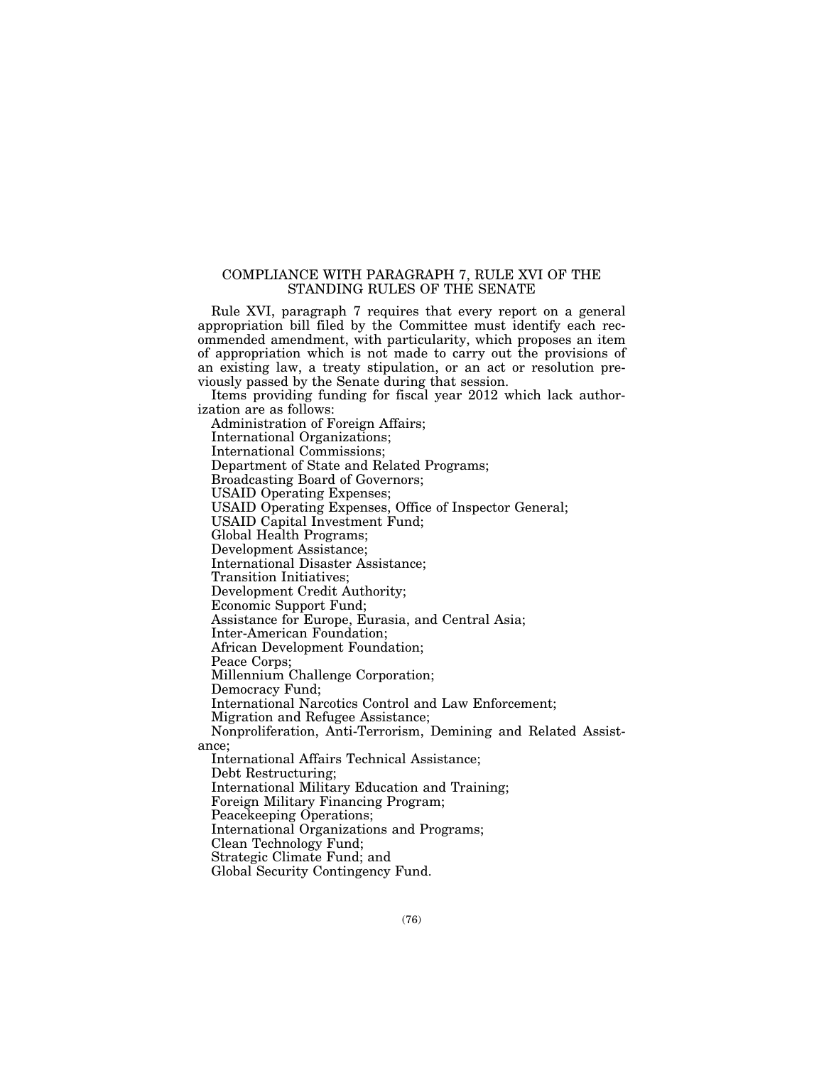## COMPLIANCE WITH PARAGRAPH 7, RULE XVI OF THE STANDING RULES OF THE SENATE

Rule XVI, paragraph 7 requires that every report on a general appropriation bill filed by the Committee must identify each recommended amendment, with particularity, which proposes an item of appropriation which is not made to carry out the provisions of an existing law, a treaty stipulation, or an act or resolution previously passed by the Senate during that session.

Items providing funding for fiscal year 2012 which lack authorization are as follows:

Administration of Foreign Affairs;
International Organizations;
International Commissions;
Department of State and Related Programs;
Broadcasting Board of Governors;
USAID Operating Expenses;
USAID Operating Expenses, Office of Inspector General;
USAID Capital Investment Fund;
Global Health Programs;
Development Assistance;
International Disaster Assistance;
Transition Initiatives;
Development Credit Authority;
Economic Support Fund;
Assistance for Europe, Eurasia, and Central Asia;
Inter-American Foundation;
African Development Foundation;
Peace Corps;
Millennium Challenge Corporation;
Democracy Fund;
International Narcotics Control and Law Enforcement;
Migration and Refugee Assistance;
Nonproliferation, Anti-Terrorism, Demining and Related Assistance;
International Affairs Technical Assistance;
Debt Restructuring;
International Military Education and Training;
Foreign Military Financing Program;
Peacekeeping Operations;
International Organizations and Programs;
Clean Technology Fund;
Strategic Climate Fund; and
Global Security Contingency Fund.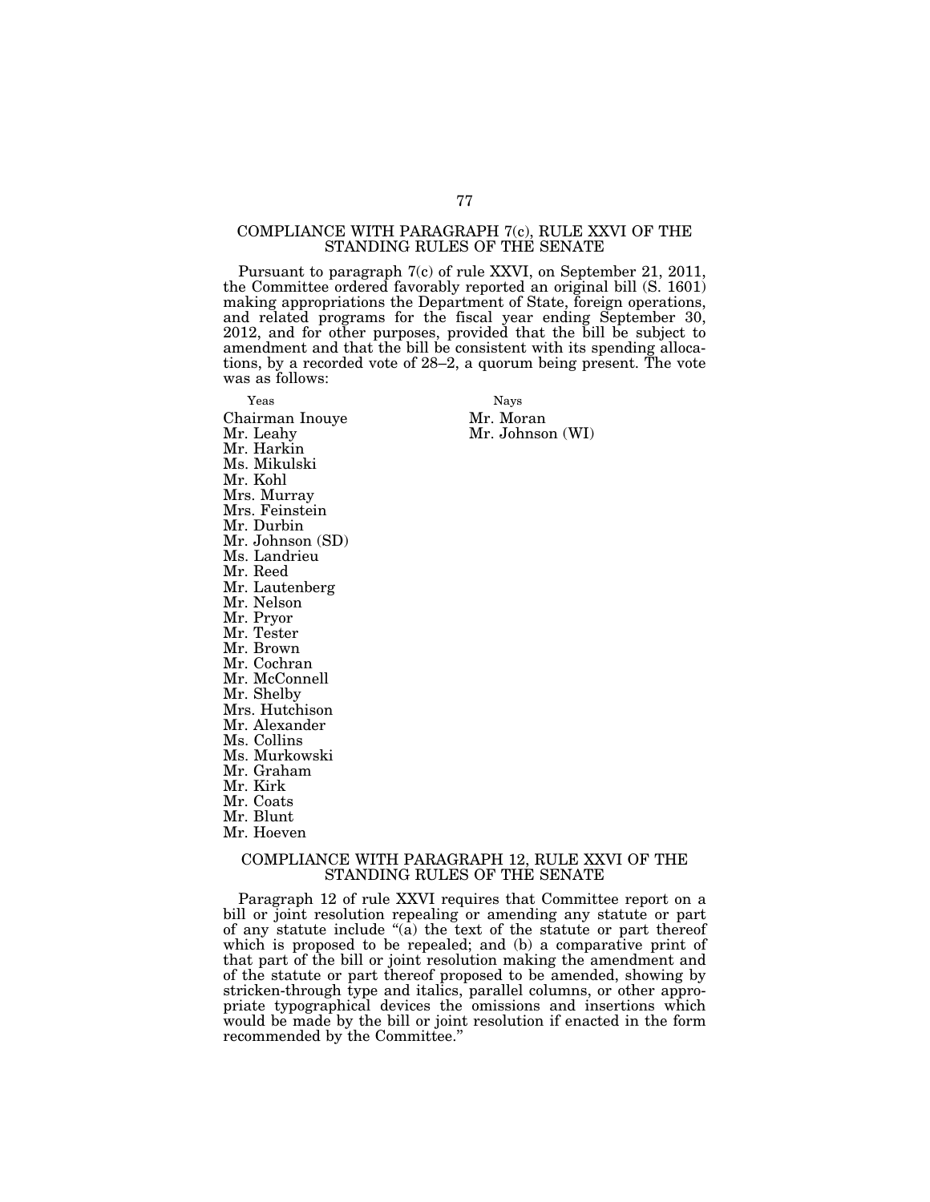## COMPLIANCE WITH PARAGRAPH 7(c), RULE XXVI OF THE STANDING RULES OF THE SENATE

Pursuant to paragraph 7(c) of rule XXVI, on September 21, 2011, the Committee ordered favorably reported an original bill (S. 1601) making appropriations the Department of State, foreign operations, and related programs for the fiscal year ending September 30, 2012, and for other purposes, provided that the bill be subject to amendment and that the bill be consistent with its spending allocations, by a recorded vote of 28–2, a quorum being present. The vote was as follows:

| Yeas | Nays |
|---|---|
| Chairman Inouye | Mr. Moran |
| Mr. Leahy | Mr. Johnson (WI) |
| Mr. Harkin | |
| Ms. Mikulski | |
| Mr. Kohl | |
| Mrs. Murray | |
| Mrs. Feinstein | |
| Mr. Durbin | |
| Mr. Johnson (SD) | |
| Ms. Landrieu | |
| Mr. Reed | |
| Mr. Lautenberg | |
| Mr. Nelson | |
| Mr. Pryor | |
| Mr. Tester | |
| Mr. Brown | |
| Mr. Cochran | |
| Mr. McConnell | |
| Mr. Shelby | |
| Mrs. Hutchison | |
| Mr. Alexander | |
| Ms. Collins | |
| Ms. Murkowski | |
| Mr. Graham | |
| Mr. Kirk | |
| Mr. Coats | |
| Mr. Blunt | |
| Mr. Hoeven | |

## COMPLIANCE WITH PARAGRAPH 12, RULE XXVI OF THE STANDING RULES OF THE SENATE

Paragraph 12 of rule XXVI requires that Committee report on a bill or joint resolution repealing or amending any statute or part of any statute include "(a) the text of the statute or part thereof which is proposed to be repealed; and (b) a comparative print of that part of the bill or joint resolution making the amendment and of the statute or part thereof proposed to be amended, showing by stricken-through type and italics, parallel columns, or other appropriate typographical devices the omissions and insertions which would be made by the bill or joint resolution if enacted in the form recommended by the Committee."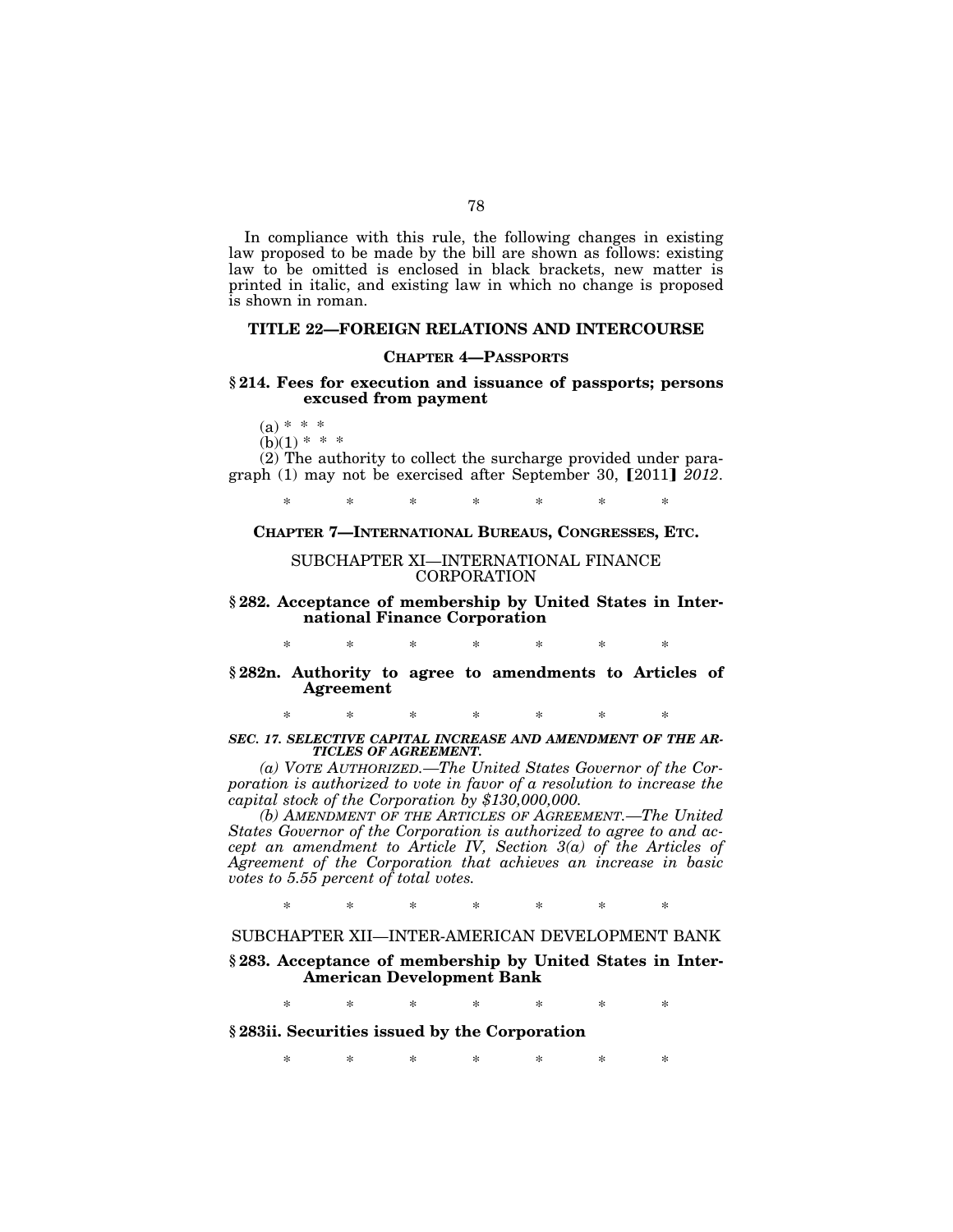In compliance with this rule, the following changes in existing law proposed to be made by the bill are shown as follows: existing law to be omitted is enclosed in black brackets, new matter is printed in italic, and existing law in which no change is proposed is shown in roman.

## TITLE 22—FOREIGN RELATIONS AND INTERCOURSE

### CHAPTER 4—PASSPORTS

#### § 214. Fees for execution and issuance of passports; persons excused from payment

(a) * * *

(b)(1) * * *

(2) The authority to collect the surcharge provided under paragraph (1) may not be exercised after September 30, 【2011】 *2012*.

\* \* \* \* \* \* \*

### CHAPTER 7—INTERNATIONAL BUREAUS, CONGRESSES, ETC.

SUBCHAPTER XI—INTERNATIONAL FINANCE CORPORATION

#### § 282. Acceptance of membership by United States in International Finance Corporation

\* \* \* \* \* \* \*

#### § 282n. Authority to agree to amendments to Articles of Agreement

\* \* \* \* \* \* \*

***SEC. 17. SELECTIVE CAPITAL INCREASE AND AMENDMENT OF THE ARTICLES OF AGREEMENT.***

*(a) VOTE AUTHORIZED.—The United States Governor of the Corporation is authorized to vote in favor of a resolution to increase the capital stock of the Corporation by $130,000,000.*

*(b) AMENDMENT OF THE ARTICLES OF AGREEMENT.—The United States Governor of the Corporation is authorized to agree to and accept an amendment to Article IV, Section 3(a) of the Articles of Agreement of the Corporation that achieves an increase in basic votes to 5.55 percent of total votes.*

\* \* \* \* \* \* \*

SUBCHAPTER XII—INTER-AMERICAN DEVELOPMENT BANK

#### § 283. Acceptance of membership by United States in Inter-American Development Bank

\* \* \* \* \* \* \*

#### § 283ii. Securities issued by the Corporation

\* \* \* \* \* \* \*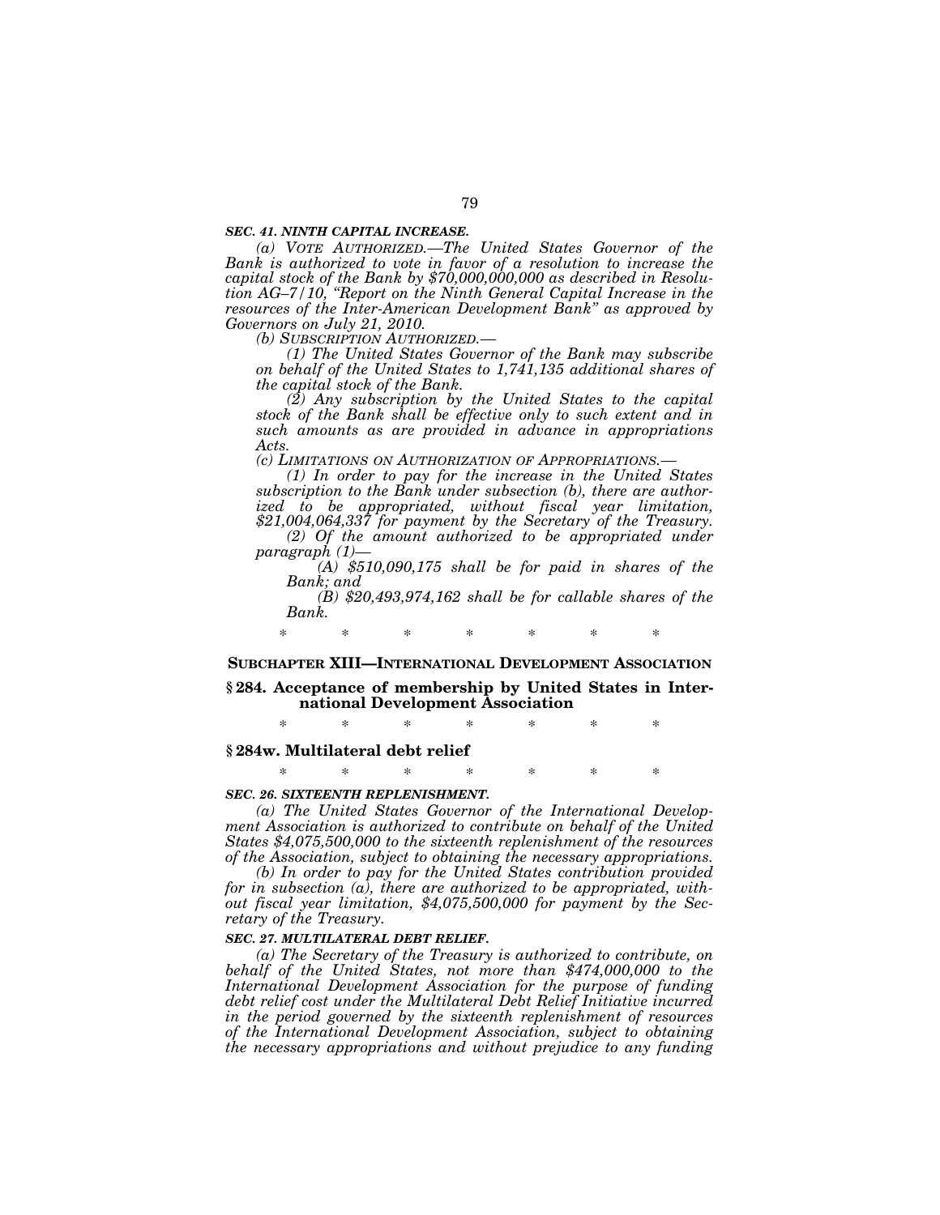***SEC. 41. NINTH CAPITAL INCREASE.***

*(a) VOTE AUTHORIZED.—The United States Governor of the Bank is authorized to vote in favor of a resolution to increase the capital stock of the Bank by $70,000,000,000 as described in Resolution AG–7/10, "Report on the Ninth General Capital Increase in the resources of the Inter-American Development Bank" as approved by Governors on July 21, 2010.*

*(b) SUBSCRIPTION AUTHORIZED.—*

*(1) The United States Governor of the Bank may subscribe on behalf of the United States to 1,741,135 additional shares of the capital stock of the Bank.*

*(2) Any subscription by the United States to the capital stock of the Bank shall be effective only to such extent and in such amounts as are provided in advance in appropriations Acts.*

*(c) LIMITATIONS ON AUTHORIZATION OF APPROPRIATIONS.—*

*(1) In order to pay for the increase in the United States subscription to the Bank under subsection (b), there are authorized to be appropriated, without fiscal year limitation, $21,004,064,337 for payment by the Secretary of the Treasury.*

*(2) Of the amount authorized to be appropriated under paragraph (1)—*

*(A) $510,090,175 shall be for paid in shares of the Bank; and*

*(B) $20,493,974,162 shall be for callable shares of the Bank.*

\* \* \* \* \* \* \*

## SUBCHAPTER XIII—INTERNATIONAL DEVELOPMENT ASSOCIATION

### § 284. Acceptance of membership by United States in International Development Association

\* \* \* \* \* \* \*

### § 284w. Multilateral debt relief

\* \* \* \* \* \* \*

***SEC. 26. SIXTEENTH REPLENISHMENT.***

*(a) The United States Governor of the International Development Association is authorized to contribute on behalf of the United States $4,075,500,000 to the sixteenth replenishment of the resources of the Association, subject to obtaining the necessary appropriations.*

*(b) In order to pay for the United States contribution provided for in subsection (a), there are authorized to be appropriated, without fiscal year limitation, $4,075,500,000 for payment by the Secretary of the Treasury.*

***SEC. 27. MULTILATERAL DEBT RELIEF.***

*(a) The Secretary of the Treasury is authorized to contribute, on behalf of the United States, not more than $474,000,000 to the International Development Association for the purpose of funding debt relief cost under the Multilateral Debt Relief Initiative incurred in the period governed by the sixteenth replenishment of resources of the International Development Association, subject to obtaining the necessary appropriations and without prejudice to any funding*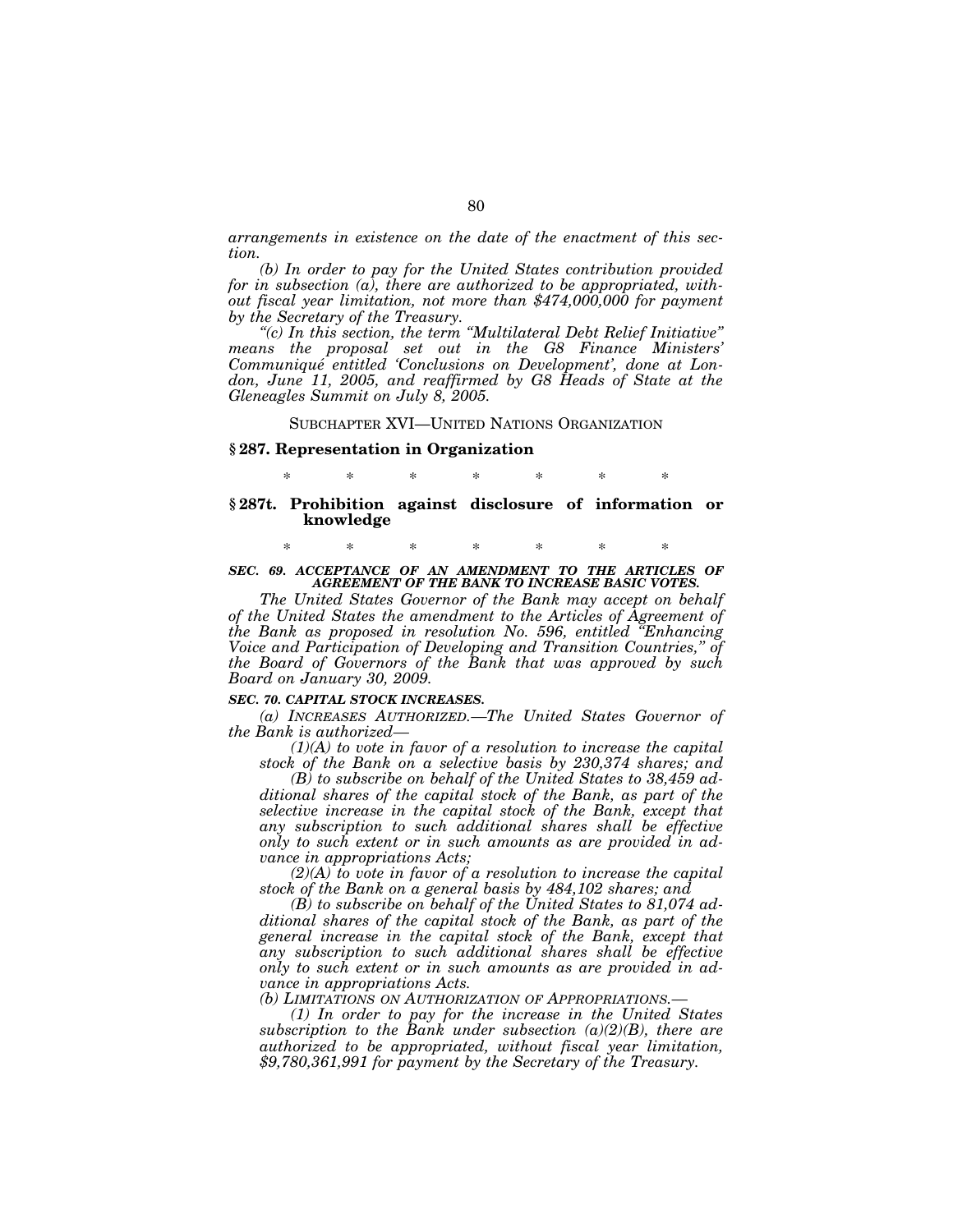*arrangements in existence on the date of the enactment of this section.*

*(b) In order to pay for the United States contribution provided for in subsection (a), there are authorized to be appropriated, without fiscal year limitation, not more than $474,000,000 for payment by the Secretary of the Treasury.*

*"(c) In this section, the term "Multilateral Debt Relief Initiative" means the proposal set out in the G8 Finance Ministers' Communiqué entitled 'Conclusions on Development', done at London, June 11, 2005, and reaffirmed by G8 Heads of State at the Gleneagles Summit on July 8, 2005.*

SUBCHAPTER XVI—UNITED NATIONS ORGANIZATION

### § 287. Representation in Organization

\* \* \* \* \* \* \*

### § 287t. Prohibition against disclosure of information or knowledge

\* \* \* \* \* \* \*

***SEC. 69. ACCEPTANCE OF AN AMENDMENT TO THE ARTICLES OF AGREEMENT OF THE BANK TO INCREASE BASIC VOTES.***

*The United States Governor of the Bank may accept on behalf of the United States the amendment to the Articles of Agreement of the Bank as proposed in resolution No. 596, entitled "Enhancing Voice and Participation of Developing and Transition Countries," of the Board of Governors of the Bank that was approved by such Board on January 30, 2009.*

***SEC. 70. CAPITAL STOCK INCREASES.***

*(a) INCREASES AUTHORIZED.—The United States Governor of the Bank is authorized—*

*(1)(A) to vote in favor of a resolution to increase the capital stock of the Bank on a selective basis by 230,374 shares; and*

*(B) to subscribe on behalf of the United States to 38,459 additional shares of the capital stock of the Bank, as part of the selective increase in the capital stock of the Bank, except that any subscription to such additional shares shall be effective only to such extent or in such amounts as are provided in advance in appropriations Acts;*

*(2)(A) to vote in favor of a resolution to increase the capital stock of the Bank on a general basis by 484,102 shares; and*

*(B) to subscribe on behalf of the United States to 81,074 additional shares of the capital stock of the Bank, as part of the general increase in the capital stock of the Bank, except that any subscription to such additional shares shall be effective only to such extent or in such amounts as are provided in advance in appropriations Acts.*

*(b) LIMITATIONS ON AUTHORIZATION OF APPROPRIATIONS.—*

*(1) In order to pay for the increase in the United States subscription to the Bank under subsection (a)(2)(B), there are authorized to be appropriated, without fiscal year limitation, $9,780,361,991 for payment by the Secretary of the Treasury.*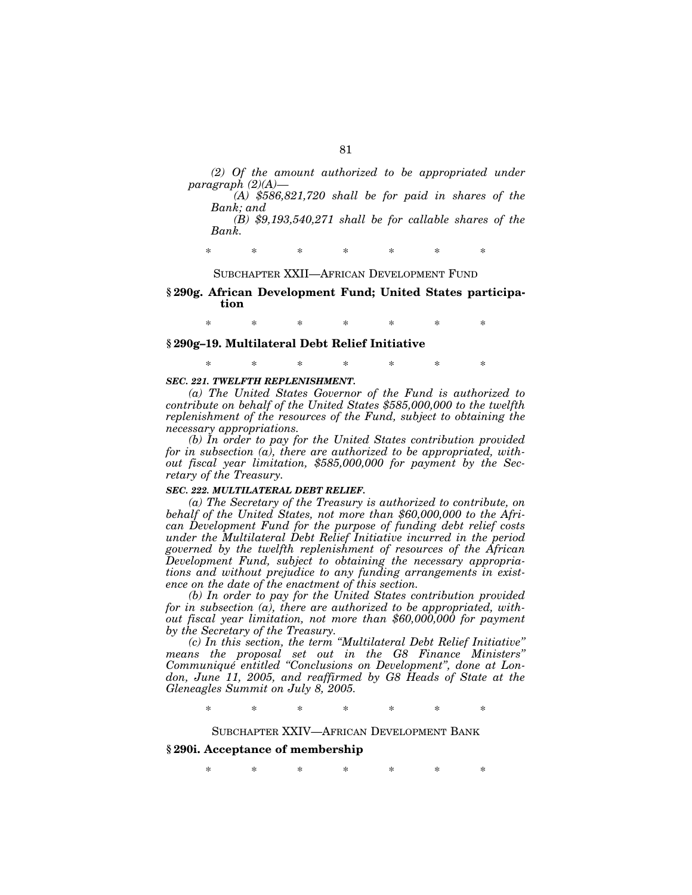*(2) Of the amount authorized to be appropriated under paragraph (2)(A)—*

*(A) $586,821,720 shall be for paid in shares of the Bank; and*

*(B) $9,193,540,271 shall be for callable shares of the Bank.*

\* \* \* \* \* \* \*

SUBCHAPTER XXII—AFRICAN DEVELOPMENT FUND

**§ 290g. African Development Fund; United States participation**

\* \* \* \* \* \* \*

**§ 290g–19. Multilateral Debt Relief Initiative**

\* \* \* \* \* \* \*

***SEC. 221. TWELFTH REPLENISHMENT.***

*(a) The United States Governor of the Fund is authorized to contribute on behalf of the United States $585,000,000 to the twelfth replenishment of the resources of the Fund, subject to obtaining the necessary appropriations.*

*(b) In order to pay for the United States contribution provided for in subsection (a), there are authorized to be appropriated, without fiscal year limitation, $585,000,000 for payment by the Secretary of the Treasury.*

***SEC. 222. MULTILATERAL DEBT RELIEF.***

*(a) The Secretary of the Treasury is authorized to contribute, on behalf of the United States, not more than $60,000,000 to the African Development Fund for the purpose of funding debt relief costs under the Multilateral Debt Relief Initiative incurred in the period governed by the twelfth replenishment of resources of the African Development Fund, subject to obtaining the necessary appropriations and without prejudice to any funding arrangements in existence on the date of the enactment of this section.*

*(b) In order to pay for the United States contribution provided for in subsection (a), there are authorized to be appropriated, without fiscal year limitation, not more than $60,000,000 for payment by the Secretary of the Treasury.*

*(c) In this section, the term "Multilateral Debt Relief Initiative" means the proposal set out in the G8 Finance Ministers" Communiqué entitled "Conclusions on Development", done at London, June 11, 2005, and reaffirmed by G8 Heads of State at the Gleneagles Summit on July 8, 2005.*

\* \* \* \* \* \* \*

SUBCHAPTER XXIV—AFRICAN DEVELOPMENT BANK

**§ 290i. Acceptance of membership**

\* \* \* \* \* \* \*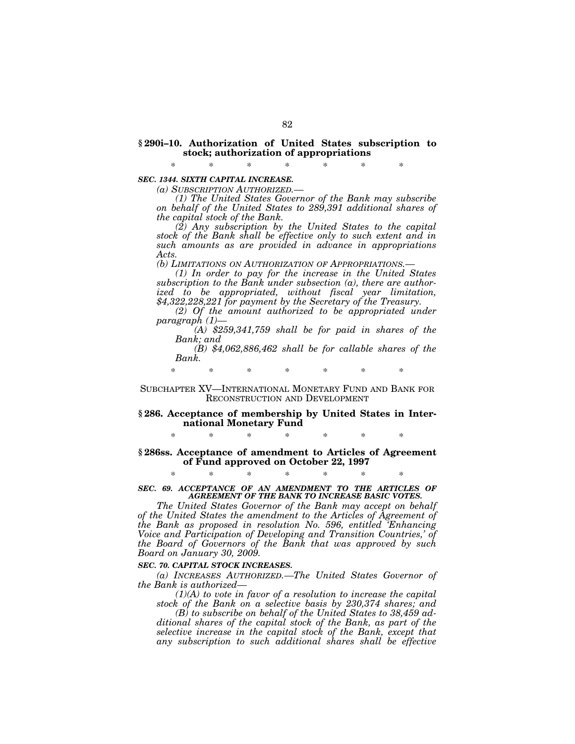**§ 290i–10. Authorization of United States subscription to stock; authorization of appropriations**

\* \* \* \* \* \* \*

***SEC. 1344. SIXTH CAPITAL INCREASE.***

*(a) SUBSCRIPTION AUTHORIZED.—*

*(1) The United States Governor of the Bank may subscribe on behalf of the United States to 289,391 additional shares of the capital stock of the Bank.*

*(2) Any subscription by the United States to the capital stock of the Bank shall be effective only to such extent and in such amounts as are provided in advance in appropriations Acts.*

*(b) LIMITATIONS ON AUTHORIZATION OF APPROPRIATIONS.—*

*(1) In order to pay for the increase in the United States subscription to the Bank under subsection (a), there are authorized to be appropriated, without fiscal year limitation, $4,322,228,221 for payment by the Secretary of the Treasury.*

*(2) Of the amount authorized to be appropriated under paragraph (1)—*

*(A) $259,341,759 shall be for paid in shares of the Bank; and*

*(B) $4,062,886,462 shall be for callable shares of the Bank.*

\* \* \* \* \* \* \*

SUBCHAPTER XV—INTERNATIONAL MONETARY FUND AND BANK FOR RECONSTRUCTION AND DEVELOPMENT

**§ 286. Acceptance of membership by United States in International Monetary Fund**

\* \* \* \* \* \* \*

**§ 286ss. Acceptance of amendment to Articles of Agreement of Fund approved on October 22, 1997**

\* \* \* \* \* \* \*

***SEC. 69. ACCEPTANCE OF AN AMENDMENT TO THE ARTICLES OF AGREEMENT OF THE BANK TO INCREASE BASIC VOTES.***

*The United States Governor of the Bank may accept on behalf of the United States the amendment to the Articles of Agreement of the Bank as proposed in resolution No. 596, entitled 'Enhancing Voice and Participation of Developing and Transition Countries,' of the Board of Governors of the Bank that was approved by such Board on January 30, 2009.*

***SEC. 70. CAPITAL STOCK INCREASES.***

*(a) INCREASES AUTHORIZED.—The United States Governor of the Bank is authorized—*

*(1)(A) to vote in favor of a resolution to increase the capital stock of the Bank on a selective basis by 230,374 shares; and*

*(B) to subscribe on behalf of the United States to 38,459 additional shares of the capital stock of the Bank, as part of the selective increase in the capital stock of the Bank, except that any subscription to such additional shares shall be effective*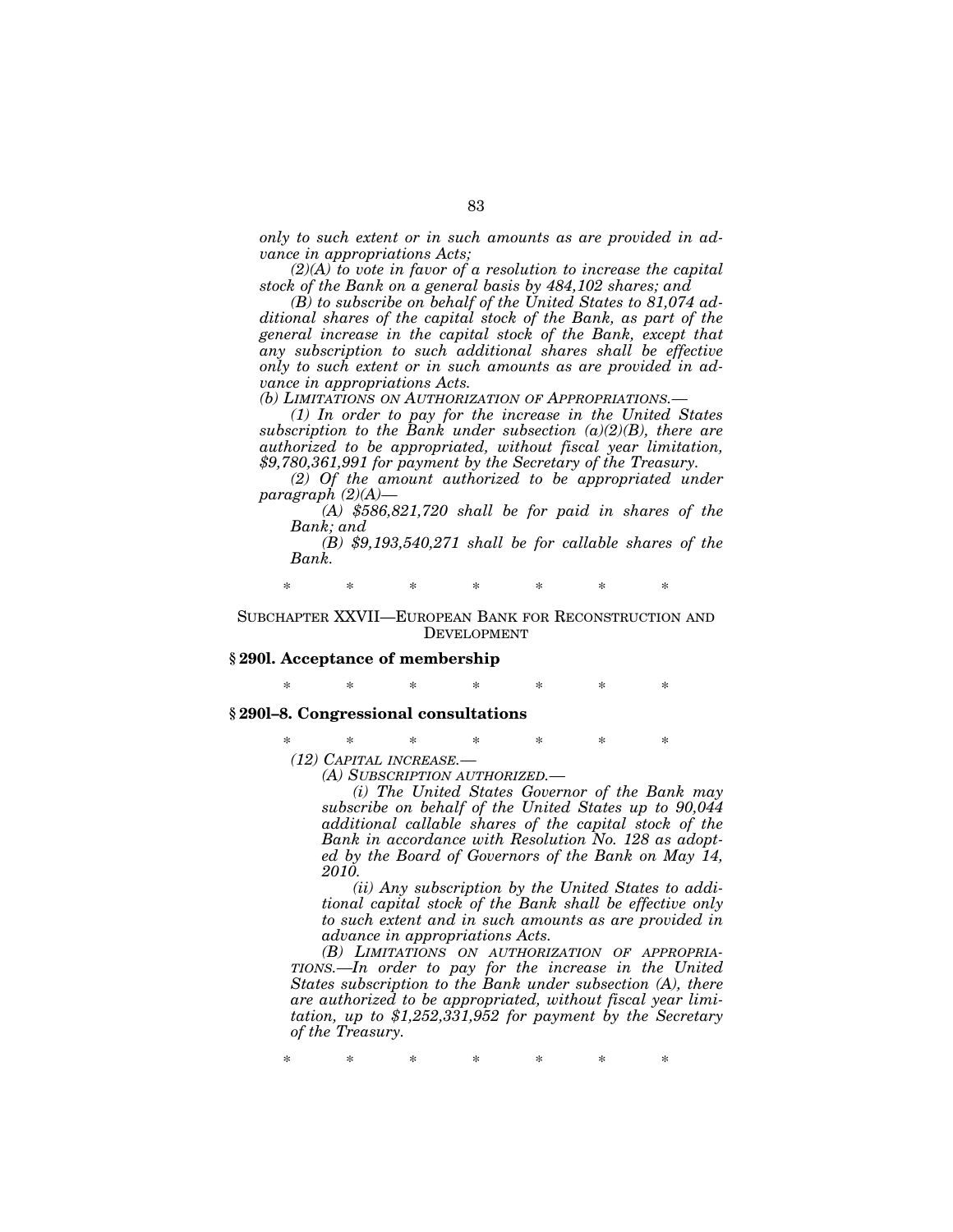*only to such extent or in such amounts as are provided in advance in appropriations Acts;*

*(2)(A) to vote in favor of a resolution to increase the capital stock of the Bank on a general basis by 484,102 shares; and*

*(B) to subscribe on behalf of the United States to 81,074 additional shares of the capital stock of the Bank, as part of the general increase in the capital stock of the Bank, except that any subscription to such additional shares shall be effective only to such extent or in such amounts as are provided in advance in appropriations Acts.*

*(b) LIMITATIONS ON AUTHORIZATION OF APPROPRIATIONS.—*

*(1) In order to pay for the increase in the United States subscription to the Bank under subsection (a)(2)(B), there are authorized to be appropriated, without fiscal year limitation, $9,780,361,991 for payment by the Secretary of the Treasury.*

*(2) Of the amount authorized to be appropriated under paragraph (2)(A)—*

*(A) $586,821,720 shall be for paid in shares of the Bank; and*

*(B) $9,193,540,271 shall be for callable shares of the Bank.*

\* \* \* \* \* \* \*

## SUBCHAPTER XXVII—EUROPEAN BANK FOR RECONSTRUCTION AND DEVELOPMENT

### § 290l. Acceptance of membership

\* \* \* \* \* \* \*

### § 290l–8. Congressional consultations

\* \* \* \* \* \* \*

*(12) CAPITAL INCREASE.—*

*(A) SUBSCRIPTION AUTHORIZED.—*

*(i) The United States Governor of the Bank may subscribe on behalf of the United States up to 90,044 additional callable shares of the capital stock of the Bank in accordance with Resolution No. 128 as adopted by the Board of Governors of the Bank on May 14, 2010.*

*(ii) Any subscription by the United States to additional capital stock of the Bank shall be effective only to such extent and in such amounts as are provided in advance in appropriations Acts.*

*(B) LIMITATIONS ON AUTHORIZATION OF APPROPRIATIONS.—In order to pay for the increase in the United States subscription to the Bank under subsection (A), there are authorized to be appropriated, without fiscal year limitation, up to $1,252,331,952 for payment by the Secretary of the Treasury.*

\* \* \* \* \* \* \*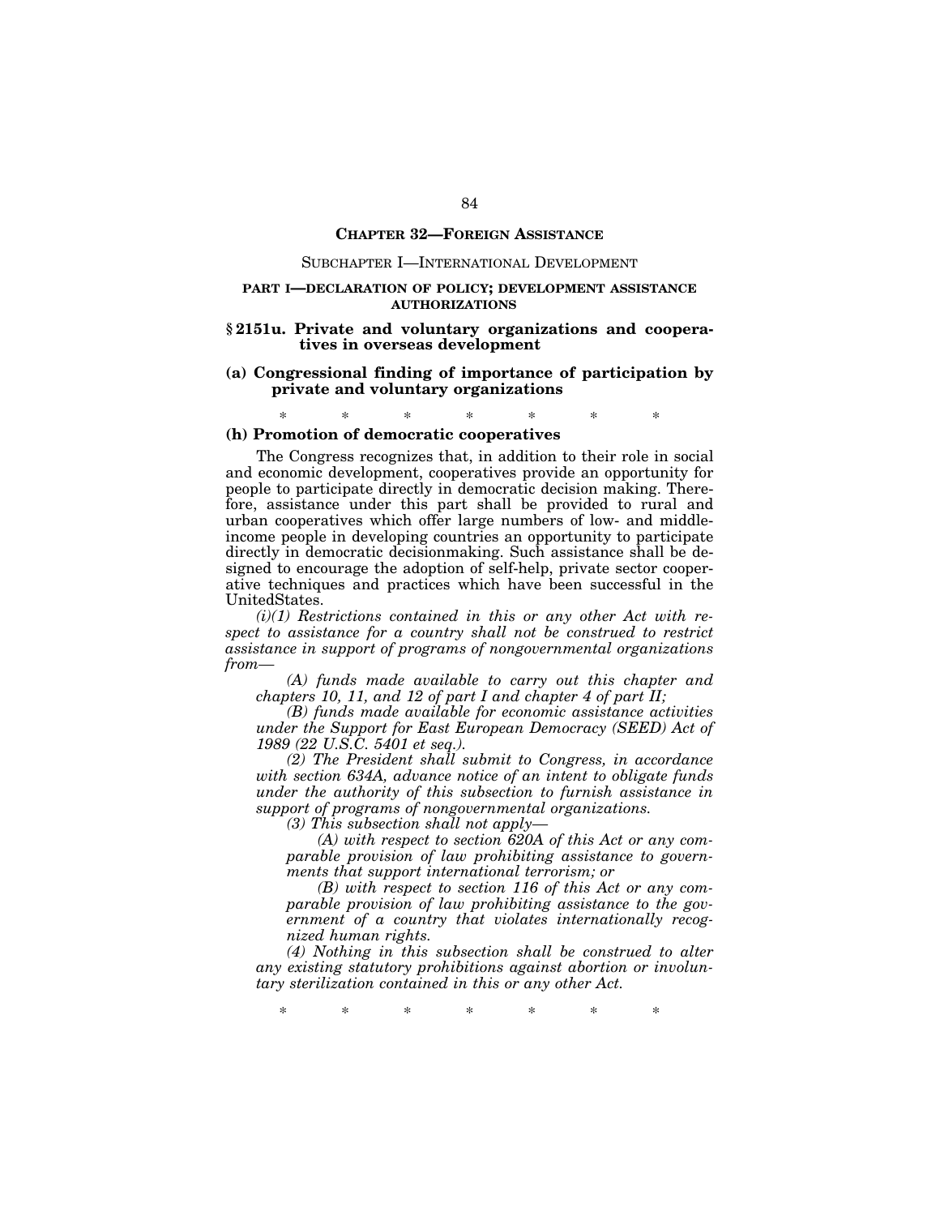**CHAPTER 32—FOREIGN ASSISTANCE**

SUBCHAPTER I—INTERNATIONAL DEVELOPMENT

**PART I—DECLARATION OF POLICY; DEVELOPMENT ASSISTANCE AUTHORIZATIONS**

### § 2151u. Private and voluntary organizations and cooperatives in overseas development

#### (a) Congressional finding of importance of participation by private and voluntary organizations

\* \* \* \* \* \* \*

#### (h) Promotion of democratic cooperatives

The Congress recognizes that, in addition to their role in social and economic development, cooperatives provide an opportunity for people to participate directly in democratic decision making. Therefore, assistance under this part shall be provided to rural and urban cooperatives which offer large numbers of low- and middle-income people in developing countries an opportunity to participate directly in democratic decisionmaking. Such assistance shall be designed to encourage the adoption of self-help, private sector cooperative techniques and practices which have been successful in the UnitedStates.

*(i)(1) Restrictions contained in this or any other Act with respect to assistance for a country shall not be construed to restrict assistance in support of programs of nongovernmental organizations from—*

*(A) funds made available to carry out this chapter and chapters 10, 11, and 12 of part I and chapter 4 of part II;*

*(B) funds made available for economic assistance activities under the Support for East European Democracy (SEED) Act of 1989 (22 U.S.C. 5401 et seq.).*

*(2) The President shall submit to Congress, in accordance with section 634A, advance notice of an intent to obligate funds under the authority of this subsection to furnish assistance in support of programs of nongovernmental organizations.*

*(3) This subsection shall not apply—*

*(A) with respect to section 620A of this Act or any comparable provision of law prohibiting assistance to governments that support international terrorism; or*

*(B) with respect to section 116 of this Act or any comparable provision of law prohibiting assistance to the government of a country that violates internationally recognized human rights.*

*(4) Nothing in this subsection shall be construed to alter any existing statutory prohibitions against abortion or involuntary sterilization contained in this or any other Act.*

\* \* \* \* \* \* \*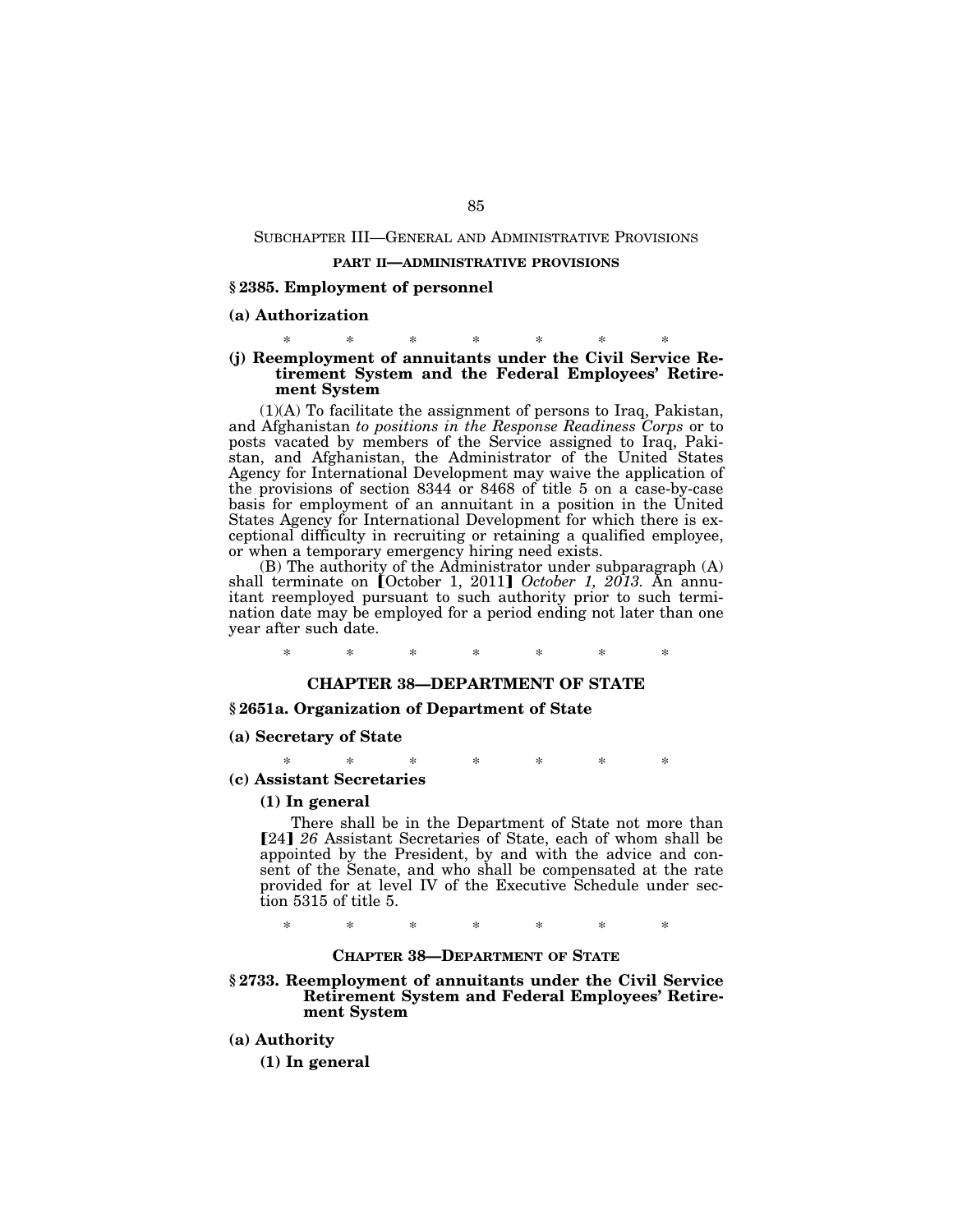SUBCHAPTER III—GENERAL AND ADMINISTRATIVE PROVISIONS

**PART II—ADMINISTRATIVE PROVISIONS**

### § 2385. Employment of personnel

### (a) Authorization

\* \* \* \* \* \* \*

### (j) Reemployment of annuitants under the Civil Service Retirement System and the Federal Employees' Retirement System

(1)(A) To facilitate the assignment of persons to Iraq, Pakistan, and Afghanistan *to positions in the Response Readiness Corps* or to posts vacated by members of the Service assigned to Iraq, Pakistan, and Afghanistan, the Administrator of the United States Agency for International Development may waive the application of the provisions of section 8344 or 8468 of title 5 on a case-by-case basis for employment of an annuitant in a position in the United States Agency for International Development for which there is exceptional difficulty in recruiting or retaining a qualified employee, or when a temporary emergency hiring need exists.

(B) The authority of the Administrator under subparagraph (A) shall terminate on ⟦October 1, 2011⟧ *October 1, 2013.* An annuitant reemployed pursuant to such authority prior to such termination date may be employed for a period ending not later than one year after such date.

\* \* \* \* \* \* \*

## CHAPTER 38—DEPARTMENT OF STATE

### § 2651a. Organization of Department of State

### (a) Secretary of State

\* \* \* \* \* \* \*

### (c) Assistant Secretaries

**(1) In general**

There shall be in the Department of State not more than ⟦24⟧ *26* Assistant Secretaries of State, each of whom shall be appointed by the President, by and with the advice and consent of the Senate, and who shall be compensated at the rate provided for at level IV of the Executive Schedule under section 5315 of title 5.

\* \* \* \* \* \* \*

## CHAPTER 38—DEPARTMENT OF STATE

### § 2733. Reemployment of annuitants under the Civil Service Retirement System and Federal Employees' Retirement System

### (a) Authority

**(1) In general**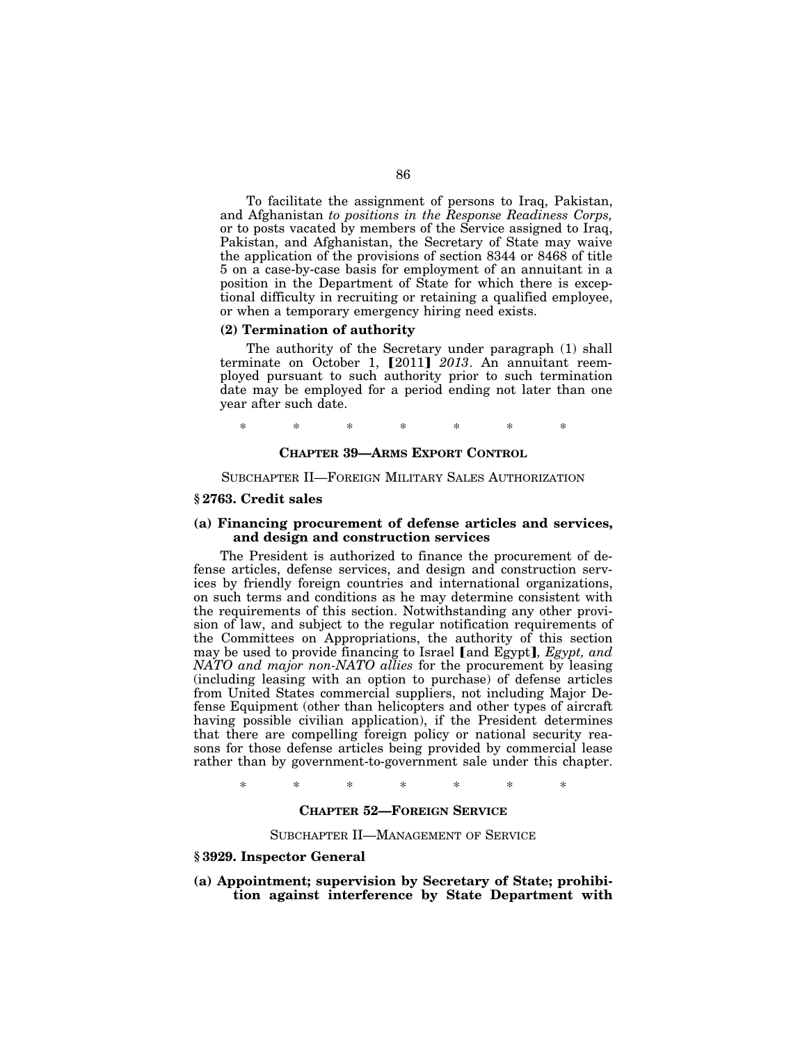To facilitate the assignment of persons to Iraq, Pakistan, and Afghanistan *to positions in the Response Readiness Corps,* or to posts vacated by members of the Service assigned to Iraq, Pakistan, and Afghanistan, the Secretary of State may waive the application of the provisions of section 8344 or 8468 of title 5 on a case-by-case basis for employment of an annuitant in a position in the Department of State for which there is exceptional difficulty in recruiting or retaining a qualified employee, or when a temporary emergency hiring need exists.

**(2) Termination of authority**

The authority of the Secretary under paragraph (1) shall terminate on October 1, ⟦2011⟧ *2013*. An annuitant reemployed pursuant to such authority prior to such termination date may be employed for a period ending not later than one year after such date.

\* \* \* \* \* \* \*

## CHAPTER 39—ARMS EXPORT CONTROL

SUBCHAPTER II—FOREIGN MILITARY SALES AUTHORIZATION

### § 2763. Credit sales

#### (a) Financing procurement of defense articles and services, and design and construction services

The President is authorized to finance the procurement of defense articles, defense services, and design and construction services by friendly foreign countries and international organizations, on such terms and conditions as he may determine consistent with the requirements of this section. Notwithstanding any other provision of law, and subject to the regular notification requirements of the Committees on Appropriations, the authority of this section may be used to provide financing to Israel ⟦and Egypt⟧*, Egypt, and NATO and major non-NATO allies* for the procurement by leasing (including leasing with an option to purchase) of defense articles from United States commercial suppliers, not including Major Defense Equipment (other than helicopters and other types of aircraft having possible civilian application), if the President determines that there are compelling foreign policy or national security reasons for those defense articles being provided by commercial lease rather than by government-to-government sale under this chapter.

\* \* \* \* \* \* \*

## CHAPTER 52—FOREIGN SERVICE

SUBCHAPTER II—MANAGEMENT OF SERVICE

### § 3929. Inspector General

#### (a) Appointment; supervision by Secretary of State; prohibition against interference by State Department with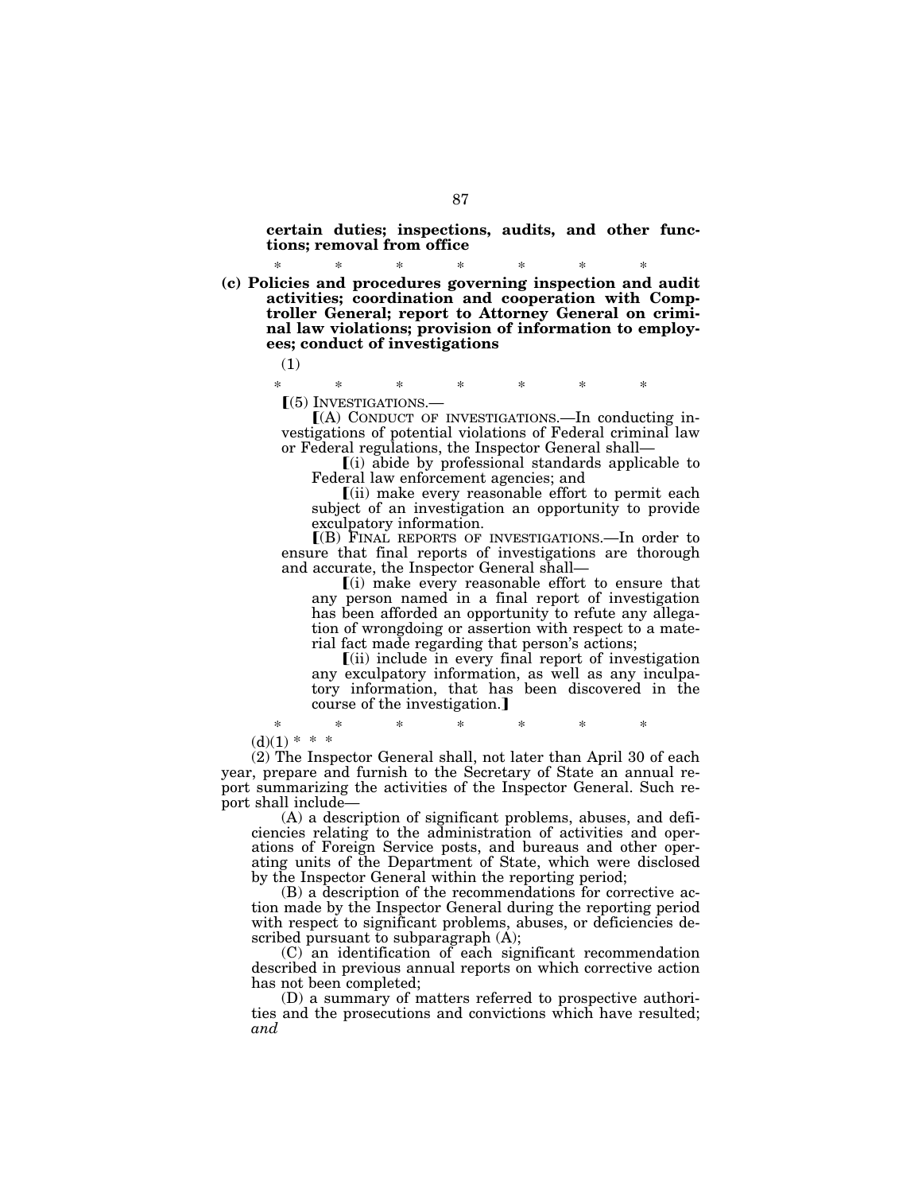**certain duties; inspections, audits, and other functions; removal from office**

\* \* \* \* \* \* \*

**(c) Policies and procedures governing inspection and audit activities; coordination and cooperation with Comptroller General; report to Attorney General on criminal law violations; provision of information to employees; conduct of investigations**

(1)

\* \* \* \* \* \* \*

【(5) INVESTIGATIONS.—

【(A) CONDUCT OF INVESTIGATIONS.—In conducting investigations of potential violations of Federal criminal law or Federal regulations, the Inspector General shall—

【(i) abide by professional standards applicable to Federal law enforcement agencies; and

【(ii) make every reasonable effort to permit each subject of an investigation an opportunity to provide exculpatory information.

【(B) FINAL REPORTS OF INVESTIGATIONS.—In order to ensure that final reports of investigations are thorough and accurate, the Inspector General shall—

【(i) make every reasonable effort to ensure that any person named in a final report of investigation has been afforded an opportunity to refute any allegation of wrongdoing or assertion with respect to a material fact made regarding that person's actions;

【(ii) include in every final report of investigation any exculpatory information, as well as any inculpatory information, that has been discovered in the course of the investigation.】

\* \* \* \* \* \* \*

(d)(1) \* \* \*

(2) The Inspector General shall, not later than April 30 of each year, prepare and furnish to the Secretary of State an annual report summarizing the activities of the Inspector General. Such report shall include—

(A) a description of significant problems, abuses, and deficiencies relating to the administration of activities and operations of Foreign Service posts, and bureaus and other operating units of the Department of State, which were disclosed by the Inspector General within the reporting period;

(B) a description of the recommendations for corrective action made by the Inspector General during the reporting period with respect to significant problems, abuses, or deficiencies described pursuant to subparagraph (A);

(C) an identification of each significant recommendation described in previous annual reports on which corrective action has not been completed;

(D) a summary of matters referred to prospective authorities and the prosecutions and convictions which have resulted; *and*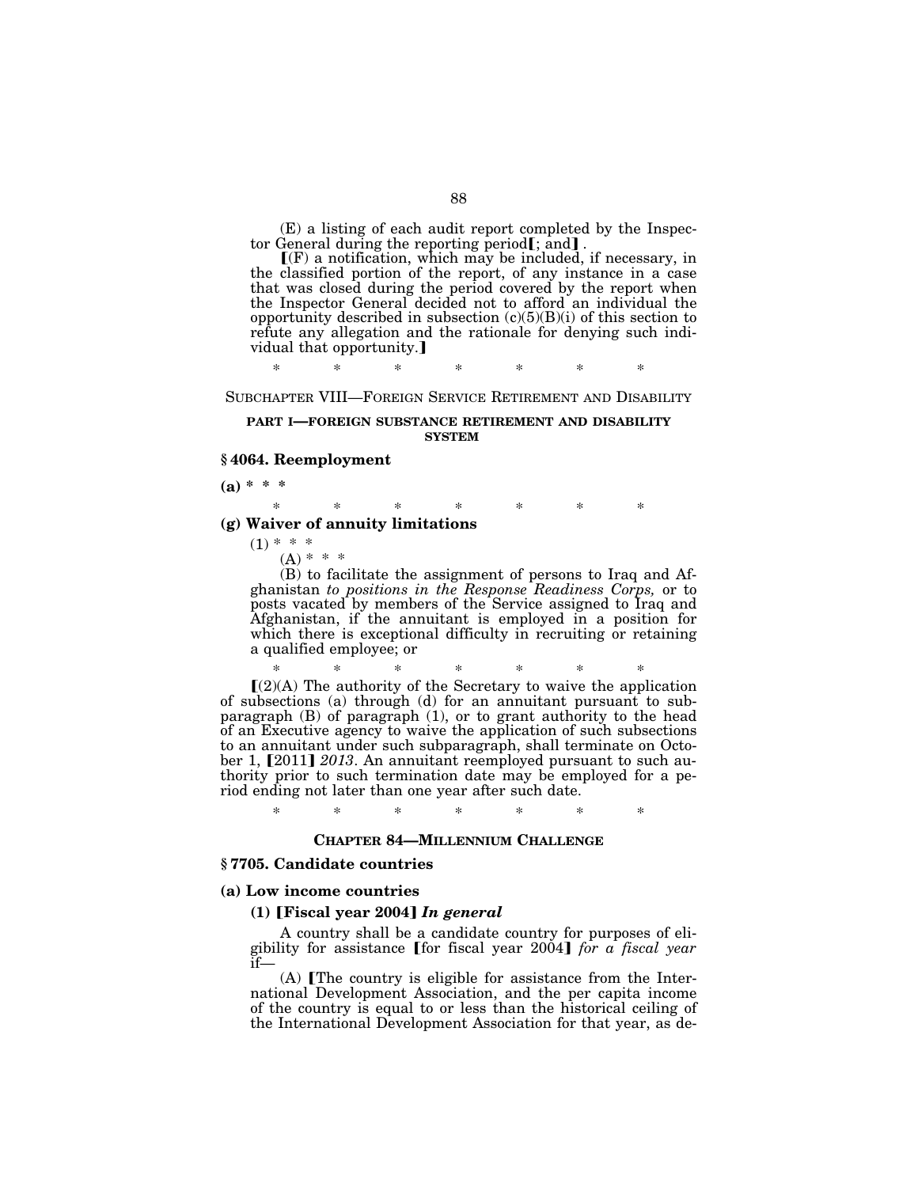(E) a listing of each audit report completed by the Inspector General during the reporting period【; and】.

【(F) a notification, which may be included, if necessary, in the classified portion of the report, of any instance in a case that was closed during the period covered by the report when the Inspector General decided not to afford an individual the opportunity described in subsection (c)(5)(B)(i) of this section to refute any allegation and the rationale for denying such individual that opportunity.】

\* \* \* \* \* \* \*

SUBCHAPTER VIII—FOREIGN SERVICE RETIREMENT AND DISABILITY

**PART I—FOREIGN SUBSTANCE RETIREMENT AND DISABILITY SYSTEM**

### § 4064. Reemployment

**(a)** \* \* \*

\* \* \* \* \* \* \*

**(g) Waiver of annuity limitations**

(1) \* \* \*

(A) \* \* \*

(B) to facilitate the assignment of persons to Iraq and Afghanistan *to positions in the Response Readiness Corps,* or to posts vacated by members of the Service assigned to Iraq and Afghanistan, if the annuitant is employed in a position for which there is exceptional difficulty in recruiting or retaining a qualified employee; or

\* \* \* \* \* \* \*

【(2)(A) The authority of the Secretary to waive the application of subsections (a) through (d) for an annuitant pursuant to subparagraph (B) of paragraph (1), or to grant authority to the head of an Executive agency to waive the application of such subsections to an annuitant under such subparagraph, shall terminate on October 1, 【2011】 *2013*. An annuitant reemployed pursuant to such authority prior to such termination date may be employed for a period ending not later than one year after such date.

\* \* \* \* \* \* \*

**CHAPTER 84—MILLENNIUM CHALLENGE**

### § 7705. Candidate countries

**(a) Low income countries**

**(1) 【Fiscal year 2004】 *In general***

A country shall be a candidate country for purposes of eligibility for assistance 【for fiscal year 2004】 *for a fiscal year* if—

(A) 【The country is eligible for assistance from the International Development Association, and the per capita income of the country is equal to or less than the historical ceiling of the International Development Association for that year, as de-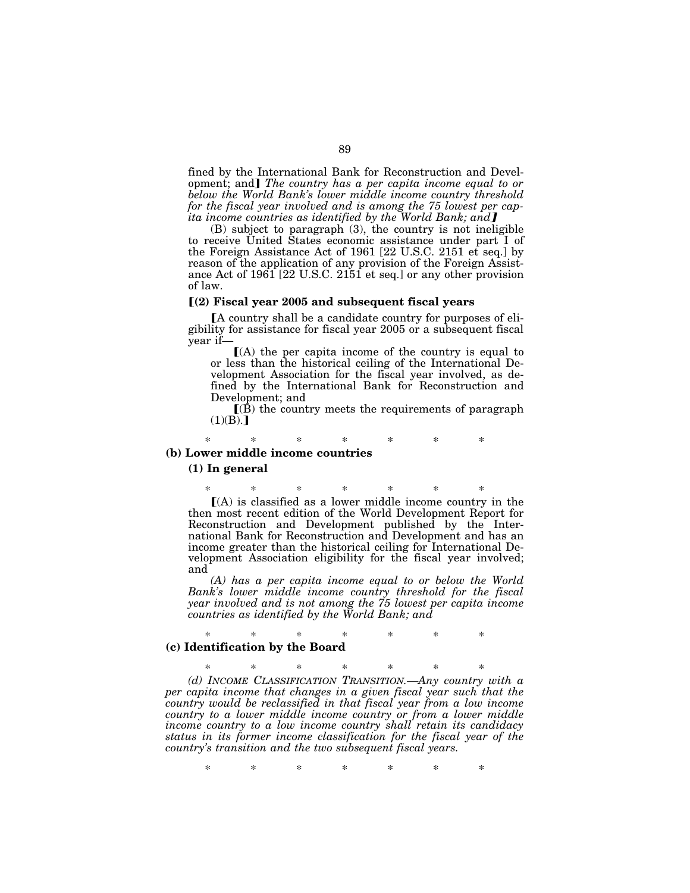fined by the International Bank for Reconstruction and Development; and】 *The country has a per capita income equal to or below the World Bank's lower middle income country threshold for the fiscal year involved and is among the 75 lowest per capita income countries as identified by the World Bank; and*】

(B) subject to paragraph (3), the country is not ineligible to receive United States economic assistance under part I of the Foreign Assistance Act of 1961 [22 U.S.C. 2151 et seq.] by reason of the application of any provision of the Foreign Assistance Act of 1961 [22 U.S.C. 2151 et seq.] or any other provision of law.

**【(2) Fiscal year 2005 and subsequent fiscal years**

【A country shall be a candidate country for purposes of eligibility for assistance for fiscal year 2005 or a subsequent fiscal year if—

【(A) the per capita income of the country is equal to or less than the historical ceiling of the International Development Association for the fiscal year involved, as defined by the International Bank for Reconstruction and Development; and

【(B) the country meets the requirements of paragraph (1)(B).】

\* \* \* \* \* \* \*

**(b) Lower middle income countries**

**(1) In general**

\* \* \* \* \* \* \*

【(A) is classified as a lower middle income country in the then most recent edition of the World Development Report for Reconstruction and Development published by the International Bank for Reconstruction and Development and has an income greater than the historical ceiling for International Development Association eligibility for the fiscal year involved; and

*(A) has a per capita income equal to or below the World Bank's lower middle income country threshold for the fiscal year involved and is not among the 75 lowest per capita income countries as identified by the World Bank; and*

\* \* \* \* \* \* \*

**(c) Identification by the Board**

\* \* \* \* \* \* \*

*(d) INCOME CLASSIFICATION TRANSITION.—Any country with a per capita income that changes in a given fiscal year such that the country would be reclassified in that fiscal year from a low income country to a lower middle income country or from a lower middle income country to a low income country shall retain its candidacy status in its former income classification for the fiscal year of the country's transition and the two subsequent fiscal years.*

\* \* \* \* \* \* \*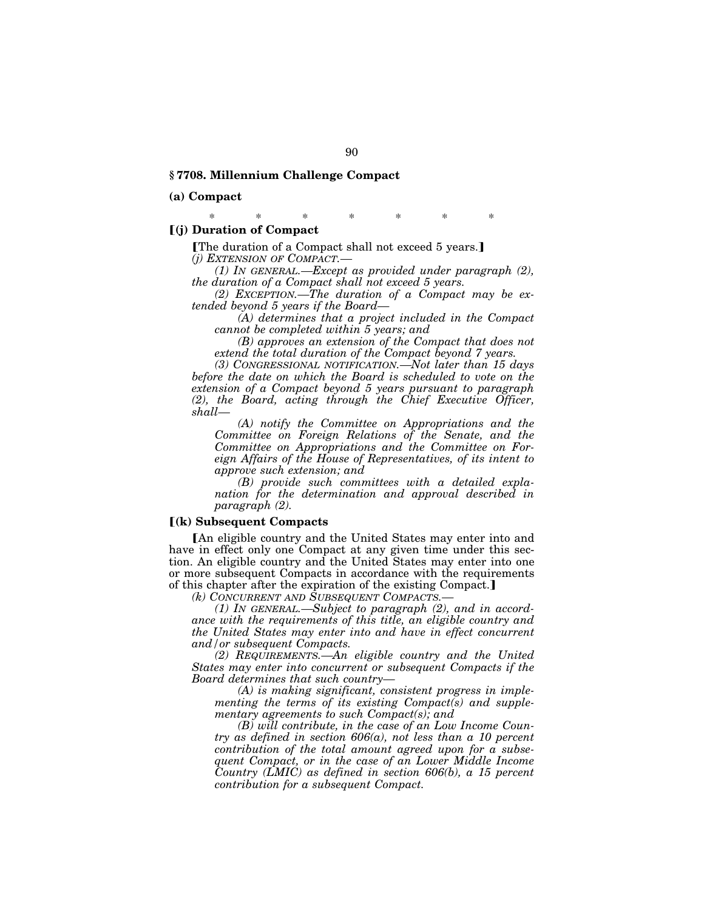**§ 7708. Millennium Challenge Compact**

**(a) Compact**

\* \* \* \* \* \* \*

**[(j) Duration of Compact**

[The duration of a Compact shall not exceed 5 years.]

*(j) EXTENSION OF COMPACT.—*

*(1) IN GENERAL.—Except as provided under paragraph (2), the duration of a Compact shall not exceed 5 years.*

*(2) EXCEPTION.—The duration of a Compact may be extended beyond 5 years if the Board—*

*(A) determines that a project included in the Compact cannot be completed within 5 years; and*

*(B) approves an extension of the Compact that does not extend the total duration of the Compact beyond 7 years.*

*(3) CONGRESSIONAL NOTIFICATION.—Not later than 15 days before the date on which the Board is scheduled to vote on the extension of a Compact beyond 5 years pursuant to paragraph (2), the Board, acting through the Chief Executive Officer, shall—*

*(A) notify the Committee on Appropriations and the Committee on Foreign Relations of the Senate, and the Committee on Appropriations and the Committee on Foreign Affairs of the House of Representatives, of its intent to approve such extension; and*

*(B) provide such committees with a detailed explanation for the determination and approval described in paragraph (2).*

**[(k) Subsequent Compacts**

[An eligible country and the United States may enter into and have in effect only one Compact at any given time under this section. An eligible country and the United States may enter into one or more subsequent Compacts in accordance with the requirements of this chapter after the expiration of the existing Compact.]

*(k) CONCURRENT AND SUBSEQUENT COMPACTS.—*

*(1) IN GENERAL.—Subject to paragraph (2), and in accordance with the requirements of this title, an eligible country and the United States may enter into and have in effect concurrent and/or subsequent Compacts.*

*(2) REQUIREMENTS.—An eligible country and the United States may enter into concurrent or subsequent Compacts if the Board determines that such country—*

*(A) is making significant, consistent progress in implementing the terms of its existing Compact(s) and supplementary agreements to such Compact(s); and*

*(B) will contribute, in the case of an Low Income Country as defined in section 606(a), not less than a 10 percent contribution of the total amount agreed upon for a subsequent Compact, or in the case of an Lower Middle Income Country (LMIC) as defined in section 606(b), a 15 percent contribution for a subsequent Compact.*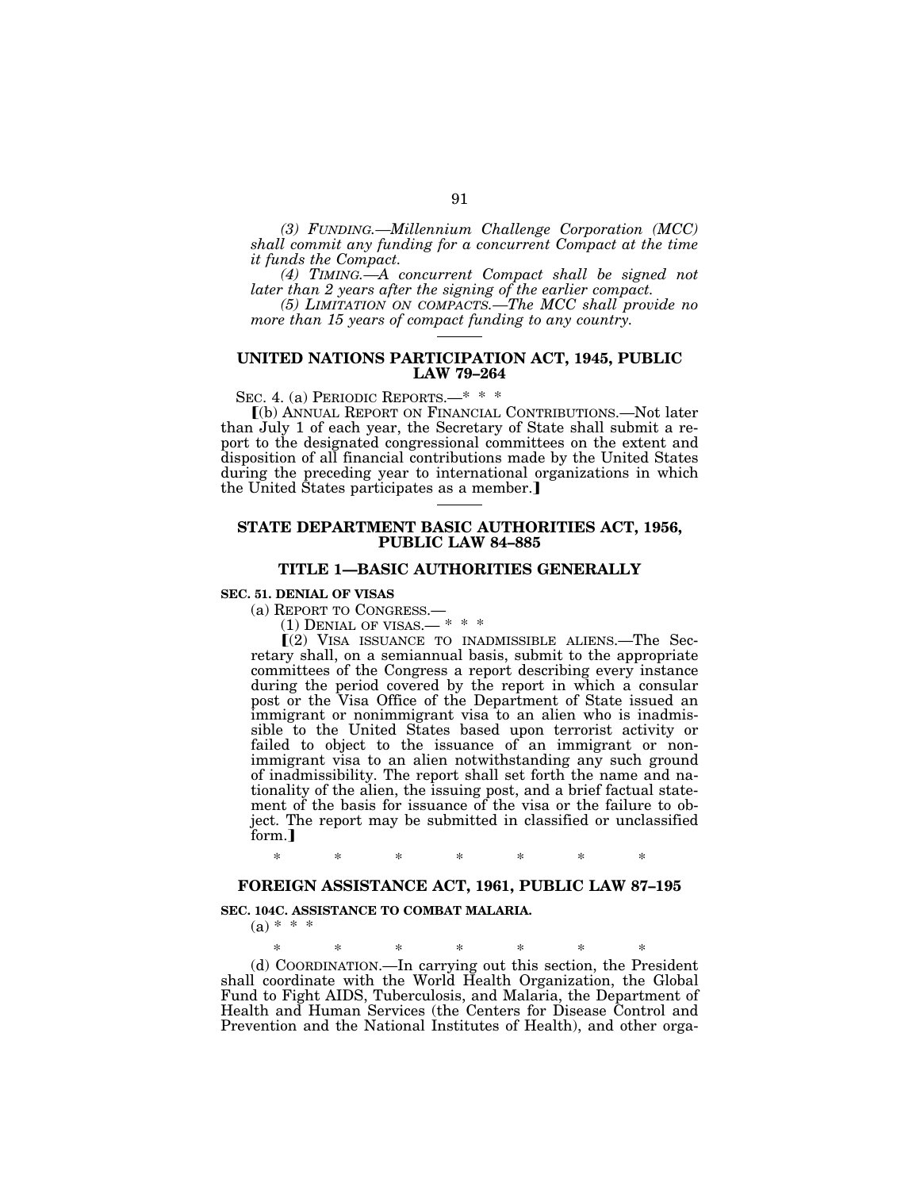*(3) FUNDING.—Millennium Challenge Corporation (MCC) shall commit any funding for a concurrent Compact at the time it funds the Compact.*

*(4) TIMING.—A concurrent Compact shall be signed not later than 2 years after the signing of the earlier compact.*

*(5) LIMITATION ON COMPACTS.—The MCC shall provide no more than 15 years of compact funding to any country.*

---

## UNITED NATIONS PARTICIPATION ACT, 1945, PUBLIC LAW 79–264

SEC. 4. (a) PERIODIC REPORTS.—* * *

【(b) ANNUAL REPORT ON FINANCIAL CONTRIBUTIONS.—Not later than July 1 of each year, the Secretary of State shall submit a report to the designated congressional committees on the extent and disposition of all financial contributions made by the United States during the preceding year to international organizations in which the United States participates as a member.】

---

## STATE DEPARTMENT BASIC AUTHORITIES ACT, 1956, PUBLIC LAW 84–885

### TITLE 1—BASIC AUTHORITIES GENERALLY

**SEC. 51. DENIAL OF VISAS**

(a) REPORT TO CONGRESS.—

(1) DENIAL OF VISAS.— * * *

【(2) VISA ISSUANCE TO INADMISSIBLE ALIENS.—The Secretary shall, on a semiannual basis, submit to the appropriate committees of the Congress a report describing every instance during the period covered by the report in which a consular post or the Visa Office of the Department of State issued an immigrant or nonimmigrant visa to an alien who is inadmissible to the United States based upon terrorist activity or failed to object to the issuance of an immigrant or nonimmigrant visa to an alien notwithstanding any such ground of inadmissibility. The report shall set forth the name and nationality of the alien, the issuing post, and a brief factual statement of the basis for issuance of the visa or the failure to object. The report may be submitted in classified or unclassified form.】

\* \* \* \* \* \* \*

## FOREIGN ASSISTANCE ACT, 1961, PUBLIC LAW 87–195

**SEC. 104C. ASSISTANCE TO COMBAT MALARIA.**

(a) * * *

\* \* \* \* \* \* \*

(d) COORDINATION.—In carrying out this section, the President shall coordinate with the World Health Organization, the Global Fund to Fight AIDS, Tuberculosis, and Malaria, the Department of Health and Human Services (the Centers for Disease Control and Prevention and the National Institutes of Health), and other orga-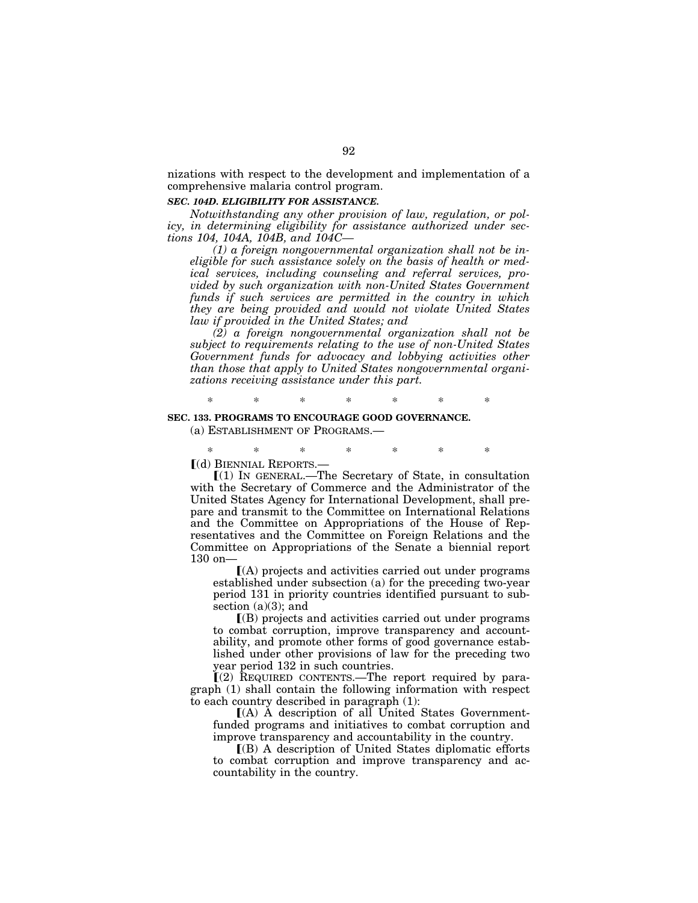nizations with respect to the development and implementation of a comprehensive malaria control program.

***SEC. 104D. ELIGIBILITY FOR ASSISTANCE.***

*Notwithstanding any other provision of law, regulation, or policy, in determining eligibility for assistance authorized under sections 104, 104A, 104B, and 104C—*

*(1) a foreign nongovernmental organization shall not be ineligible for such assistance solely on the basis of health or medical services, including counseling and referral services, provided by such organization with non-United States Government funds if such services are permitted in the country in which they are being provided and would not violate United States law if provided in the United States; and*

*(2) a foreign nongovernmental organization shall not be subject to requirements relating to the use of non-United States Government funds for advocacy and lobbying activities other than those that apply to United States nongovernmental organizations receiving assistance under this part.*

\* \* \* \* \* \* \*

**SEC. 133. PROGRAMS TO ENCOURAGE GOOD GOVERNANCE.**

(a) ESTABLISHMENT OF PROGRAMS.—

\* \* \* \* \* \* \*

⟦(d) BIENNIAL REPORTS.—

⟦(1) IN GENERAL.—The Secretary of State, in consultation with the Secretary of Commerce and the Administrator of the United States Agency for International Development, shall prepare and transmit to the Committee on International Relations and the Committee on Appropriations of the House of Representatives and the Committee on Foreign Relations and the Committee on Appropriations of the Senate a biennial report 130 on—

⟦(A) projects and activities carried out under programs established under subsection (a) for the preceding two-year period 131 in priority countries identified pursuant to subsection (a)(3); and

⟦(B) projects and activities carried out under programs to combat corruption, improve transparency and accountability, and promote other forms of good governance established under other provisions of law for the preceding two year period 132 in such countries.

⟦(2) REQUIRED CONTENTS.—The report required by paragraph (1) shall contain the following information with respect to each country described in paragraph (1):

⟦(A) A description of all United States Government-funded programs and initiatives to combat corruption and improve transparency and accountability in the country.

⟦(B) A description of United States diplomatic efforts to combat corruption and improve transparency and accountability in the country.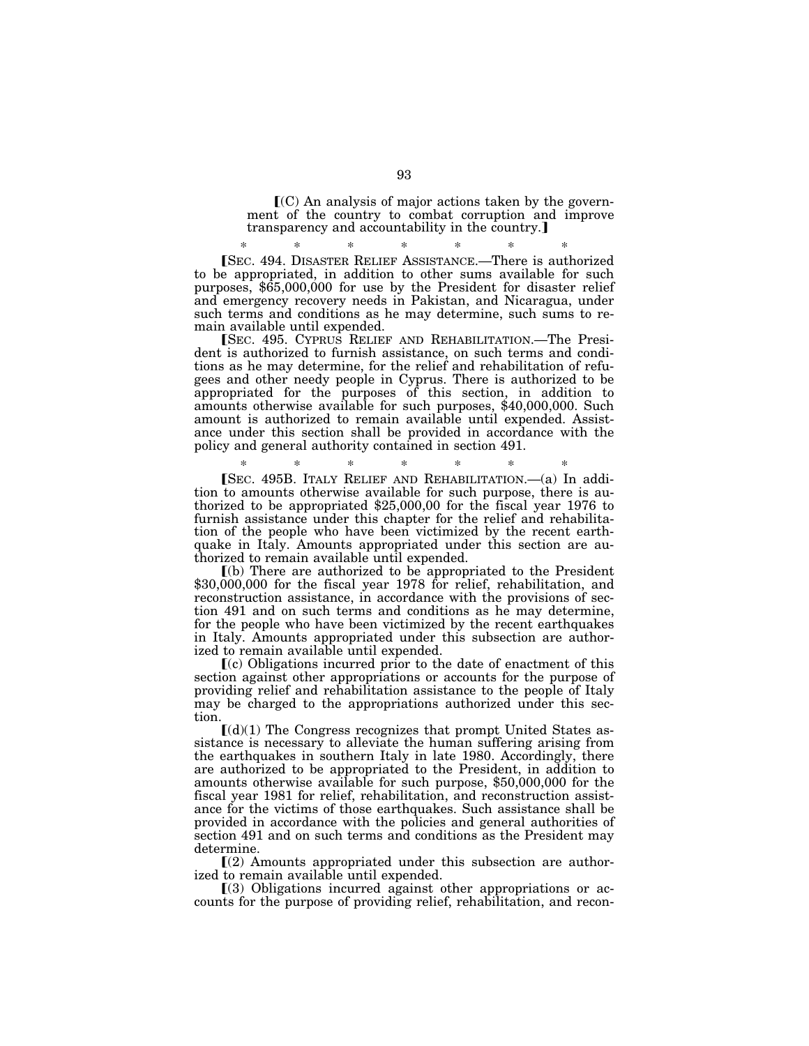⟦(C) An analysis of major actions taken by the government of the country to combat corruption and improve transparency and accountability in the country.⟧

\* \* \* \* \* \* \*

⟦SEC. 494. DISASTER RELIEF ASSISTANCE.—There is authorized to be appropriated, in addition to other sums available for such purposes, $65,000,000 for use by the President for disaster relief and emergency recovery needs in Pakistan, and Nicaragua, under such terms and conditions as he may determine, such sums to remain available until expended.

⟦SEC. 495. CYPRUS RELIEF AND REHABILITATION.—The President is authorized to furnish assistance, on such terms and conditions as he may determine, for the relief and rehabilitation of refugees and other needy people in Cyprus. There is authorized to be appropriated for the purposes of this section, in addition to amounts otherwise available for such purposes, $40,000,000. Such amount is authorized to remain available until expended. Assistance under this section shall be provided in accordance with the policy and general authority contained in section 491.

\* \* \* \* \* \* \*

⟦SEC. 495B. ITALY RELIEF AND REHABILITATION.—(a) In addition to amounts otherwise available for such purpose, there is authorized to be appropriated $25,000,00 for the fiscal year 1976 to furnish assistance under this chapter for the relief and rehabilitation of the people who have been victimized by the recent earthquake in Italy. Amounts appropriated under this section are authorized to remain available until expended.

⟦(b) There are authorized to be appropriated to the President $30,000,000 for the fiscal year 1978 for relief, rehabilitation, and reconstruction assistance, in accordance with the provisions of section 491 and on such terms and conditions as he may determine, for the people who have been victimized by the recent earthquakes in Italy. Amounts appropriated under this subsection are authorized to remain available until expended.

⟦(c) Obligations incurred prior to the date of enactment of this section against other appropriations or accounts for the purpose of providing relief and rehabilitation assistance to the people of Italy may be charged to the appropriations authorized under this section.

⟦(d)(1) The Congress recognizes that prompt United States assistance is necessary to alleviate the human suffering arising from the earthquakes in southern Italy in late 1980. Accordingly, there are authorized to be appropriated to the President, in addition to amounts otherwise available for such purpose, $50,000,000 for the fiscal year 1981 for relief, rehabilitation, and reconstruction assistance for the victims of those earthquakes. Such assistance shall be provided in accordance with the policies and general authorities of section 491 and on such terms and conditions as the President may determine.

⟦(2) Amounts appropriated under this subsection are authorized to remain available until expended.

⟦(3) Obligations incurred against other appropriations or accounts for the purpose of providing relief, rehabilitation, and recon-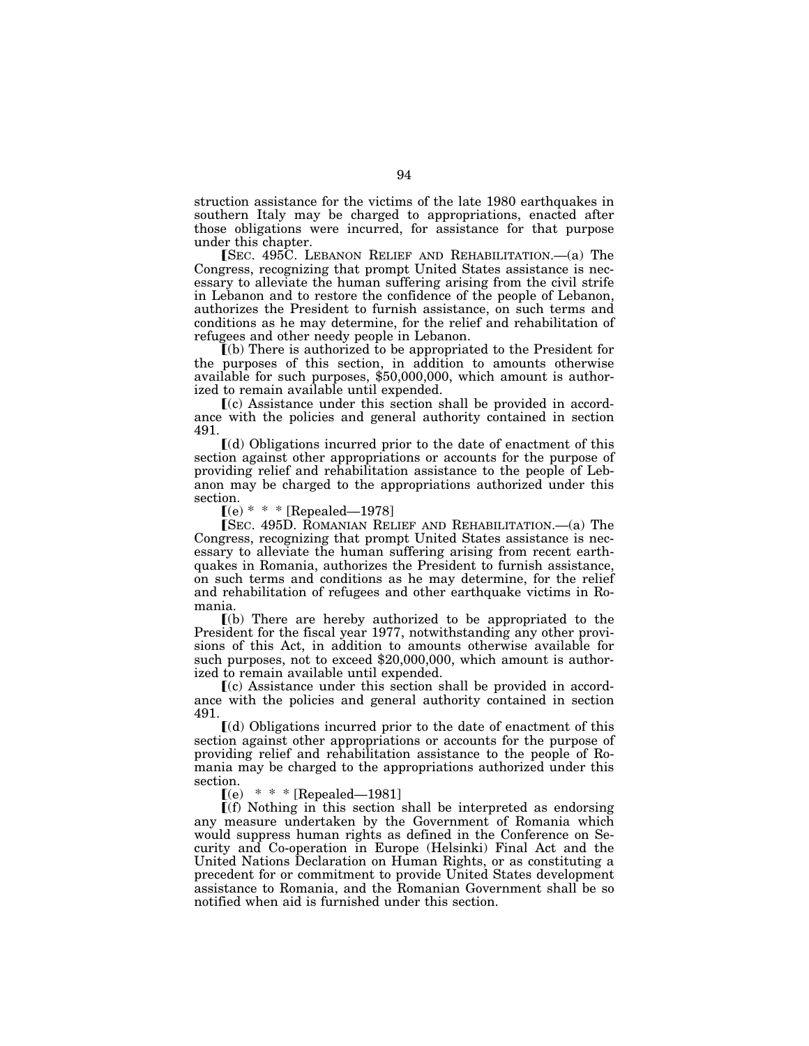struction assistance for the victims of the late 1980 earthquakes in southern Italy may be charged to appropriations, enacted after those obligations were incurred, for assistance for that purpose under this chapter.

⟦SEC. 495C. LEBANON RELIEF AND REHABILITATION.—(a) The Congress, recognizing that prompt United States assistance is necessary to alleviate the human suffering arising from the civil strife in Lebanon and to restore the confidence of the people of Lebanon, authorizes the President to furnish assistance, on such terms and conditions as he may determine, for the relief and rehabilitation of refugees and other needy people in Lebanon.

⟦(b) There is authorized to be appropriated to the President for the purposes of this section, in addition to amounts otherwise available for such purposes, $50,000,000, which amount is authorized to remain available until expended.

⟦(c) Assistance under this section shall be provided in accordance with the policies and general authority contained in section 491.

⟦(d) Obligations incurred prior to the date of enactment of this section against other appropriations or accounts for the purpose of providing relief and rehabilitation assistance to the people of Lebanon may be charged to the appropriations authorized under this section.

⟦(e) * * * [Repealed—1978]

⟦SEC. 495D. ROMANIAN RELIEF AND REHABILITATION.—(a) The Congress, recognizing that prompt United States assistance is necessary to alleviate the human suffering arising from recent earthquakes in Romania, authorizes the President to furnish assistance, on such terms and conditions as he may determine, for the relief and rehabilitation of refugees and other earthquake victims in Romania.

⟦(b) There are hereby authorized to be appropriated to the President for the fiscal year 1977, notwithstanding any other provisions of this Act, in addition to amounts otherwise available for such purposes, not to exceed $20,000,000, which amount is authorized to remain available until expended.

⟦(c) Assistance under this section shall be provided in accordance with the policies and general authority contained in section 491.

⟦(d) Obligations incurred prior to the date of enactment of this section against other appropriations or accounts for the purpose of providing relief and rehabilitation assistance to the people of Romania may be charged to the appropriations authorized under this section.

⟦(e) * * * [Repealed—1981]

⟦(f) Nothing in this section shall be interpreted as endorsing any measure undertaken by the Government of Romania which would suppress human rights as defined in the Conference on Security and Co-operation in Europe (Helsinki) Final Act and the United Nations Declaration on Human Rights, or as constituting a precedent for or commitment to provide United States development assistance to Romania, and the Romanian Government shall be so notified when aid is furnished under this section.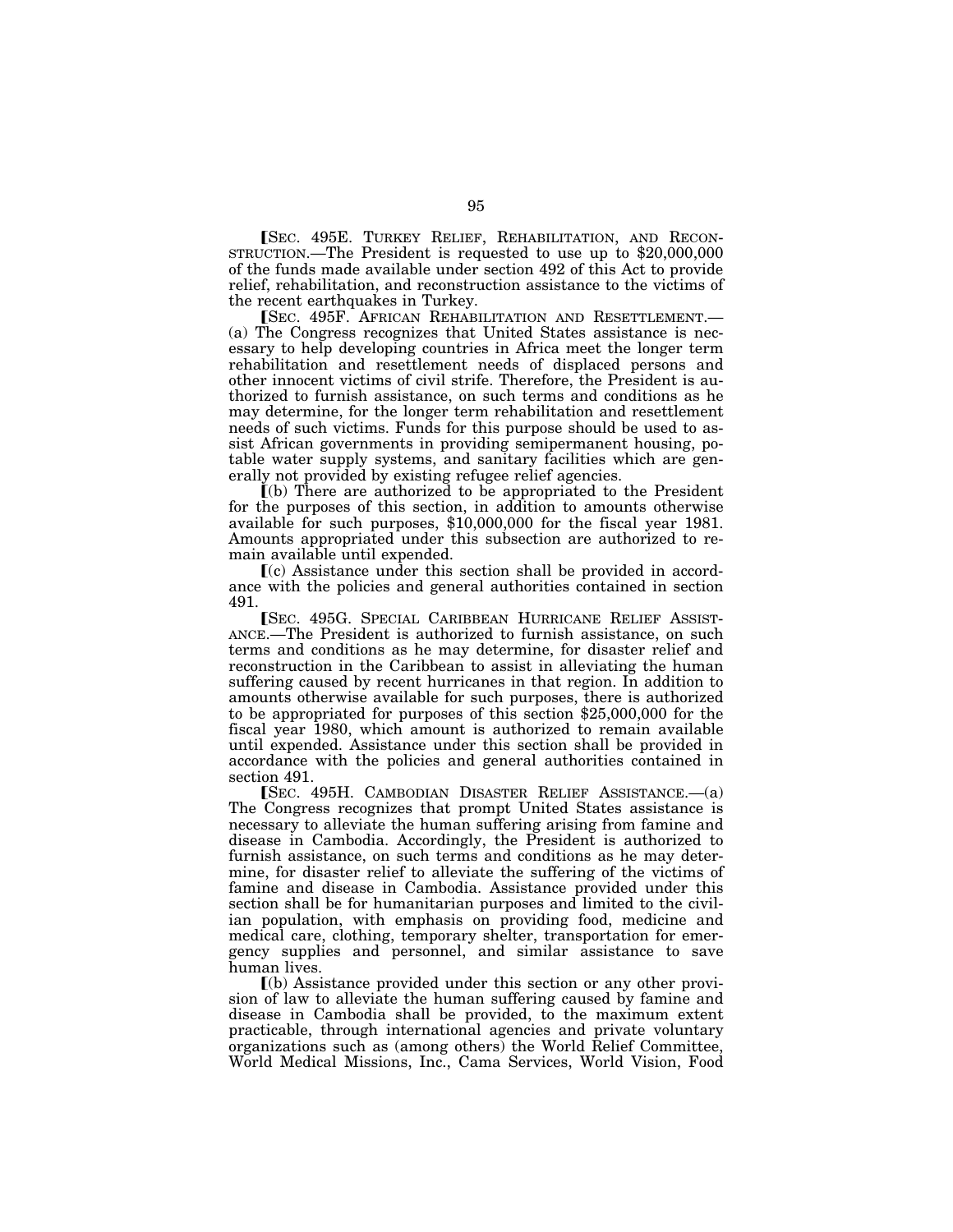⟦SEC. 495E. TURKEY RELIEF, REHABILITATION, AND RECONSTRUCTION.—The President is requested to use up to $20,000,000 of the funds made available under section 492 of this Act to provide relief, rehabilitation, and reconstruction assistance to the victims of the recent earthquakes in Turkey.

⟦SEC. 495F. AFRICAN REHABILITATION AND RESETTLEMENT.—(a) The Congress recognizes that United States assistance is necessary to help developing countries in Africa meet the longer term rehabilitation and resettlement needs of displaced persons and other innocent victims of civil strife. Therefore, the President is authorized to furnish assistance, on such terms and conditions as he may determine, for the longer term rehabilitation and resettlement needs of such victims. Funds for this purpose should be used to assist African governments in providing semipermanent housing, potable water supply systems, and sanitary facilities which are generally not provided by existing refugee relief agencies.

⟦(b) There are authorized to be appropriated to the President for the purposes of this section, in addition to amounts otherwise available for such purposes, $10,000,000 for the fiscal year 1981. Amounts appropriated under this subsection are authorized to remain available until expended.

⟦(c) Assistance under this section shall be provided in accordance with the policies and general authorities contained in section 491.

⟦SEC. 495G. SPECIAL CARIBBEAN HURRICANE RELIEF ASSISTANCE.—The President is authorized to furnish assistance, on such terms and conditions as he may determine, for disaster relief and reconstruction in the Caribbean to assist in alleviating the human suffering caused by recent hurricanes in that region. In addition to amounts otherwise available for such purposes, there is authorized to be appropriated for purposes of this section $25,000,000 for the fiscal year 1980, which amount is authorized to remain available until expended. Assistance under this section shall be provided in accordance with the policies and general authorities contained in section 491.

⟦SEC. 495H. CAMBODIAN DISASTER RELIEF ASSISTANCE.—(a) The Congress recognizes that prompt United States assistance is necessary to alleviate the human suffering arising from famine and disease in Cambodia. Accordingly, the President is authorized to furnish assistance, on such terms and conditions as he may determine, for disaster relief to alleviate the suffering of the victims of famine and disease in Cambodia. Assistance provided under this section shall be for humanitarian purposes and limited to the civilian population, with emphasis on providing food, medicine and medical care, clothing, temporary shelter, transportation for emergency supplies and personnel, and similar assistance to save human lives.

⟦(b) Assistance provided under this section or any other provision of law to alleviate the human suffering caused by famine and disease in Cambodia shall be provided, to the maximum extent practicable, through international agencies and private voluntary organizations such as (among others) the World Relief Committee, World Medical Missions, Inc., Cama Services, World Vision, Food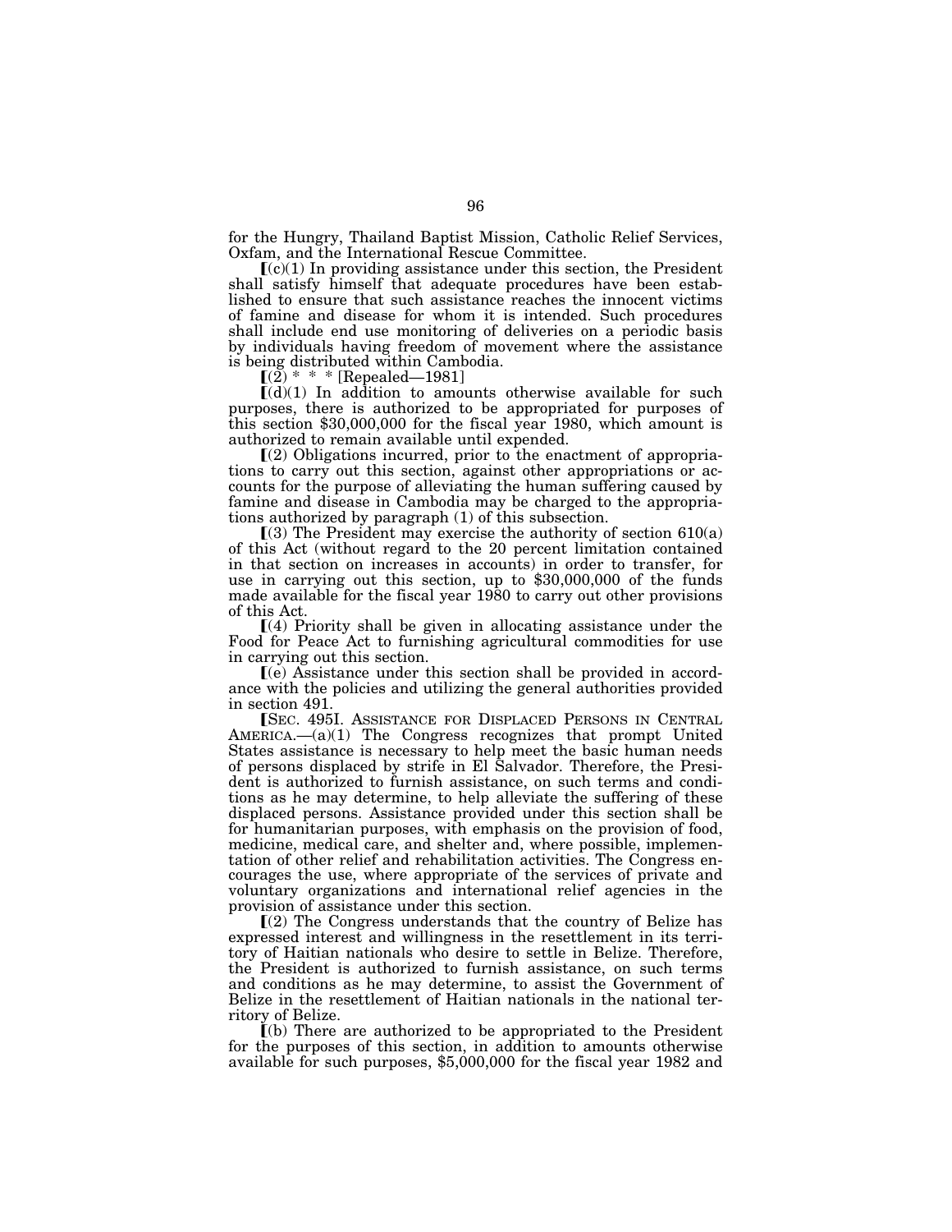for the Hungry, Thailand Baptist Mission, Catholic Relief Services, Oxfam, and the International Rescue Committee.

【(c)(1) In providing assistance under this section, the President shall satisfy himself that adequate procedures have been established to ensure that such assistance reaches the innocent victims of famine and disease for whom it is intended. Such procedures shall include end use monitoring of deliveries on a periodic basis by individuals having freedom of movement where the assistance is being distributed within Cambodia.

【(2) * * * [Repealed—1981]

【(d)(1) In addition to amounts otherwise available for such purposes, there is authorized to be appropriated for purposes of this section $30,000,000 for the fiscal year 1980, which amount is authorized to remain available until expended.

【(2) Obligations incurred, prior to the enactment of appropriations to carry out this section, against other appropriations or accounts for the purpose of alleviating the human suffering caused by famine and disease in Cambodia may be charged to the appropriations authorized by paragraph (1) of this subsection.

【(3) The President may exercise the authority of section 610(a) of this Act (without regard to the 20 percent limitation contained in that section on increases in accounts) in order to transfer, for use in carrying out this section, up to $30,000,000 of the funds made available for the fiscal year 1980 to carry out other provisions of this Act.

【(4) Priority shall be given in allocating assistance under the Food for Peace Act to furnishing agricultural commodities for use in carrying out this section.

【(e) Assistance under this section shall be provided in accordance with the policies and utilizing the general authorities provided in section 491.

【SEC. 495I. ASSISTANCE FOR DISPLACED PERSONS IN CENTRAL AMERICA.—(a)(1) The Congress recognizes that prompt United States assistance is necessary to help meet the basic human needs of persons displaced by strife in El Salvador. Therefore, the President is authorized to furnish assistance, on such terms and conditions as he may determine, to help alleviate the suffering of these displaced persons. Assistance provided under this section shall be for humanitarian purposes, with emphasis on the provision of food, medicine, medical care, and shelter and, where possible, implementation of other relief and rehabilitation activities. The Congress encourages the use, where appropriate of the services of private and voluntary organizations and international relief agencies in the provision of assistance under this section.

【(2) The Congress understands that the country of Belize has expressed interest and willingness in the resettlement in its territory of Haitian nationals who desire to settle in Belize. Therefore, the President is authorized to furnish assistance, on such terms and conditions as he may determine, to assist the Government of Belize in the resettlement of Haitian nationals in the national territory of Belize.

【(b) There are authorized to be appropriated to the President for the purposes of this section, in addition to amounts otherwise available for such purposes, $5,000,000 for the fiscal year 1982 and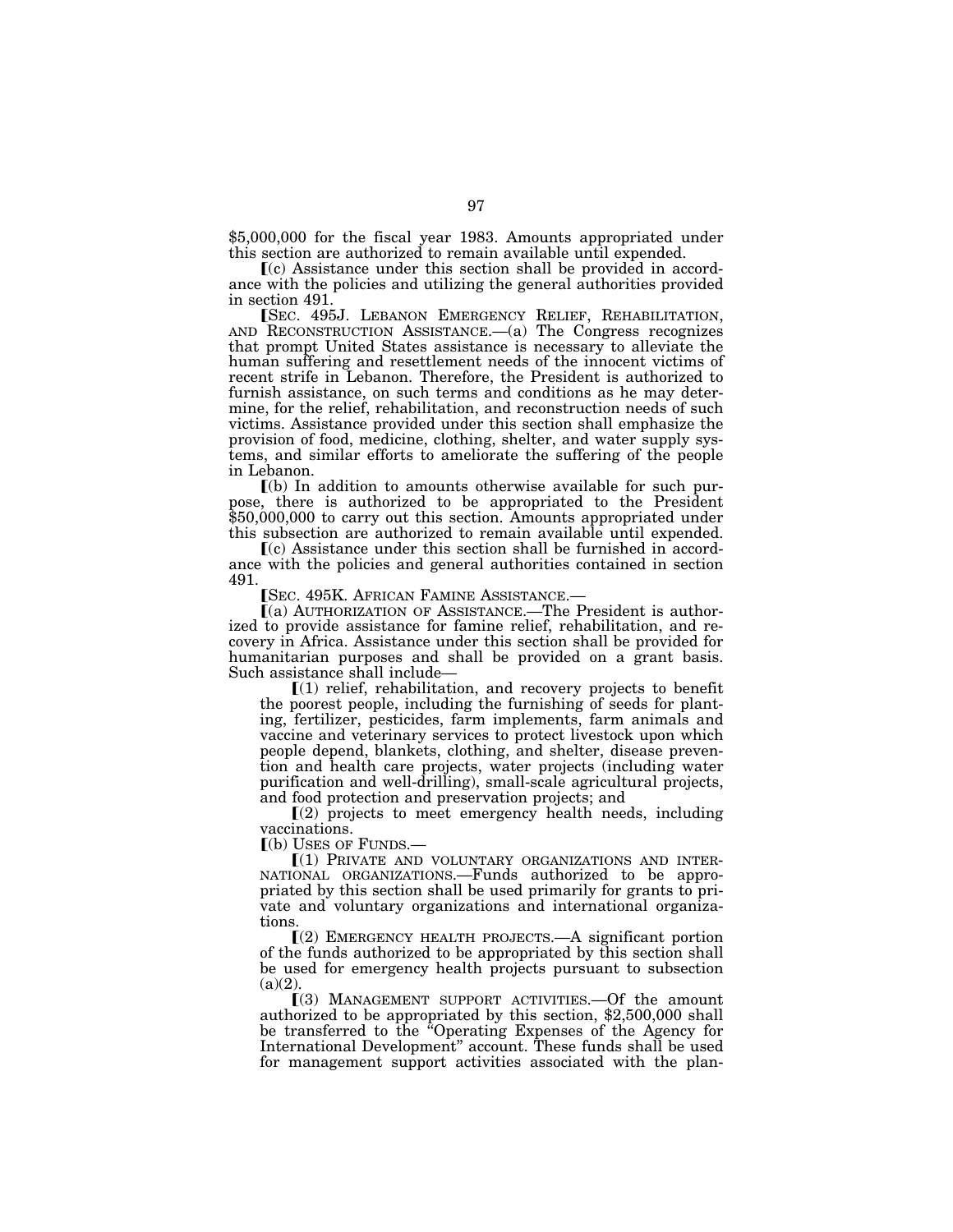$5,000,000 for the fiscal year 1983. Amounts appropriated under this section are authorized to remain available until expended.

⟦(c) Assistance under this section shall be provided in accordance with the policies and utilizing the general authorities provided in section 491.

⟦SEC. 495J. LEBANON EMERGENCY RELIEF, REHABILITATION, AND RECONSTRUCTION ASSISTANCE.—(a) The Congress recognizes that prompt United States assistance is necessary to alleviate the human suffering and resettlement needs of the innocent victims of recent strife in Lebanon. Therefore, the President is authorized to furnish assistance, on such terms and conditions as he may determine, for the relief, rehabilitation, and reconstruction needs of such victims. Assistance provided under this section shall emphasize the provision of food, medicine, clothing, shelter, and water supply systems, and similar efforts to ameliorate the suffering of the people in Lebanon.

⟦(b) In addition to amounts otherwise available for such purpose, there is authorized to be appropriated to the President $50,000,000 to carry out this section. Amounts appropriated under this subsection are authorized to remain available until expended.

⟦(c) Assistance under this section shall be furnished in accordance with the policies and general authorities contained in section 491.

⟦SEC. 495K. AFRICAN FAMINE ASSISTANCE.—

⟦(a) AUTHORIZATION OF ASSISTANCE.—The President is authorized to provide assistance for famine relief, rehabilitation, and recovery in Africa. Assistance under this section shall be provided for humanitarian purposes and shall be provided on a grant basis. Such assistance shall include—

⟦(1) relief, rehabilitation, and recovery projects to benefit the poorest people, including the furnishing of seeds for planting, fertilizer, pesticides, farm implements, farm animals and vaccine and veterinary services to protect livestock upon which people depend, blankets, clothing, and shelter, disease prevention and health care projects, water projects (including water purification and well-drilling), small-scale agricultural projects, and food protection and preservation projects; and

⟦(2) projects to meet emergency health needs, including vaccinations.

⟦(b) USES OF FUNDS.—

⟦(1) PRIVATE AND VOLUNTARY ORGANIZATIONS AND INTERNATIONAL ORGANIZATIONS.—Funds authorized to be appropriated by this section shall be used primarily for grants to private and voluntary organizations and international organizations.

⟦(2) EMERGENCY HEALTH PROJECTS.—A significant portion of the funds authorized to be appropriated by this section shall be used for emergency health projects pursuant to subsection (a)(2).

⟦(3) MANAGEMENT SUPPORT ACTIVITIES.—Of the amount authorized to be appropriated by this section, $2,500,000 shall be transferred to the "Operating Expenses of the Agency for International Development" account. These funds shall be used for management support activities associated with the plan-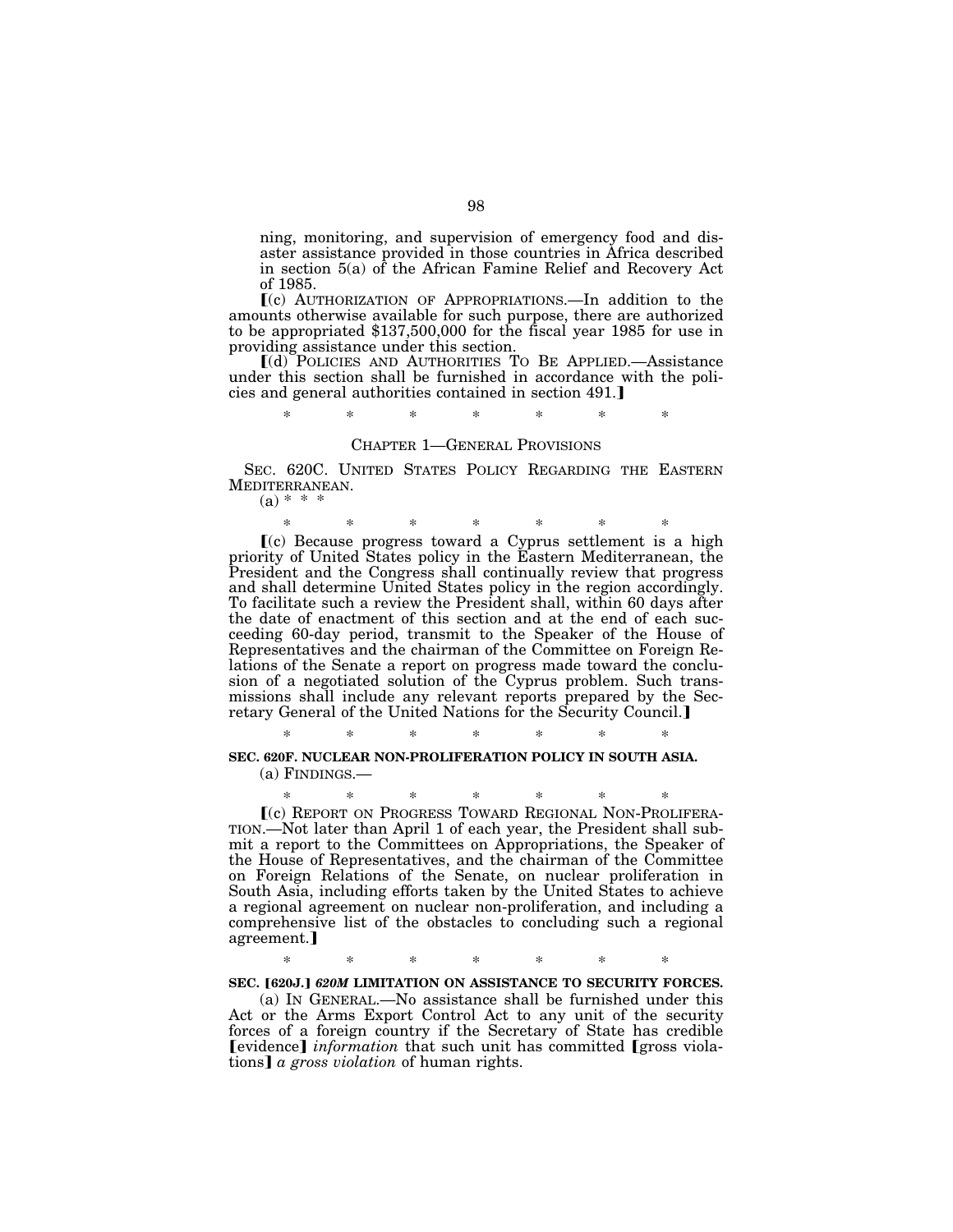ning, monitoring, and supervision of emergency food and disaster assistance provided in those countries in Africa described in section 5(a) of the African Famine Relief and Recovery Act of 1985.

【(c) AUTHORIZATION OF APPROPRIATIONS.—In addition to the amounts otherwise available for such purpose, there are authorized to be appropriated $137,500,000 for the fiscal year 1985 for use in providing assistance under this section.

【(d) POLICIES AND AUTHORITIES TO BE APPLIED.—Assistance under this section shall be furnished in accordance with the policies and general authorities contained in section 491.】

\* \* \* \* \* \* \*

CHAPTER 1—GENERAL PROVISIONS

SEC. 620C. UNITED STATES POLICY REGARDING THE EASTERN MEDITERRANEAN.

(a) \* \* \*

\* \* \* \* \* \* \*

【(c) Because progress toward a Cyprus settlement is a high priority of United States policy in the Eastern Mediterranean, the President and the Congress shall continually review that progress and shall determine United States policy in the region accordingly. To facilitate such a review the President shall, within 60 days after the date of enactment of this section and at the end of each succeeding 60-day period, transmit to the Speaker of the House of Representatives and the chairman of the Committee on Foreign Relations of the Senate a report on progress made toward the conclusion of a negotiated solution of the Cyprus problem. Such transmissions shall include any relevant reports prepared by the Secretary General of the United Nations for the Security Council.】

\* \* \* \* \* \* \*

**SEC. 620F. NUCLEAR NON-PROLIFERATION POLICY IN SOUTH ASIA.**

(a) FINDINGS.—

\* \* \* \* \* \* \*

【(c) REPORT ON PROGRESS TOWARD REGIONAL NON-PROLIFERATION.—Not later than April 1 of each year, the President shall submit a report to the Committees on Appropriations, the Speaker of the House of Representatives, and the chairman of the Committee on Foreign Relations of the Senate, on nuclear proliferation in South Asia, including efforts taken by the United States to achieve a regional agreement on nuclear non-proliferation, and including a comprehensive list of the obstacles to concluding such a regional agreement.】

\* \* \* \* \* \* \*

**SEC. 【620J.】 *620M* LIMITATION ON ASSISTANCE TO SECURITY FORCES.**

(a) IN GENERAL.—No assistance shall be furnished under this Act or the Arms Export Control Act to any unit of the security forces of a foreign country if the Secretary of State has credible 【evidence】 *information* that such unit has committed 【gross violations】 *a gross violation* of human rights.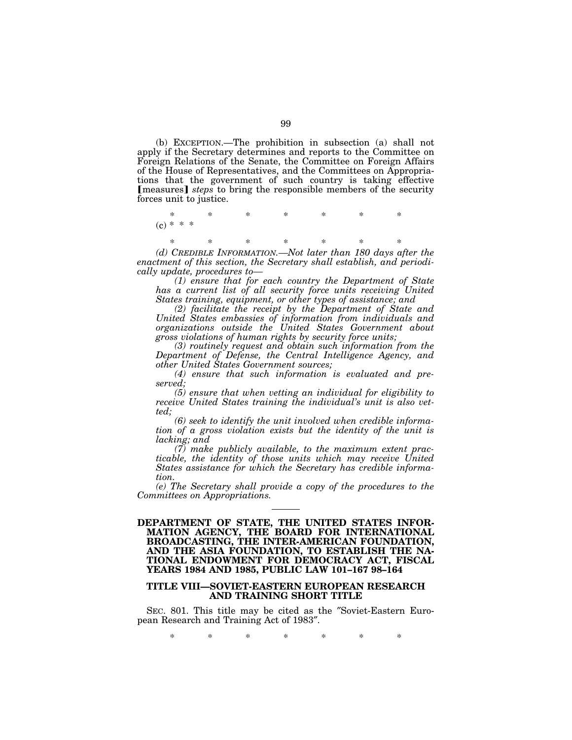(b) EXCEPTION.—The prohibition in subsection (a) shall not apply if the Secretary determines and reports to the Committee on Foreign Relations of the Senate, the Committee on Foreign Affairs of the House of Representatives, and the Committees on Appropriations that the government of such country is taking effective [measures] *steps* to bring the responsible members of the security forces unit to justice.

\* \* \* \* \* \* \*

(c) \* \* \*

\* \* \* \* \* \* \*

*(d) CREDIBLE INFORMATION.—Not later than 180 days after the enactment of this section, the Secretary shall establish, and periodically update, procedures to—*

*(1) ensure that for each country the Department of State has a current list of all security force units receiving United States training, equipment, or other types of assistance; and*

*(2) facilitate the receipt by the Department of State and United States embassies of information from individuals and organizations outside the United States Government about gross violations of human rights by security force units;*

*(3) routinely request and obtain such information from the Department of Defense, the Central Intelligence Agency, and other United States Government sources;*

*(4) ensure that such information is evaluated and preserved;*

*(5) ensure that when vetting an individual for eligibility to receive United States training the individual's unit is also vetted;*

*(6) seek to identify the unit involved when credible information of a gross violation exists but the identity of the unit is lacking; and*

*(7) make publicly available, to the maximum extent practicable, the identity of those units which may receive United States assistance for which the Secretary has credible information.*

*(e) The Secretary shall provide a copy of the procedures to the Committees on Appropriations.*

---

**DEPARTMENT OF STATE, THE UNITED STATES INFORMATION AGENCY, THE BOARD FOR INTERNATIONAL BROADCASTING, THE INTER-AMERICAN FOUNDATION, AND THE ASIA FOUNDATION, TO ESTABLISH THE NATIONAL ENDOWMENT FOR DEMOCRACY ACT, FISCAL YEARS 1984 AND 1985, PUBLIC LAW 101–167 98–164**

**TITLE VIII—SOVIET-EASTERN EUROPEAN RESEARCH AND TRAINING SHORT TITLE**

SEC. 801. This title may be cited as the "Soviet-Eastern European Research and Training Act of 1983".

\* \* \* \* \* \* \*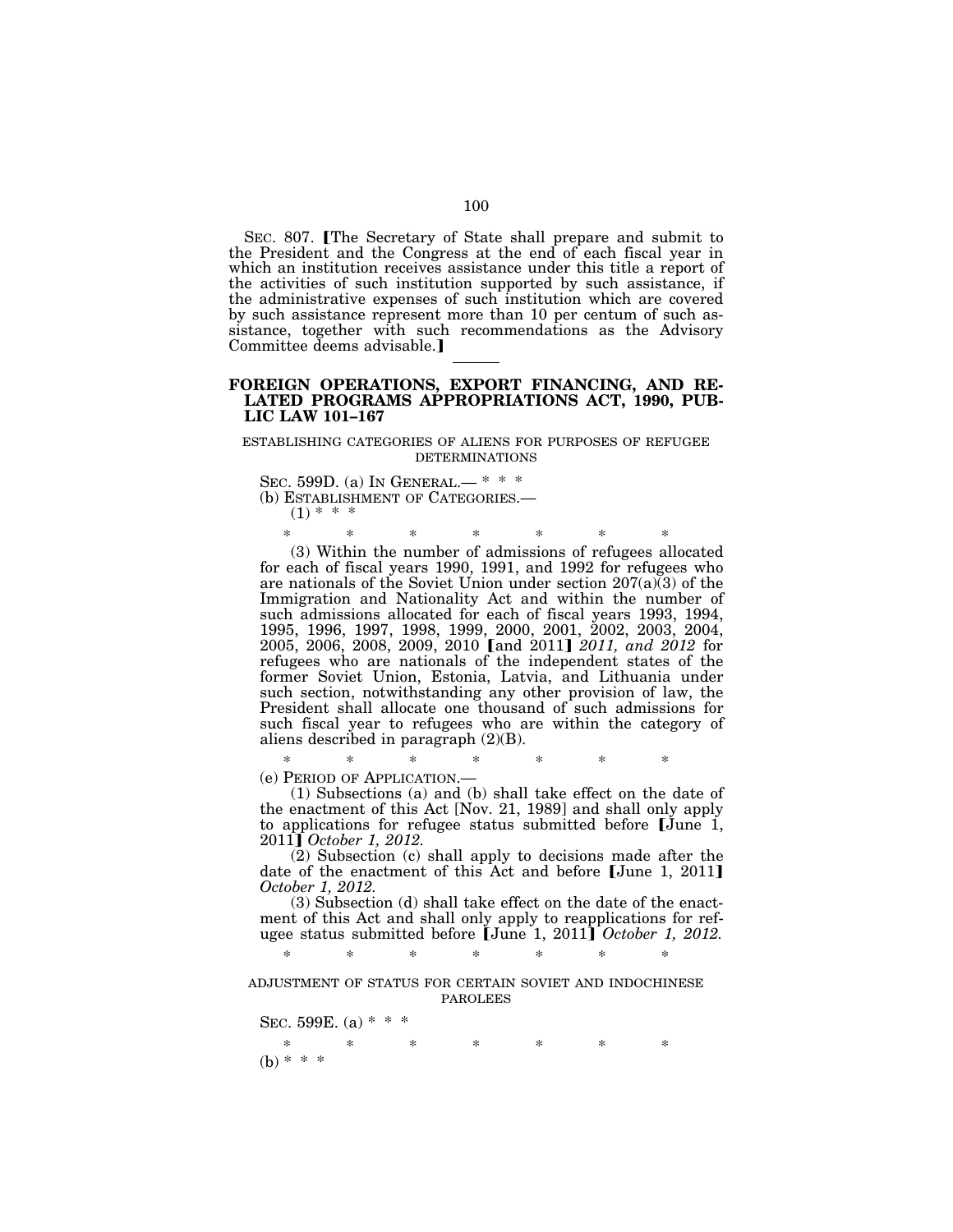SEC. 807. ⟦The Secretary of State shall prepare and submit to the President and the Congress at the end of each fiscal year in which an institution receives assistance under this title a report of the activities of such institution supported by such assistance, if the administrative expenses of such institution which are covered by such assistance represent more than 10 per centum of such assistance, together with such recommendations as the Advisory Committee deems advisable.⟧

---

## FOREIGN OPERATIONS, EXPORT FINANCING, AND RELATED PROGRAMS APPROPRIATIONS ACT, 1990, PUBLIC LAW 101–167

ESTABLISHING CATEGORIES OF ALIENS FOR PURPOSES OF REFUGEE DETERMINATIONS

SEC. 599D. (a) IN GENERAL.— * * *

(b) ESTABLISHMENT OF CATEGORIES.—

(1) * * *

\* \* \* \* \* \* \*

(3) Within the number of admissions of refugees allocated for each of fiscal years 1990, 1991, and 1992 for refugees who are nationals of the Soviet Union under section 207(a)(3) of the Immigration and Nationality Act and within the number of such admissions allocated for each of fiscal years 1993, 1994, 1995, 1996, 1997, 1998, 1999, 2000, 2001, 2002, 2003, 2004, 2005, 2006, 2008, 2009, 2010 ⟦and 2011⟧ *2011, and 2012* for refugees who are nationals of the independent states of the former Soviet Union, Estonia, Latvia, and Lithuania under such section, notwithstanding any other provision of law, the President shall allocate one thousand of such admissions for such fiscal year to refugees who are within the category of aliens described in paragraph (2)(B).

\* \* \* \* \* \* \*

(e) PERIOD OF APPLICATION.—

(1) Subsections (a) and (b) shall take effect on the date of the enactment of this Act [Nov. 21, 1989] and shall only apply to applications for refugee status submitted before ⟦June 1, 2011⟧ *October 1, 2012.*

(2) Subsection (c) shall apply to decisions made after the date of the enactment of this Act and before ⟦June 1, 2011⟧ *October 1, 2012.*

(3) Subsection (d) shall take effect on the date of the enactment of this Act and shall only apply to reapplications for refugee status submitted before ⟦June 1, 2011⟧ *October 1, 2012.*

\* \* \* \* \* \* \*

ADJUSTMENT OF STATUS FOR CERTAIN SOVIET AND INDOCHINESE PAROLEES

SEC. 599E. (a) * * *

\* \* \* \* \* \* \*

(b) * * *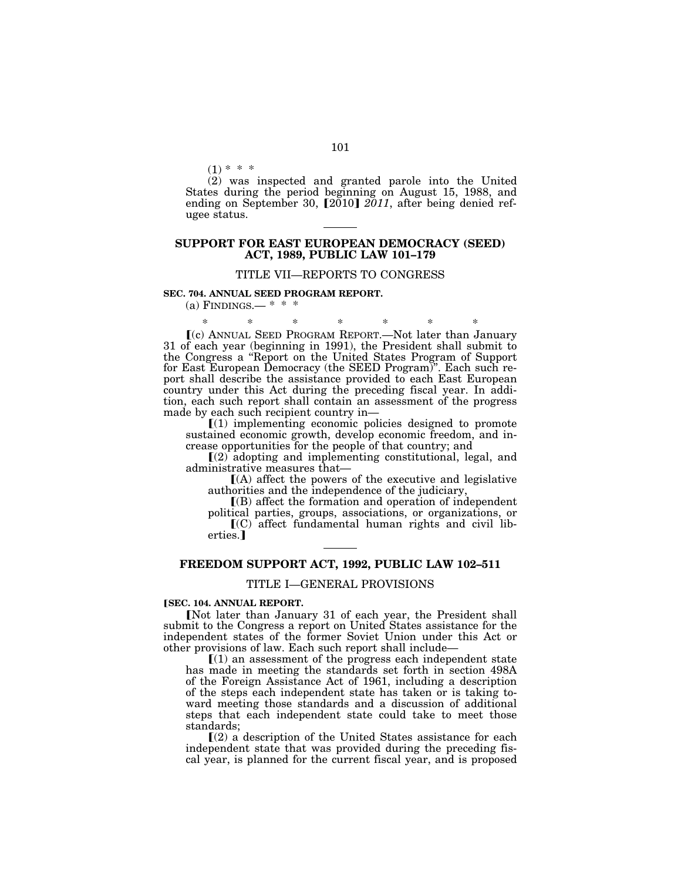(1) * * *

(2) was inspected and granted parole into the United States during the period beginning on August 15, 1988, and ending on September 30, [2010] *2011*, after being denied refugee status.

---

## SUPPORT FOR EAST EUROPEAN DEMOCRACY (SEED) ACT, 1989, PUBLIC LAW 101–179

### TITLE VII—REPORTS TO CONGRESS

**SEC. 704. ANNUAL SEED PROGRAM REPORT.**

(a) FINDINGS.— * * *

\* \* \* \* \* \* \*

[(c) ANNUAL SEED PROGRAM REPORT.—Not later than January 31 of each year (beginning in 1991), the President shall submit to the Congress a "Report on the United States Program of Support for East European Democracy (the SEED Program)". Each such report shall describe the assistance provided to each East European country under this Act during the preceding fiscal year. In addition, each such report shall contain an assessment of the progress made by each such recipient country in—

[(1) implementing economic policies designed to promote sustained economic growth, develop economic freedom, and increase opportunities for the people of that country; and

[(2) adopting and implementing constitutional, legal, and administrative measures that—

[(A) affect the powers of the executive and legislative authorities and the independence of the judiciary,

[(B) affect the formation and operation of independent political parties, groups, associations, or organizations, or

[(C) affect fundamental human rights and civil liberties.]

---

## FREEDOM SUPPORT ACT, 1992, PUBLIC LAW 102–511

### TITLE I—GENERAL PROVISIONS

**[SEC. 104. ANNUAL REPORT.**

[Not later than January 31 of each year, the President shall submit to the Congress a report on United States assistance for the independent states of the former Soviet Union under this Act or other provisions of law. Each such report shall include—

[(1) an assessment of the progress each independent state has made in meeting the standards set forth in section 498A of the Foreign Assistance Act of 1961, including a description of the steps each independent state has taken or is taking toward meeting those standards and a discussion of additional steps that each independent state could take to meet those standards;

[(2) a description of the United States assistance for each independent state that was provided during the preceding fiscal year, is planned for the current fiscal year, and is proposed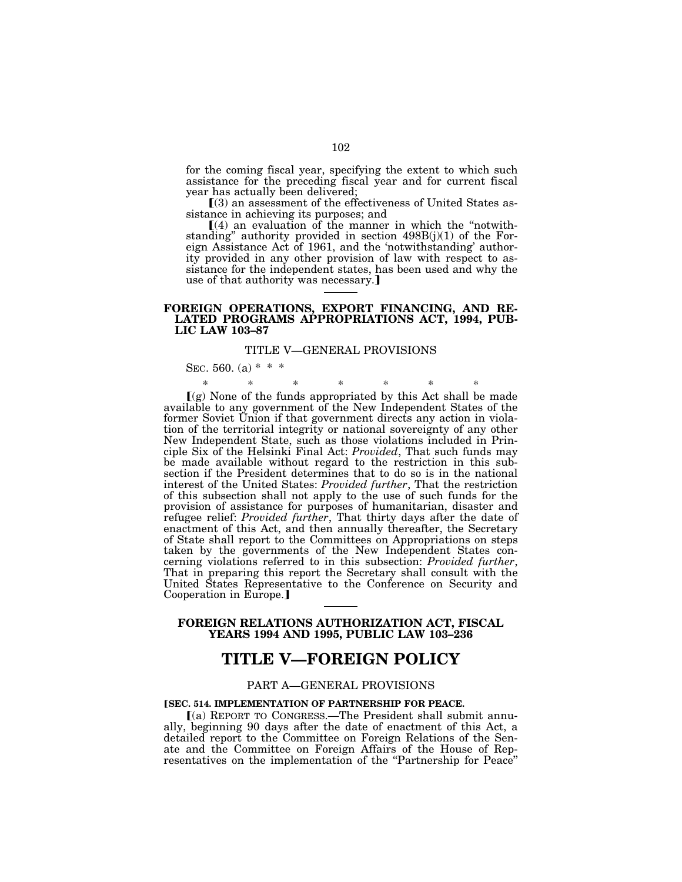for the coming fiscal year, specifying the extent to which such assistance for the preceding fiscal year and for current fiscal year has actually been delivered;

[(3) an assessment of the effectiveness of United States assistance in achieving its purposes; and

[(4) an evaluation of the manner in which the "notwithstanding" authority provided in section 498B(j)(1) of the Foreign Assistance Act of 1961, and the 'notwithstanding' authority provided in any other provision of law with respect to assistance for the independent states, has been used and why the use of that authority was necessary.]

---

**FOREIGN OPERATIONS, EXPORT FINANCING, AND RELATED PROGRAMS APPROPRIATIONS ACT, 1994, PUBLIC LAW 103–87**

TITLE V—GENERAL PROVISIONS

SEC. 560. (a) * * *

\* \* \* \* \* \* \*

[(g) None of the funds appropriated by this Act shall be made available to any government of the New Independent States of the former Soviet Union if that government directs any action in violation of the territorial integrity or national sovereignty of any other New Independent State, such as those violations included in Principle Six of the Helsinki Final Act: *Provided*, That such funds may be made available without regard to the restriction in this subsection if the President determines that to do so is in the national interest of the United States: *Provided further*, That the restriction of this subsection shall not apply to the use of such funds for the provision of assistance for purposes of humanitarian, disaster and refugee relief: *Provided further*, That thirty days after the date of enactment of this Act, and then annually thereafter, the Secretary of State shall report to the Committees on Appropriations on steps taken by the governments of the New Independent States concerning violations referred to in this subsection: *Provided further*, That in preparing this report the Secretary shall consult with the United States Representative to the Conference on Security and Cooperation in Europe.]

---

**FOREIGN RELATIONS AUTHORIZATION ACT, FISCAL YEARS 1994 AND 1995, PUBLIC LAW 103–236**

# TITLE V—FOREIGN POLICY

PART A—GENERAL PROVISIONS

**[SEC. 514. IMPLEMENTATION OF PARTNERSHIP FOR PEACE.**

[(a) REPORT TO CONGRESS.—The President shall submit annually, beginning 90 days after the date of enactment of this Act, a detailed report to the Committee on Foreign Relations of the Senate and the Committee on Foreign Affairs of the House of Representatives on the implementation of the "Partnership for Peace"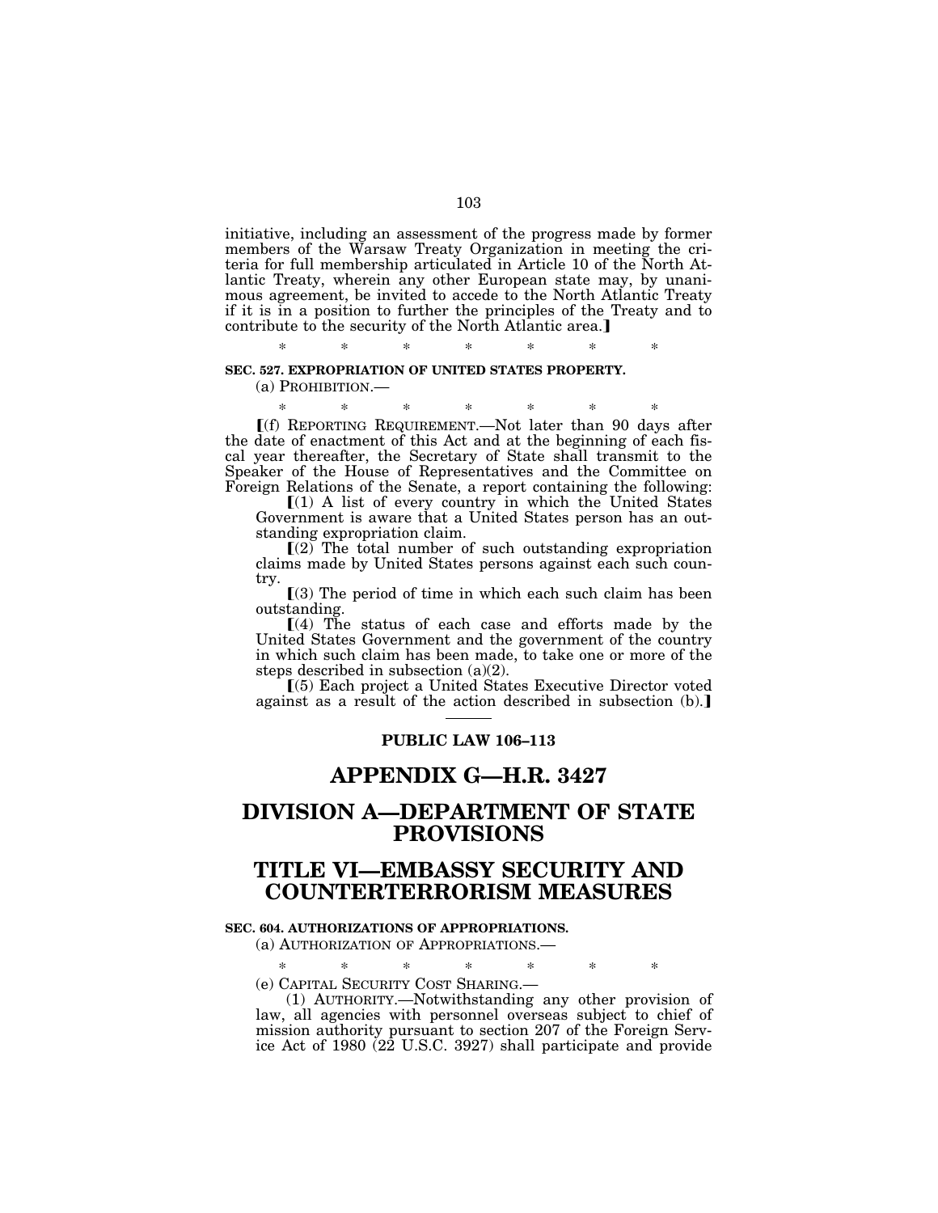initiative, including an assessment of the progress made by former members of the Warsaw Treaty Organization in meeting the criteria for full membership articulated in Article 10 of the North Atlantic Treaty, wherein any other European state may, by unanimous agreement, be invited to accede to the North Atlantic Treaty if it is in a position to further the principles of the Treaty and to contribute to the security of the North Atlantic area.】

\* \* \* \* \* \* \*

**SEC. 527. EXPROPRIATION OF UNITED STATES PROPERTY.**

(a) PROHIBITION.—

\* \* \* \* \* \* \*

【(f) REPORTING REQUIREMENT.—Not later than 90 days after the date of enactment of this Act and at the beginning of each fiscal year thereafter, the Secretary of State shall transmit to the Speaker of the House of Representatives and the Committee on Foreign Relations of the Senate, a report containing the following:

【(1) A list of every country in which the United States Government is aware that a United States person has an outstanding expropriation claim.

【(2) The total number of such outstanding expropriation claims made by United States persons against each such country.

【(3) The period of time in which each such claim has been outstanding.

【(4) The status of each case and efforts made by the United States Government and the government of the country in which such claim has been made, to take one or more of the steps described in subsection (a)(2).

【(5) Each project a United States Executive Director voted against as a result of the action described in subsection (b).】

---

**PUBLIC LAW 106–113**

# APPENDIX G—H.R. 3427

# DIVISION A—DEPARTMENT OF STATE PROVISIONS

# TITLE VI—EMBASSY SECURITY AND COUNTERTERRORISM MEASURES

**SEC. 604. AUTHORIZATIONS OF APPROPRIATIONS.**

(a) AUTHORIZATION OF APPROPRIATIONS.—

\* \* \* \* \* \* \*

(e) CAPITAL SECURITY COST SHARING.—

(1) AUTHORITY.—Notwithstanding any other provision of law, all agencies with personnel overseas subject to chief of mission authority pursuant to section 207 of the Foreign Service Act of 1980 (22 U.S.C. 3927) shall participate and provide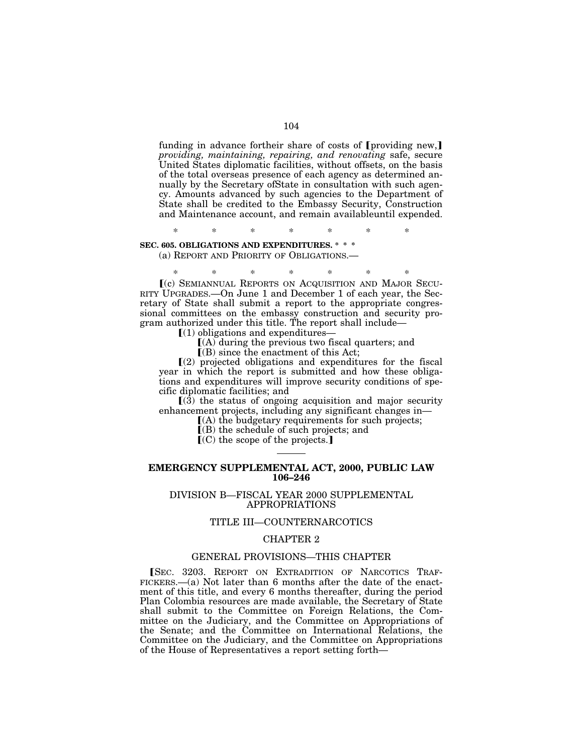funding in advance fortheir share of costs of ⟦providing new,⟧ *providing, maintaining, repairing, and renovating* safe, secure United States diplomatic facilities, without offsets, on the basis of the total overseas presence of each agency as determined annually by the Secretary ofState in consultation with such agency. Amounts advanced by such agencies to the Department of State shall be credited to the Embassy Security, Construction and Maintenance account, and remain availableuntil expended.

\* \* \* \* \* \* \*

**SEC. 605. OBLIGATIONS AND EXPENDITURES. \* \* \***

(a) REPORT AND PRIORITY OF OBLIGATIONS.—

\* \* \* \* \* \* \*

⟦(c) SEMIANNUAL REPORTS ON ACQUISITION AND MAJOR SECURITY UPGRADES.—On June 1 and December 1 of each year, the Secretary of State shall submit a report to the appropriate congressional committees on the embassy construction and security program authorized under this title. The report shall include—

⟦(1) obligations and expenditures—

⟦(A) during the previous two fiscal quarters; and

⟦(B) since the enactment of this Act;

⟦(2) projected obligations and expenditures for the fiscal year in which the report is submitted and how these obligations and expenditures will improve security conditions of specific diplomatic facilities; and

⟦(3) the status of ongoing acquisition and major security enhancement projects, including any significant changes in—

⟦(A) the budgetary requirements for such projects;

⟦(B) the schedule of such projects; and

⟦(C) the scope of the projects.⟧

---

## EMERGENCY SUPPLEMENTAL ACT, 2000, PUBLIC LAW 106–246

### DIVISION B—FISCAL YEAR 2000 SUPPLEMENTAL APPROPRIATIONS

### TITLE III—COUNTERNARCOTICS

### CHAPTER 2

### GENERAL PROVISIONS—THIS CHAPTER

⟦SEC. 3203. REPORT ON EXTRADITION OF NARCOTICS TRAFFICKERS.—(a) Not later than 6 months after the date of the enactment of this title, and every 6 months thereafter, during the period Plan Colombia resources are made available, the Secretary of State shall submit to the Committee on Foreign Relations, the Committee on the Judiciary, and the Committee on Appropriations of the Senate; and the Committee on International Relations, the Committee on the Judiciary, and the Committee on Appropriations of the House of Representatives a report setting forth—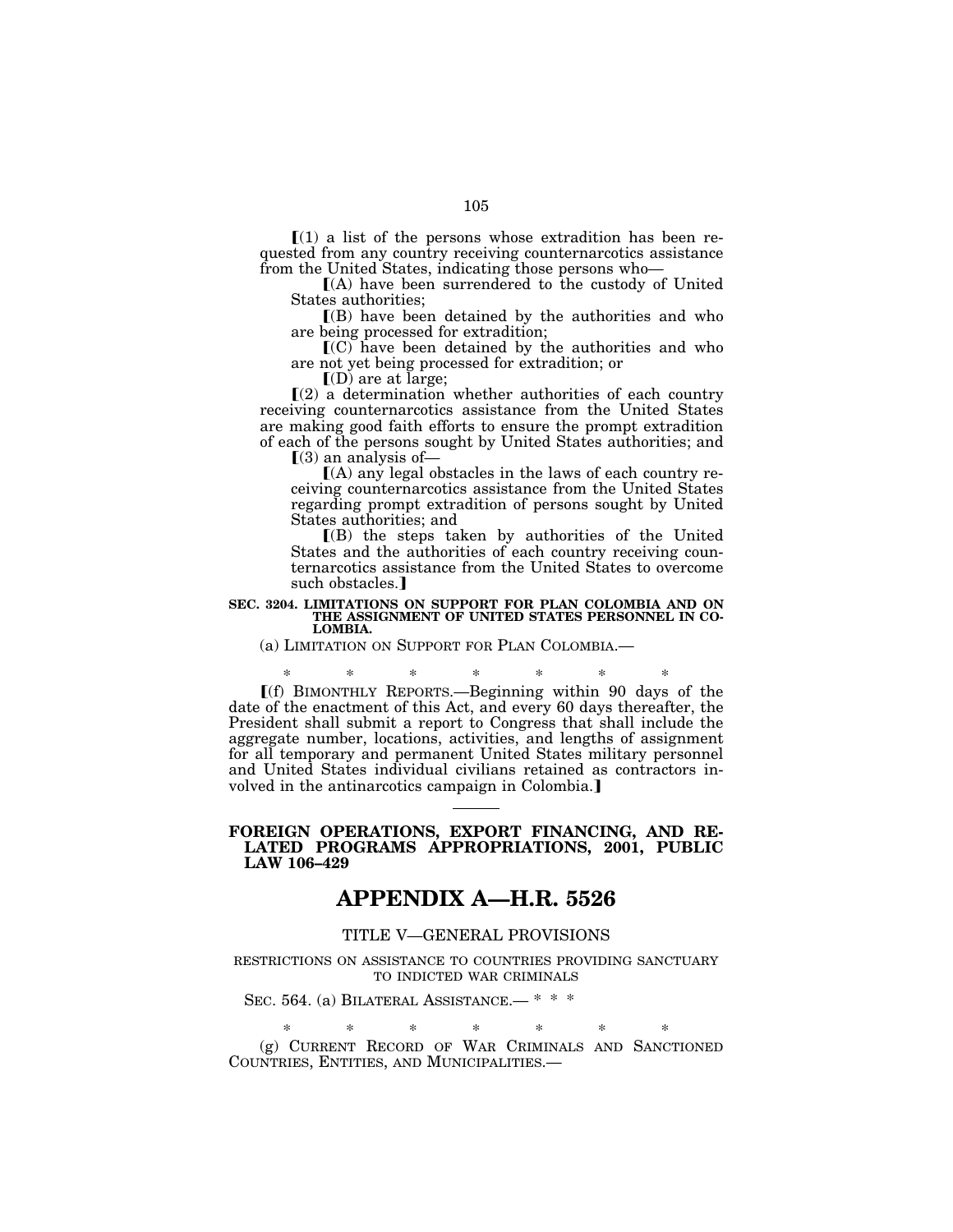⟦(1) a list of the persons whose extradition has been requested from any country receiving counternarcotics assistance from the United States, indicating those persons who—

⟦(A) have been surrendered to the custody of United States authorities;

⟦(B) have been detained by the authorities and who are being processed for extradition;

⟦(C) have been detained by the authorities and who are not yet being processed for extradition; or

⟦(D) are at large;

⟦(2) a determination whether authorities of each country receiving counternarcotics assistance from the United States are making good faith efforts to ensure the prompt extradition of each of the persons sought by United States authorities; and

⟦(3) an analysis of—

⟦(A) any legal obstacles in the laws of each country receiving counternarcotics assistance from the United States regarding prompt extradition of persons sought by United States authorities; and

⟦(B) the steps taken by authorities of the United States and the authorities of each country receiving counternarcotics assistance from the United States to overcome such obstacles.⟧

**SEC. 3204. LIMITATIONS ON SUPPORT FOR PLAN COLOMBIA AND ON THE ASSIGNMENT OF UNITED STATES PERSONNEL IN COLOMBIA.**

(a) LIMITATION ON SUPPORT FOR PLAN COLOMBIA.—

\* \* \* \* \* \* \*

⟦(f) BIMONTHLY REPORTS.—Beginning within 90 days of the date of the enactment of this Act, and every 60 days thereafter, the President shall submit a report to Congress that shall include the aggregate number, locations, activities, and lengths of assignment for all temporary and permanent United States military personnel and United States individual civilians retained as contractors involved in the antinarcotics campaign in Colombia.⟧

---

**FOREIGN OPERATIONS, EXPORT FINANCING, AND RELATED PROGRAMS APPROPRIATIONS, 2001, PUBLIC LAW 106–429**

# APPENDIX A—H.R. 5526

TITLE V—GENERAL PROVISIONS

RESTRICTIONS ON ASSISTANCE TO COUNTRIES PROVIDING SANCTUARY TO INDICTED WAR CRIMINALS

SEC. 564. (a) BILATERAL ASSISTANCE.— \* \* \*

\* \* \* \* \* \* \*

(g) CURRENT RECORD OF WAR CRIMINALS AND SANCTIONED COUNTRIES, ENTITIES, AND MUNICIPALITIES.—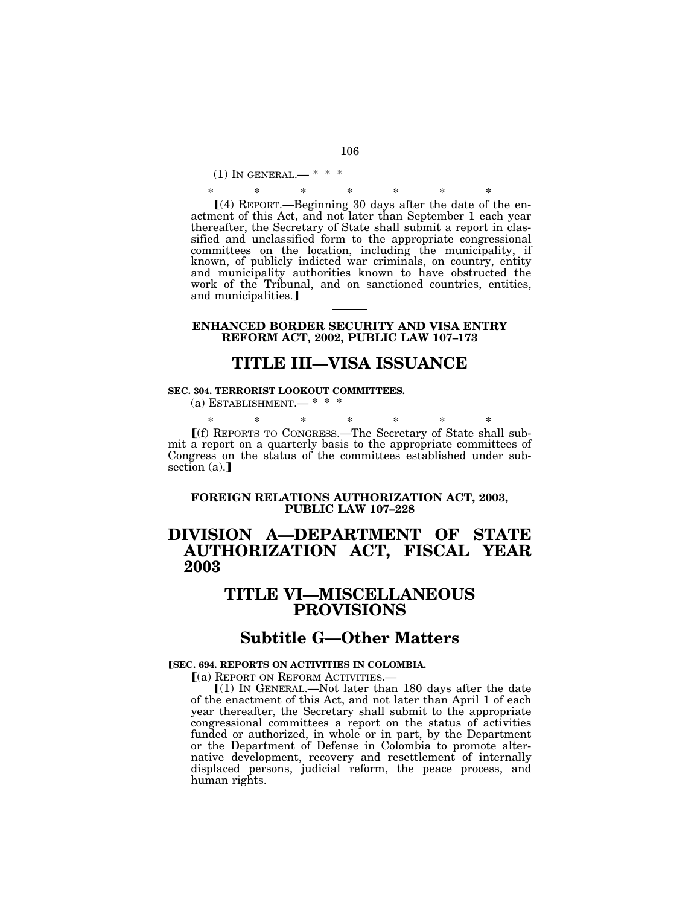(1) IN GENERAL.— * * *

\*       \*       \*       \*       \*       \*       \*

⟦(4) REPORT.—Beginning 30 days after the date of the enactment of this Act, and not later than September 1 each year thereafter, the Secretary of State shall submit a report in classified and unclassified form to the appropriate congressional committees on the location, including the municipality, if known, of publicly indicted war criminals, on country, entity and municipality authorities known to have obstructed the work of the Tribunal, and on sanctioned countries, entities, and municipalities.⟧

---

**ENHANCED BORDER SECURITY AND VISA ENTRY REFORM ACT, 2002, PUBLIC LAW 107–173**

# TITLE III—VISA ISSUANCE

**SEC. 304. TERRORIST LOOKOUT COMMITTEES.**

(a) ESTABLISHMENT.— * * *

\*       \*       \*       \*       \*       \*       \*

⟦(f) REPORTS TO CONGRESS.—The Secretary of State shall submit a report on a quarterly basis to the appropriate committees of Congress on the status of the committees established under subsection (a).⟧

---

**FOREIGN RELATIONS AUTHORIZATION ACT, 2003, PUBLIC LAW 107–228**

# DIVISION A—DEPARTMENT OF STATE AUTHORIZATION ACT, FISCAL YEAR 2003

# TITLE VI—MISCELLANEOUS PROVISIONS

## Subtitle G—Other Matters

**⟦SEC. 694. REPORTS ON ACTIVITIES IN COLOMBIA.**

⟦(a) REPORT ON REFORM ACTIVITIES.—

⟦(1) IN GENERAL.—Not later than 180 days after the date of the enactment of this Act, and not later than April 1 of each year thereafter, the Secretary shall submit to the appropriate congressional committees a report on the status of activities funded or authorized, in whole or in part, by the Department or the Department of Defense in Colombia to promote alternative development, recovery and resettlement of internally displaced persons, judicial reform, the peace process, and human rights.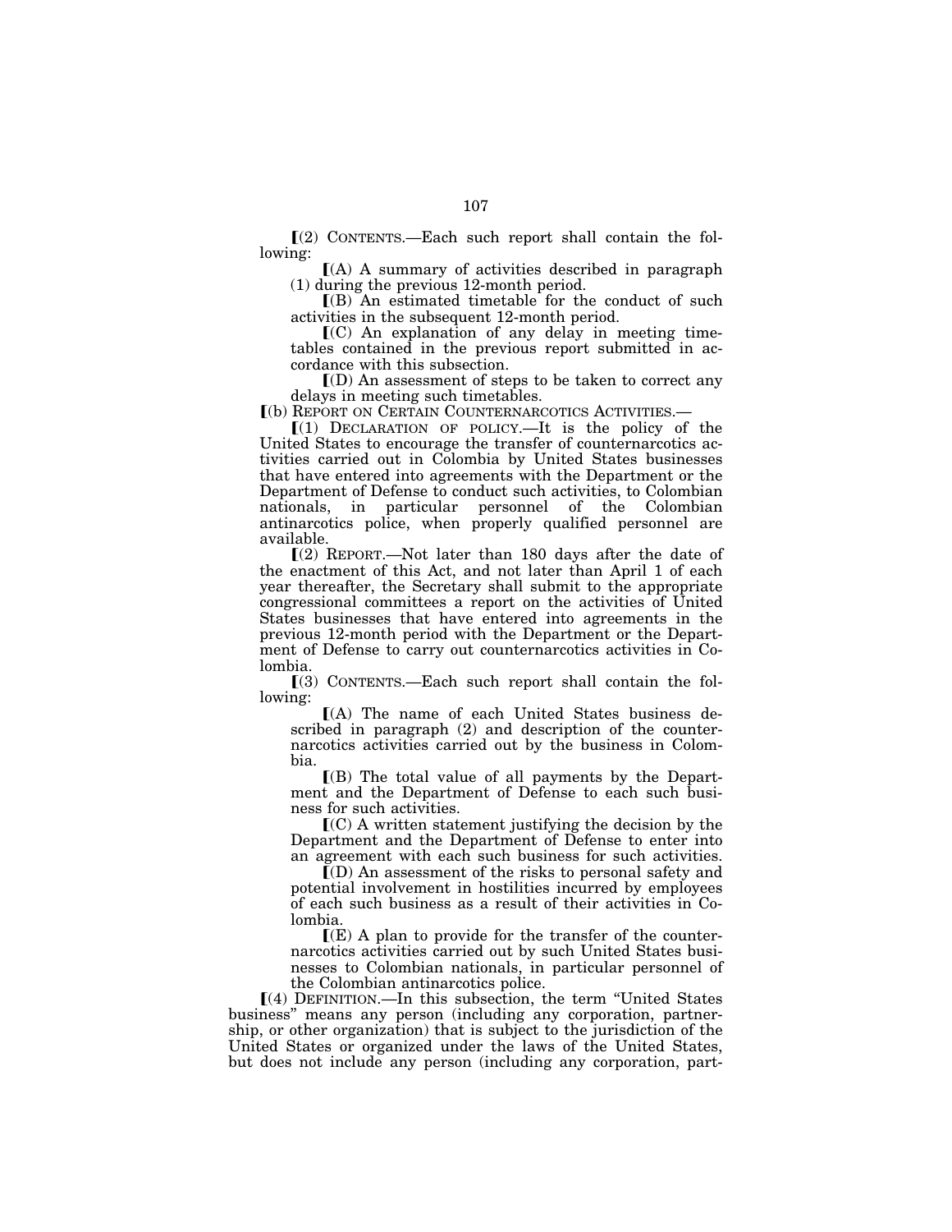⟦(2) CONTENTS.—Each such report shall contain the following:

⟦(A) A summary of activities described in paragraph (1) during the previous 12-month period.

⟦(B) An estimated timetable for the conduct of such activities in the subsequent 12-month period.

⟦(C) An explanation of any delay in meeting timetables contained in the previous report submitted in accordance with this subsection.

⟦(D) An assessment of steps to be taken to correct any delays in meeting such timetables.

⟦(b) REPORT ON CERTAIN COUNTERNARCOTICS ACTIVITIES.—

⟦(1) DECLARATION OF POLICY.—It is the policy of the United States to encourage the transfer of counternarcotics activities carried out in Colombia by United States businesses that have entered into agreements with the Department or the Department of Defense to conduct such activities, to Colombian nationals, in particular personnel of the Colombian antinarcotics police, when properly qualified personnel are available.

⟦(2) REPORT.—Not later than 180 days after the date of the enactment of this Act, and not later than April 1 of each year thereafter, the Secretary shall submit to the appropriate congressional committees a report on the activities of United States businesses that have entered into agreements in the previous 12-month period with the Department or the Department of Defense to carry out counternarcotics activities in Colombia.

⟦(3) CONTENTS.—Each such report shall contain the following:

⟦(A) The name of each United States business described in paragraph (2) and description of the counternarcotics activities carried out by the business in Colombia.

⟦(B) The total value of all payments by the Department and the Department of Defense to each such business for such activities.

⟦(C) A written statement justifying the decision by the Department and the Department of Defense to enter into an agreement with each such business for such activities.

⟦(D) An assessment of the risks to personal safety and potential involvement in hostilities incurred by employees of each such business as a result of their activities in Colombia.

⟦(E) A plan to provide for the transfer of the counternarcotics activities carried out by such United States businesses to Colombian nationals, in particular personnel of the Colombian antinarcotics police.

⟦(4) DEFINITION.—In this subsection, the term "United States business" means any person (including any corporation, partnership, or other organization) that is subject to the jurisdiction of the United States or organized under the laws of the United States, but does not include any person (including any corporation, part-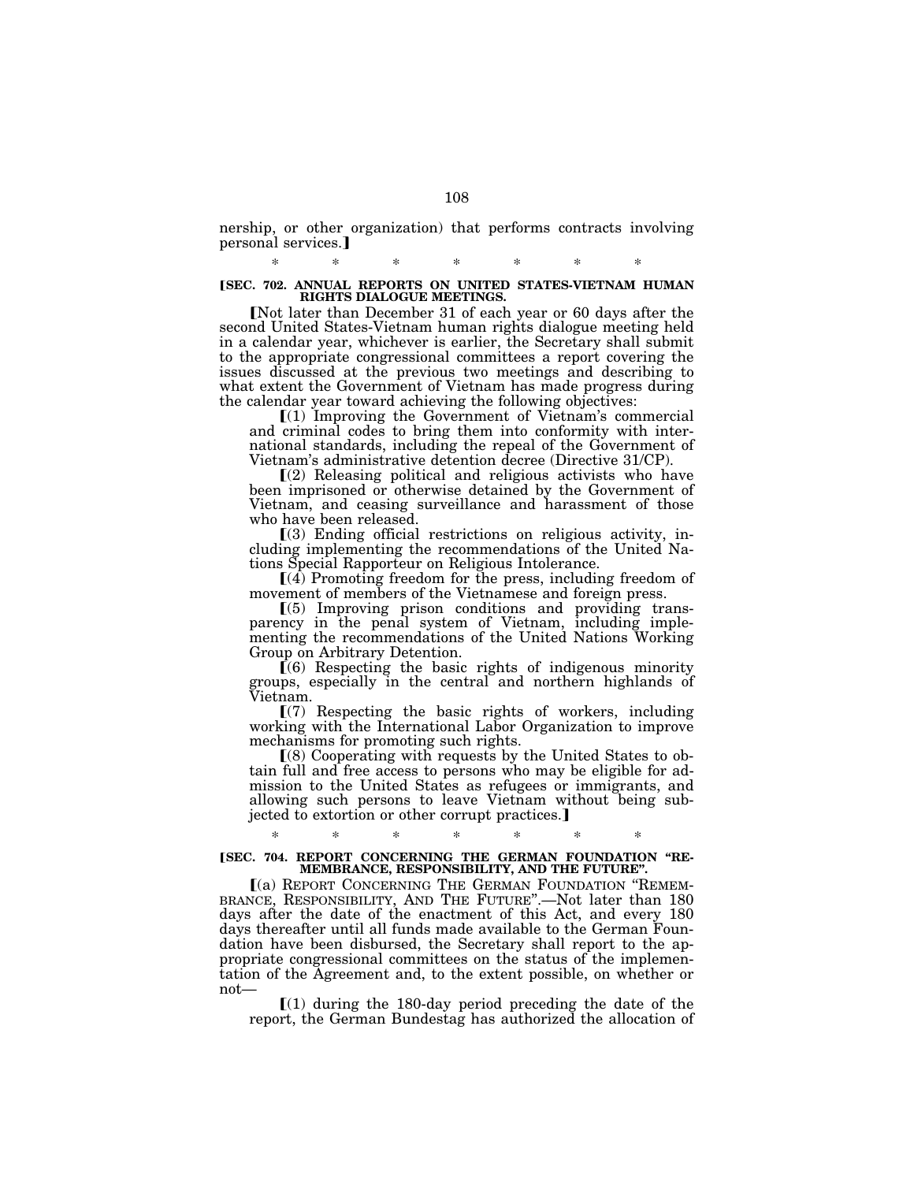nership, or other organization) that performs contracts involving personal services.]

\* \* \* \* \* \* \*

**[SEC. 702. ANNUAL REPORTS ON UNITED STATES-VIETNAM HUMAN RIGHTS DIALOGUE MEETINGS.**

[Not later than December 31 of each year or 60 days after the second United States-Vietnam human rights dialogue meeting held in a calendar year, whichever is earlier, the Secretary shall submit to the appropriate congressional committees a report covering the issues discussed at the previous two meetings and describing to what extent the Government of Vietnam has made progress during the calendar year toward achieving the following objectives:

[(1) Improving the Government of Vietnam's commercial and criminal codes to bring them into conformity with international standards, including the repeal of the Government of Vietnam's administrative detention decree (Directive 31/CP).

[(2) Releasing political and religious activists who have been imprisoned or otherwise detained by the Government of Vietnam, and ceasing surveillance and harassment of those who have been released.

[(3) Ending official restrictions on religious activity, including implementing the recommendations of the United Nations Special Rapporteur on Religious Intolerance.

[(4) Promoting freedom for the press, including freedom of movement of members of the Vietnamese and foreign press.

[(5) Improving prison conditions and providing transparency in the penal system of Vietnam, including implementing the recommendations of the United Nations Working Group on Arbitrary Detention.

[(6) Respecting the basic rights of indigenous minority groups, especially in the central and northern highlands of Vietnam.

[(7) Respecting the basic rights of workers, including working with the International Labor Organization to improve mechanisms for promoting such rights.

[(8) Cooperating with requests by the United States to obtain full and free access to persons who may be eligible for admission to the United States as refugees or immigrants, and allowing such persons to leave Vietnam without being subjected to extortion or other corrupt practices.]

\* \* \* \* \* \* \*

**[SEC. 704. REPORT CONCERNING THE GERMAN FOUNDATION "REMEMBRANCE, RESPONSIBILITY, AND THE FUTURE".**

[(a) REPORT CONCERNING THE GERMAN FOUNDATION "REMEMBRANCE, RESPONSIBILITY, AND THE FUTURE".—Not later than 180 days after the date of the enactment of this Act, and every 180 days thereafter until all funds made available to the German Foundation have been disbursed, the Secretary shall report to the appropriate congressional committees on the status of the implementation of the Agreement and, to the extent possible, on whether or not—

[(1) during the 180-day period preceding the date of the report, the German Bundestag has authorized the allocation of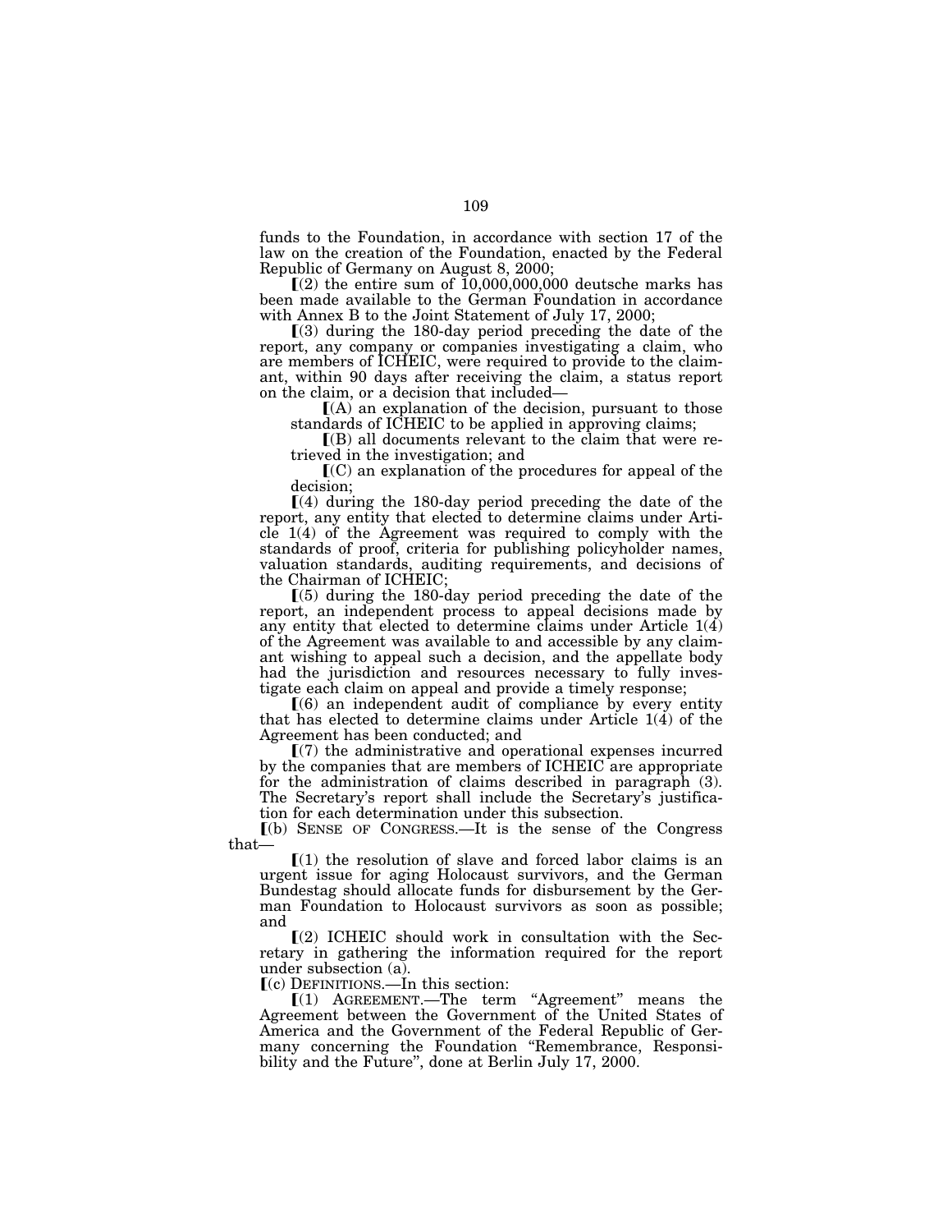funds to the Foundation, in accordance with section 17 of the law on the creation of the Foundation, enacted by the Federal Republic of Germany on August 8, 2000;

⟦(2) the entire sum of 10,000,000,000 deutsche marks has been made available to the German Foundation in accordance with Annex B to the Joint Statement of July 17, 2000;

⟦(3) during the 180-day period preceding the date of the report, any company or companies investigating a claim, who are members of ICHEIC, were required to provide to the claimant, within 90 days after receiving the claim, a status report on the claim, or a decision that included—

⟦(A) an explanation of the decision, pursuant to those standards of ICHEIC to be applied in approving claims;

⟦(B) all documents relevant to the claim that were retrieved in the investigation; and

⟦(C) an explanation of the procedures for appeal of the decision;

⟦(4) during the 180-day period preceding the date of the report, any entity that elected to determine claims under Article 1(4) of the Agreement was required to comply with the standards of proof, criteria for publishing policyholder names, valuation standards, auditing requirements, and decisions of the Chairman of ICHEIC;

⟦(5) during the 180-day period preceding the date of the report, an independent process to appeal decisions made by any entity that elected to determine claims under Article 1(4) of the Agreement was available to and accessible by any claimant wishing to appeal such a decision, and the appellate body had the jurisdiction and resources necessary to fully investigate each claim on appeal and provide a timely response;

⟦(6) an independent audit of compliance by every entity that has elected to determine claims under Article 1(4) of the Agreement has been conducted; and

⟦(7) the administrative and operational expenses incurred by the companies that are members of ICHEIC are appropriate for the administration of claims described in paragraph (3). The Secretary's report shall include the Secretary's justification for each determination under this subsection.

⟦(b) SENSE OF CONGRESS.—It is the sense of the Congress that—

⟦(1) the resolution of slave and forced labor claims is an urgent issue for aging Holocaust survivors, and the German Bundestag should allocate funds for disbursement by the German Foundation to Holocaust survivors as soon as possible; and

⟦(2) ICHEIC should work in consultation with the Secretary in gathering the information required for the report under subsection (a).

⟦(c) DEFINITIONS.—In this section:

⟦(1) AGREEMENT.—The term "Agreement" means the Agreement between the Government of the United States of America and the Government of the Federal Republic of Germany concerning the Foundation "Remembrance, Responsibility and the Future", done at Berlin July 17, 2000.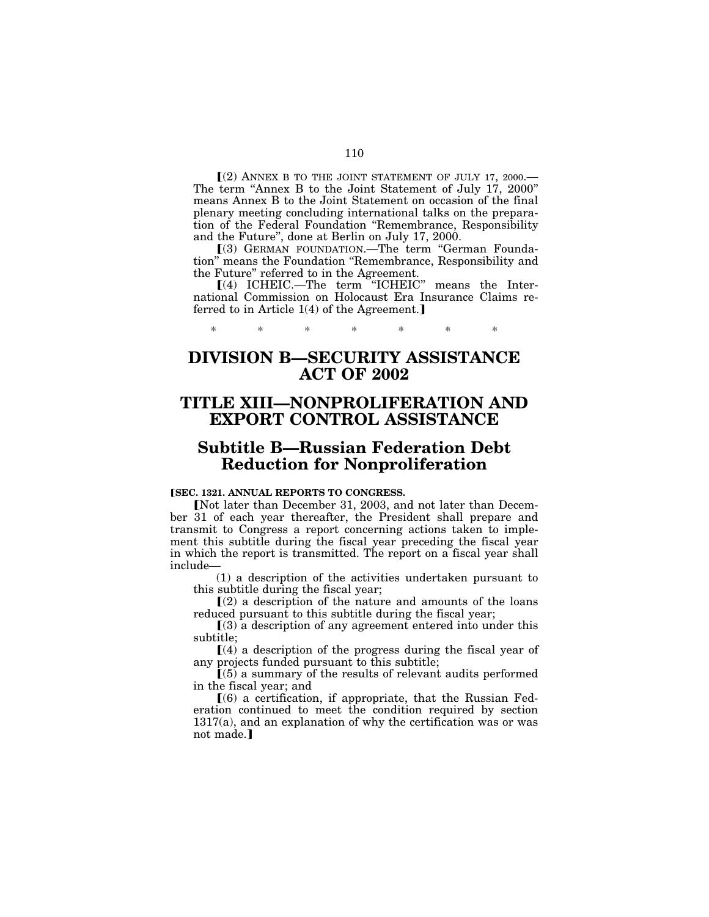⟦(2) ANNEX B TO THE JOINT STATEMENT OF JULY 17, 2000.—The term "Annex B to the Joint Statement of July 17, 2000" means Annex B to the Joint Statement on occasion of the final plenary meeting concluding international talks on the preparation of the Federal Foundation "Remembrance, Responsibility and the Future", done at Berlin on July 17, 2000.

⟦(3) GERMAN FOUNDATION.—The term "German Foundation" means the Foundation "Remembrance, Responsibility and the Future" referred to in the Agreement.

⟦(4) ICHEIC.—The term "ICHEIC" means the International Commission on Holocaust Era Insurance Claims referred to in Article 1(4) of the Agreement.⟧

\* \* \* \* \* \* \*

# DIVISION B—SECURITY ASSISTANCE ACT OF 2002

# TITLE XIII—NONPROLIFERATION AND EXPORT CONTROL ASSISTANCE

## Subtitle B—Russian Federation Debt Reduction for Nonproliferation

**⟦SEC. 1321. ANNUAL REPORTS TO CONGRESS.**

⟦Not later than December 31, 2003, and not later than December 31 of each year thereafter, the President shall prepare and transmit to Congress a report concerning actions taken to implement this subtitle during the fiscal year preceding the fiscal year in which the report is transmitted. The report on a fiscal year shall include—

(1) a description of the activities undertaken pursuant to this subtitle during the fiscal year;

⟦(2) a description of the nature and amounts of the loans reduced pursuant to this subtitle during the fiscal year;

⟦(3) a description of any agreement entered into under this subtitle;

⟦(4) a description of the progress during the fiscal year of any projects funded pursuant to this subtitle;

⟦(5) a summary of the results of relevant audits performed in the fiscal year; and

⟦(6) a certification, if appropriate, that the Russian Federation continued to meet the condition required by section 1317(a), and an explanation of why the certification was or was not made.⟧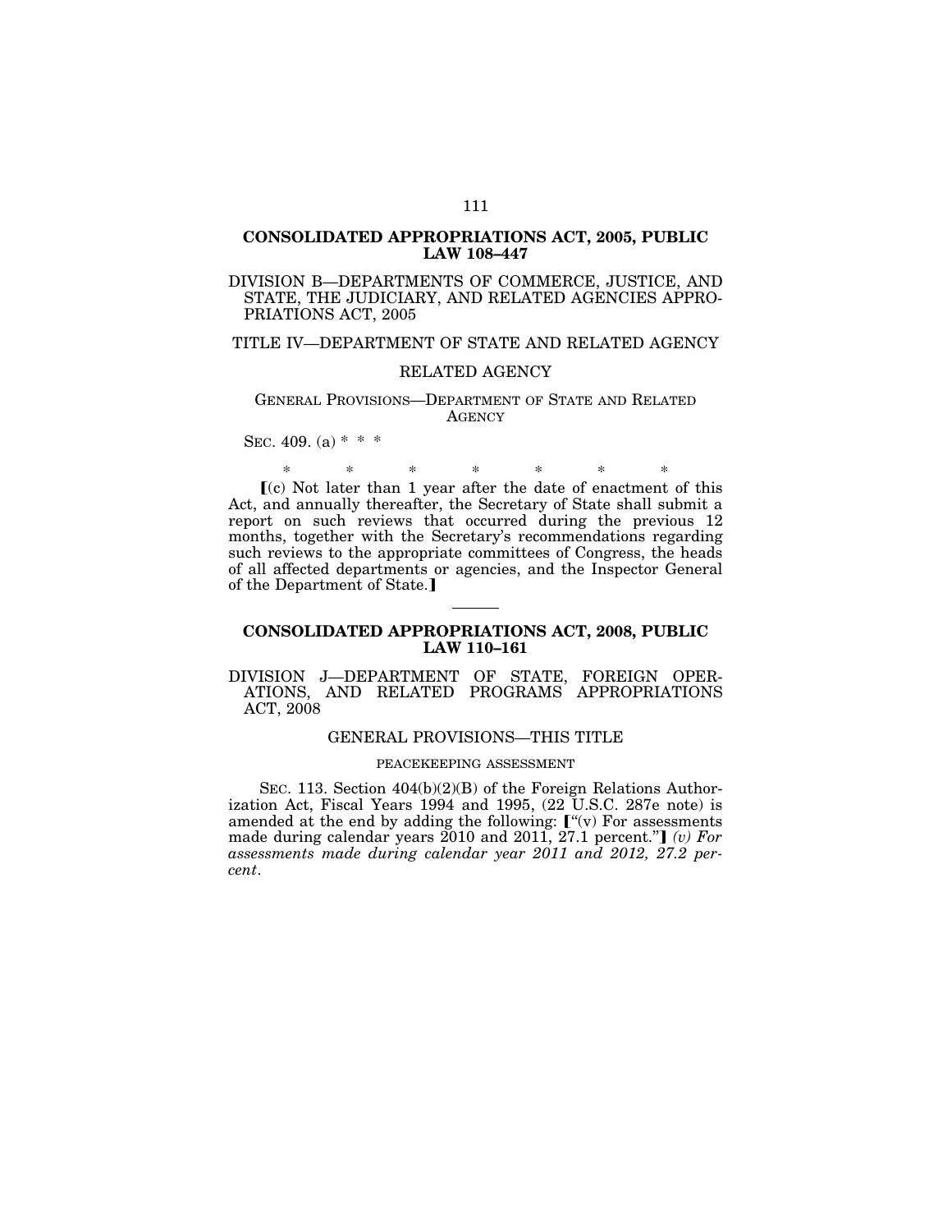## CONSOLIDATED APPROPRIATIONS ACT, 2005, PUBLIC LAW 108–447

DIVISION B—DEPARTMENTS OF COMMERCE, JUSTICE, AND STATE, THE JUDICIARY, AND RELATED AGENCIES APPROPRIATIONS ACT, 2005

TITLE IV—DEPARTMENT OF STATE AND RELATED AGENCY

RELATED AGENCY

GENERAL PROVISIONS—DEPARTMENT OF STATE AND RELATED AGENCY

SEC. 409. (a) * * *

\* \* \* \* \* \* \*

【(c) Not later than 1 year after the date of enactment of this Act, and annually thereafter, the Secretary of State shall submit a report on such reviews that occurred during the previous 12 months, together with the Secretary's recommendations regarding such reviews to the appropriate committees of Congress, the heads of all affected departments or agencies, and the Inspector General of the Department of State.】

---

## CONSOLIDATED APPROPRIATIONS ACT, 2008, PUBLIC LAW 110–161

DIVISION J—DEPARTMENT OF STATE, FOREIGN OPERATIONS, AND RELATED PROGRAMS APPROPRIATIONS ACT, 2008

GENERAL PROVISIONS—THIS TITLE

PEACEKEEPING ASSESSMENT

SEC. 113. Section 404(b)(2)(B) of the Foreign Relations Authorization Act, Fiscal Years 1994 and 1995, (22 U.S.C. 287e note) is amended at the end by adding the following: 【"(v) For assessments made during calendar years 2010 and 2011, 27.1 percent."】 *(v) For assessments made during calendar year 2011 and 2012, 27.2 percent.*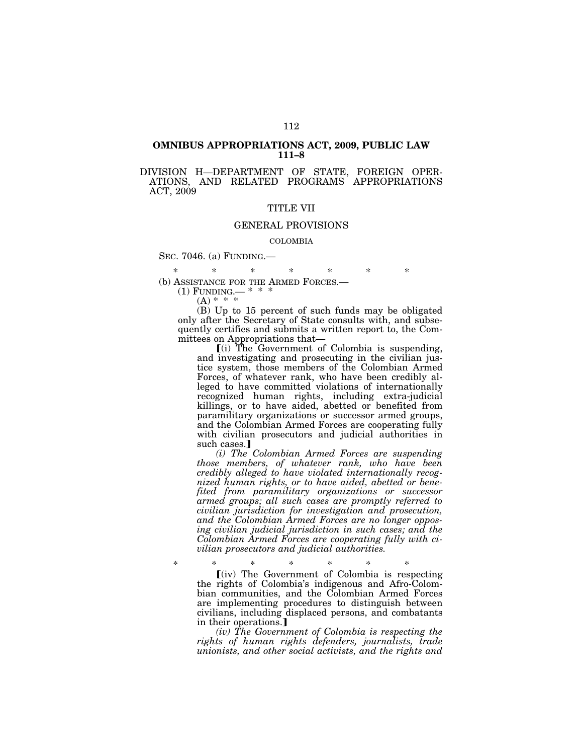## OMNIBUS APPROPRIATIONS ACT, 2009, PUBLIC LAW 111–8

DIVISION H—DEPARTMENT OF STATE, FOREIGN OPERATIONS, AND RELATED PROGRAMS APPROPRIATIONS ACT, 2009

TITLE VII

GENERAL PROVISIONS

COLOMBIA

SEC. 7046. (a) FUNDING.—

\* \* \* \* \* \* \*

(b) ASSISTANCE FOR THE ARMED FORCES.—

(1) FUNDING.— \* \* \*

(A) \* \* \*

(B) Up to 15 percent of such funds may be obligated only after the Secretary of State consults with, and subsequently certifies and submits a written report to, the Committees on Appropriations that—

⟦(i) The Government of Colombia is suspending, and investigating and prosecuting in the civilian justice system, those members of the Colombian Armed Forces, of whatever rank, who have been credibly alleged to have committed violations of internationally recognized human rights, including extra-judicial killings, or to have aided, abetted or benefited from paramilitary organizations or successor armed groups, and the Colombian Armed Forces are cooperating fully with civilian prosecutors and judicial authorities in such cases.⟧

*(i) The Colombian Armed Forces are suspending those members, of whatever rank, who have been credibly alleged to have violated internationally recognized human rights, or to have aided, abetted or benefited from paramilitary organizations or successor armed groups; all such cases are promptly referred to civilian jurisdiction for investigation and prosecution, and the Colombian Armed Forces are no longer opposing civilian judicial jurisdiction in such cases; and the Colombian Armed Forces are cooperating fully with civilian prosecutors and judicial authorities.*

\* \* \* \* \* \* \*

⟦(iv) The Government of Colombia is respecting the rights of Colombia's indigenous and Afro-Colombian communities, and the Colombian Armed Forces are implementing procedures to distinguish between civilians, including displaced persons, and combatants in their operations.⟧

*(iv) The Government of Colombia is respecting the rights of human rights defenders, journalists, trade unionists, and other social activists, and the rights and*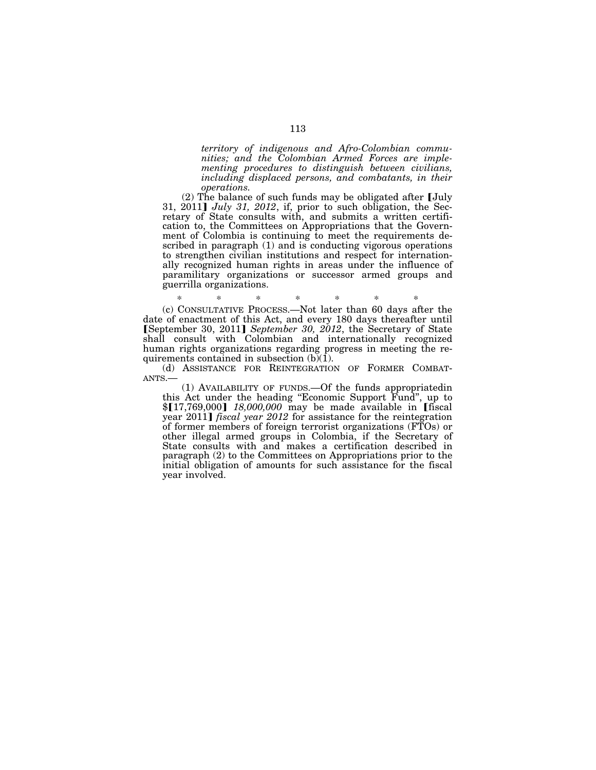*territory of indigenous and Afro-Colombian communities; and the Colombian Armed Forces are implementing procedures to distinguish between civilians, including displaced persons, and combatants, in their operations.*

(2) The balance of such funds may be obligated after ⟦July 31, 2011⟧ *July 31, 2012*, if, prior to such obligation, the Secretary of State consults with, and submits a written certification to, the Committees on Appropriations that the Government of Colombia is continuing to meet the requirements described in paragraph (1) and is conducting vigorous operations to strengthen civilian institutions and respect for internationally recognized human rights in areas under the influence of paramilitary organizations or successor armed groups and guerrilla organizations.

\* \* \* \* \* \* \*

(c) CONSULTATIVE PROCESS.—Not later than 60 days after the date of enactment of this Act, and every 180 days thereafter until ⟦September 30, 2011⟧ *September 30, 2012*, the Secretary of State shall consult with Colombian and internationally recognized human rights organizations regarding progress in meeting the requirements contained in subsection (b)(1).

(d) ASSISTANCE FOR REINTEGRATION OF FORMER COMBATANTS.—

(1) AVAILABILITY OF FUNDS.—Of the funds appropriatedin this Act under the heading "Economic Support Fund", up to $⟦17,769,000⟧ *18,000,000* may be made available in ⟦fiscal year 2011⟧ *fiscal year 2012* for assistance for the reintegration of former members of foreign terrorist organizations (FTOs) or other illegal armed groups in Colombia, if the Secretary of State consults with and makes a certification described in paragraph (2) to the Committees on Appropriations prior to the initial obligation of amounts for such assistance for the fiscal year involved.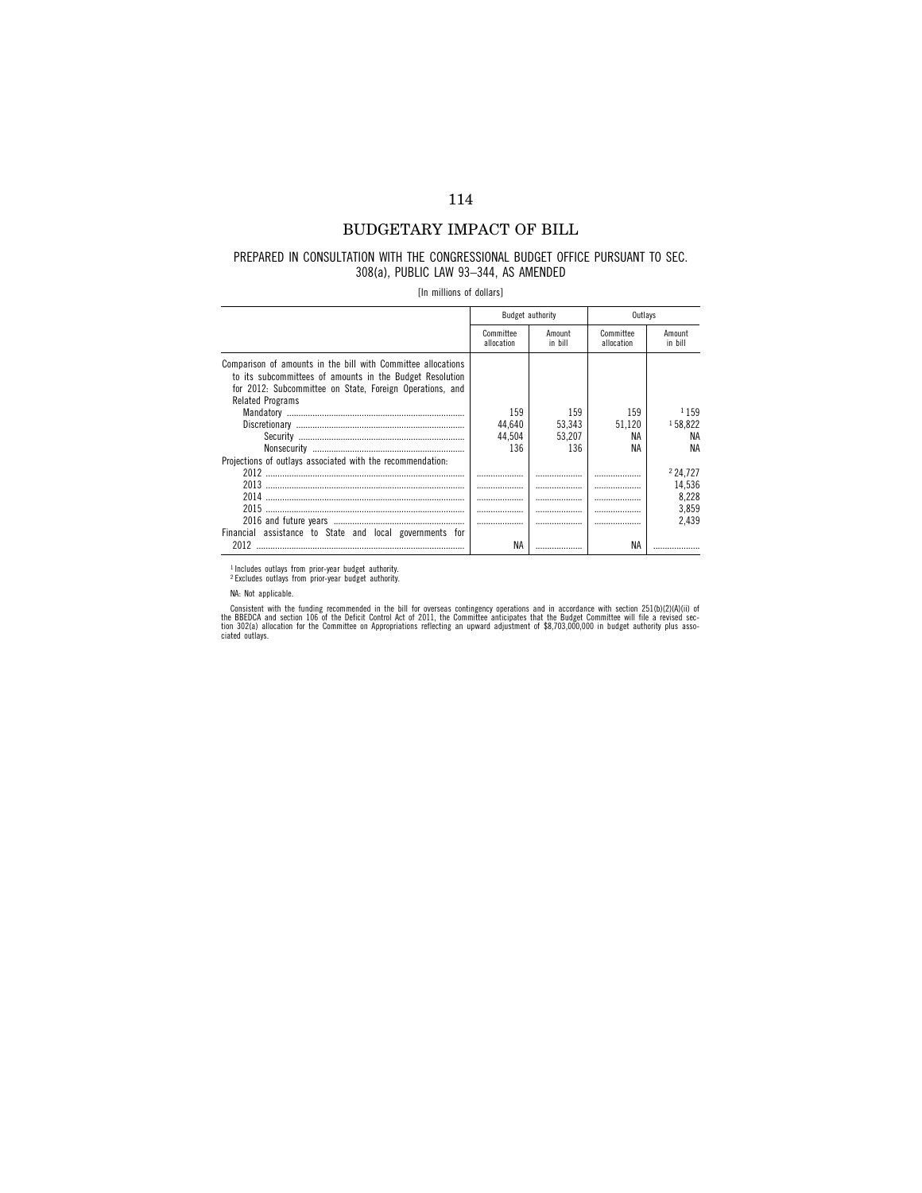# BUDGETARY IMPACT OF BILL

## PREPARED IN CONSULTATION WITH THE CONGRESSIONAL BUDGET OFFICE PURSUANT TO SEC. 308(a), PUBLIC LAW 93–344, AS AMENDED

[In millions of dollars]

| | Budget authority | | Outlays | |
|---|---|---|---|---|
| | Committee allocation | Amount in bill | Committee allocation | Amount in bill |
| Comparison of amounts in the bill with Committee allocations to its subcommittees of amounts in the Budget Resolution for 2012: Subcommittee on State, Foreign Operations, and Related Programs | | | | |
| Mandatory | 159 | 159 | 159 | [1] 159 |
| Discretionary | 44,640 | 53,343 | 51,120 | [1] 58,822 |
| Security | 44,504 | 53,207 | NA | NA |
| Nonsecurity | 136 | 136 | NA | NA |
| Projections of outlays associated with the recommendation: | | | | |
| 2012 | | | | [2] 24,727 |
| 2013 | | | | 14,536 |
| 2014 | | | | 8,228 |
| 2015 | | | | 3,859 |
| 2016 and future years | | | | 2,439 |
| Financial assistance to State and local governments for 2012 | NA | | NA | |

[1] Includes outlays from prior-year budget authority.
[2] Excludes outlays from prior-year budget authority.

NA: Not applicable.

Consistent with the funding recommended in the bill for overseas contingency operations and in accordance with section 251(b)(2)(A)(ii) of the BBEDCA and section 106 of the Deficit Control Act of 2011, the Committee anticipates that the Budget Committee will file a revised section 302(a) allocation for the Committee on Appropriations reflecting an upward adjustment of $8,703,000,000 in budget authority plus associated outlays.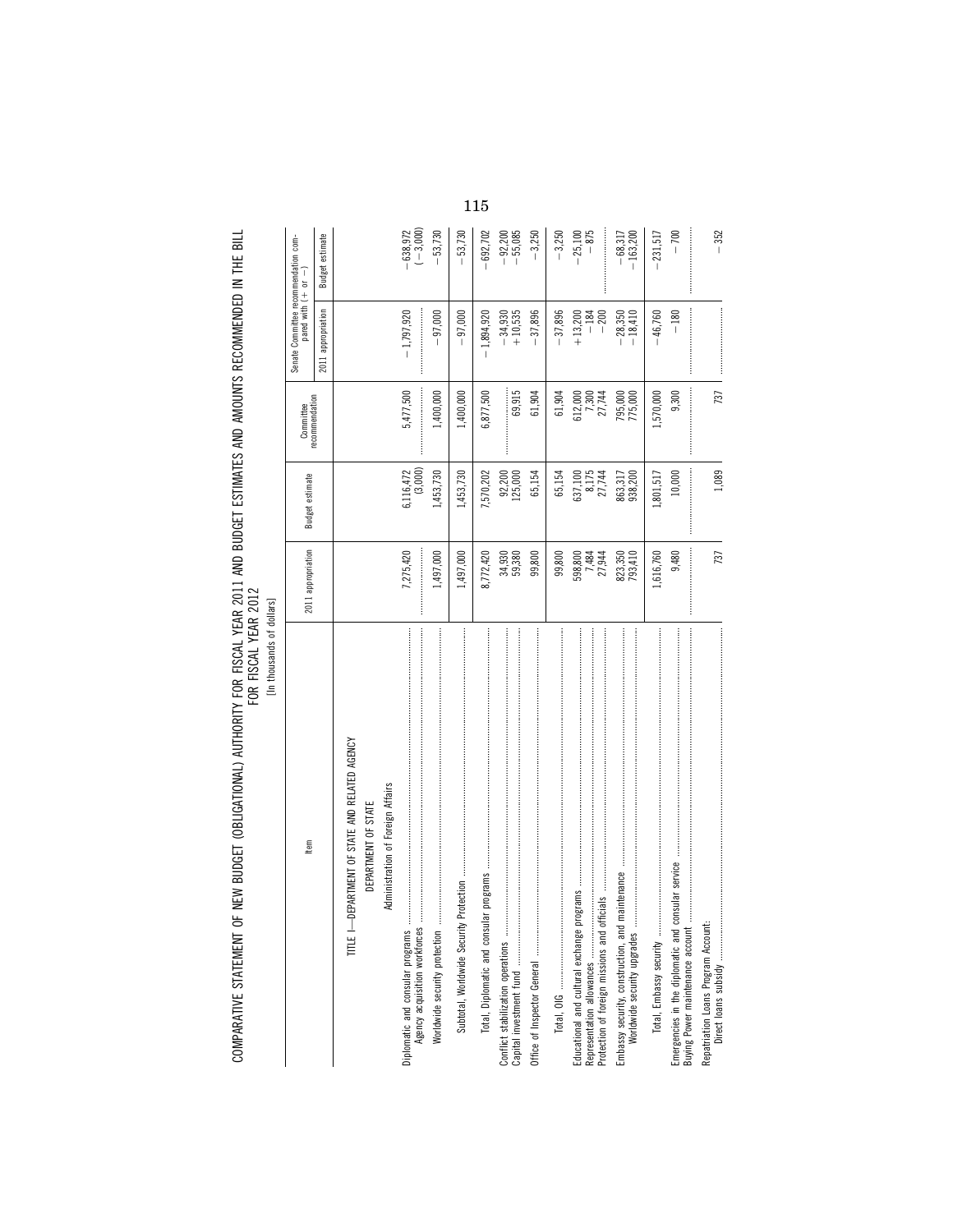# COMPARATIVE STATEMENT OF NEW BUDGET (OBLIGATIONAL) AUTHORITY FOR FISCAL YEAR 2011 AND BUDGET ESTIMATES AND AMOUNTS RECOMMENDED IN THE BILL FOR FISCAL YEAR 2012

[In thousands of dollars]

| Item | 2011 appropriation | Budget estimate | Committee recommendation | Senate Committee recommendation compared with (+ or −) | |
|---|---|---|---|---|---|
| | | | | 2011 appropriation | Budget estimate |
| TITLE I—DEPARTMENT OF STATE AND RELATED AGENCY | | | | | |
| DEPARTMENT OF STATE | | | | | |
| Administration of Foreign Affairs | | | | | |
| Diplomatic and consular programs | 7,275,420 | 6,116,472 | 5,477,500 | −1,797,920 | −638,972 |
| Agency acquisition workforces | | (3,000) | | | (−3,000) |
| Worldwide security protection | 1,497,000 | 1,453,730 | 1,400,000 | −97,000 | −53,730 |
| Subtotal, Worldwide Security Protection | 1,497,000 | 1,453,730 | 1,400,000 | −97,000 | −53,730 |
| Total, Diplomatic and consular programs | 8,772,420 | 7,570,202 | 6,877,500 | −1,894,920 | −692,702 |
| Conflict stabilization operations | 34,930 | 92,200 | | −34,930 | −92,200 |
| Capital investment fund | 59,380 | 125,000 | 69,915 | +10,535 | −55,085 |
| Office of Inspector General | 99,800 | 65,154 | 61,904 | −37,896 | −3,250 |
| Total, OIG | 99,800 | 65,154 | 61,904 | −37,896 | −3,250 |
| Educational and cultural exchange programs | 598,800 | 637,100 | 612,000 | +13,200 | −25,100 |
| Representation allowances | 7,484 | 8,175 | 7,300 | −184 | −875 |
| Protection of foreign missions and officials | 27,944 | 27,744 | 27,744 | −200 | |
| Embassy security, construction, and maintenance | 823,350 | 863,317 | 795,000 | −28,350 | −68,317 |
| Worldwide security upgrades | 793,410 | 938,200 | 775,000 | −18,410 | −163,200 |
| Total, Embassy security | 1,616,760 | 1,801,517 | 1,570,000 | −46,760 | −231,517 |
| Emergencies in the diplomatic and consular service | 9,480 | 10,000 | 9,300 | −180 | −700 |
| Buying Power maintenance account | | | | | |
| Repatriation Loans Program Account: | | | | | |
| Direct loans subsidy | 737 | 1,089 | 737 | | −352 |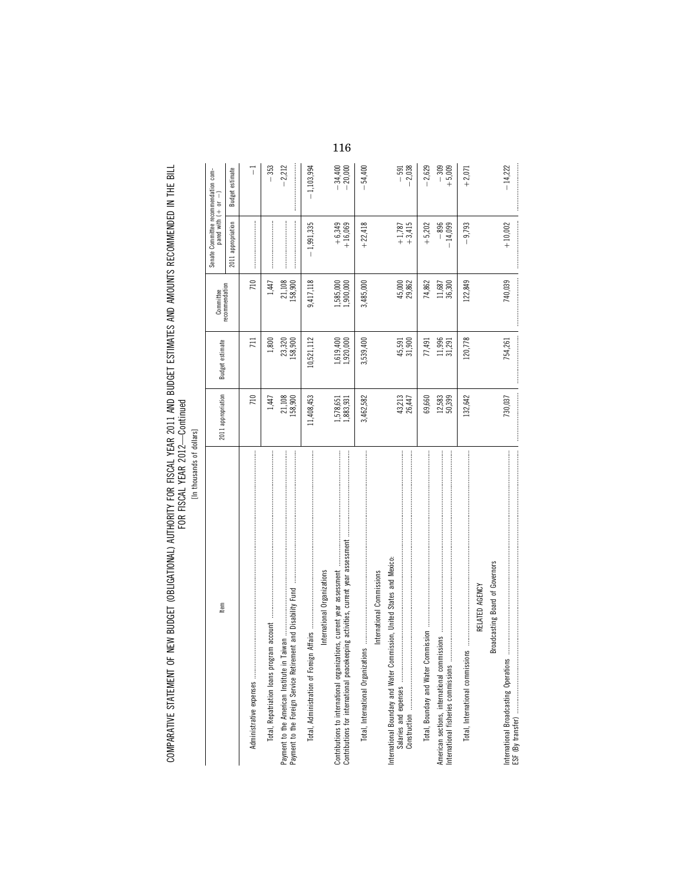COMPARATIVE STATEMENT OF NEW BUDGET (OBLIGATIONAL) AUTHORITY FOR FISCAL YEAR 2011 AND BUDGET ESTIMATES AND AMOUNTS RECOMMENDED IN THE BILL FOR FISCAL YEAR 2012—Continued

[In thousands of dollars]

| Item | 2011 appropriation | Budget estimate | Committee recommendation | Senate Committee recommendation compared with (+ or −) | |
|---|---|---|---|---|---|
| | | | | 2011 appropriation | Budget estimate |
| Administrative expenses | 710 | 711 | 710 | | −1 |
| Total, Repatriation loans program account | 1,447 | 1,800 | 1,447 | | −353 |
| Payment to the American Institute in Taiwan | 21,108 | 23,320 | 21,108 | | −2,212 |
| Payment to the Foreign Service Retirement and Disability Fund | 158,900 | 158,900 | 158,900 | | |
| Total, Administration of Foreign Affairs | 11,408,453 | 10,521,112 | 9,417,118 | −1,991,335 | −1,103,994 |
| **International Organizations** | | | | | |
| Contributions to international organizations, current year assessment | 1,578,651 | 1,619,400 | 1,585,000 | +6,349 | −34,400 |
| Contributions for international peacekeeping activities, current year assessment | 1,883,931 | 1,920,000 | 1,900,000 | +16,069 | −20,000 |
| Total, International Organizations | 3,462,582 | 3,539,400 | 3,485,000 | +22,418 | −54,400 |
| **International Commissions** | | | | | |
| International Boundary and Water Commission, United States and Mexico: | | | | | |
| Salaries and expenses | 43,213 | 45,591 | 45,000 | +1,787 | −591 |
| Construction | 26,447 | 31,900 | 29,862 | +3,415 | −2,038 |
| Total, Boundary and Water Commission | 69,660 | 77,491 | 74,862 | +5,202 | −2,629 |
| American sections, international commissions | 12,583 | 11,996 | 11,687 | −896 | −309 |
| International fisheries commissions | 50,399 | 31,291 | 36,300 | −14,099 | +5,009 |
| Total, International commissions | 132,642 | 120,778 | 122,849 | −9,793 | +2,071 |
| **RELATED AGENCY** | | | | | |
| **Broadcasting Board of Governors** | | | | | |
| International Broadcasting Operations | 730,037 | 754,261 | 740,039 | +10,002 | −14,222 |
| ESF (By transfer) | | | | | |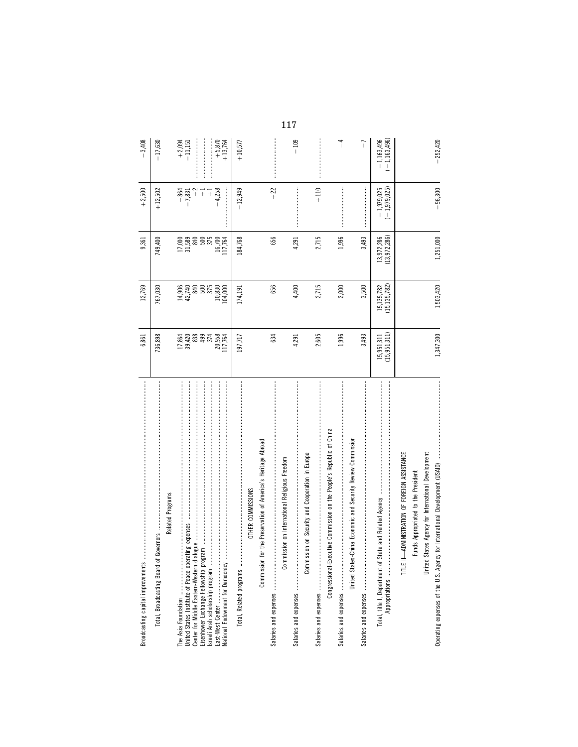| | | | | | |
|---|---|---|---|---|---|
| Broadcasting capital improvements | 6,861 | 12,769 | 9,361 | +2,500 | −3,408 |
| Total, Broadcasting Board of Governors | 736,898 | 767,030 | 749,400 | +12,502 | −17,630 |
| Related Programs | | | | | |
| The Asia Foundation | 17,864 | 14,906 | 17,000 | −864 | +2,094 |
| United States Institute of Peace operating expenses | 39,420 | 42,740 | 31,589 | −7,831 | −11,151 |
| Center for Middle Eastern-Western dialogue | 838 | 840 | 840 | +2 | |
| Eisenhower Exchange Fellowship program | 499 | 500 | 500 | +1 | |
| Israeli Arab scholarship program | 374 | 375 | 375 | +1 | |
| East-West Center | 20,958 | 10,830 | 16,700 | −4,258 | +5,870 |
| National Endowment for Democracy | 117,764 | 104,000 | 117,764 | | +13,764 |
| Total, Related programs | 197,717 | 174,191 | 184,768 | −12,949 | +10,577 |
| OTHER COMMISSIONS | | | | | |
| Commission for the Preservation of America's Heritage Abroad | | | | | |
| Salaries and expenses | 634 | 656 | 656 | +22 | |
| Commission on International Religious Freedom | | | | | |
| Salaries and expenses | 4,291 | 4,400 | 4,291 | | −109 |
| Commission on Security and Cooperation in Europe | | | | | |
| Salaries and expenses | 2,605 | 2,715 | 2,715 | +110 | |
| Congressional-Executive Commission on the People's Republic of China | | | | | |
| Salaries and expenses | 1,996 | 2,000 | 1,996 | | −4 |
| United States-China Economic and Security Review Commission | | | | | |
| Salaries and expenses | 3,493 | 3,500 | 3,493 | | −7 |
| Total, title I, Department of State and Related Agency | 15,951,311 | 15,135,782 | 13,972,286 | −1,979,025 | −1,163,496 |
| Appropriations | (15,951,311) | (15,135,782) | (13,972,286) | (−1,979,025) | (−1,163,496) |
| TITLE II—ADMINISTRATION OF FOREIGN ASSISTANCE | | | | | |
| Funds Appropriated to the President | | | | | |
| United States Agency for International Development | | | | | |
| Operating expenses of the U.S. Agency for International Development (USAID) | 1,347,300 | 1,503,420 | 1,251,000 | −96,300 | −252,420 |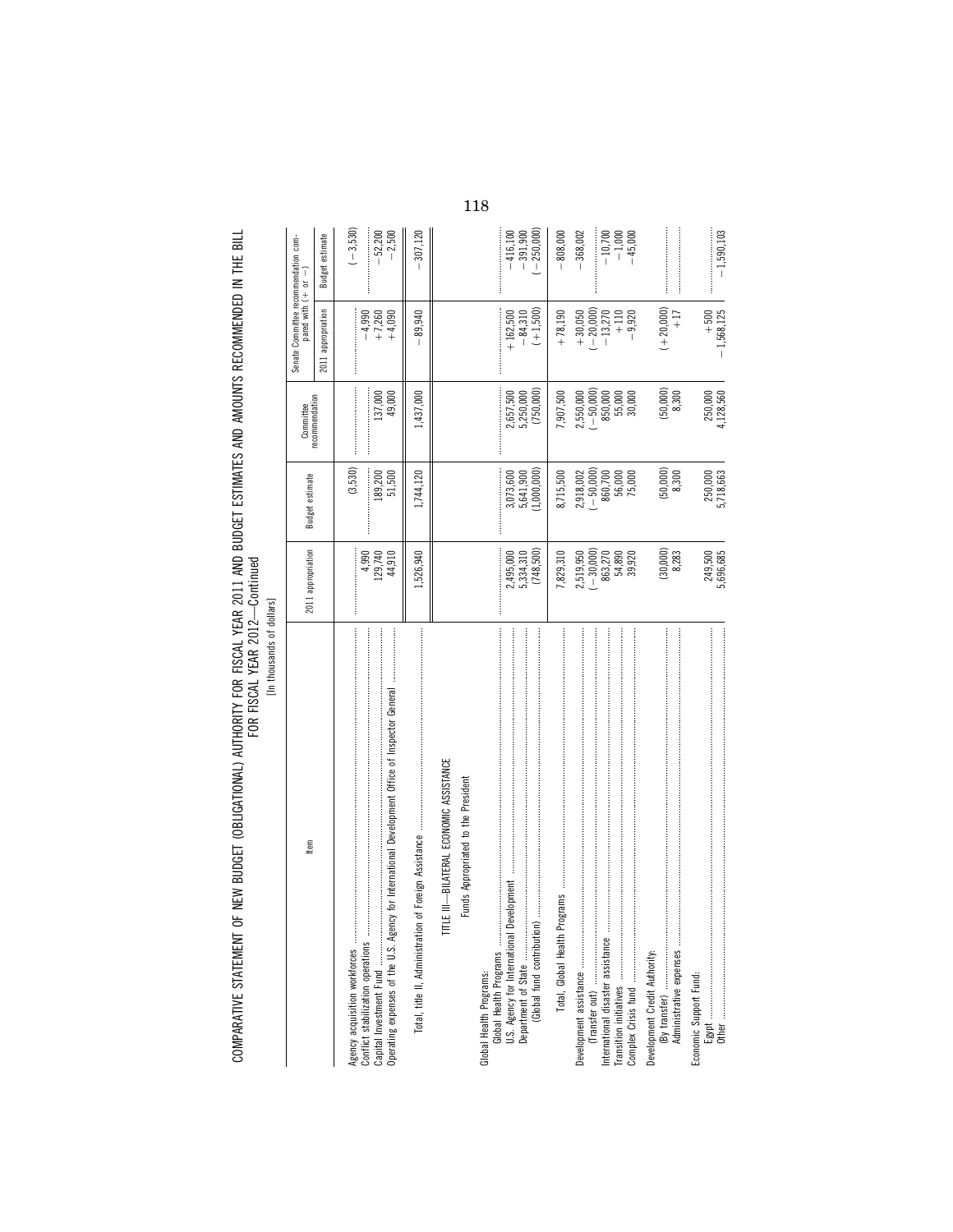COMPARATIVE STATEMENT OF NEW BUDGET (OBLIGATIONAL) AUTHORITY FOR FISCAL YEAR 2011 AND BUDGET ESTIMATES AND AMOUNTS RECOMMENDED IN THE BILL FOR FISCAL YEAR 2012—Continued

[In thousands of dollars]

| Item | 2011 appropriation | Budget estimate | Committee recommendation | Senate Committee recommendation compared with (+ or −) | |
|---|---|---|---|---|---|
| | | | | 2011 appropriation | Budget estimate |
| Agency acquisition workforces | 4,990 | | | −4,990 | |
| Conflict stabilization operations | | (3,530) | | | (−3,530) |
| Capital Investment Fund | 129,740 | 189,200 | 137,000 | +7,260 | −52,200 |
| Operating expenses of the U.S. Agency for International Development Office of Inspector General | 44,910 | 51,500 | 49,000 | +4,090 | −2,500 |
| Total, title II, Administration of Foreign Assistance | 1,526,940 | 1,744,120 | 1,437,000 | −89,940 | −307,120 |
| TITLE III—BILATERAL ECONOMIC ASSISTANCE | | | | | |
| Funds Appropriated to the President | | | | | |
| Global Health Programs: | | | | | |
| Global Health Programs | | | | | |
| U.S. Agency for International Development | 2,495,000 | 3,073,600 | 2,657,500 | +162,500 | −416,100 |
| Department of State | 5,334,310 | 5,641,900 | 5,250,000 | −84,310 | −391,900 |
| (Global fund contribution) | (748,500) | (1,000,000) | (750,000) | (+1,500) | (−250,000) |
| Total, Global Health Programs | 7,829,310 | 8,715,500 | 7,907,500 | +78,190 | −808,000 |
| Development assistance | 2,519,950 | 2,918,002 | 2,550,000 | +30,050 | −368,002 |
| (Transfer out) | (−30,000) | (−50,000) | (−50,000) | (−20,000) | |
| International disaster assistance | 863,270 | 860,700 | 850,000 | −13,270 | −10,700 |
| Transition initiatives | 54,890 | 56,000 | 55,000 | +110 | −1,000 |
| Complex Crisis fund | 39,920 | 75,000 | 30,000 | −9,920 | −45,000 |
| Development Credit Authority: | | | | | |
| (By transfer) | (30,000) | (50,000) | (50,000) | (+20,000) | |
| Administrative expenses | 8,283 | 8,300 | 8,300 | +17 | |
| Economic Support Fund: | | | | | |
| Egypt | 249,500 | 250,000 | 250,000 | +500 | |
| Other | 5,696,685 | 5,718,663 | 4,128,560 | −1,568,125 | −1,590,103 |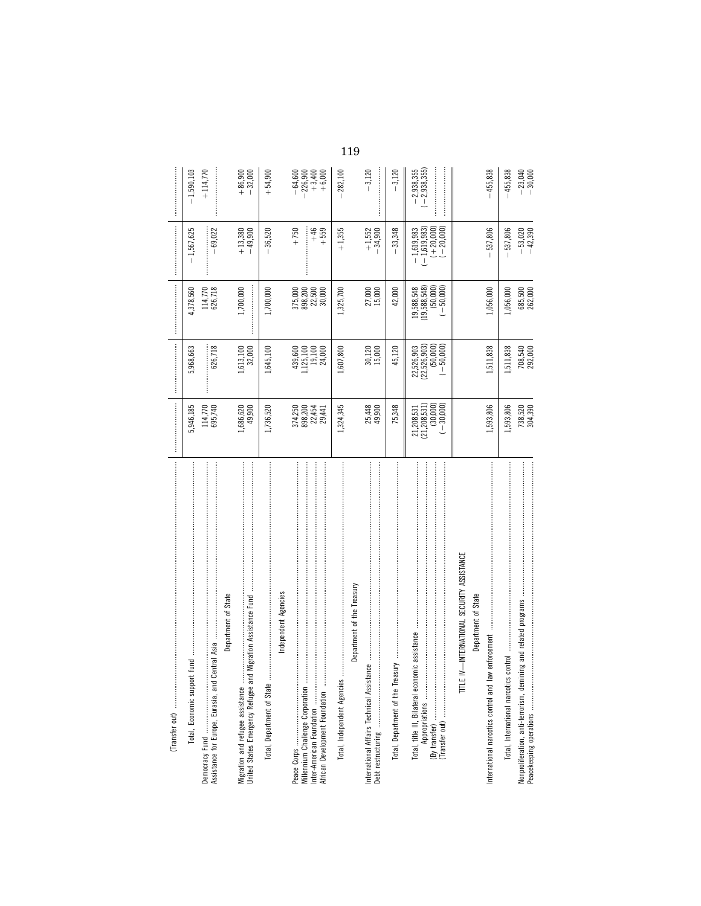| | | | | | |
|---|---|---|---|---|---|
| (Transfer out) | | | | | |
| Total, Economic support fund | 5,946,185 | 5,968,663 | 4,378,560 | −1,567,625 | −1,590,103 |
| Democracy Fund | 114,770 | | 114,770 | | +114,770 |
| Assistance for Europe, Eurasia, and Central Asia | 695,740 | 626,718 | 626,718 | −69,022 | |
| Department of State | | | | | |
| Migration and refugee assistance | 1,686,620 | 1,613,100 | 1,700,000 | +13,380 | +86,900 |
| United States Emergency Refugee and Migration Assistance Fund | 49,900 | 32,000 | | −49,900 | −32,000 |
| Total, Department of State | 1,736,520 | 1,645,100 | 1,700,000 | −36,520 | +54,900 |
| Independent Agencies | | | | | |
| Peace Corps | 374,250 | 439,600 | 375,000 | +750 | −64,600 |
| Millennium Challenge Corporation | 898,200 | 1,125,100 | 898,200 | | −226,900 |
| Inter-American Foundation | 22,454 | 19,100 | 22,500 | +46 | +3,400 |
| African Development Foundation | 29,441 | 24,000 | 30,000 | +559 | +6,000 |
| Total, Independent Agencies | 1,324,345 | 1,607,800 | 1,325,700 | +1,355 | −282,100 |
| Department of the Treasury | | | | | |
| International Affairs Technical Assistance | 25,448 | 30,120 | 27,000 | +1,552 | −3,120 |
| Debt restructuring | 49,900 | 15,000 | 15,000 | −34,900 | |
| Total, Department of the Treasury | 75,348 | 45,120 | 42,000 | −33,348 | −3,120 |
| Total, title III, Bilateral economic assistance | 21,208,531 | 22,526,903 | 19,588,548 | −1,619,983 | −2,938,355 |
| Appropriations | (21,208,531) | (22,526,903) | (19,588,548) | (−1,619,983) | (−2,938,355) |
| (By transfer) | (30,000) | (50,000) | (50,000) | (+20,000) | |
| (Transfer out) | (−30,000) | (−50,000) | (−50,000) | (−20,000) | |
| TITLE IV—INTERNATIONAL SECURITY ASSISTANCE | | | | | |
| Department of State | | | | | |
| International narcotics control and law enforcement | 1,593,806 | 1,511,838 | 1,056,000 | −537,806 | −455,838 |
| Total, International narcotics control | 1,593,806 | 1,511,838 | 1,056,000 | −537,806 | −455,838 |
| Nonproliferation, anti-terrorism, demining and related programs | 738,520 | 708,540 | 685,500 | −53,020 | −23,040 |
| Peacekeeping operations | 304,390 | 292,000 | 262,000 | −42,390 | −30,000 |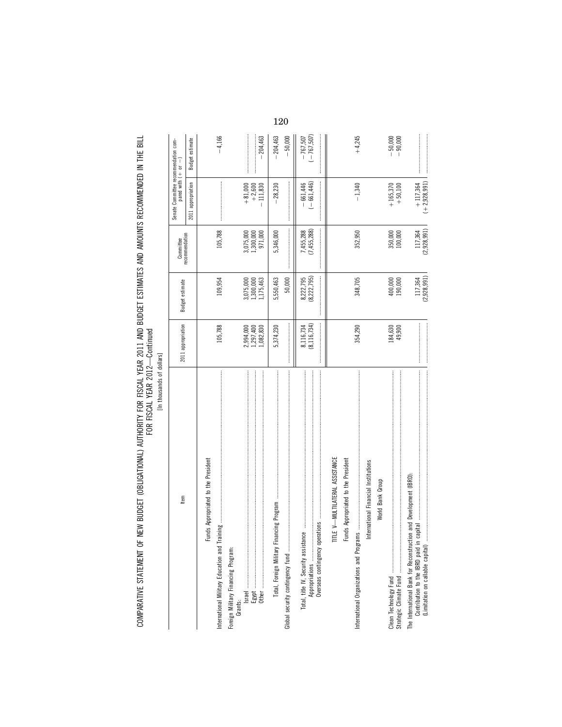COMPARATIVE STATEMENT OF NEW BUDGET (OBLIGATIONAL) AUTHORITY FOR FISCAL YEAR 2011 AND BUDGET ESTIMATES AND AMOUNTS RECOMMENDED IN THE BILL FOR FISCAL YEAR 2012—Continued

[In thousands of dollars]

| Item | 2011 appropriation | Budget estimate | Committee recommendation | Senate Committee recommendation compared with (+ or −) | |
|---|---|---|---|---|---|
| | | | | 2011 appropriation | Budget estimate |
| Funds Appropriated to the President | | | | | |
| International Military Education and Training | 105,788 | 109,954 | 105,788 | | −4,166 |
| Foreign Military Financing Program: | | | | | |
| Grants: | | | | | |
| Israel | 2,994,000 | 3,075,000 | 3,075,000 | +81,000 | |
| Egypt | 1,297,400 | 1,300,000 | 1,300,000 | +2,600 | |
| Other | 1,082,830 | 1,175,463 | 971,000 | −111,830 | −204,463 |
| Total, Foreign Military Financing Program | 5,374,230 | 5,550,463 | 5,346,000 | −28,230 | −204,463 |
| Global security contingency fund | | 50,000 | | | −50,000 |
| Total, title IV, Security assistance | 8,116,734 | 8,222,795 | 7,455,288 | −661,446 | −767,507 |
| Appropriations | (8,116,734) | (8,222,795) | (7,455,288) | (−661,446) | (−767,507) |
| Overseas contingency operations | | | | | |
| TITLE V—MULTILATERAL ASSISTANCE | | | | | |
| Funds Appropriated to the President | | | | | |
| International Organizations and Programs | 354,290 | 348,705 | 352,950 | −1,340 | +4,245 |
| International Financial Institutions | | | | | |
| World Bank Group | | | | | |
| Clean Technology Fund | 184,630 | 400,000 | 350,000 | +165,370 | −50,000 |
| Strategic Climate Fund | 49,900 | 190,000 | 100,000 | +50,100 | −90,000 |
| The International Bank for Reconstruction and Development (IBRD): | | | | | |
| Contribution to the IBRD paid in capital | | 117,364 | 117,364 | +117,364 | |
| (Limitation on callable capital) | | (2,928,991) | (2,928,991) | (+2,928,991) | |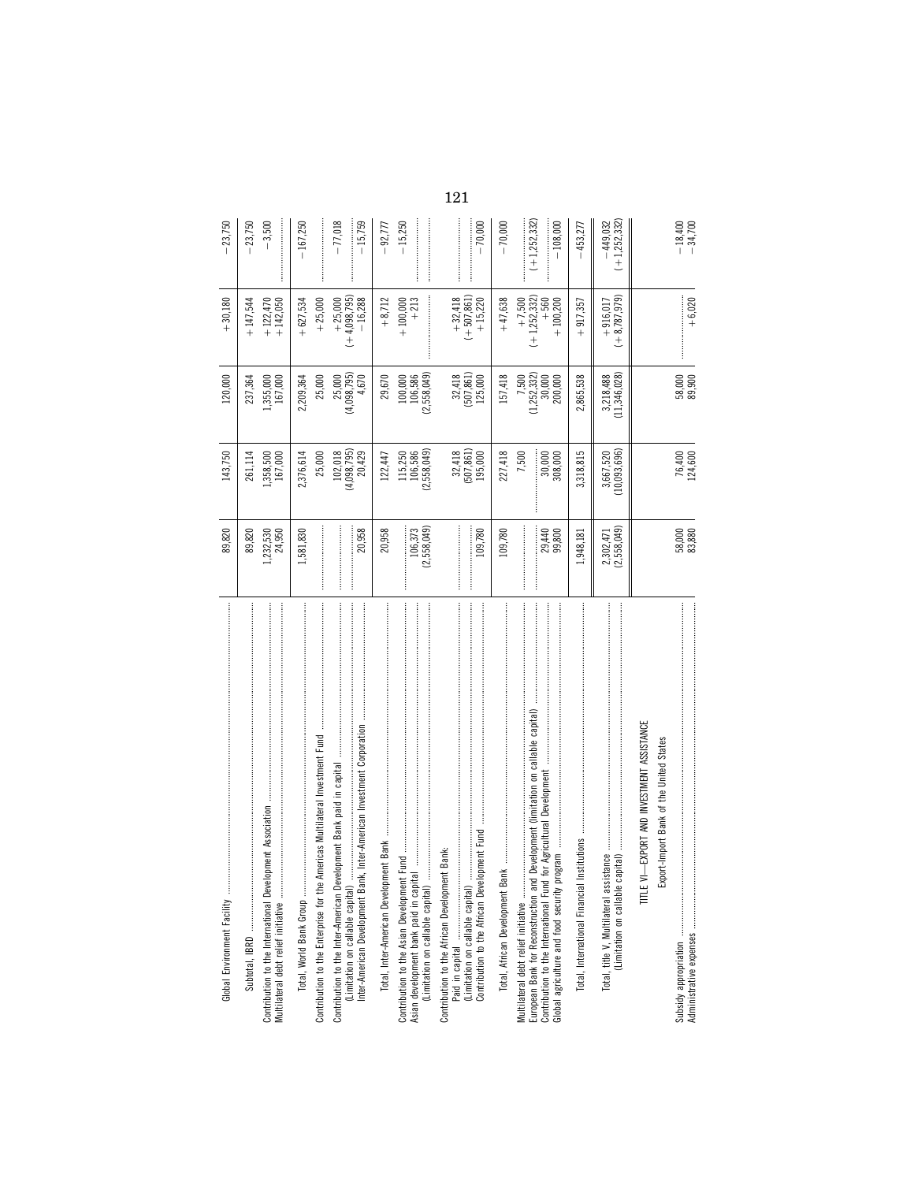| | | | | | |
|---|---|---|---|---|---|
| Global Environment Facility | 89,820 | 143,750 | 120,000 | +30,180 | −23,750 |
| Subtotal, IBRD | 89,820 | 261,114 | 237,364 | +147,544 | −23,750 |
| Contribution to the International Development Association | 1,232,530 | 1,358,500 | 1,355,000 | +122,470 | −3,500 |
| Multilateral debt relief initiative | 24,950 | 167,000 | 167,000 | +142,050 | |
| Total, World Bank Group | 1,581,830 | 2,376,614 | 2,209,364 | +627,534 | −167,250 |
| Contribution to the Enterprise for the Americas Multilateral Investment Fund | | 25,000 | 25,000 | +25,000 | |
| Contribution to the Inter-American Development Bank paid in capital | | 102,018 | 25,000 | +25,000 | −77,018 |
| (Limitation on callable capital) | | (4,098,795) | (4,098,795) | (+4,098,795) | |
| Inter-American Development Bank, Inter-American Investment Corporation | 20,958 | 20,429 | 4,670 | −16,288 | −15,759 |
| Total, Inter-American Development Bank | 20,958 | 122,447 | 29,670 | +8,712 | −92,777 |
| Contribution to the Asian Development Fund | | 115,250 | 100,000 | +100,000 | −15,250 |
| Asian development bank paid in capital | 106,373 | 106,586 | 106,586 | +213 | |
| (Limitation on callable capital) | (2,558,049) | (2,558,049) | (2,558,049) | | |
| Contribution to the African Development Bank: | | | | | |
| Paid in capital | | 32,418 | 32,418 | +32,418 | |
| (Limitation on callable capital) | | (507,861) | (507,861) | (+507,861) | |
| Contribution to the African Development Fund | 109,780 | 195,000 | 125,000 | +15,220 | −70,000 |
| Total, African Development Bank | 109,780 | 227,418 | 157,418 | +47,638 | −70,000 |
| Multilateral debt relief initiative | | 7,500 | 7,500 | +7,500 | |
| European Bank for Reconstruction and Development (limitation on callable capital) | | | (1,252,332) | (+1,252,332) | (+1,252,332) |
| Contribution to the International Fund for Agricultural Development | 29,440 | 30,000 | 30,000 | +560 | |
| Global agriculture and food security program | 99,800 | 308,000 | 200,000 | +100,200 | −108,000 |
| Total, International Financial Institutions | 1,948,181 | 3,318,815 | 2,865,538 | +917,357 | −453,277 |
| Total, title V, Multilateral assistance | 2,302,471 | 3,667,520 | 3,218,488 | +916,017 | −449,032 |
| (Limitation on callable capital) | (2,558,049) | (10,093,696) | (11,346,028) | (+8,787,979) | (+1,252,332) |
| **TITLE VI—EXPORT AND INVESTMENT ASSISTANCE** | | | | | |
| Export-Import Bank of the United States | | | | | |
| Subsidy appropriation | 58,000 | 76,400 | 58,000 | | −18,400 |
| Administrative expenses | 83,880 | 124,600 | 89,900 | +6,020 | −34,700 |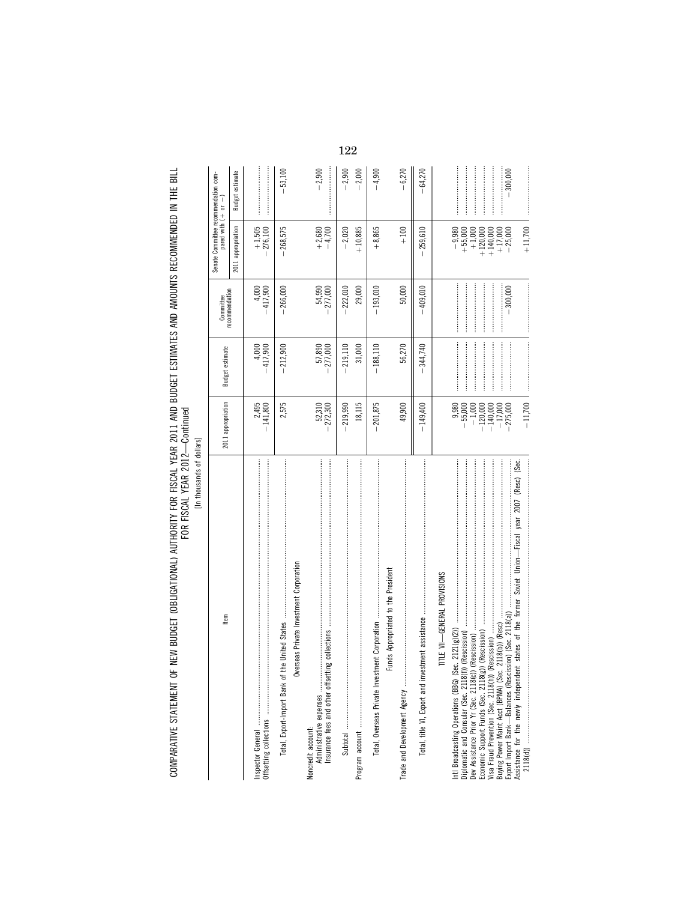COMPARATIVE STATEMENT OF NEW BUDGET (OBLIGATIONAL) AUTHORITY FOR FISCAL YEAR 2011 AND BUDGET ESTIMATES AND AMOUNTS RECOMMENDED IN THE BILL FOR FISCAL YEAR 2012—Continued

[In thousands of dollars]

| Item | 2011 appropriation | Budget estimate | Committee recommendation | Senate Committee recommendation compared with (+ or −) | |
|---|---|---|---|---|---|
| | | | | 2011 appropriation | Budget estimate |
| Inspector General | 2,495 | 4,000 | 4,000 | +1,505 | |
| Offsetting collections | −141,800 | −417,900 | −417,900 | −276,100 | |
| Total, Export-Import Bank of the United States | 2,575 | −212,900 | −266,000 | −268,575 | −53,100 |
| **Overseas Private Investment Corporation** | | | | | |
| Noncredit account: | | | | | |
| Administrative expenses | 52,310 | 57,890 | 54,990 | +2,680 | −2,900 |
| Insurance fees and other offsetting collections | −272,300 | −277,000 | −277,000 | −4,700 | |
| Subtotal | −219,990 | −219,110 | −222,010 | −2,020 | −2,900 |
| Program account | 18,115 | 31,000 | 29,000 | +10,885 | −2,000 |
| Total, Overseas Private Investment Corporation | −201,875 | −188,110 | −193,010 | +8,865 | −4,900 |
| **Funds Appropriated to the President** | | | | | |
| Trade and Development Agency | 49,900 | 56,270 | 50,000 | +100 | −6,270 |
| Total, title VI, Export and investment assistance | −149,400 | −344,740 | −409,010 | −259,610 | −64,270 |
| **TITLE VII—GENERAL PROVISIONS** | | | | | |
| Intl Broadcasting Operations (BBG) (Sec. 2121(g)(2)) | 9,980 | | | −9,980 | |
| Diplomatic and Consular (Sec. 2118(f)) (Rescission) | −55,000 | | | +55,000 | |
| Dev Assistance Prior Yr (Sec. 2118(c)) (Rescission) | −1,000 | | | +1,000 | |
| Economic Support Funds (Sec. 2118(g)) (Rescission) | −120,000 | | | +120,000 | |
| Visa Fraud Prevention (Sec. 2118(h)) (Rescission) | −140,000 | | | +140,000 | |
| Buying Power Maint Acct (BPMA) (Sec. 2118(b)) (Resc) | −17,000 | | | +17,000 | |
| Export Import Bank—Balances (Rescission) (Sec. 2118(a)) | −275,000 | | −300,000 | −25,000 | −300,000 |
| Assistance for the newly independent states of the former Soviet Union—Fiscal year 2007 (Resc) (Sec. 2118(d)) | −11,700 | | | +11,700 | |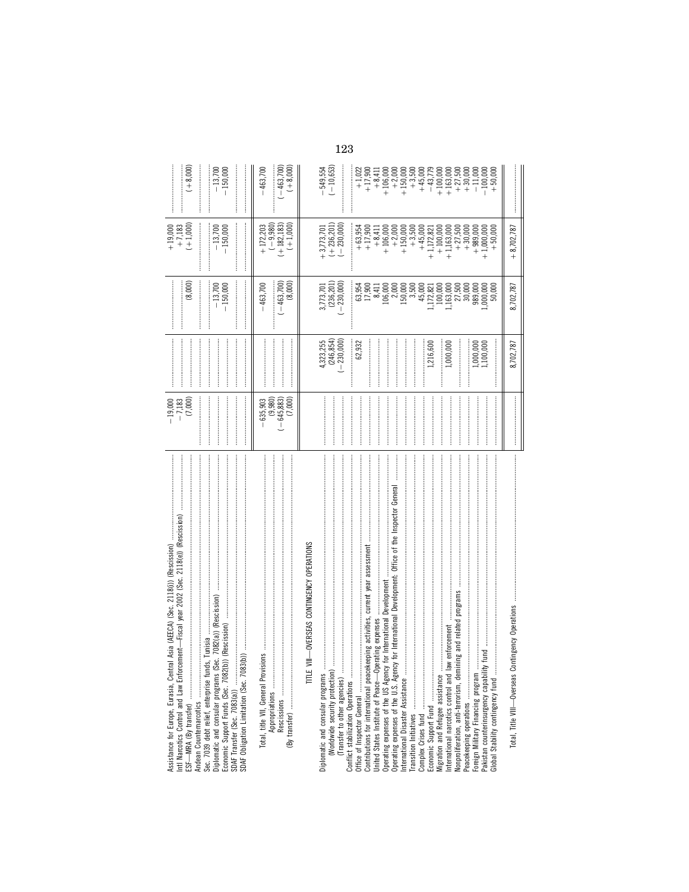| | | | | | |
|---|---|---|---|---|---|
| Assistance for Europe, Eurasia, Central Asia (AEECA) (Sec. 2118(j)) (Rescission) | −19,000 | | | +19,000 | |
| Intl Narcotics Control and Law Enforcement—Fiscal year 2002 (Sec. 2118(e)) (Rescission) | −7,183 | | | +7,183 | |
| ESF—MRA (By transfer) | (7,000) | | (8,000) | (+1,000) | (+8,000) |
| Andean Counternarcotics | | | | | |
| Sec. 7039 debt relief, enterprise funds, Tunisia | | | | | |
| Diplomatic and consular programs (Sec. 7082(a)) (Rescission) | | | −13,700 | −13,700 | −13,700 |
| Economic Support Funds (Sec. 7082(b)) (Rescission) | | | −150,000 | −150,000 | −150,000 |
| SDAF Transfer (Sec. 7083(a)) | | | | | |
| SDAF Obligation Limitation (Sec. 7083(b)) | | | | | |
| Total, title VII, General Provisions | −635,903 | | −463,700 | +172,203 | −463,700 |
| Appropriations | (9,980) | | | (−9,980) | |
| Rescissions | (−645,883) | | (−463,700) | (+182,183) | (−463,700) |
| (By transfer) | (7,000) | | (8,000) | (+1,000) | (+8,000) |
| **TITLE VIII—OVERSEAS CONTINGENCY OPERATIONS** | | | | | |
| Diplomatic and consular programs | | 4,323,255 | 3,773,701 | +3,773,701 | −549,554 |
| (Worldwide security protection) | | (246,854) | (236,201) | (+236,201) | (−10,653) |
| (Transfer to other agencies) | | (−230,000) | (−230,000) | (−230,000) | |
| Conflict stabilization Operations | | | | | |
| Office of Inspector General | | 62,932 | 63,954 | +63,954 | +1,022 |
| Contributions for international peacekeeping activities, current year assessment | | | 17,900 | +17,900 | +17,900 |
| United States Institute of Peace—Operating expenses | | | 8,411 | +8,411 | +8,411 |
| Operating expenses of the US Agency for International Development | | | 106,000 | +106,000 | +106,000 |
| Operating expenses of the U.S. Agency for International Development: Office of the Inspector General | | | 2,000 | +2,000 | +2,000 |
| International Disaster Assistance | | | 150,000 | +150,000 | +150,000 |
| Transition Initiatives | | | 3,500 | +3,500 | +3,500 |
| Complex Crises fund | | | 45,000 | +45,000 | +45,000 |
| Economic Support Fund | | 1,216,600 | 1,172,821 | +1,172,821 | −43,779 |
| Migration and Refugee assistance | | | 100,000 | +100,000 | +100,000 |
| International narcotics control and law enforcement | | 1,000,000 | 1,163,000 | +1,163,000 | +163,000 |
| Nonproliferation, anti-terrorism, demining and related programs | | | 27,500 | +27,500 | +27,500 |
| Peacekeeping operations | | | 30,000 | +30,000 | +30,000 |
| Foreign Military Financing program | | 1,000,000 | 989,000 | +989,000 | −11,000 |
| Pakistan counterinsurgency capability fund | | 1,100,000 | 1,000,000 | +1,000,000 | −100,000 |
| Global Stability contingency fund | | | 50,000 | +50,000 | +50,000 |
| Total, Title VIII—Overseas Contingency Operations | | 8,702,787 | 8,702,787 | +8,702,787 | |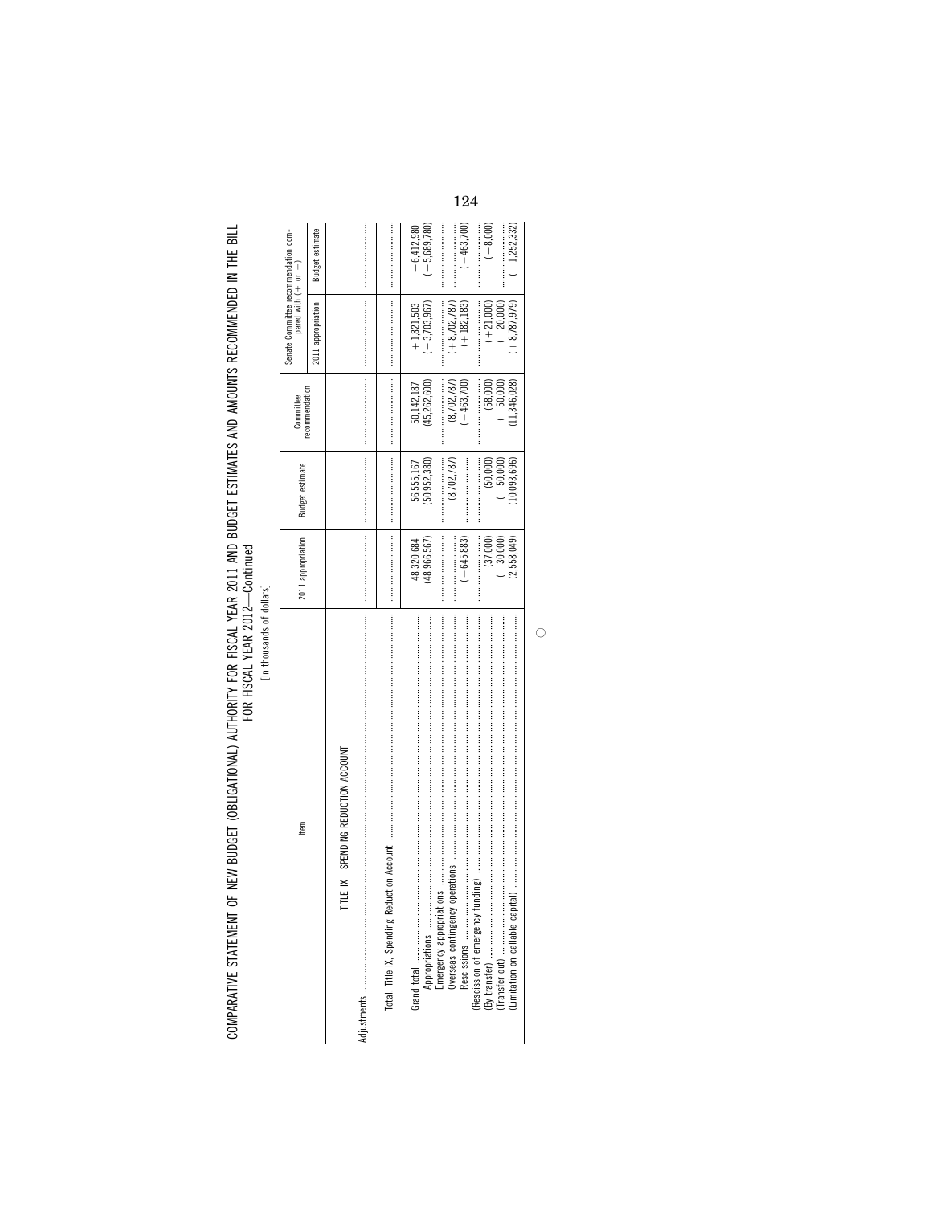# COMPARATIVE STATEMENT OF NEW BUDGET (OBLIGATIONAL) AUTHORITY FOR FISCAL YEAR 2011 AND BUDGET ESTIMATES AND AMOUNTS RECOMMENDED IN THE BILL FOR FISCAL YEAR 2012—Continued

[In thousands of dollars]

| Item | 2011 appropriation | Budget estimate | Committee recommendation | Senate Committee recommendation compared with (+ or −) | |
|---|---|---|---|---|---|
| | | | | 2011 appropriation | Budget estimate |
| TITLE IX—SPENDING REDUCTION ACCOUNT | | | | | |
| Adjustments | | | | | |
| Total, Title IX, Spending Reduction Account | | | | | |
| Grand total | 48,320,684 | 56,555,167 | 50,142,187 | +1,821,503 | −6,412,980 |
| Appropriations | (48,966,567) | (50,952,380) | (45,262,600) | (−3,703,967) | (−5,689,780) |
| Emergency appropriations | | | | | |
| Overseas contingency operations | | (8,702,787) | (8,702,787) | (+8,702,787) | |
| Rescissions | (−645,883) | | (−463,700) | (+182,183) | (−463,700) |
| (Rescission of emergency funding) | | | | | |
| (By transfer) | (37,000) | (50,000) | (58,000) | (+21,000) | (+8,000) |
| (Transfer out) | (−30,000) | (−50,000) | (−50,000) | (−20,000) | |
| (Limitation on callable capital) | (2,558,049) | (10,093,696) | (11,346,028) | (+8,787,979) | (+1,252,332) |